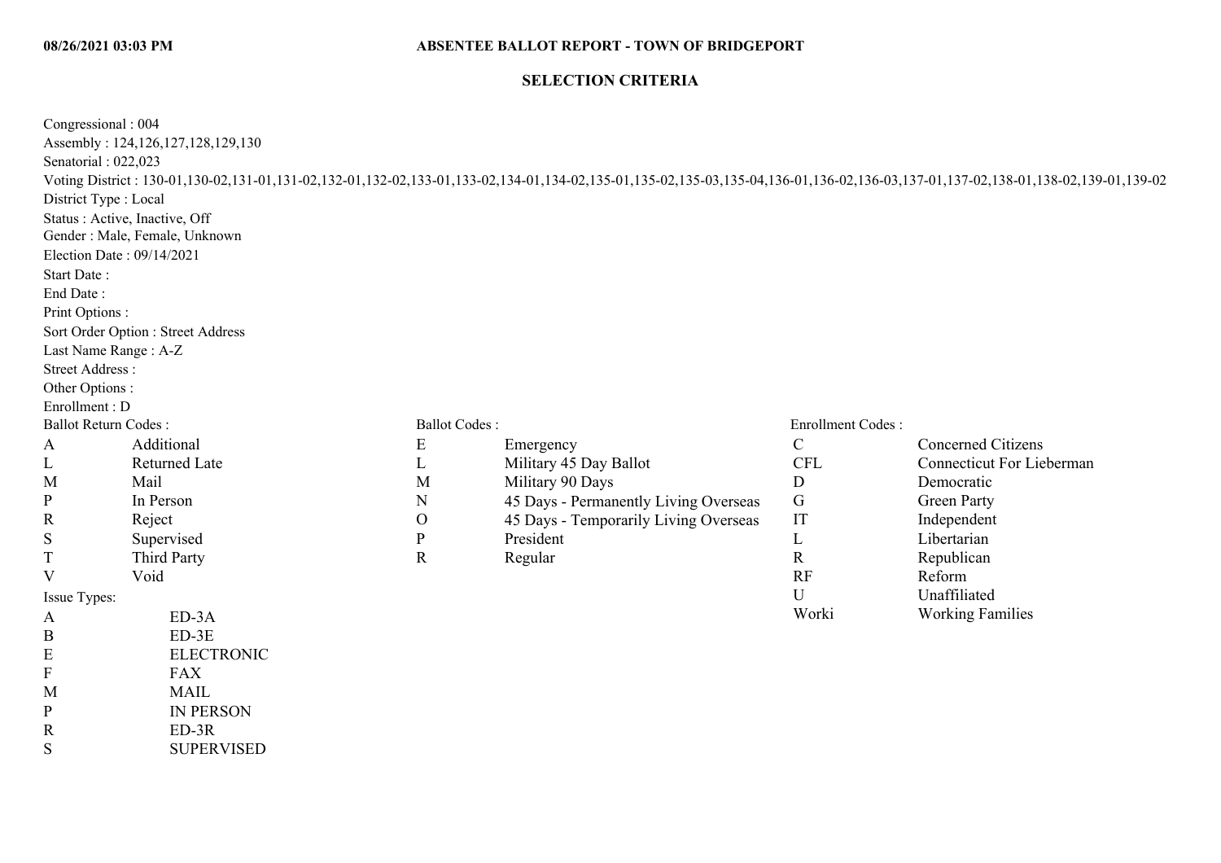08/26/2021 03:03 PM

# ABSENTEE BALLOT REPORT - TOWN OF BRIDGEPORT

## SELECTION CRITERIA

Congressional : 004
Assembly : 124,126,127,128,129,130
Senatorial : 022,023
Voting District : 130-01,130-02,131-01,131-02,132-01,132-02,133-01,133-02,134-01,134-02,135-01,135-02,135-03,135-04,136-01,136-02,136-03,137-01,137-02,138-01,138-02,139-01,139-02
District Type : Local
Status : Active, Inactive, Off
Gender : Male, Female, Unknown
Election Date : 09/14/2021
Start Date :
End Date :
Print Options :
Sort Order Option : Street Address
Last Name Range : A-Z
Street Address :
Other Options :
Enrollment : D

Ballot Return Codes :

| Code | Description |
|---|---|
| A | Additional |
| L | Returned Late |
| M | Mail |
| P | In Person |
| R | Reject |
| S | Supervised |
| T | Third Party |
| V | Void |

Issue Types:

| Code | Description |
|---|---|
| A | ED-3A |
| B | ED-3E |
| E | ELECTRONIC |
| F | FAX |
| M | MAIL |
| P | IN PERSON |
| R | ED-3R |
| S | SUPERVISED |

Ballot Codes :

| Code | Description |
|---|---|
| E | Emergency |
| L | Military 45 Day Ballot |
| M | Military 90 Days |
| N | 45 Days - Permanently Living Overseas |
| O | 45 Days - Temporarily Living Overseas |
| P | President |
| R | Regular |

Enrollment Codes :

| Code | Description |
|---|---|
| C | Concerned Citizens |
| CFL | Connecticut For Lieberman |
| D | Democratic |
| G | Green Party |
| IT | Independent |
| L | Libertarian |
| R | Republican |
| RF | Reform |
| U | Unaffiliated |
| Worki | Working Families |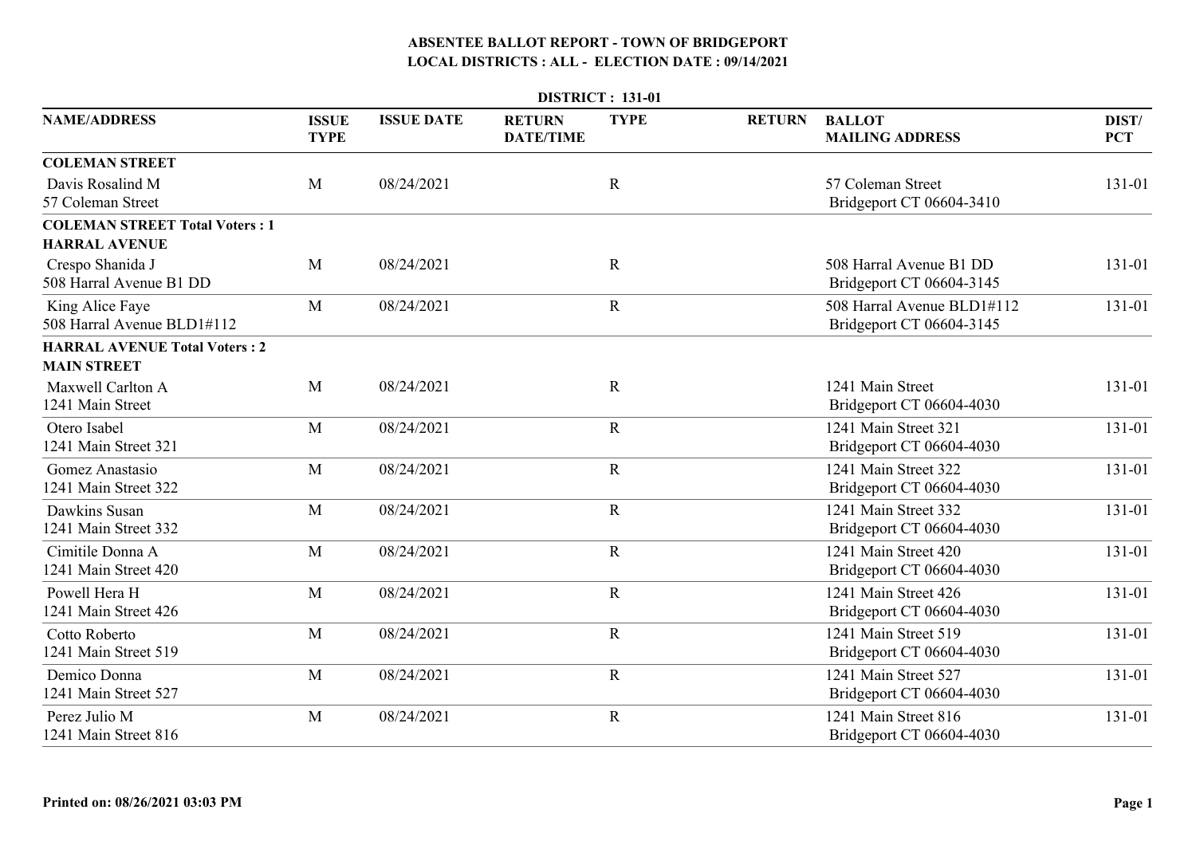**ABSENTEE BALLOT REPORT - TOWN OF BRIDGEPORT**

**LOCAL DISTRICTS : ALL - ELECTION DATE : 09/14/2021**

**DISTRICT : 131-01**

| NAME/ADDRESS | ISSUE TYPE | ISSUE DATE | RETURN DATE/TIME | TYPE | RETURN | BALLOT MAILING ADDRESS | DIST/ PCT |
|---|---|---|---|---|---|---|---|
| **COLEMAN STREET** | | | | | | | |
| Davis Rosalind M<br>57 Coleman Street | M | 08/24/2021 | | R | | 57 Coleman Street<br>Bridgeport CT 06604-3410 | 131-01 |
| **COLEMAN STREET Total Voters : 1** | | | | | | | |
| **HARRAL AVENUE** | | | | | | | |
| Crespo Shanida J<br>508 Harral Avenue B1 DD | M | 08/24/2021 | | R | | 508 Harral Avenue B1 DD<br>Bridgeport CT 06604-3145 | 131-01 |
| King Alice Faye<br>508 Harral Avenue BLD1#112 | M | 08/24/2021 | | R | | 508 Harral Avenue BLD1#112<br>Bridgeport CT 06604-3145 | 131-01 |
| **HARRAL AVENUE Total Voters : 2** | | | | | | | |
| **MAIN STREET** | | | | | | | |
| Maxwell Carlton A<br>1241 Main Street | M | 08/24/2021 | | R | | 1241 Main Street<br>Bridgeport CT 06604-4030 | 131-01 |
| Otero Isabel<br>1241 Main Street 321 | M | 08/24/2021 | | R | | 1241 Main Street 321<br>Bridgeport CT 06604-4030 | 131-01 |
| Gomez Anastasio<br>1241 Main Street 322 | M | 08/24/2021 | | R | | 1241 Main Street 322<br>Bridgeport CT 06604-4030 | 131-01 |
| Dawkins Susan<br>1241 Main Street 332 | M | 08/24/2021 | | R | | 1241 Main Street 332<br>Bridgeport CT 06604-4030 | 131-01 |
| Cimitile Donna A<br>1241 Main Street 420 | M | 08/24/2021 | | R | | 1241 Main Street 420<br>Bridgeport CT 06604-4030 | 131-01 |
| Powell Hera H<br>1241 Main Street 426 | M | 08/24/2021 | | R | | 1241 Main Street 426<br>Bridgeport CT 06604-4030 | 131-01 |
| Cotto Roberto<br>1241 Main Street 519 | M | 08/24/2021 | | R | | 1241 Main Street 519<br>Bridgeport CT 06604-4030 | 131-01 |
| Demico Donna<br>1241 Main Street 527 | M | 08/24/2021 | | R | | 1241 Main Street 527<br>Bridgeport CT 06604-4030 | 131-01 |
| Perez Julio M<br>1241 Main Street 816 | M | 08/24/2021 | | R | | 1241 Main Street 816<br>Bridgeport CT 06604-4030 | 131-01 |

**Printed on: 08/26/2021 03:03 PM**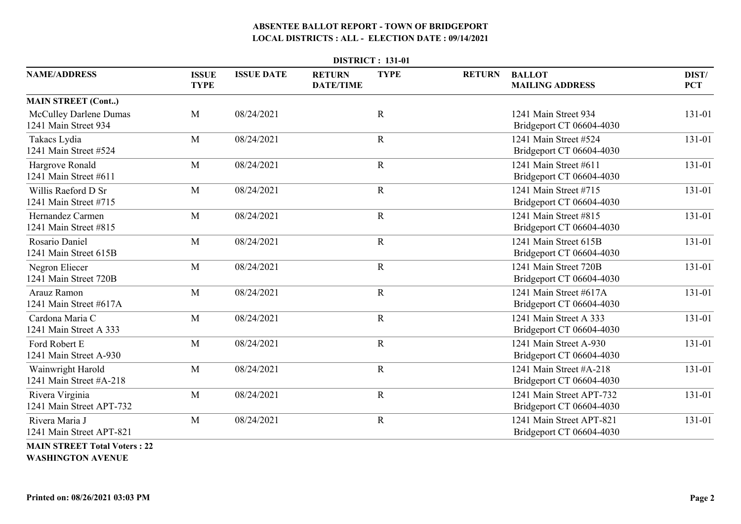## ABSENTEE BALLOT REPORT - TOWN OF BRIDGEPORT

### LOCAL DISTRICTS : ALL - ELECTION DATE : 09/14/2021

**DISTRICT : 131-01**

| NAME/ADDRESS | ISSUE TYPE | ISSUE DATE | RETURN DATE/TIME | TYPE | RETURN | BALLOT MAILING ADDRESS | DIST/ PCT |
|---|---|---|---|---|---|---|---|
| **MAIN STREET (Cont..)** | | | | | | | |
| McCulley Darlene Dumas<br>1241 Main Street 934 | M | 08/24/2021 | | R | | 1241 Main Street 934<br>Bridgeport CT 06604-4030 | 131-01 |
| Takacs Lydia<br>1241 Main Street #524 | M | 08/24/2021 | | R | | 1241 Main Street #524<br>Bridgeport CT 06604-4030 | 131-01 |
| Hargrove Ronald<br>1241 Main Street #611 | M | 08/24/2021 | | R | | 1241 Main Street #611<br>Bridgeport CT 06604-4030 | 131-01 |
| Willis Raeford D Sr<br>1241 Main Street #715 | M | 08/24/2021 | | R | | 1241 Main Street #715<br>Bridgeport CT 06604-4030 | 131-01 |
| Hernandez Carmen<br>1241 Main Street #815 | M | 08/24/2021 | | R | | 1241 Main Street #815<br>Bridgeport CT 06604-4030 | 131-01 |
| Rosario Daniel<br>1241 Main Street 615B | M | 08/24/2021 | | R | | 1241 Main Street 615B<br>Bridgeport CT 06604-4030 | 131-01 |
| Negron Eliecer<br>1241 Main Street 720B | M | 08/24/2021 | | R | | 1241 Main Street 720B<br>Bridgeport CT 06604-4030 | 131-01 |
| Arauz Ramon<br>1241 Main Street #617A | M | 08/24/2021 | | R | | 1241 Main Street #617A<br>Bridgeport CT 06604-4030 | 131-01 |
| Cardona Maria C<br>1241 Main Street A 333 | M | 08/24/2021 | | R | | 1241 Main Street A 333<br>Bridgeport CT 06604-4030 | 131-01 |
| Ford Robert E<br>1241 Main Street A-930 | M | 08/24/2021 | | R | | 1241 Main Street A-930<br>Bridgeport CT 06604-4030 | 131-01 |
| Wainwright Harold<br>1241 Main Street #A-218 | M | 08/24/2021 | | R | | 1241 Main Street #A-218<br>Bridgeport CT 06604-4030 | 131-01 |
| Rivera Virginia<br>1241 Main Street APT-732 | M | 08/24/2021 | | R | | 1241 Main Street APT-732<br>Bridgeport CT 06604-4030 | 131-01 |
| Rivera Maria J<br>1241 Main Street APT-821 | M | 08/24/2021 | | R | | 1241 Main Street APT-821<br>Bridgeport CT 06604-4030 | 131-01 |

**MAIN STREET Total Voters : 22**

**WASHINGTON AVENUE**

**Printed on: 08/26/2021 03:03 PM**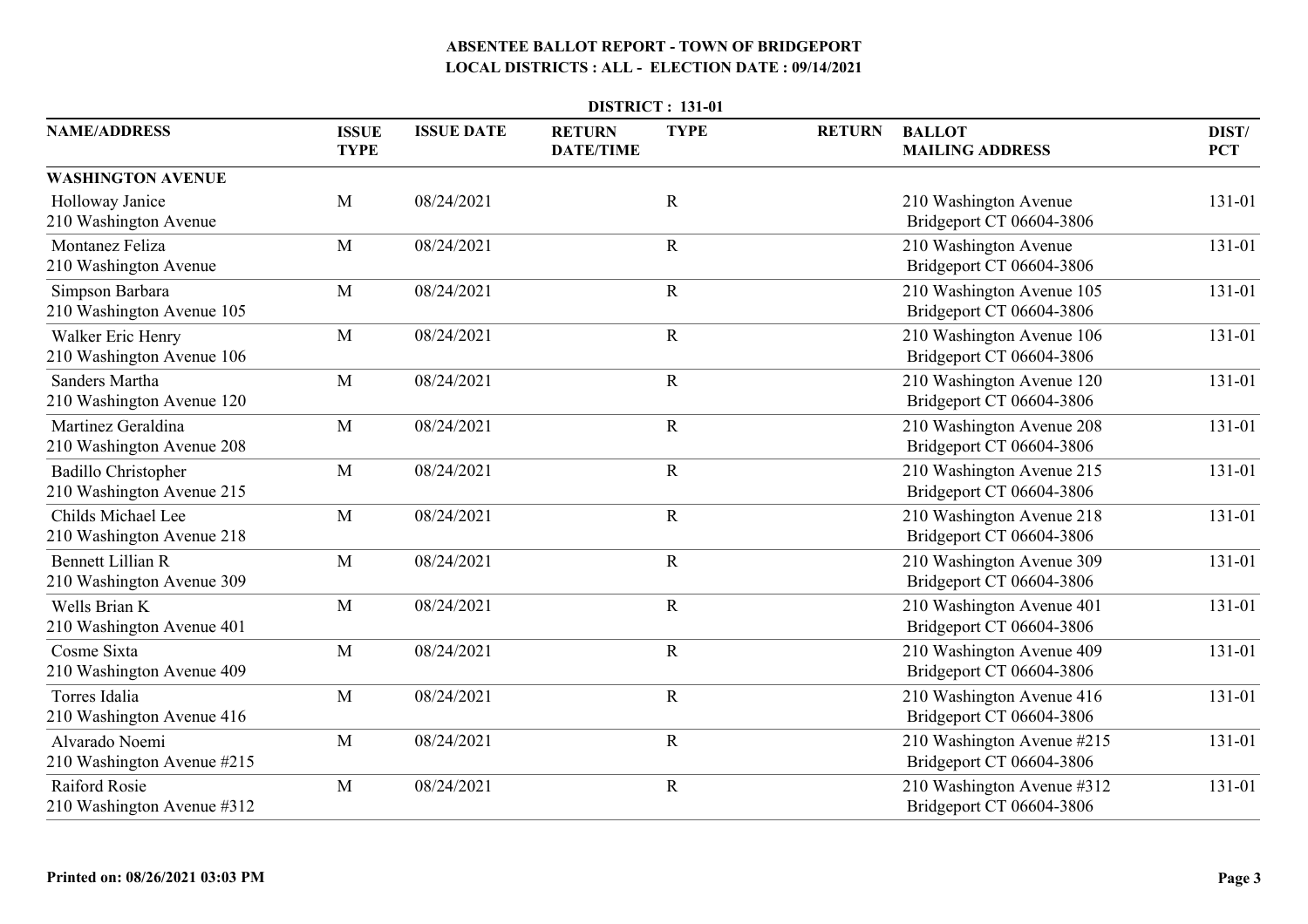# ABSENTEE BALLOT REPORT - TOWN OF BRIDGEPORT

## LOCAL DISTRICTS : ALL - ELECTION DATE : 09/14/2021

### DISTRICT : 131-01

| NAME/ADDRESS | ISSUE TYPE | ISSUE DATE | RETURN DATE/TIME | TYPE | RETURN | BALLOT MAILING ADDRESS | DIST/ PCT |
|---|---|---|---|---|---|---|---|
| **WASHINGTON AVENUE** | | | | | | | |
| Holloway Janice<br>210 Washington Avenue | M | 08/24/2021 | | R | | 210 Washington Avenue<br>Bridgeport CT 06604-3806 | 131-01 |
| Montanez Feliza<br>210 Washington Avenue | M | 08/24/2021 | | R | | 210 Washington Avenue<br>Bridgeport CT 06604-3806 | 131-01 |
| Simpson Barbara<br>210 Washington Avenue 105 | M | 08/24/2021 | | R | | 210 Washington Avenue 105<br>Bridgeport CT 06604-3806 | 131-01 |
| Walker Eric Henry<br>210 Washington Avenue 106 | M | 08/24/2021 | | R | | 210 Washington Avenue 106<br>Bridgeport CT 06604-3806 | 131-01 |
| Sanders Martha<br>210 Washington Avenue 120 | M | 08/24/2021 | | R | | 210 Washington Avenue 120<br>Bridgeport CT 06604-3806 | 131-01 |
| Martinez Geraldina<br>210 Washington Avenue 208 | M | 08/24/2021 | | R | | 210 Washington Avenue 208<br>Bridgeport CT 06604-3806 | 131-01 |
| Badillo Christopher<br>210 Washington Avenue 215 | M | 08/24/2021 | | R | | 210 Washington Avenue 215<br>Bridgeport CT 06604-3806 | 131-01 |
| Childs Michael Lee<br>210 Washington Avenue 218 | M | 08/24/2021 | | R | | 210 Washington Avenue 218<br>Bridgeport CT 06604-3806 | 131-01 |
| Bennett Lillian R<br>210 Washington Avenue 309 | M | 08/24/2021 | | R | | 210 Washington Avenue 309<br>Bridgeport CT 06604-3806 | 131-01 |
| Wells Brian K<br>210 Washington Avenue 401 | M | 08/24/2021 | | R | | 210 Washington Avenue 401<br>Bridgeport CT 06604-3806 | 131-01 |
| Cosme Sixta<br>210 Washington Avenue 409 | M | 08/24/2021 | | R | | 210 Washington Avenue 409<br>Bridgeport CT 06604-3806 | 131-01 |
| Torres Idalia<br>210 Washington Avenue 416 | M | 08/24/2021 | | R | | 210 Washington Avenue 416<br>Bridgeport CT 06604-3806 | 131-01 |
| Alvarado Noemi<br>210 Washington Avenue #215 | M | 08/24/2021 | | R | | 210 Washington Avenue #215<br>Bridgeport CT 06604-3806 | 131-01 |
| Raiford Rosie<br>210 Washington Avenue #312 | M | 08/24/2021 | | R | | 210 Washington Avenue #312<br>Bridgeport CT 06604-3806 | 131-01 |

Printed on: 08/26/2021 03:03 PM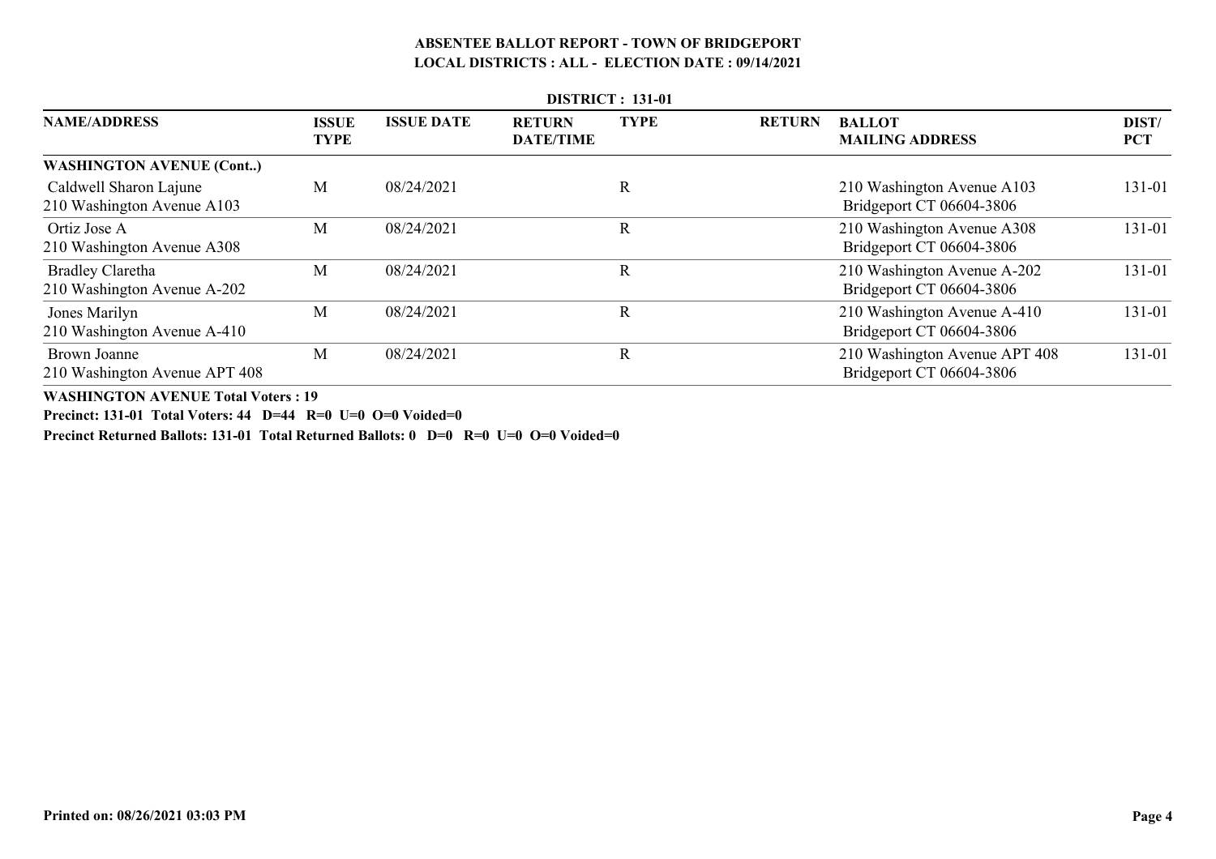# ABSENTEE BALLOT REPORT - TOWN OF BRIDGEPORT

## LOCAL DISTRICTS : ALL - ELECTION DATE : 09/14/2021

**DISTRICT : 131-01**

| NAME/ADDRESS | ISSUE TYPE | ISSUE DATE | RETURN DATE/TIME | TYPE | RETURN | BALLOT MAILING ADDRESS | DIST/ PCT |
|---|---|---|---|---|---|---|---|
| **WASHINGTON AVENUE (Cont..)** | | | | | | | |
| Caldwell Sharon Lajune<br>210 Washington Avenue A103 | M | 08/24/2021 | | R | | 210 Washington Avenue A103<br>Bridgeport CT 06604-3806 | 131-01 |
| Ortiz Jose A<br>210 Washington Avenue A308 | M | 08/24/2021 | | R | | 210 Washington Avenue A308<br>Bridgeport CT 06604-3806 | 131-01 |
| Bradley Claretha<br>210 Washington Avenue A-202 | M | 08/24/2021 | | R | | 210 Washington Avenue A-202<br>Bridgeport CT 06604-3806 | 131-01 |
| Jones Marilyn<br>210 Washington Avenue A-410 | M | 08/24/2021 | | R | | 210 Washington Avenue A-410<br>Bridgeport CT 06604-3806 | 131-01 |
| Brown Joanne<br>210 Washington Avenue APT 408 | M | 08/24/2021 | | R | | 210 Washington Avenue APT 408<br>Bridgeport CT 06604-3806 | 131-01 |

**WASHINGTON AVENUE Total Voters : 19**

**Precinct: 131-01 Total Voters: 44 D=44 R=0 U=0 O=0 Voided=0**

**Precinct Returned Ballots: 131-01 Total Returned Ballots: 0 D=0 R=0 U=0 O=0 Voided=0**

**Printed on: 08/26/2021 03:03 PM**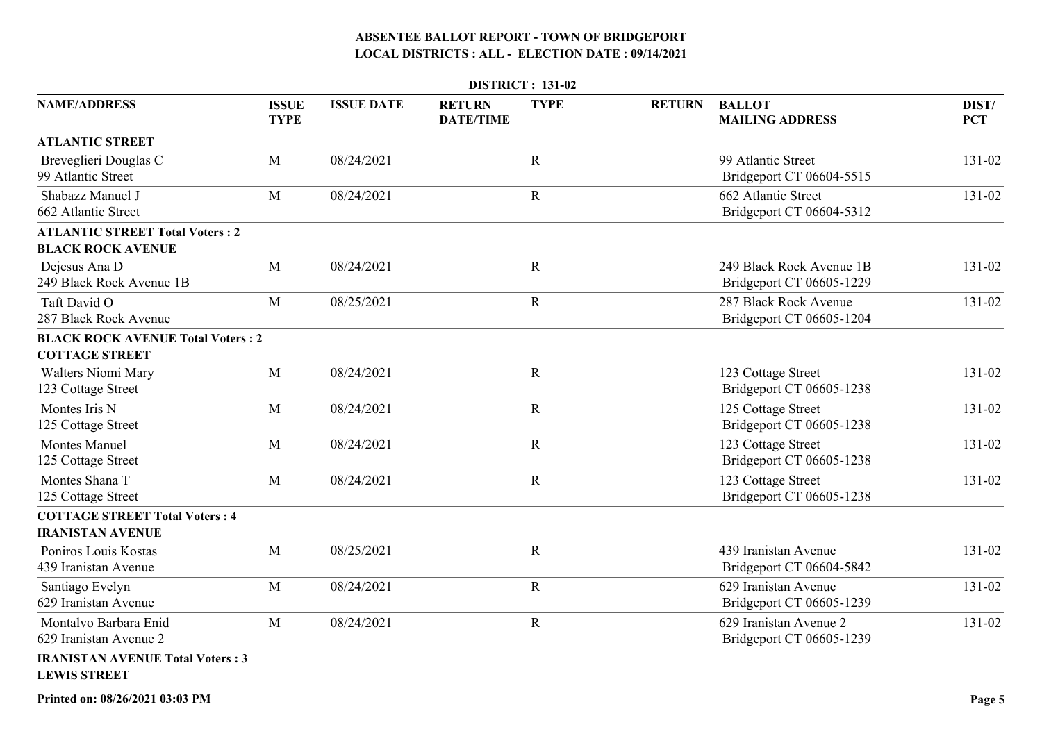# ABSENTEE BALLOT REPORT - TOWN OF BRIDGEPORT

## LOCAL DISTRICTS : ALL - ELECTION DATE : 09/14/2021

### DISTRICT : 131-02

| NAME/ADDRESS | ISSUE TYPE | ISSUE DATE | RETURN DATE/TIME | TYPE | RETURN | BALLOT MAILING ADDRESS | DIST/ PCT |
|---|---|---|---|---|---|---|---|
| **ATLANTIC STREET** | | | | | | | |
| Breveglieri Douglas C<br>99 Atlantic Street | M | 08/24/2021 | | R | | 99 Atlantic Street<br>Bridgeport CT 06604-5515 | 131-02 |
| Shabazz Manuel J<br>662 Atlantic Street | M | 08/24/2021 | | R | | 662 Atlantic Street<br>Bridgeport CT 06604-5312 | 131-02 |
| **ATLANTIC STREET Total Voters : 2** | | | | | | | |
| **BLACK ROCK AVENUE** | | | | | | | |
| Dejesus Ana D<br>249 Black Rock Avenue 1B | M | 08/24/2021 | | R | | 249 Black Rock Avenue 1B<br>Bridgeport CT 06605-1229 | 131-02 |
| Taft David O<br>287 Black Rock Avenue | M | 08/25/2021 | | R | | 287 Black Rock Avenue<br>Bridgeport CT 06605-1204 | 131-02 |
| **BLACK ROCK AVENUE Total Voters : 2** | | | | | | | |
| **COTTAGE STREET** | | | | | | | |
| Walters Niomi Mary<br>123 Cottage Street | M | 08/24/2021 | | R | | 123 Cottage Street<br>Bridgeport CT 06605-1238 | 131-02 |
| Montes Iris N<br>125 Cottage Street | M | 08/24/2021 | | R | | 125 Cottage Street<br>Bridgeport CT 06605-1238 | 131-02 |
| Montes Manuel<br>125 Cottage Street | M | 08/24/2021 | | R | | 123 Cottage Street<br>Bridgeport CT 06605-1238 | 131-02 |
| Montes Shana T<br>125 Cottage Street | M | 08/24/2021 | | R | | 123 Cottage Street<br>Bridgeport CT 06605-1238 | 131-02 |
| **COTTAGE STREET Total Voters : 4** | | | | | | | |
| **IRANISTAN AVENUE** | | | | | | | |
| Poniros Louis Kostas<br>439 Iranistan Avenue | M | 08/25/2021 | | R | | 439 Iranistan Avenue<br>Bridgeport CT 06604-5842 | 131-02 |
| Santiago Evelyn<br>629 Iranistan Avenue | M | 08/24/2021 | | R | | 629 Iranistan Avenue<br>Bridgeport CT 06605-1239 | 131-02 |
| Montalvo Barbara Enid<br>629 Iranistan Avenue 2 | M | 08/24/2021 | | R | | 629 Iranistan Avenue 2<br>Bridgeport CT 06605-1239 | 131-02 |
| **IRANISTAN AVENUE Total Voters : 3** | | | | | | | |
| **LEWIS STREET** | | | | | | | |

**Printed on: 08/26/2021 03:03 PM**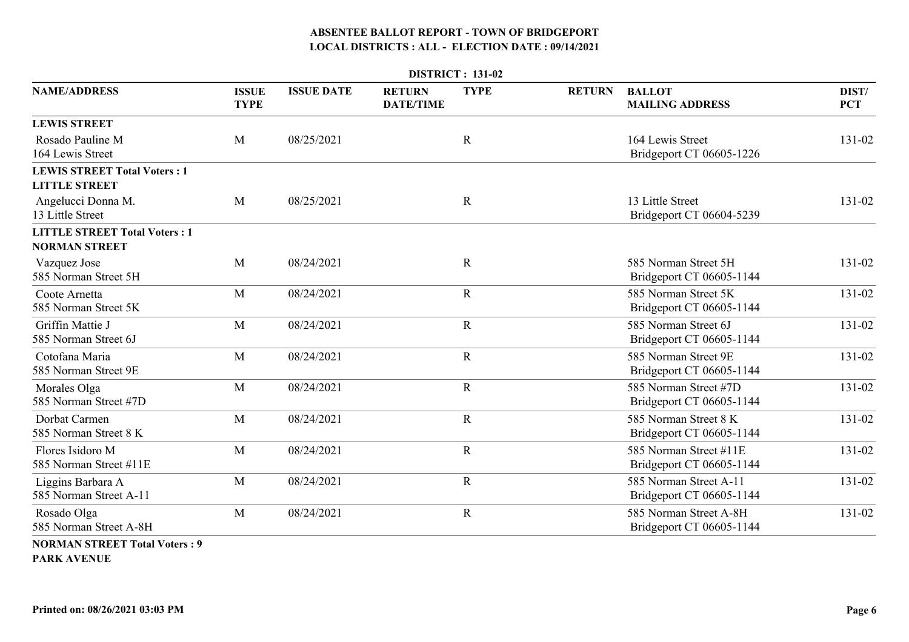# ABSENTEE BALLOT REPORT - TOWN OF BRIDGEPORT
## LOCAL DISTRICTS : ALL - ELECTION DATE : 09/14/2021

**DISTRICT : 131-02**

| NAME/ADDRESS | ISSUE TYPE | ISSUE DATE | RETURN DATE/TIME | TYPE | RETURN | BALLOT MAILING ADDRESS | DIST/ PCT |
|---|---|---|---|---|---|---|---|
| **LEWIS STREET** | | | | | | | |
| Rosado Pauline M<br>164 Lewis Street | M | 08/25/2021 | | R | | 164 Lewis Street<br>Bridgeport CT 06605-1226 | 131-02 |
| **LEWIS STREET Total Voters : 1** | | | | | | | |
| **LITTLE STREET** | | | | | | | |
| Angelucci Donna M.<br>13 Little Street | M | 08/25/2021 | | R | | 13 Little Street<br>Bridgeport CT 06604-5239 | 131-02 |
| **LITTLE STREET Total Voters : 1** | | | | | | | |
| **NORMAN STREET** | | | | | | | |
| Vazquez Jose<br>585 Norman Street 5H | M | 08/24/2021 | | R | | 585 Norman Street 5H<br>Bridgeport CT 06605-1144 | 131-02 |
| Coote Arnetta<br>585 Norman Street 5K | M | 08/24/2021 | | R | | 585 Norman Street 5K<br>Bridgeport CT 06605-1144 | 131-02 |
| Griffin Mattie J<br>585 Norman Street 6J | M | 08/24/2021 | | R | | 585 Norman Street 6J<br>Bridgeport CT 06605-1144 | 131-02 |
| Cotofana Maria<br>585 Norman Street 9E | M | 08/24/2021 | | R | | 585 Norman Street 9E<br>Bridgeport CT 06605-1144 | 131-02 |
| Morales Olga<br>585 Norman Street #7D | M | 08/24/2021 | | R | | 585 Norman Street #7D<br>Bridgeport CT 06605-1144 | 131-02 |
| Dorbat Carmen<br>585 Norman Street 8 K | M | 08/24/2021 | | R | | 585 Norman Street 8 K<br>Bridgeport CT 06605-1144 | 131-02 |
| Flores Isidoro M<br>585 Norman Street #11E | M | 08/24/2021 | | R | | 585 Norman Street #11E<br>Bridgeport CT 06605-1144 | 131-02 |
| Liggins Barbara A<br>585 Norman Street A-11 | M | 08/24/2021 | | R | | 585 Norman Street A-11<br>Bridgeport CT 06605-1144 | 131-02 |
| Rosado Olga<br>585 Norman Street A-8H | M | 08/24/2021 | | R | | 585 Norman Street A-8H<br>Bridgeport CT 06605-1144 | 131-02 |
| **NORMAN STREET Total Voters : 9** | | | | | | | |
| **PARK AVENUE** | | | | | | | |

**Printed on: 08/26/2021 03:03 PM**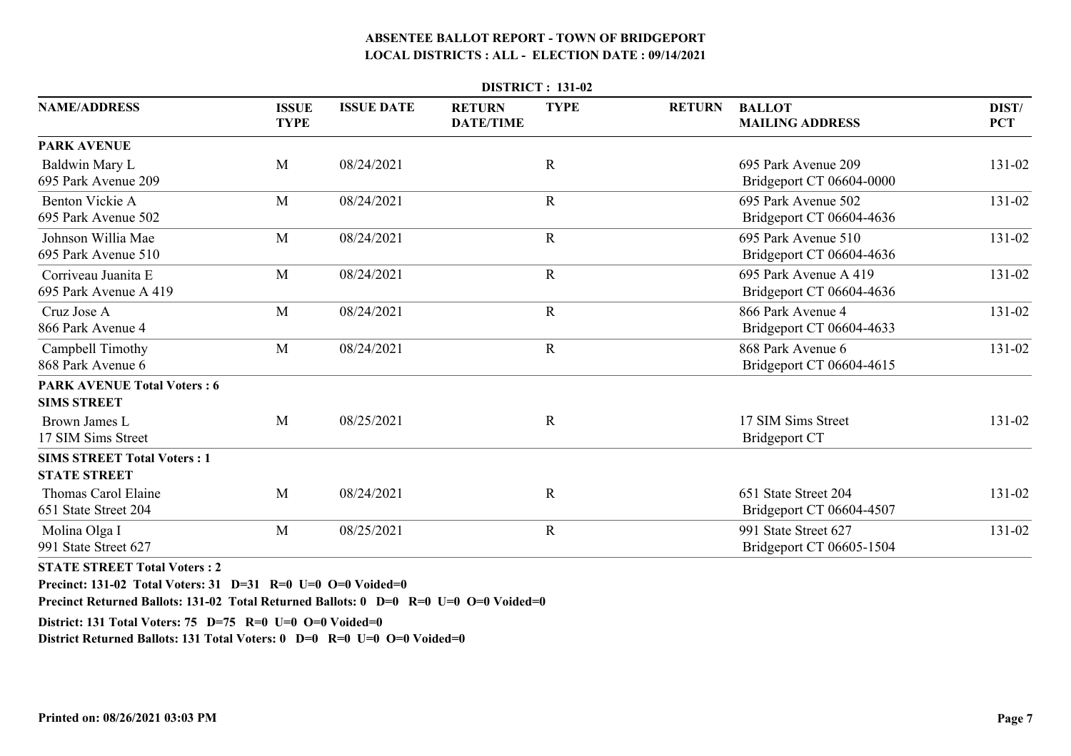# ABSENTEE BALLOT REPORT - TOWN OF BRIDGEPORT

## LOCAL DISTRICTS : ALL - ELECTION DATE : 09/14/2021

### DISTRICT : 131-02

| NAME/ADDRESS | ISSUE TYPE | ISSUE DATE | RETURN DATE/TIME | TYPE | RETURN | BALLOT MAILING ADDRESS | DIST/ PCT |
|---|---|---|---|---|---|---|---|
| **PARK AVENUE** | | | | | | | |
| Baldwin Mary L<br>695 Park Avenue 209 | M | 08/24/2021 | | R | | 695 Park Avenue 209<br>Bridgeport CT 06604-0000 | 131-02 |
| Benton Vickie A<br>695 Park Avenue 502 | M | 08/24/2021 | | R | | 695 Park Avenue 502<br>Bridgeport CT 06604-4636 | 131-02 |
| Johnson Willia Mae<br>695 Park Avenue 510 | M | 08/24/2021 | | R | | 695 Park Avenue 510<br>Bridgeport CT 06604-4636 | 131-02 |
| Corriveau Juanita E<br>695 Park Avenue A 419 | M | 08/24/2021 | | R | | 695 Park Avenue A 419<br>Bridgeport CT 06604-4636 | 131-02 |
| Cruz Jose A<br>866 Park Avenue 4 | M | 08/24/2021 | | R | | 866 Park Avenue 4<br>Bridgeport CT 06604-4633 | 131-02 |
| Campbell Timothy<br>868 Park Avenue 6 | M | 08/24/2021 | | R | | 868 Park Avenue 6<br>Bridgeport CT 06604-4615 | 131-02 |
| **PARK AVENUE Total Voters : 6** | | | | | | | |
| **SIMS STREET** | | | | | | | |
| Brown James L<br>17 SIM Sims Street | M | 08/25/2021 | | R | | 17 SIM Sims Street<br>Bridgeport CT | 131-02 |
| **SIMS STREET Total Voters : 1** | | | | | | | |
| **STATE STREET** | | | | | | | |
| Thomas Carol Elaine<br>651 State Street 204 | M | 08/24/2021 | | R | | 651 State Street 204<br>Bridgeport CT 06604-4507 | 131-02 |
| Molina Olga I<br>991 State Street 627 | M | 08/25/2021 | | R | | 991 State Street 627<br>Bridgeport CT 06605-1504 | 131-02 |
| **STATE STREET Total Voters : 2** | | | | | | | |

**Precinct: 131-02 Total Voters: 31 D=31 R=0 U=0 O=0 Voided=0**

**Precinct Returned Ballots: 131-02 Total Returned Ballots: 0 D=0 R=0 U=0 O=0 Voided=0**

**District: 131 Total Voters: 75 D=75 R=0 U=0 O=0 Voided=0**

**District Returned Ballots: 131 Total Voters: 0 D=0 R=0 U=0 O=0 Voided=0**

**Printed on: 08/26/2021 03:03 PM**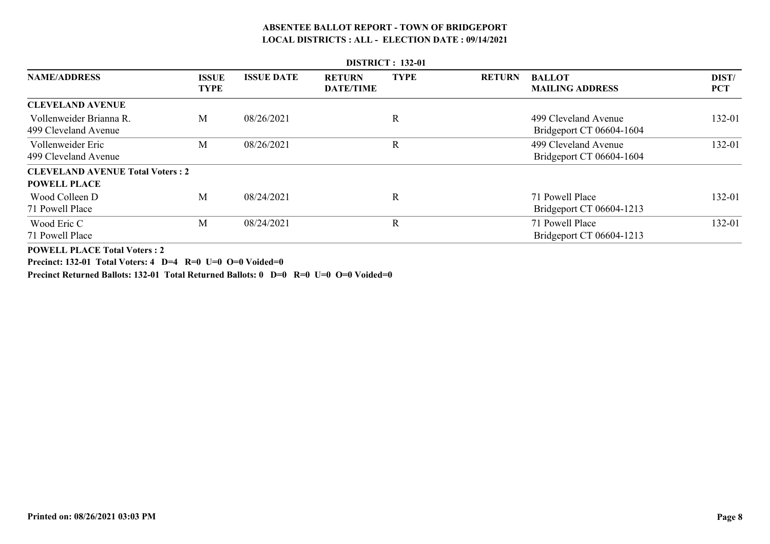# ABSENTEE BALLOT REPORT - TOWN OF BRIDGEPORT

## LOCAL DISTRICTS : ALL - ELECTION DATE : 09/14/2021

### DISTRICT : 132-01

| NAME/ADDRESS | ISSUE TYPE | ISSUE DATE | RETURN DATE/TIME | TYPE | RETURN | BALLOT MAILING ADDRESS | DIST/ PCT |
|---|---|---|---|---|---|---|---|
| **CLEVELAND AVENUE** | | | | | | | |
| Vollenweider Brianna R.<br>499 Cleveland Avenue | M | 08/26/2021 | | R | | 499 Cleveland Avenue<br>Bridgeport CT 06604-1604 | 132-01 |
| Vollenweider Eric<br>499 Cleveland Avenue | M | 08/26/2021 | | R | | 499 Cleveland Avenue<br>Bridgeport CT 06604-1604 | 132-01 |
| **CLEVELAND AVENUE Total Voters : 2** | | | | | | | |
| **POWELL PLACE** | | | | | | | |
| Wood Colleen D<br>71 Powell Place | M | 08/24/2021 | | R | | 71 Powell Place<br>Bridgeport CT 06604-1213 | 132-01 |
| Wood Eric C<br>71 Powell Place | M | 08/24/2021 | | R | | 71 Powell Place<br>Bridgeport CT 06604-1213 | 132-01 |

**POWELL PLACE Total Voters : 2**

**Precinct: 132-01 Total Voters: 4 D=4 R=0 U=0 O=0 Voided=0**

**Precinct Returned Ballots: 132-01 Total Returned Ballots: 0 D=0 R=0 U=0 O=0 Voided=0**

**Printed on: 08/26/2021 03:03 PM**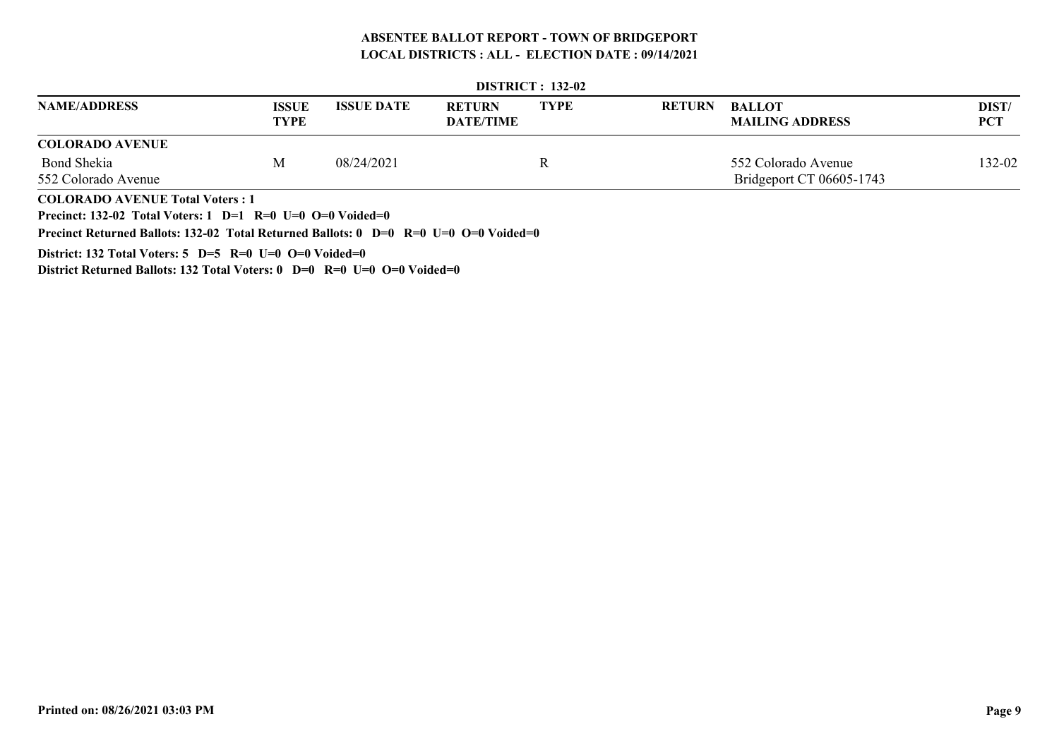# ABSENTEE BALLOT REPORT - TOWN OF BRIDGEPORT

## LOCAL DISTRICTS : ALL - ELECTION DATE : 09/14/2021

### DISTRICT : 132-02

| NAME/ADDRESS | ISSUE TYPE | ISSUE DATE | RETURN DATE/TIME | TYPE | RETURN | BALLOT MAILING ADDRESS | DIST/ PCT |
|---|---|---|---|---|---|---|---|
| **COLORADO AVENUE** | | | | | | | |
| Bond Shekia<br>552 Colorado Avenue | M | 08/24/2021 | | R | | 552 Colorado Avenue<br>Bridgeport CT 06605-1743 | 132-02 |

**COLORADO AVENUE Total Voters : 1**

**Precinct: 132-02 Total Voters: 1 D=1 R=0 U=0 O=0 Voided=0**

**Precinct Returned Ballots: 132-02 Total Returned Ballots: 0 D=0 R=0 U=0 O=0 Voided=0**

**District: 132 Total Voters: 5 D=5 R=0 U=0 O=0 Voided=0**

**District Returned Ballots: 132 Total Voters: 0 D=0 R=0 U=0 O=0 Voided=0**

**Printed on: 08/26/2021 03:03 PM**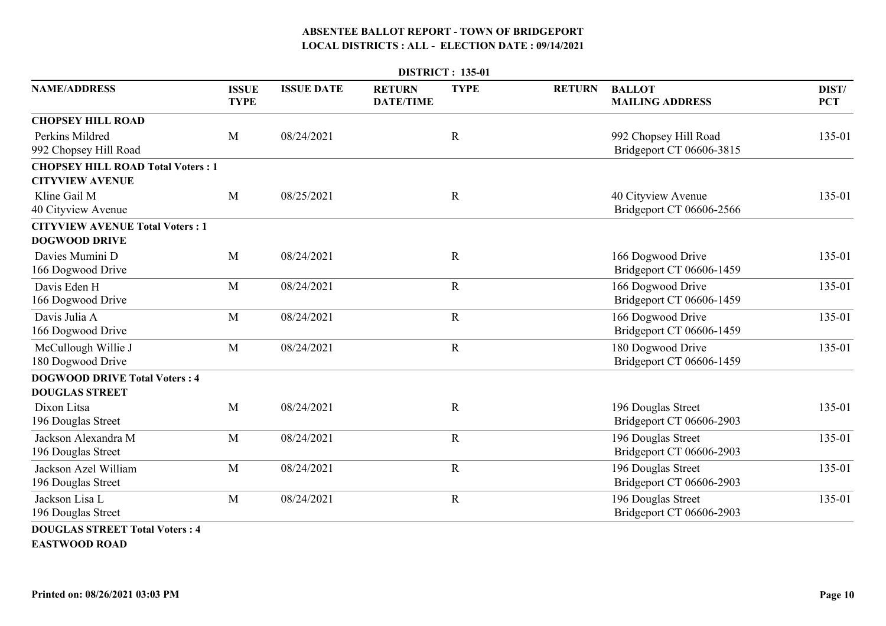# ABSENTEE BALLOT REPORT - TOWN OF BRIDGEPORT
## LOCAL DISTRICTS : ALL - ELECTION DATE : 09/14/2021

**DISTRICT : 135-01**

| NAME/ADDRESS | ISSUE TYPE | ISSUE DATE | RETURN DATE/TIME | TYPE | RETURN | BALLOT MAILING ADDRESS | DIST/ PCT |
|---|---|---|---|---|---|---|---|
| **CHOPSEY HILL ROAD** | | | | | | | |
| Perkins Mildred<br>992 Chopsey Hill Road | M | 08/24/2021 | | R | | 992 Chopsey Hill Road<br>Bridgeport CT 06606-3815 | 135-01 |
| **CHOPSEY HILL ROAD Total Voters : 1** | | | | | | | |
| **CITYVIEW AVENUE** | | | | | | | |
| Kline Gail M<br>40 Cityview Avenue | M | 08/25/2021 | | R | | 40 Cityview Avenue<br>Bridgeport CT 06606-2566 | 135-01 |
| **CITYVIEW AVENUE Total Voters : 1** | | | | | | | |
| **DOGWOOD DRIVE** | | | | | | | |
| Davies Mumini D<br>166 Dogwood Drive | M | 08/24/2021 | | R | | 166 Dogwood Drive<br>Bridgeport CT 06606-1459 | 135-01 |
| Davis Eden H<br>166 Dogwood Drive | M | 08/24/2021 | | R | | 166 Dogwood Drive<br>Bridgeport CT 06606-1459 | 135-01 |
| Davis Julia A<br>166 Dogwood Drive | M | 08/24/2021 | | R | | 166 Dogwood Drive<br>Bridgeport CT 06606-1459 | 135-01 |
| McCullough Willie J<br>180 Dogwood Drive | M | 08/24/2021 | | R | | 180 Dogwood Drive<br>Bridgeport CT 06606-1459 | 135-01 |
| **DOGWOOD DRIVE Total Voters : 4** | | | | | | | |
| **DOUGLAS STREET** | | | | | | | |
| Dixon Litsa<br>196 Douglas Street | M | 08/24/2021 | | R | | 196 Douglas Street<br>Bridgeport CT 06606-2903 | 135-01 |
| Jackson Alexandra M<br>196 Douglas Street | M | 08/24/2021 | | R | | 196 Douglas Street<br>Bridgeport CT 06606-2903 | 135-01 |
| Jackson Azel William<br>196 Douglas Street | M | 08/24/2021 | | R | | 196 Douglas Street<br>Bridgeport CT 06606-2903 | 135-01 |
| Jackson Lisa L<br>196 Douglas Street | M | 08/24/2021 | | R | | 196 Douglas Street<br>Bridgeport CT 06606-2903 | 135-01 |
| **DOUGLAS STREET Total Voters : 4** | | | | | | | |
| **EASTWOOD ROAD** | | | | | | | |

**Printed on: 08/26/2021 03:03 PM**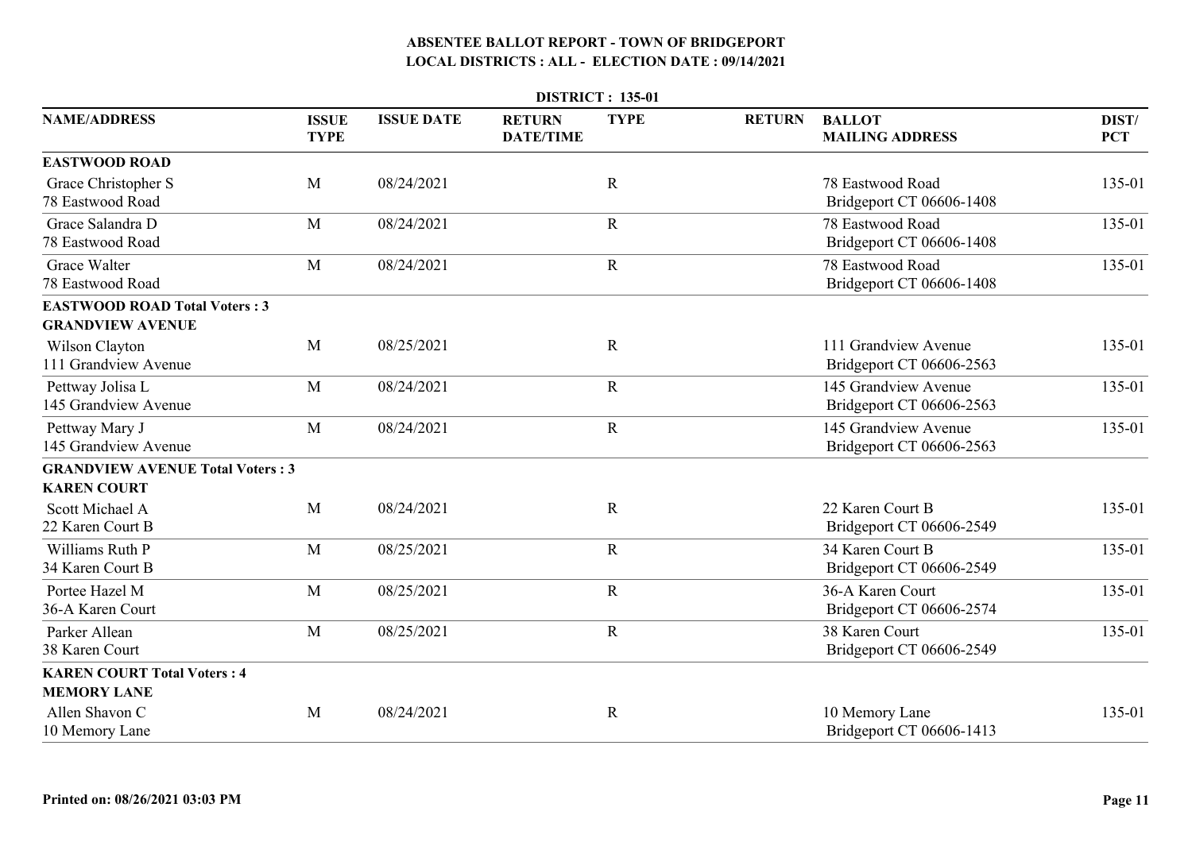# ABSENTEE BALLOT REPORT - TOWN OF BRIDGEPORT

## LOCAL DISTRICTS : ALL - ELECTION DATE : 09/14/2021

### DISTRICT : 135-01

| NAME/ADDRESS | ISSUE TYPE | ISSUE DATE | RETURN DATE/TIME | TYPE | RETURN | BALLOT MAILING ADDRESS | DIST/ PCT |
|---|---|---|---|---|---|---|---|
| **EASTWOOD ROAD** | | | | | | | |
| Grace Christopher S<br>78 Eastwood Road | M | 08/24/2021 | | R | | 78 Eastwood Road<br>Bridgeport CT 06606-1408 | 135-01 |
| Grace Salandra D<br>78 Eastwood Road | M | 08/24/2021 | | R | | 78 Eastwood Road<br>Bridgeport CT 06606-1408 | 135-01 |
| Grace Walter<br>78 Eastwood Road | M | 08/24/2021 | | R | | 78 Eastwood Road<br>Bridgeport CT 06606-1408 | 135-01 |
| **EASTWOOD ROAD Total Voters : 3** | | | | | | | |
| **GRANDVIEW AVENUE** | | | | | | | |
| Wilson Clayton<br>111 Grandview Avenue | M | 08/25/2021 | | R | | 111 Grandview Avenue<br>Bridgeport CT 06606-2563 | 135-01 |
| Pettway Jolisa L<br>145 Grandview Avenue | M | 08/24/2021 | | R | | 145 Grandview Avenue<br>Bridgeport CT 06606-2563 | 135-01 |
| Pettway Mary J<br>145 Grandview Avenue | M | 08/24/2021 | | R | | 145 Grandview Avenue<br>Bridgeport CT 06606-2563 | 135-01 |
| **GRANDVIEW AVENUE Total Voters : 3** | | | | | | | |
| **KAREN COURT** | | | | | | | |
| Scott Michael A<br>22 Karen Court B | M | 08/24/2021 | | R | | 22 Karen Court B<br>Bridgeport CT 06606-2549 | 135-01 |
| Williams Ruth P<br>34 Karen Court B | M | 08/25/2021 | | R | | 34 Karen Court B<br>Bridgeport CT 06606-2549 | 135-01 |
| Portee Hazel M<br>36-A Karen Court | M | 08/25/2021 | | R | | 36-A Karen Court<br>Bridgeport CT 06606-2574 | 135-01 |
| Parker Allean<br>38 Karen Court | M | 08/25/2021 | | R | | 38 Karen Court<br>Bridgeport CT 06606-2549 | 135-01 |
| **KAREN COURT Total Voters : 4** | | | | | | | |
| **MEMORY LANE** | | | | | | | |
| Allen Shavon C<br>10 Memory Lane | M | 08/24/2021 | | R | | 10 Memory Lane<br>Bridgeport CT 06606-1413 | 135-01 |

**Printed on: 08/26/2021 03:03 PM**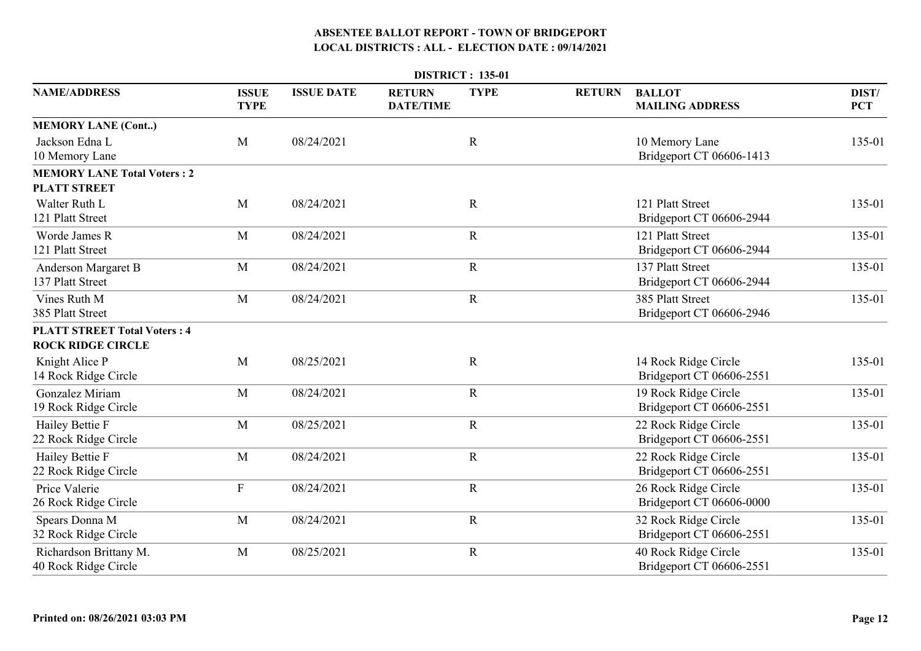# ABSENTEE BALLOT REPORT - TOWN OF BRIDGEPORT
## LOCAL DISTRICTS : ALL - ELECTION DATE : 09/14/2021

**DISTRICT : 135-01**

| NAME/ADDRESS | ISSUE TYPE | ISSUE DATE | RETURN DATE/TIME | TYPE | RETURN | BALLOT MAILING ADDRESS | DIST/ PCT |
|---|---|---|---|---|---|---|---|
| **MEMORY LANE (Cont..)** | | | | | | | |
| Jackson Edna L<br>10 Memory Lane | M | 08/24/2021 | | R | | 10 Memory Lane<br>Bridgeport CT 06606-1413 | 135-01 |
| **MEMORY LANE Total Voters : 2** | | | | | | | |
| **PLATT STREET** | | | | | | | |
| Walter Ruth L<br>121 Platt Street | M | 08/24/2021 | | R | | 121 Platt Street<br>Bridgeport CT 06606-2944 | 135-01 |
| Worde James R<br>121 Platt Street | M | 08/24/2021 | | R | | 121 Platt Street<br>Bridgeport CT 06606-2944 | 135-01 |
| Anderson Margaret B<br>137 Platt Street | M | 08/24/2021 | | R | | 137 Platt Street<br>Bridgeport CT 06606-2944 | 135-01 |
| Vines Ruth M<br>385 Platt Street | M | 08/24/2021 | | R | | 385 Platt Street<br>Bridgeport CT 06606-2946 | 135-01 |
| **PLATT STREET Total Voters : 4** | | | | | | | |
| **ROCK RIDGE CIRCLE** | | | | | | | |
| Knight Alice P<br>14 Rock Ridge Circle | M | 08/25/2021 | | R | | 14 Rock Ridge Circle<br>Bridgeport CT 06606-2551 | 135-01 |
| Gonzalez Miriam<br>19 Rock Ridge Circle | M | 08/24/2021 | | R | | 19 Rock Ridge Circle<br>Bridgeport CT 06606-2551 | 135-01 |
| Hailey Bettie F<br>22 Rock Ridge Circle | M | 08/25/2021 | | R | | 22 Rock Ridge Circle<br>Bridgeport CT 06606-2551 | 135-01 |
| Hailey Bettie F<br>22 Rock Ridge Circle | M | 08/24/2021 | | R | | 22 Rock Ridge Circle<br>Bridgeport CT 06606-2551 | 135-01 |
| Price Valerie<br>26 Rock Ridge Circle | F | 08/24/2021 | | R | | 26 Rock Ridge Circle<br>Bridgeport CT 06606-0000 | 135-01 |
| Spears Donna M<br>32 Rock Ridge Circle | M | 08/24/2021 | | R | | 32 Rock Ridge Circle<br>Bridgeport CT 06606-2551 | 135-01 |
| Richardson Brittany M.<br>40 Rock Ridge Circle | M | 08/25/2021 | | R | | 40 Rock Ridge Circle<br>Bridgeport CT 06606-2551 | 135-01 |

Printed on: 08/26/2021 03:03 PM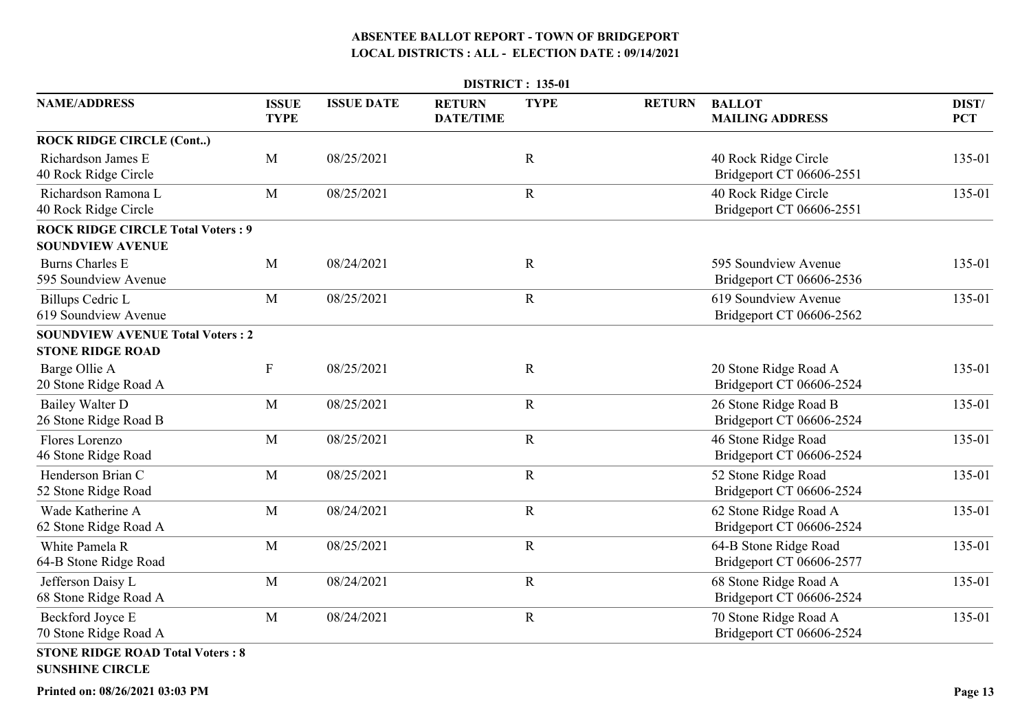# ABSENTEE BALLOT REPORT - TOWN OF BRIDGEPORT

## LOCAL DISTRICTS : ALL - ELECTION DATE : 09/14/2021

**DISTRICT : 135-01**

| NAME/ADDRESS | ISSUE TYPE | ISSUE DATE | RETURN DATE/TIME | TYPE | RETURN | BALLOT MAILING ADDRESS | DIST/ PCT |
|---|---|---|---|---|---|---|---|
| **ROCK RIDGE CIRCLE (Cont..)** | | | | | | | |
| Richardson James E<br>40 Rock Ridge Circle | M | 08/25/2021 | | R | | 40 Rock Ridge Circle<br>Bridgeport CT 06606-2551 | 135-01 |
| Richardson Ramona L<br>40 Rock Ridge Circle | M | 08/25/2021 | | R | | 40 Rock Ridge Circle<br>Bridgeport CT 06606-2551 | 135-01 |
| **ROCK RIDGE CIRCLE Total Voters : 9** | | | | | | | |
| **SOUNDVIEW AVENUE** | | | | | | | |
| Burns Charles E<br>595 Soundview Avenue | M | 08/24/2021 | | R | | 595 Soundview Avenue<br>Bridgeport CT 06606-2536 | 135-01 |
| Billups Cedric L<br>619 Soundview Avenue | M | 08/25/2021 | | R | | 619 Soundview Avenue<br>Bridgeport CT 06606-2562 | 135-01 |
| **SOUNDVIEW AVENUE Total Voters : 2** | | | | | | | |
| **STONE RIDGE ROAD** | | | | | | | |
| Barge Ollie A<br>20 Stone Ridge Road A | F | 08/25/2021 | | R | | 20 Stone Ridge Road A<br>Bridgeport CT 06606-2524 | 135-01 |
| Bailey Walter D<br>26 Stone Ridge Road B | M | 08/25/2021 | | R | | 26 Stone Ridge Road B<br>Bridgeport CT 06606-2524 | 135-01 |
| Flores Lorenzo<br>46 Stone Ridge Road | M | 08/25/2021 | | R | | 46 Stone Ridge Road<br>Bridgeport CT 06606-2524 | 135-01 |
| Henderson Brian C<br>52 Stone Ridge Road | M | 08/25/2021 | | R | | 52 Stone Ridge Road<br>Bridgeport CT 06606-2524 | 135-01 |
| Wade Katherine A<br>62 Stone Ridge Road A | M | 08/24/2021 | | R | | 62 Stone Ridge Road A<br>Bridgeport CT 06606-2524 | 135-01 |
| White Pamela R<br>64-B Stone Ridge Road | M | 08/25/2021 | | R | | 64-B Stone Ridge Road<br>Bridgeport CT 06606-2577 | 135-01 |
| Jefferson Daisy L<br>68 Stone Ridge Road A | M | 08/24/2021 | | R | | 68 Stone Ridge Road A<br>Bridgeport CT 06606-2524 | 135-01 |
| Beckford Joyce E<br>70 Stone Ridge Road A | M | 08/24/2021 | | R | | 70 Stone Ridge Road A<br>Bridgeport CT 06606-2524 | 135-01 |
| **STONE RIDGE ROAD Total Voters : 8** | | | | | | | |
| **SUNSHINE CIRCLE** | | | | | | | |

**Printed on: 08/26/2021 03:03 PM**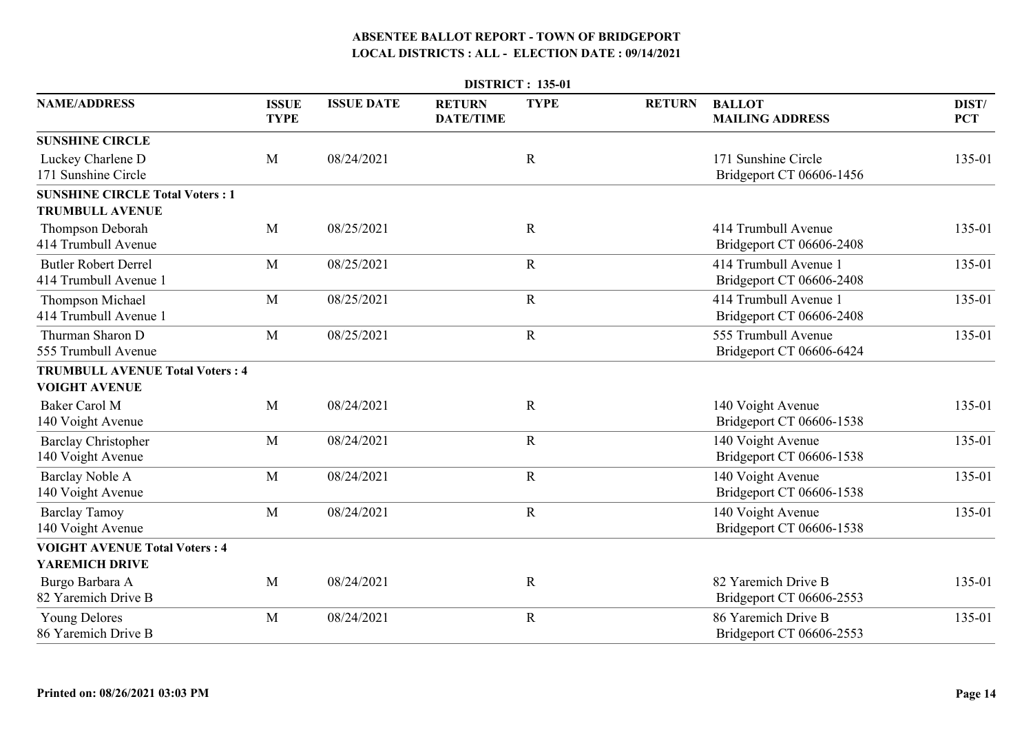# ABSENTEE BALLOT REPORT - TOWN OF BRIDGEPORT

## LOCAL DISTRICTS : ALL - ELECTION DATE : 09/14/2021

### DISTRICT : 135-01

| NAME/ADDRESS | ISSUE TYPE | ISSUE DATE | RETURN DATE/TIME | TYPE | RETURN | BALLOT MAILING ADDRESS | DIST/ PCT |
|---|---|---|---|---|---|---|---|
| **SUNSHINE CIRCLE** | | | | | | | |
| Luckey Charlene D<br>171 Sunshine Circle | M | 08/24/2021 | | R | | 171 Sunshine Circle<br>Bridgeport CT 06606-1456 | 135-01 |
| **SUNSHINE CIRCLE Total Voters : 1** | | | | | | | |
| **TRUMBULL AVENUE** | | | | | | | |
| Thompson Deborah<br>414 Trumbull Avenue | M | 08/25/2021 | | R | | 414 Trumbull Avenue<br>Bridgeport CT 06606-2408 | 135-01 |
| Butler Robert Derrel<br>414 Trumbull Avenue 1 | M | 08/25/2021 | | R | | 414 Trumbull Avenue 1<br>Bridgeport CT 06606-2408 | 135-01 |
| Thompson Michael<br>414 Trumbull Avenue 1 | M | 08/25/2021 | | R | | 414 Trumbull Avenue 1<br>Bridgeport CT 06606-2408 | 135-01 |
| Thurman Sharon D<br>555 Trumbull Avenue | M | 08/25/2021 | | R | | 555 Trumbull Avenue<br>Bridgeport CT 06606-6424 | 135-01 |
| **TRUMBULL AVENUE Total Voters : 4** | | | | | | | |
| **VOIGHT AVENUE** | | | | | | | |
| Baker Carol M<br>140 Voight Avenue | M | 08/24/2021 | | R | | 140 Voight Avenue<br>Bridgeport CT 06606-1538 | 135-01 |
| Barclay Christopher<br>140 Voight Avenue | M | 08/24/2021 | | R | | 140 Voight Avenue<br>Bridgeport CT 06606-1538 | 135-01 |
| Barclay Noble A<br>140 Voight Avenue | M | 08/24/2021 | | R | | 140 Voight Avenue<br>Bridgeport CT 06606-1538 | 135-01 |
| Barclay Tamoy<br>140 Voight Avenue | M | 08/24/2021 | | R | | 140 Voight Avenue<br>Bridgeport CT 06606-1538 | 135-01 |
| **VOIGHT AVENUE Total Voters : 4** | | | | | | | |
| **YAREMICH DRIVE** | | | | | | | |
| Burgo Barbara A<br>82 Yaremich Drive B | M | 08/24/2021 | | R | | 82 Yaremich Drive B<br>Bridgeport CT 06606-2553 | 135-01 |
| Young Delores<br>86 Yaremich Drive B | M | 08/24/2021 | | R | | 86 Yaremich Drive B<br>Bridgeport CT 06606-2553 | 135-01 |

**Printed on: 08/26/2021 03:03 PM**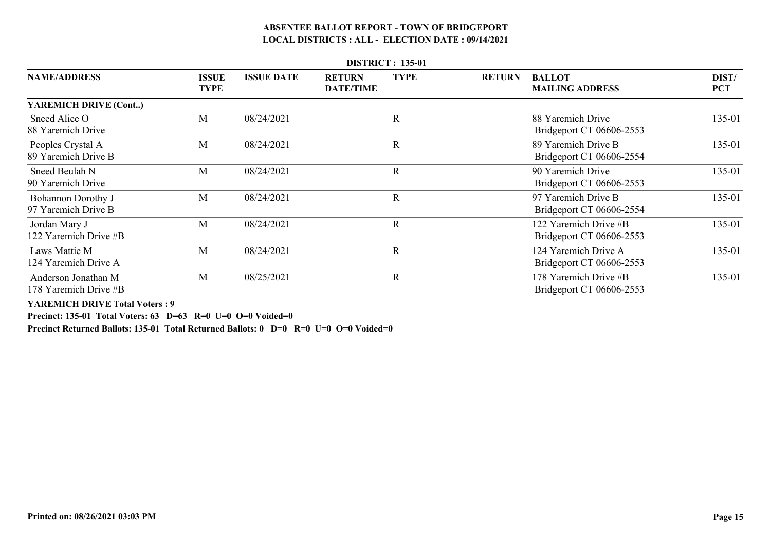# ABSENTEE BALLOT REPORT - TOWN OF BRIDGEPORT
## LOCAL DISTRICTS : ALL - ELECTION DATE : 09/14/2021

**DISTRICT : 135-01**

| NAME/ADDRESS | ISSUE TYPE | ISSUE DATE | RETURN DATE/TIME | TYPE | RETURN | BALLOT MAILING ADDRESS | DIST/ PCT |
|---|---|---|---|---|---|---|---|
| **YAREMICH DRIVE (Cont..)** | | | | | | | |
| Sneed Alice O<br>88 Yaremich Drive | M | 08/24/2021 | | R | | 88 Yaremich Drive<br>Bridgeport CT 06606-2553 | 135-01 |
| Peoples Crystal A<br>89 Yaremich Drive B | M | 08/24/2021 | | R | | 89 Yaremich Drive B<br>Bridgeport CT 06606-2554 | 135-01 |
| Sneed Beulah N<br>90 Yaremich Drive | M | 08/24/2021 | | R | | 90 Yaremich Drive<br>Bridgeport CT 06606-2553 | 135-01 |
| Bohannon Dorothy J<br>97 Yaremich Drive B | M | 08/24/2021 | | R | | 97 Yaremich Drive B<br>Bridgeport CT 06606-2554 | 135-01 |
| Jordan Mary J<br>122 Yaremich Drive #B | M | 08/24/2021 | | R | | 122 Yaremich Drive #B<br>Bridgeport CT 06606-2553 | 135-01 |
| Laws Mattie M<br>124 Yaremich Drive A | M | 08/24/2021 | | R | | 124 Yaremich Drive A<br>Bridgeport CT 06606-2553 | 135-01 |
| Anderson Jonathan M<br>178 Yaremich Drive #B | M | 08/25/2021 | | R | | 178 Yaremich Drive #B<br>Bridgeport CT 06606-2553 | 135-01 |

**YAREMICH DRIVE Total Voters : 9**

**Precinct: 135-01 Total Voters: 63 D=63 R=0 U=0 O=0 Voided=0**

**Precinct Returned Ballots: 135-01 Total Returned Ballots: 0 D=0 R=0 U=0 O=0 Voided=0**

**Printed on: 08/26/2021 03:03 PM**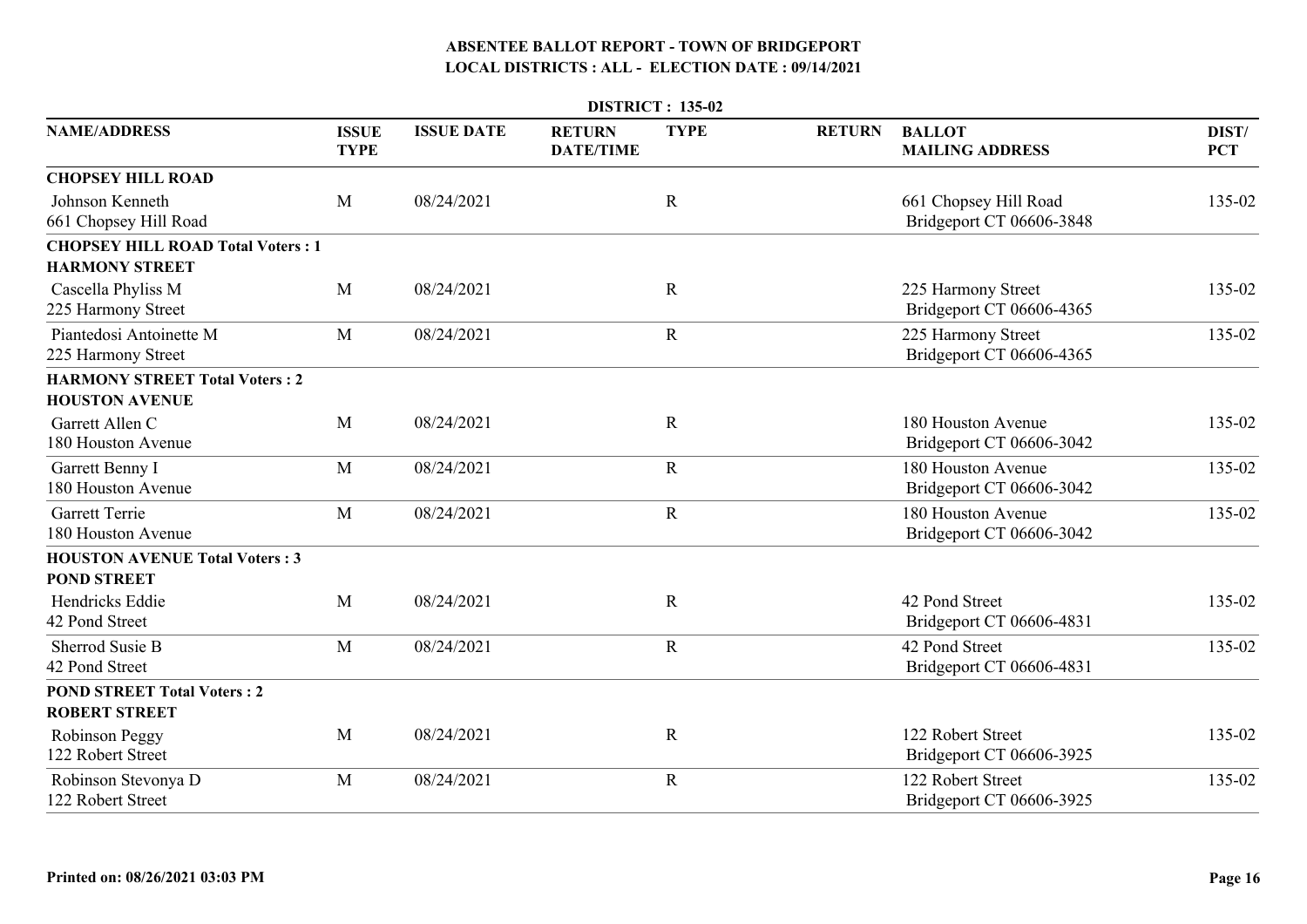**ABSENTEE BALLOT REPORT - TOWN OF BRIDGEPORT**
**LOCAL DISTRICTS : ALL - ELECTION DATE : 09/14/2021**

**DISTRICT : 135-02**

| NAME/ADDRESS | ISSUE TYPE | ISSUE DATE | RETURN DATE/TIME | TYPE | RETURN | BALLOT MAILING ADDRESS | DIST/ PCT |
|---|---|---|---|---|---|---|---|
| **CHOPSEY HILL ROAD** | | | | | | | |
| Johnson Kenneth<br>661 Chopsey Hill Road | M | 08/24/2021 | | R | | 661 Chopsey Hill Road<br>Bridgeport CT 06606-3848 | 135-02 |
| **CHOPSEY HILL ROAD Total Voters : 1** | | | | | | | |
| **HARMONY STREET** | | | | | | | |
| Cascella Phyliss M<br>225 Harmony Street | M | 08/24/2021 | | R | | 225 Harmony Street<br>Bridgeport CT 06606-4365 | 135-02 |
| Piantedosi Antoinette M<br>225 Harmony Street | M | 08/24/2021 | | R | | 225 Harmony Street<br>Bridgeport CT 06606-4365 | 135-02 |
| **HARMONY STREET Total Voters : 2** | | | | | | | |
| **HOUSTON AVENUE** | | | | | | | |
| Garrett Allen C<br>180 Houston Avenue | M | 08/24/2021 | | R | | 180 Houston Avenue<br>Bridgeport CT 06606-3042 | 135-02 |
| Garrett Benny I<br>180 Houston Avenue | M | 08/24/2021 | | R | | 180 Houston Avenue<br>Bridgeport CT 06606-3042 | 135-02 |
| Garrett Terrie<br>180 Houston Avenue | M | 08/24/2021 | | R | | 180 Houston Avenue<br>Bridgeport CT 06606-3042 | 135-02 |
| **HOUSTON AVENUE Total Voters : 3** | | | | | | | |
| **POND STREET** | | | | | | | |
| Hendricks Eddie<br>42 Pond Street | M | 08/24/2021 | | R | | 42 Pond Street<br>Bridgeport CT 06606-4831 | 135-02 |
| Sherrod Susie B<br>42 Pond Street | M | 08/24/2021 | | R | | 42 Pond Street<br>Bridgeport CT 06606-4831 | 135-02 |
| **POND STREET Total Voters : 2** | | | | | | | |
| **ROBERT STREET** | | | | | | | |
| Robinson Peggy<br>122 Robert Street | M | 08/24/2021 | | R | | 122 Robert Street<br>Bridgeport CT 06606-3925 | 135-02 |
| Robinson Stevonya D<br>122 Robert Street | M | 08/24/2021 | | R | | 122 Robert Street<br>Bridgeport CT 06606-3925 | 135-02 |

**Printed on: 08/26/2021 03:03 PM**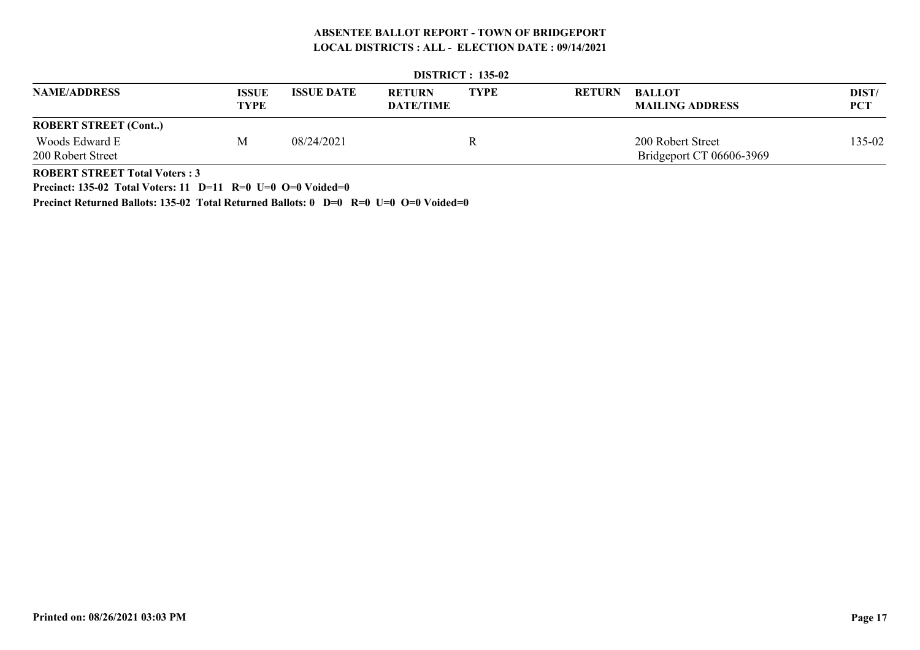# ABSENTEE BALLOT REPORT - TOWN OF BRIDGEPORT
## LOCAL DISTRICTS : ALL - ELECTION DATE : 09/14/2021

**DISTRICT : 135-02**

| NAME/ADDRESS | ISSUE TYPE | ISSUE DATE | RETURN DATE/TIME | TYPE | RETURN | BALLOT MAILING ADDRESS | DIST/ PCT |
|---|---|---|---|---|---|---|---|
| **ROBERT STREET (Cont..)** | | | | | | | |
| Woods Edward E<br>200 Robert Street | M | 08/24/2021 | | R | | 200 Robert Street<br>Bridgeport CT 06606-3969 | 135-02 |

**ROBERT STREET Total Voters : 3**

**Precinct: 135-02 Total Voters: 11 D=11 R=0 U=0 O=0 Voided=0**

**Precinct Returned Ballots: 135-02 Total Returned Ballots: 0 D=0 R=0 U=0 O=0 Voided=0**

Printed on: 08/26/2021 03:03 PM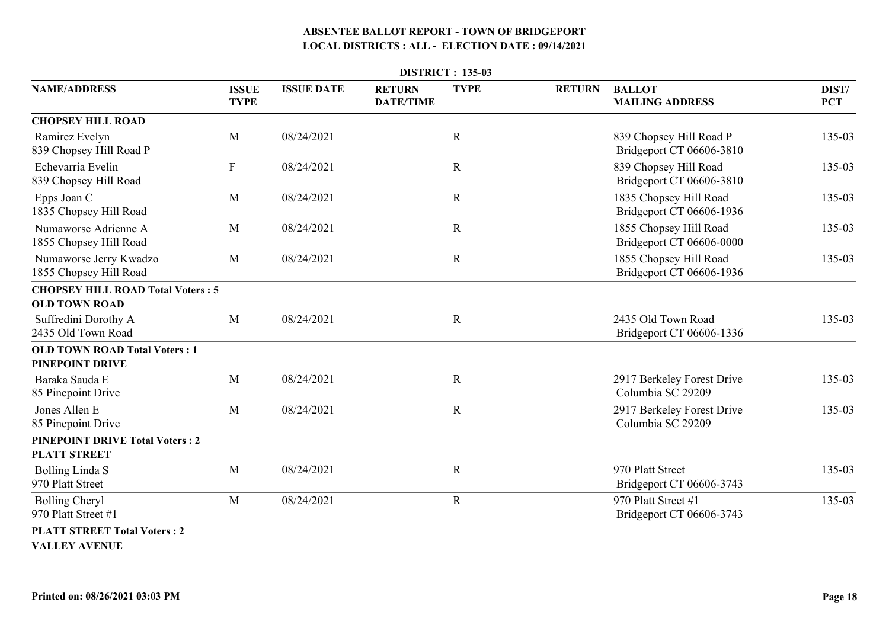# ABSENTEE BALLOT REPORT - TOWN OF BRIDGEPORT

## LOCAL DISTRICTS : ALL - ELECTION DATE : 09/14/2021

### DISTRICT : 135-03

| NAME/ADDRESS | ISSUE TYPE | ISSUE DATE | RETURN DATE/TIME | TYPE | RETURN | BALLOT MAILING ADDRESS | DIST/ PCT |
|---|---|---|---|---|---|---|---|
| **CHOPSEY HILL ROAD** | | | | | | | |
| Ramirez Evelyn<br>839 Chopsey Hill Road P | M | 08/24/2021 | | R | | 839 Chopsey Hill Road P<br>Bridgeport CT 06606-3810 | 135-03 |
| Echevarria Evelin<br>839 Chopsey Hill Road | F | 08/24/2021 | | R | | 839 Chopsey Hill Road<br>Bridgeport CT 06606-3810 | 135-03 |
| Epps Joan C<br>1835 Chopsey Hill Road | M | 08/24/2021 | | R | | 1835 Chopsey Hill Road<br>Bridgeport CT 06606-1936 | 135-03 |
| Numaworse Adrienne A<br>1855 Chopsey Hill Road | M | 08/24/2021 | | R | | 1855 Chopsey Hill Road<br>Bridgeport CT 06606-0000 | 135-03 |
| Numaworse Jerry Kwadzo<br>1855 Chopsey Hill Road | M | 08/24/2021 | | R | | 1855 Chopsey Hill Road<br>Bridgeport CT 06606-1936 | 135-03 |
| **CHOPSEY HILL ROAD Total Voters : 5** | | | | | | | |
| **OLD TOWN ROAD** | | | | | | | |
| Suffredini Dorothy A<br>2435 Old Town Road | M | 08/24/2021 | | R | | 2435 Old Town Road<br>Bridgeport CT 06606-1336 | 135-03 |
| **OLD TOWN ROAD Total Voters : 1** | | | | | | | |
| **PINEPOINT DRIVE** | | | | | | | |
| Baraka Sauda E<br>85 Pinepoint Drive | M | 08/24/2021 | | R | | 2917 Berkeley Forest Drive<br>Columbia SC 29209 | 135-03 |
| Jones Allen E<br>85 Pinepoint Drive | M | 08/24/2021 | | R | | 2917 Berkeley Forest Drive<br>Columbia SC 29209 | 135-03 |
| **PINEPOINT DRIVE Total Voters : 2** | | | | | | | |
| **PLATT STREET** | | | | | | | |
| Bolling Linda S<br>970 Platt Street | M | 08/24/2021 | | R | | 970 Platt Street<br>Bridgeport CT 06606-3743 | 135-03 |
| Bolling Cheryl<br>970 Platt Street #1 | M | 08/24/2021 | | R | | 970 Platt Street #1<br>Bridgeport CT 06606-3743 | 135-03 |
| **PLATT STREET Total Voters : 2** | | | | | | | |
| **VALLEY AVENUE** | | | | | | | |

Printed on: 08/26/2021 03:03 PM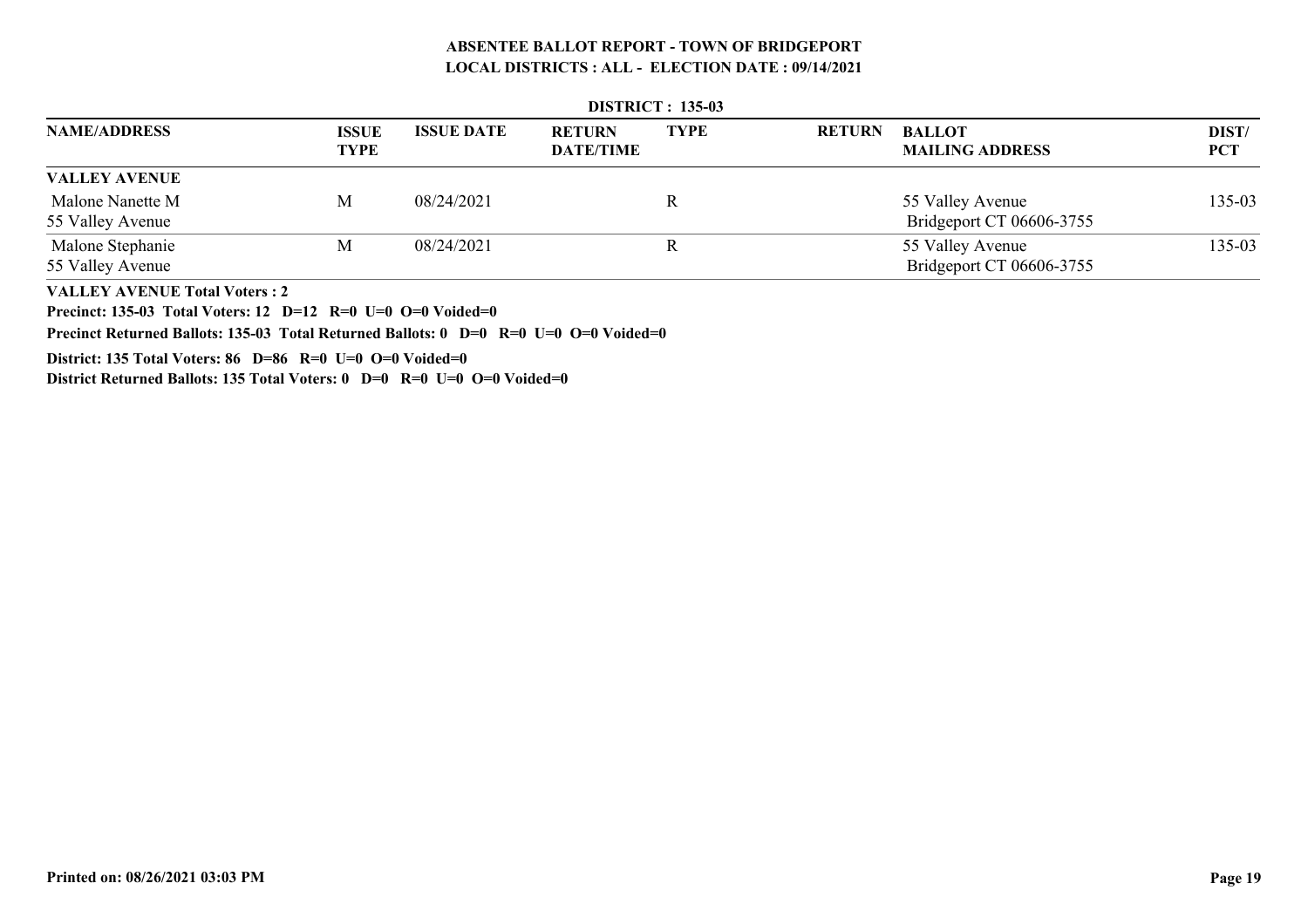# ABSENTEE BALLOT REPORT - TOWN OF BRIDGEPORT
## LOCAL DISTRICTS : ALL - ELECTION DATE : 09/14/2021

**DISTRICT : 135-03**

| NAME/ADDRESS | ISSUE TYPE | ISSUE DATE | RETURN DATE/TIME | TYPE | RETURN | BALLOT MAILING ADDRESS | DIST/ PCT |
|---|---|---|---|---|---|---|---|
| **VALLEY AVENUE** | | | | | | | |
| Malone Nanette M<br>55 Valley Avenue | M | 08/24/2021 | | R | | 55 Valley Avenue<br>Bridgeport CT 06606-3755 | 135-03 |
| Malone Stephanie<br>55 Valley Avenue | M | 08/24/2021 | | R | | 55 Valley Avenue<br>Bridgeport CT 06606-3755 | 135-03 |

**VALLEY AVENUE Total Voters : 2**

**Precinct: 135-03 Total Voters: 12 D=12 R=0 U=0 O=0 Voided=0**

**Precinct Returned Ballots: 135-03 Total Returned Ballots: 0 D=0 R=0 U=0 O=0 Voided=0**

**District: 135 Total Voters: 86 D=86 R=0 U=0 O=0 Voided=0**

**District Returned Ballots: 135 Total Voters: 0 D=0 R=0 U=0 O=0 Voided=0**

**Printed on: 08/26/2021 03:03 PM**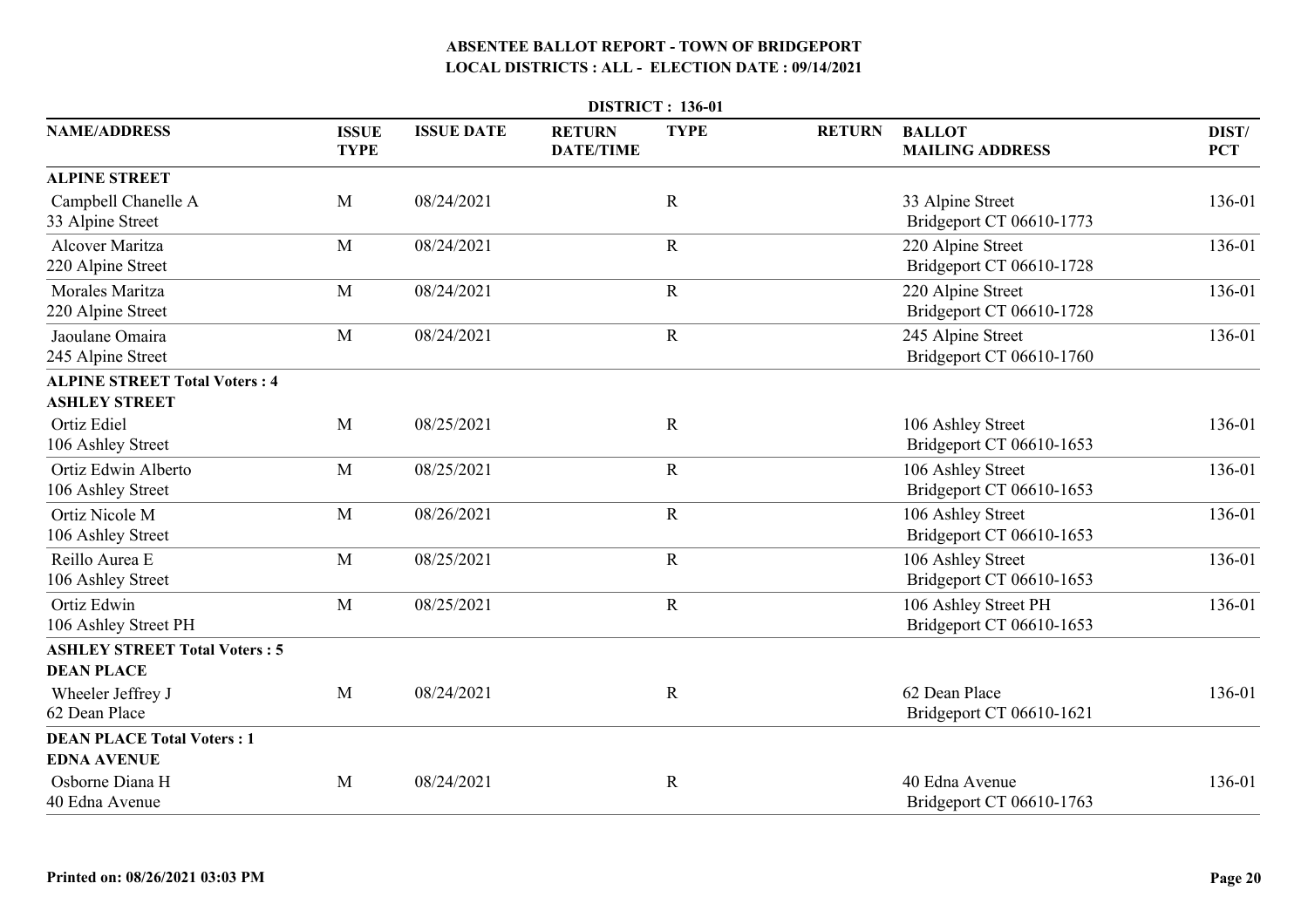# ABSENTEE BALLOT REPORT - TOWN OF BRIDGEPORT
## LOCAL DISTRICTS : ALL - ELECTION DATE : 09/14/2021

**DISTRICT : 136-01**

| NAME/ADDRESS | ISSUE TYPE | ISSUE DATE | RETURN DATE/TIME | TYPE | RETURN | BALLOT MAILING ADDRESS | DIST/ PCT |
|---|---|---|---|---|---|---|---|
| **ALPINE STREET** | | | | | | | |
| Campbell Chanelle A<br>33 Alpine Street | M | 08/24/2021 | | R | | 33 Alpine Street<br>Bridgeport CT 06610-1773 | 136-01 |
| Alcover Maritza<br>220 Alpine Street | M | 08/24/2021 | | R | | 220 Alpine Street<br>Bridgeport CT 06610-1728 | 136-01 |
| Morales Maritza<br>220 Alpine Street | M | 08/24/2021 | | R | | 220 Alpine Street<br>Bridgeport CT 06610-1728 | 136-01 |
| Jaoulane Omaira<br>245 Alpine Street | M | 08/24/2021 | | R | | 245 Alpine Street<br>Bridgeport CT 06610-1760 | 136-01 |
| **ALPINE STREET Total Voters : 4** | | | | | | | |
| **ASHLEY STREET** | | | | | | | |
| Ortiz Ediel<br>106 Ashley Street | M | 08/25/2021 | | R | | 106 Ashley Street<br>Bridgeport CT 06610-1653 | 136-01 |
| Ortiz Edwin Alberto<br>106 Ashley Street | M | 08/25/2021 | | R | | 106 Ashley Street<br>Bridgeport CT 06610-1653 | 136-01 |
| Ortiz Nicole M<br>106 Ashley Street | M | 08/26/2021 | | R | | 106 Ashley Street<br>Bridgeport CT 06610-1653 | 136-01 |
| Reillo Aurea E<br>106 Ashley Street | M | 08/25/2021 | | R | | 106 Ashley Street<br>Bridgeport CT 06610-1653 | 136-01 |
| Ortiz Edwin<br>106 Ashley Street PH | M | 08/25/2021 | | R | | 106 Ashley Street PH<br>Bridgeport CT 06610-1653 | 136-01 |
| **ASHLEY STREET Total Voters : 5** | | | | | | | |
| **DEAN PLACE** | | | | | | | |
| Wheeler Jeffrey J<br>62 Dean Place | M | 08/24/2021 | | R | | 62 Dean Place<br>Bridgeport CT 06610-1621 | 136-01 |
| **DEAN PLACE Total Voters : 1** | | | | | | | |
| **EDNA AVENUE** | | | | | | | |
| Osborne Diana H<br>40 Edna Avenue | M | 08/24/2021 | | R | | 40 Edna Avenue<br>Bridgeport CT 06610-1763 | 136-01 |

Printed on: 08/26/2021 03:03 PM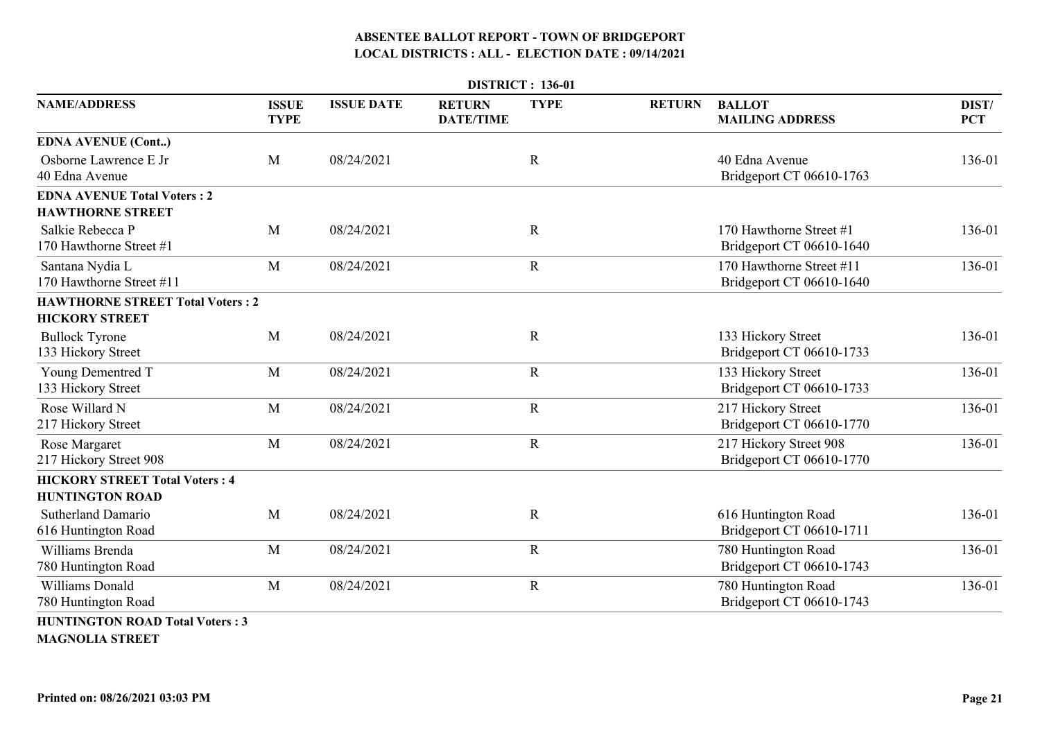# ABSENTEE BALLOT REPORT - TOWN OF BRIDGEPORT
## LOCAL DISTRICTS : ALL - ELECTION DATE : 09/14/2021

**DISTRICT : 136-01**

| NAME/ADDRESS | ISSUE TYPE | ISSUE DATE | RETURN DATE/TIME | TYPE | RETURN | BALLOT MAILING ADDRESS | DIST/ PCT |
|---|---|---|---|---|---|---|---|
| **EDNA AVENUE (Cont..)** | | | | | | | |
| Osborne Lawrence E Jr<br>40 Edna Avenue | M | 08/24/2021 | | R | | 40 Edna Avenue<br>Bridgeport CT 06610-1763 | 136-01 |
| **EDNA AVENUE Total Voters : 2** | | | | | | | |
| **HAWTHORNE STREET** | | | | | | | |
| Salkie Rebecca P<br>170 Hawthorne Street #1 | M | 08/24/2021 | | R | | 170 Hawthorne Street #1<br>Bridgeport CT 06610-1640 | 136-01 |
| Santana Nydia L<br>170 Hawthorne Street #11 | M | 08/24/2021 | | R | | 170 Hawthorne Street #11<br>Bridgeport CT 06610-1640 | 136-01 |
| **HAWTHORNE STREET Total Voters : 2** | | | | | | | |
| **HICKORY STREET** | | | | | | | |
| Bullock Tyrone<br>133 Hickory Street | M | 08/24/2021 | | R | | 133 Hickory Street<br>Bridgeport CT 06610-1733 | 136-01 |
| Young Dementred T<br>133 Hickory Street | M | 08/24/2021 | | R | | 133 Hickory Street<br>Bridgeport CT 06610-1733 | 136-01 |
| Rose Willard N<br>217 Hickory Street | M | 08/24/2021 | | R | | 217 Hickory Street<br>Bridgeport CT 06610-1770 | 136-01 |
| Rose Margaret<br>217 Hickory Street 908 | M | 08/24/2021 | | R | | 217 Hickory Street 908<br>Bridgeport CT 06610-1770 | 136-01 |
| **HICKORY STREET Total Voters : 4** | | | | | | | |
| **HUNTINGTON ROAD** | | | | | | | |
| Sutherland Damario<br>616 Huntington Road | M | 08/24/2021 | | R | | 616 Huntington Road<br>Bridgeport CT 06610-1711 | 136-01 |
| Williams Brenda<br>780 Huntington Road | M | 08/24/2021 | | R | | 780 Huntington Road<br>Bridgeport CT 06610-1743 | 136-01 |
| Williams Donald<br>780 Huntington Road | M | 08/24/2021 | | R | | 780 Huntington Road<br>Bridgeport CT 06610-1743 | 136-01 |
| **HUNTINGTON ROAD Total Voters : 3** | | | | | | | |
| **MAGNOLIA STREET** | | | | | | | |

Printed on: 08/26/2021 03:03 PM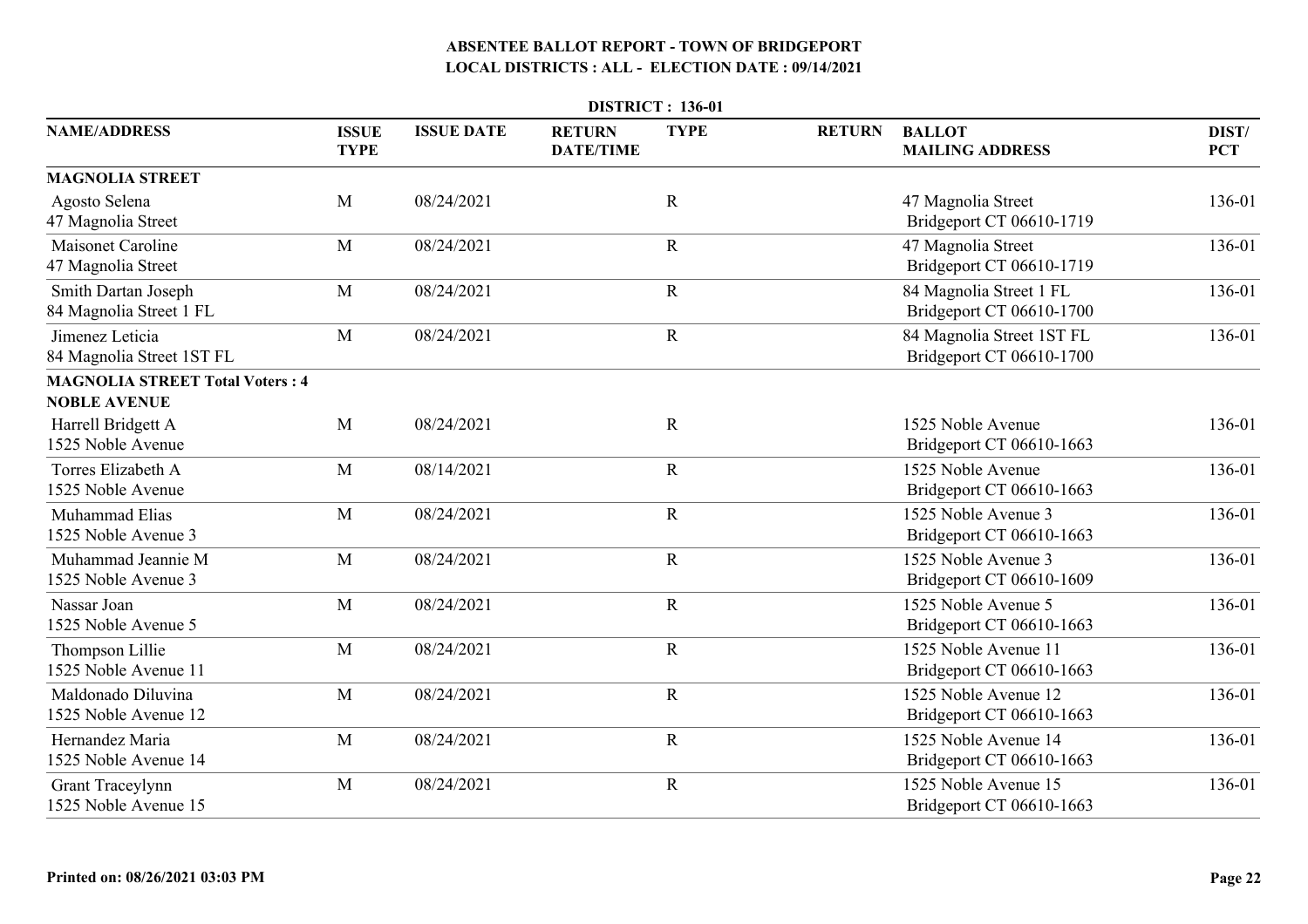# ABSENTEE BALLOT REPORT - TOWN OF BRIDGEPORT

## LOCAL DISTRICTS : ALL - ELECTION DATE : 09/14/2021

### DISTRICT : 136-01

| NAME/ADDRESS | ISSUE TYPE | ISSUE DATE | RETURN DATE/TIME | TYPE | RETURN | BALLOT MAILING ADDRESS | DIST/ PCT |
|---|---|---|---|---|---|---|---|
| **MAGNOLIA STREET** | | | | | | | |
| Agosto Selena<br>47 Magnolia Street | M | 08/24/2021 | | R | | 47 Magnolia Street<br>Bridgeport CT 06610-1719 | 136-01 |
| Maisonet Caroline<br>47 Magnolia Street | M | 08/24/2021 | | R | | 47 Magnolia Street<br>Bridgeport CT 06610-1719 | 136-01 |
| Smith Dartan Joseph<br>84 Magnolia Street 1 FL | M | 08/24/2021 | | R | | 84 Magnolia Street 1 FL<br>Bridgeport CT 06610-1700 | 136-01 |
| Jimenez Leticia<br>84 Magnolia Street 1ST FL | M | 08/24/2021 | | R | | 84 Magnolia Street 1ST FL<br>Bridgeport CT 06610-1700 | 136-01 |
| **MAGNOLIA STREET Total Voters : 4** | | | | | | | |
| **NOBLE AVENUE** | | | | | | | |
| Harrell Bridgett A<br>1525 Noble Avenue | M | 08/24/2021 | | R | | 1525 Noble Avenue<br>Bridgeport CT 06610-1663 | 136-01 |
| Torres Elizabeth A<br>1525 Noble Avenue | M | 08/14/2021 | | R | | 1525 Noble Avenue<br>Bridgeport CT 06610-1663 | 136-01 |
| Muhammad Elias<br>1525 Noble Avenue 3 | M | 08/24/2021 | | R | | 1525 Noble Avenue 3<br>Bridgeport CT 06610-1663 | 136-01 |
| Muhammad Jeannie M<br>1525 Noble Avenue 3 | M | 08/24/2021 | | R | | 1525 Noble Avenue 3<br>Bridgeport CT 06610-1609 | 136-01 |
| Nassar Joan<br>1525 Noble Avenue 5 | M | 08/24/2021 | | R | | 1525 Noble Avenue 5<br>Bridgeport CT 06610-1663 | 136-01 |
| Thompson Lillie<br>1525 Noble Avenue 11 | M | 08/24/2021 | | R | | 1525 Noble Avenue 11<br>Bridgeport CT 06610-1663 | 136-01 |
| Maldonado Diluvina<br>1525 Noble Avenue 12 | M | 08/24/2021 | | R | | 1525 Noble Avenue 12<br>Bridgeport CT 06610-1663 | 136-01 |
| Hernandez Maria<br>1525 Noble Avenue 14 | M | 08/24/2021 | | R | | 1525 Noble Avenue 14<br>Bridgeport CT 06610-1663 | 136-01 |
| Grant Traceylynn<br>1525 Noble Avenue 15 | M | 08/24/2021 | | R | | 1525 Noble Avenue 15<br>Bridgeport CT 06610-1663 | 136-01 |

Printed on: 08/26/2021 03:03 PM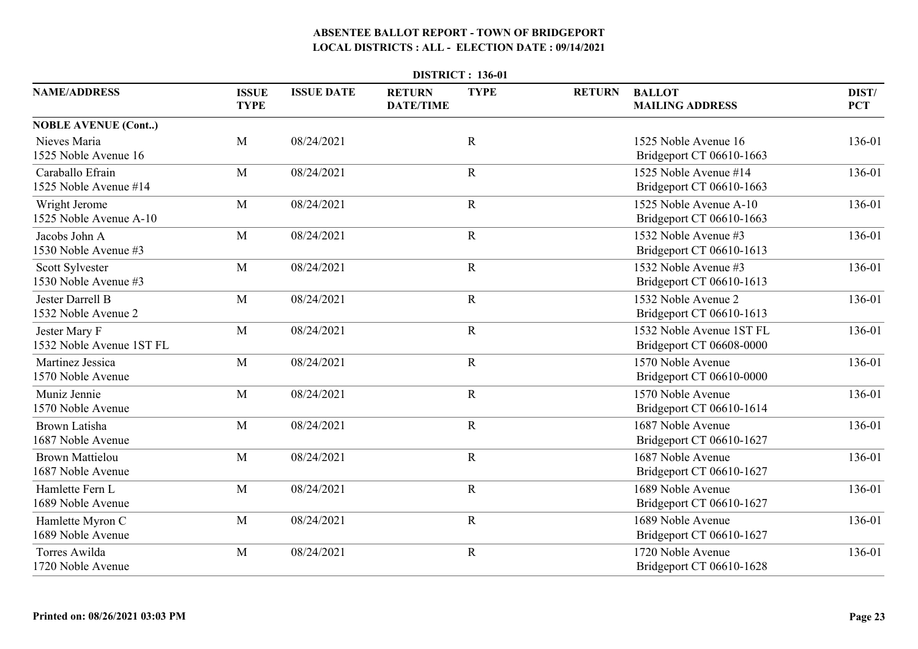# ABSENTEE BALLOT REPORT - TOWN OF BRIDGEPORT
## LOCAL DISTRICTS : ALL - ELECTION DATE : 09/14/2021

**DISTRICT : 136-01**

| NAME/ADDRESS | ISSUE TYPE | ISSUE DATE | RETURN DATE/TIME | TYPE | RETURN | BALLOT MAILING ADDRESS | DIST/ PCT |
|---|---|---|---|---|---|---|---|
| **NOBLE AVENUE (Cont..)** | | | | | | | |
| Nieves Maria<br>1525 Noble Avenue 16 | M | 08/24/2021 | | R | | 1525 Noble Avenue 16<br>Bridgeport CT 06610-1663 | 136-01 |
| Caraballo Efrain<br>1525 Noble Avenue #14 | M | 08/24/2021 | | R | | 1525 Noble Avenue #14<br>Bridgeport CT 06610-1663 | 136-01 |
| Wright Jerome<br>1525 Noble Avenue A-10 | M | 08/24/2021 | | R | | 1525 Noble Avenue A-10<br>Bridgeport CT 06610-1663 | 136-01 |
| Jacobs John A<br>1530 Noble Avenue #3 | M | 08/24/2021 | | R | | 1532 Noble Avenue #3<br>Bridgeport CT 06610-1613 | 136-01 |
| Scott Sylvester<br>1530 Noble Avenue #3 | M | 08/24/2021 | | R | | 1532 Noble Avenue #3<br>Bridgeport CT 06610-1613 | 136-01 |
| Jester Darrell B<br>1532 Noble Avenue 2 | M | 08/24/2021 | | R | | 1532 Noble Avenue 2<br>Bridgeport CT 06610-1613 | 136-01 |
| Jester Mary F<br>1532 Noble Avenue 1ST FL | M | 08/24/2021 | | R | | 1532 Noble Avenue 1ST FL<br>Bridgeport CT 06608-0000 | 136-01 |
| Martinez Jessica<br>1570 Noble Avenue | M | 08/24/2021 | | R | | 1570 Noble Avenue<br>Bridgeport CT 06610-0000 | 136-01 |
| Muniz Jennie<br>1570 Noble Avenue | M | 08/24/2021 | | R | | 1570 Noble Avenue<br>Bridgeport CT 06610-1614 | 136-01 |
| Brown Latisha<br>1687 Noble Avenue | M | 08/24/2021 | | R | | 1687 Noble Avenue<br>Bridgeport CT 06610-1627 | 136-01 |
| Brown Mattielou<br>1687 Noble Avenue | M | 08/24/2021 | | R | | 1687 Noble Avenue<br>Bridgeport CT 06610-1627 | 136-01 |
| Hamlette Fern L<br>1689 Noble Avenue | M | 08/24/2021 | | R | | 1689 Noble Avenue<br>Bridgeport CT 06610-1627 | 136-01 |
| Hamlette Myron C<br>1689 Noble Avenue | M | 08/24/2021 | | R | | 1689 Noble Avenue<br>Bridgeport CT 06610-1627 | 136-01 |
| Torres Awilda<br>1720 Noble Avenue | M | 08/24/2021 | | R | | 1720 Noble Avenue<br>Bridgeport CT 06610-1628 | 136-01 |

Printed on: 08/26/2021 03:03 PM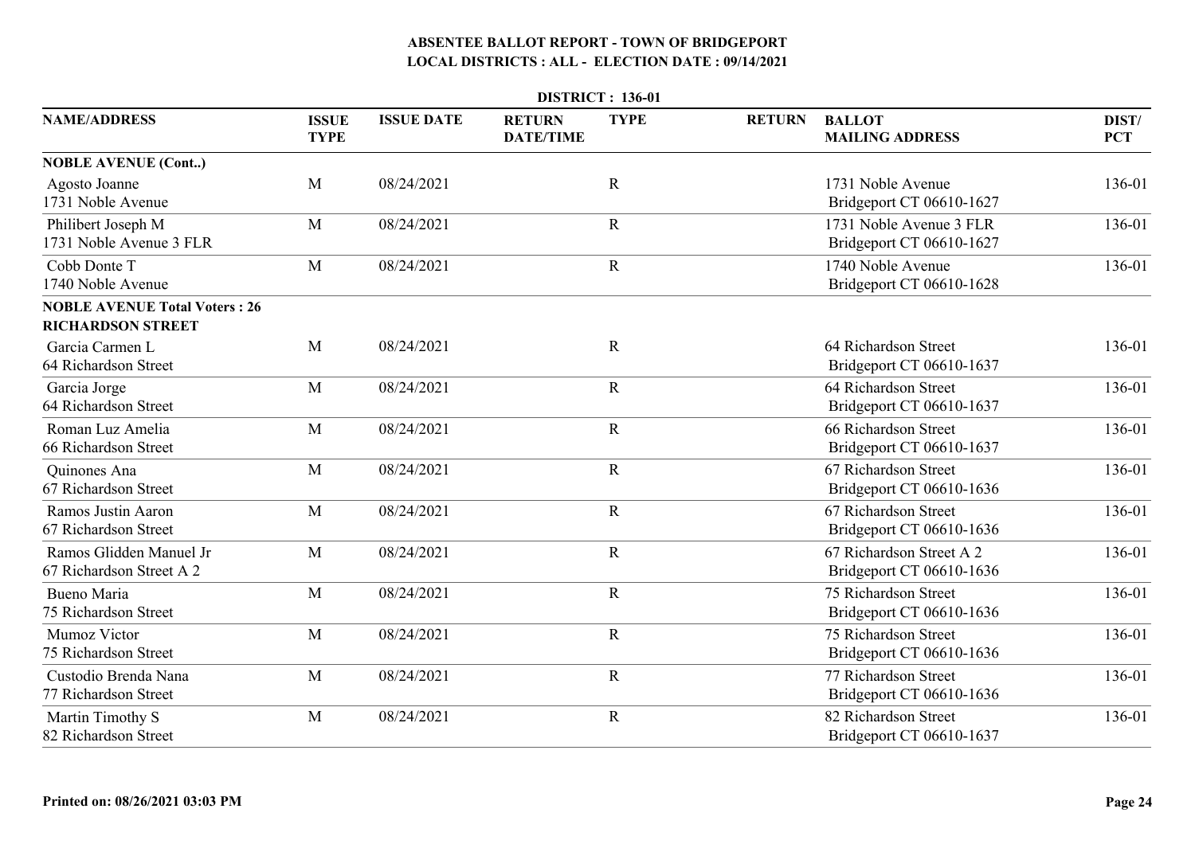# ABSENTEE BALLOT REPORT - TOWN OF BRIDGEPORT

## LOCAL DISTRICTS : ALL - ELECTION DATE : 09/14/2021

**DISTRICT : 136-01**

| NAME/ADDRESS | ISSUE TYPE | ISSUE DATE | RETURN DATE/TIME | TYPE | RETURN | BALLOT MAILING ADDRESS | DIST/ PCT |
|---|---|---|---|---|---|---|---|
| **NOBLE AVENUE (Cont..)** | | | | | | | |
| Agosto Joanne<br>1731 Noble Avenue | M | 08/24/2021 | | R | | 1731 Noble Avenue<br>Bridgeport CT 06610-1627 | 136-01 |
| Philibert Joseph M<br>1731 Noble Avenue 3 FLR | M | 08/24/2021 | | R | | 1731 Noble Avenue 3 FLR<br>Bridgeport CT 06610-1627 | 136-01 |
| Cobb Donte T<br>1740 Noble Avenue | M | 08/24/2021 | | R | | 1740 Noble Avenue<br>Bridgeport CT 06610-1628 | 136-01 |
| **NOBLE AVENUE Total Voters : 26** | | | | | | | |
| **RICHARDSON STREET** | | | | | | | |
| Garcia Carmen L<br>64 Richardson Street | M | 08/24/2021 | | R | | 64 Richardson Street<br>Bridgeport CT 06610-1637 | 136-01 |
| Garcia Jorge<br>64 Richardson Street | M | 08/24/2021 | | R | | 64 Richardson Street<br>Bridgeport CT 06610-1637 | 136-01 |
| Roman Luz Amelia<br>66 Richardson Street | M | 08/24/2021 | | R | | 66 Richardson Street<br>Bridgeport CT 06610-1637 | 136-01 |
| Quinones Ana<br>67 Richardson Street | M | 08/24/2021 | | R | | 67 Richardson Street<br>Bridgeport CT 06610-1636 | 136-01 |
| Ramos Justin Aaron<br>67 Richardson Street | M | 08/24/2021 | | R | | 67 Richardson Street<br>Bridgeport CT 06610-1636 | 136-01 |
| Ramos Glidden Manuel Jr<br>67 Richardson Street A 2 | M | 08/24/2021 | | R | | 67 Richardson Street A 2<br>Bridgeport CT 06610-1636 | 136-01 |
| Bueno Maria<br>75 Richardson Street | M | 08/24/2021 | | R | | 75 Richardson Street<br>Bridgeport CT 06610-1636 | 136-01 |
| Mumoz Victor<br>75 Richardson Street | M | 08/24/2021 | | R | | 75 Richardson Street<br>Bridgeport CT 06610-1636 | 136-01 |
| Custodio Brenda Nana<br>77 Richardson Street | M | 08/24/2021 | | R | | 77 Richardson Street<br>Bridgeport CT 06610-1636 | 136-01 |
| Martin Timothy S<br>82 Richardson Street | M | 08/24/2021 | | R | | 82 Richardson Street<br>Bridgeport CT 06610-1637 | 136-01 |

**Printed on: 08/26/2021 03:03 PM**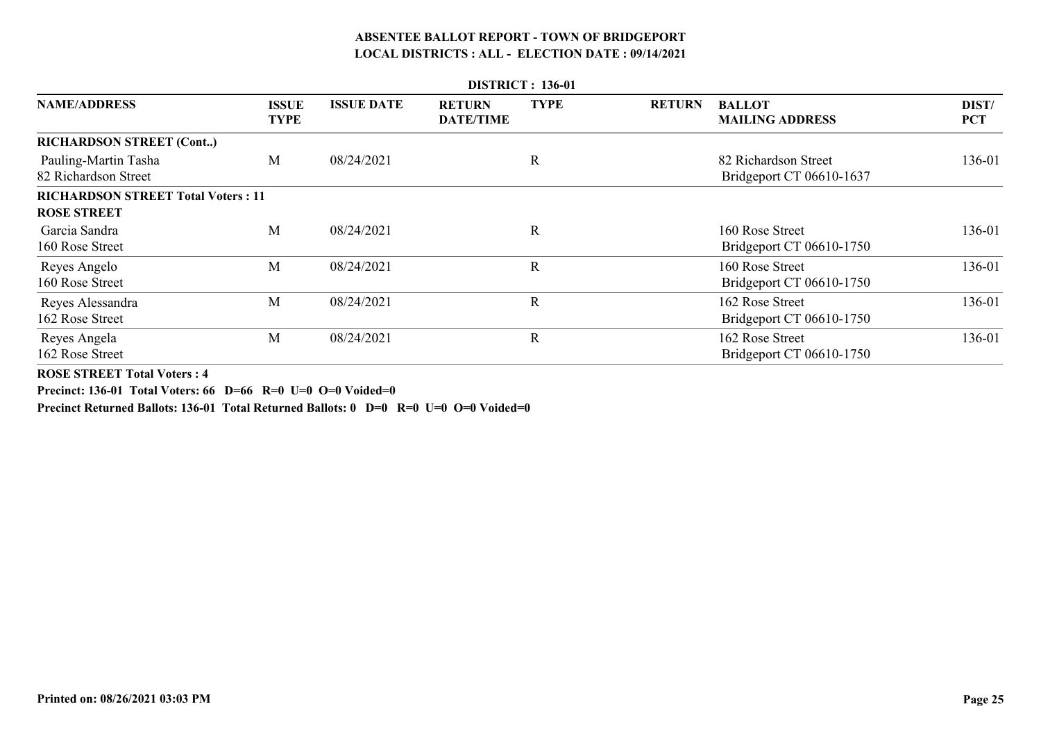# ABSENTEE BALLOT REPORT - TOWN OF BRIDGEPORT
## LOCAL DISTRICTS : ALL - ELECTION DATE : 09/14/2021

**DISTRICT : 136-01**

| NAME/ADDRESS | ISSUE TYPE | ISSUE DATE | RETURN DATE/TIME | TYPE | RETURN | BALLOT MAILING ADDRESS | DIST/ PCT |
|---|---|---|---|---|---|---|---|
| **RICHARDSON STREET (Cont..)** | | | | | | | |
| Pauling-Martin Tasha<br>82 Richardson Street | M | 08/24/2021 | | R | | 82 Richardson Street<br>Bridgeport CT 06610-1637 | 136-01 |
| **RICHARDSON STREET Total Voters : 11** | | | | | | | |
| **ROSE STREET** | | | | | | | |
| Garcia Sandra<br>160 Rose Street | M | 08/24/2021 | | R | | 160 Rose Street<br>Bridgeport CT 06610-1750 | 136-01 |
| Reyes Angelo<br>160 Rose Street | M | 08/24/2021 | | R | | 160 Rose Street<br>Bridgeport CT 06610-1750 | 136-01 |
| Reyes Alessandra<br>162 Rose Street | M | 08/24/2021 | | R | | 162 Rose Street<br>Bridgeport CT 06610-1750 | 136-01 |
| Reyes Angela<br>162 Rose Street | M | 08/24/2021 | | R | | 162 Rose Street<br>Bridgeport CT 06610-1750 | 136-01 |

**ROSE STREET Total Voters : 4**

**Precinct: 136-01 Total Voters: 66 D=66 R=0 U=0 O=0 Voided=0**

**Precinct Returned Ballots: 136-01 Total Returned Ballots: 0 D=0 R=0 U=0 O=0 Voided=0**

**Printed on: 08/26/2021 03:03 PM**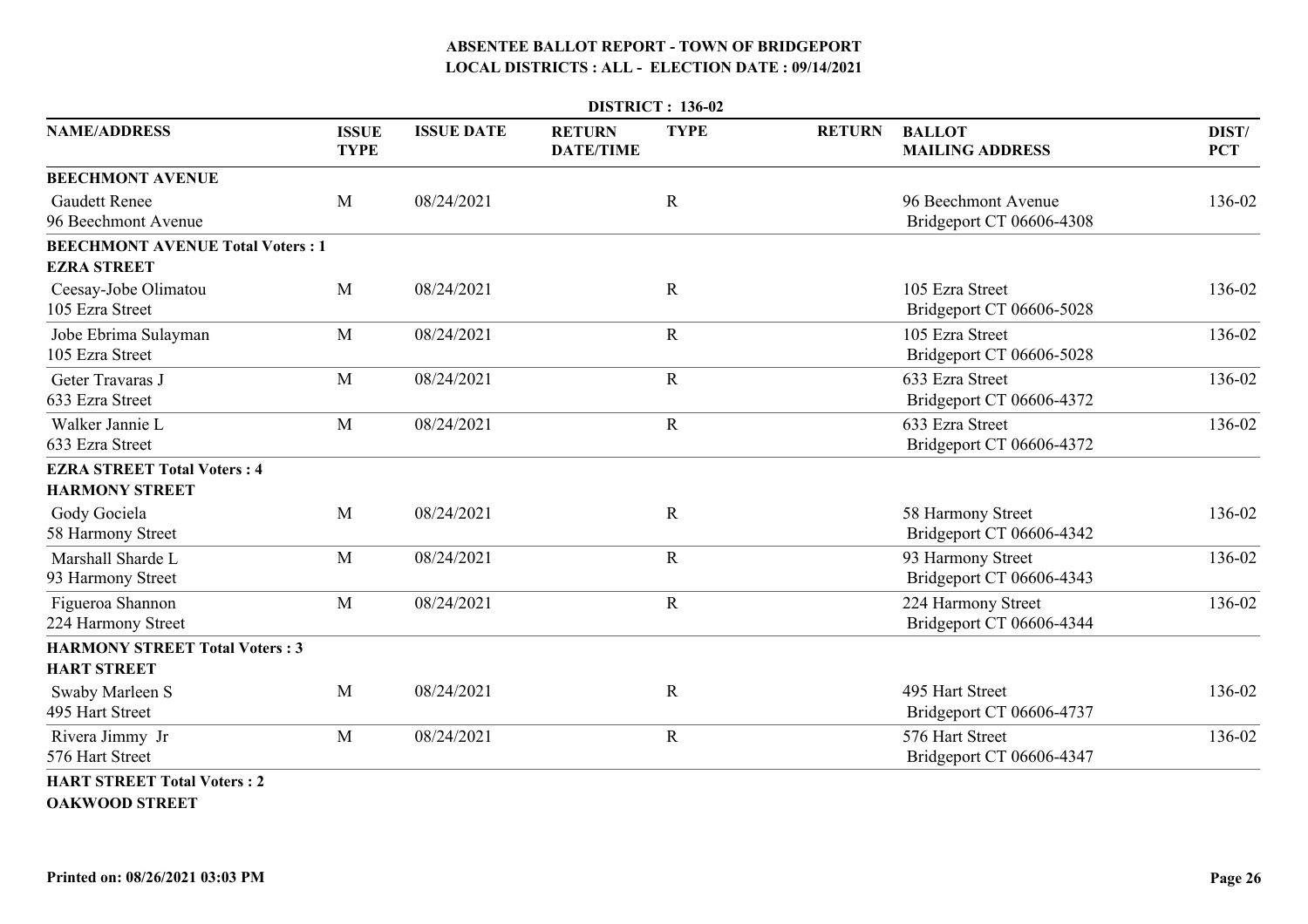## ABSENTEE BALLOT REPORT - TOWN OF BRIDGEPORT
## LOCAL DISTRICTS : ALL - ELECTION DATE : 09/14/2021

**DISTRICT : 136-02**

| NAME/ADDRESS | ISSUE TYPE | ISSUE DATE | RETURN DATE/TIME | TYPE | RETURN | BALLOT MAILING ADDRESS | DIST/ PCT |
|---|---|---|---|---|---|---|---|
| **BEECHMONT AVENUE** | | | | | | | |
| Gaudett Renee<br>96 Beechmont Avenue | M | 08/24/2021 | | R | | 96 Beechmont Avenue<br>Bridgeport CT 06606-4308 | 136-02 |
| **BEECHMONT AVENUE Total Voters : 1** | | | | | | | |
| **EZRA STREET** | | | | | | | |
| Ceesay-Jobe Olimatou<br>105 Ezra Street | M | 08/24/2021 | | R | | 105 Ezra Street<br>Bridgeport CT 06606-5028 | 136-02 |
| Jobe Ebrima Sulayman<br>105 Ezra Street | M | 08/24/2021 | | R | | 105 Ezra Street<br>Bridgeport CT 06606-5028 | 136-02 |
| Geter Travaras J<br>633 Ezra Street | M | 08/24/2021 | | R | | 633 Ezra Street<br>Bridgeport CT 06606-4372 | 136-02 |
| Walker Jannie L<br>633 Ezra Street | M | 08/24/2021 | | R | | 633 Ezra Street<br>Bridgeport CT 06606-4372 | 136-02 |
| **EZRA STREET Total Voters : 4** | | | | | | | |
| **HARMONY STREET** | | | | | | | |
| Gody Gociela<br>58 Harmony Street | M | 08/24/2021 | | R | | 58 Harmony Street<br>Bridgeport CT 06606-4342 | 136-02 |
| Marshall Sharde L<br>93 Harmony Street | M | 08/24/2021 | | R | | 93 Harmony Street<br>Bridgeport CT 06606-4343 | 136-02 |
| Figueroa Shannon<br>224 Harmony Street | M | 08/24/2021 | | R | | 224 Harmony Street<br>Bridgeport CT 06606-4344 | 136-02 |
| **HARMONY STREET Total Voters : 3** | | | | | | | |
| **HART STREET** | | | | | | | |
| Swaby Marleen S<br>495 Hart Street | M | 08/24/2021 | | R | | 495 Hart Street<br>Bridgeport CT 06606-4737 | 136-02 |
| Rivera Jimmy Jr<br>576 Hart Street | M | 08/24/2021 | | R | | 576 Hart Street<br>Bridgeport CT 06606-4347 | 136-02 |
| **HART STREET Total Voters : 2** | | | | | | | |
| **OAKWOOD STREET** | | | | | | | |

Printed on: 08/26/2021 03:03 PM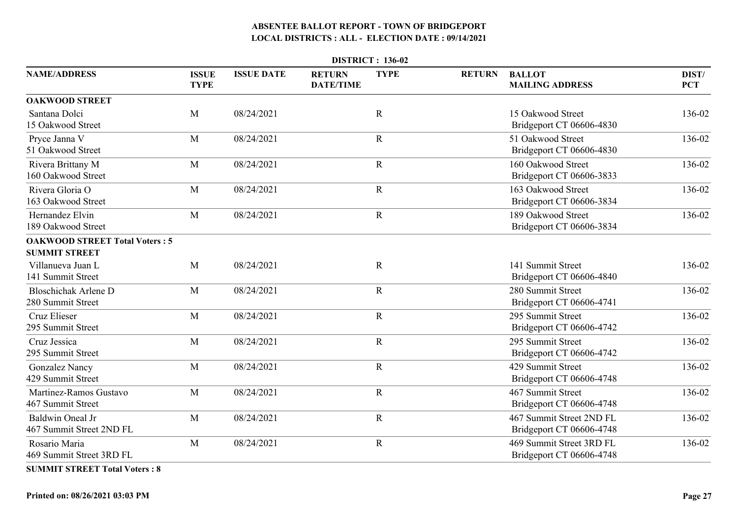# ABSENTEE BALLOT REPORT - TOWN OF BRIDGEPORT
## LOCAL DISTRICTS : ALL - ELECTION DATE : 09/14/2021

**DISTRICT : 136-02**

| NAME/ADDRESS | ISSUE TYPE | ISSUE DATE | RETURN DATE/TIME | TYPE | RETURN | BALLOT MAILING ADDRESS | DIST/ PCT |
|---|---|---|---|---|---|---|---|
| **OAKWOOD STREET** | | | | | | | |
| Santana Dolci<br>15 Oakwood Street | M | 08/24/2021 | | R | | 15 Oakwood Street<br>Bridgeport CT 06606-4830 | 136-02 |
| Pryce Janna V<br>51 Oakwood Street | M | 08/24/2021 | | R | | 51 Oakwood Street<br>Bridgeport CT 06606-4830 | 136-02 |
| Rivera Brittany M<br>160 Oakwood Street | M | 08/24/2021 | | R | | 160 Oakwood Street<br>Bridgeport CT 06606-3833 | 136-02 |
| Rivera Gloria O<br>163 Oakwood Street | M | 08/24/2021 | | R | | 163 Oakwood Street<br>Bridgeport CT 06606-3834 | 136-02 |
| Hernandez Elvin<br>189 Oakwood Street | M | 08/24/2021 | | R | | 189 Oakwood Street<br>Bridgeport CT 06606-3834 | 136-02 |
| **OAKWOOD STREET Total Voters : 5** | | | | | | | |
| **SUMMIT STREET** | | | | | | | |
| Villanueva Juan L<br>141 Summit Street | M | 08/24/2021 | | R | | 141 Summit Street<br>Bridgeport CT 06606-4840 | 136-02 |
| Bloschichak Arlene D<br>280 Summit Street | M | 08/24/2021 | | R | | 280 Summit Street<br>Bridgeport CT 06606-4741 | 136-02 |
| Cruz Elieser<br>295 Summit Street | M | 08/24/2021 | | R | | 295 Summit Street<br>Bridgeport CT 06606-4742 | 136-02 |
| Cruz Jessica<br>295 Summit Street | M | 08/24/2021 | | R | | 295 Summit Street<br>Bridgeport CT 06606-4742 | 136-02 |
| Gonzalez Nancy<br>429 Summit Street | M | 08/24/2021 | | R | | 429 Summit Street<br>Bridgeport CT 06606-4748 | 136-02 |
| Martinez-Ramos Gustavo<br>467 Summit Street | M | 08/24/2021 | | R | | 467 Summit Street<br>Bridgeport CT 06606-4748 | 136-02 |
| Baldwin Oneal Jr<br>467 Summit Street 2ND FL | M | 08/24/2021 | | R | | 467 Summit Street 2ND FL<br>Bridgeport CT 06606-4748 | 136-02 |
| Rosario Maria<br>469 Summit Street 3RD FL | M | 08/24/2021 | | R | | 469 Summit Street 3RD FL<br>Bridgeport CT 06606-4748 | 136-02 |
| **SUMMIT STREET Total Voters : 8** | | | | | | | |

**Printed on: 08/26/2021 03:03 PM**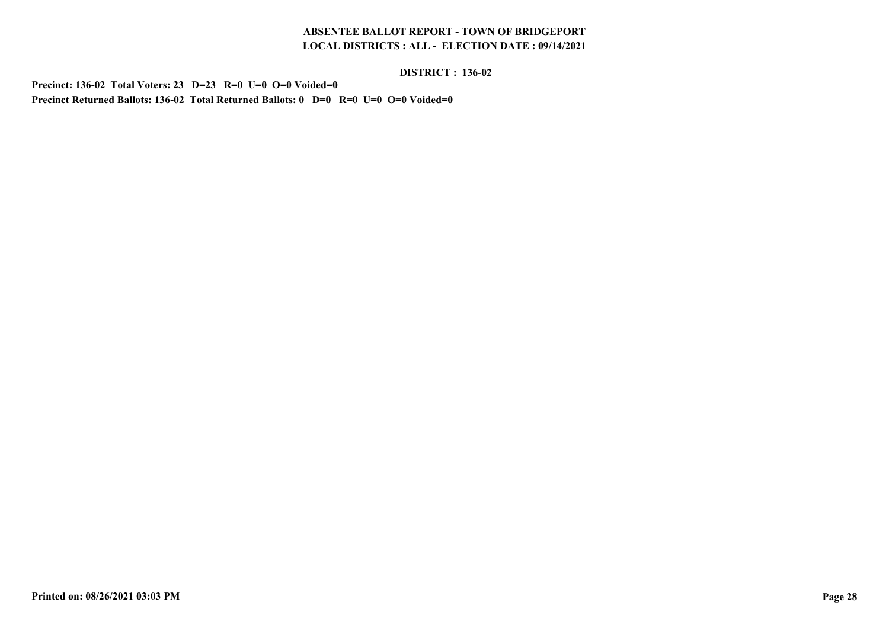**ABSENTEE BALLOT REPORT - TOWN OF BRIDGEPORT**
**LOCAL DISTRICTS : ALL - ELECTION DATE : 09/14/2021**

**DISTRICT : 136-02**

**Precinct: 136-02 Total Voters: 23 D=23 R=0 U=0 O=0 Voided=0**
**Precinct Returned Ballots: 136-02 Total Returned Ballots: 0 D=0 R=0 U=0 O=0 Voided=0**

**Printed on: 08/26/2021 03:03 PM**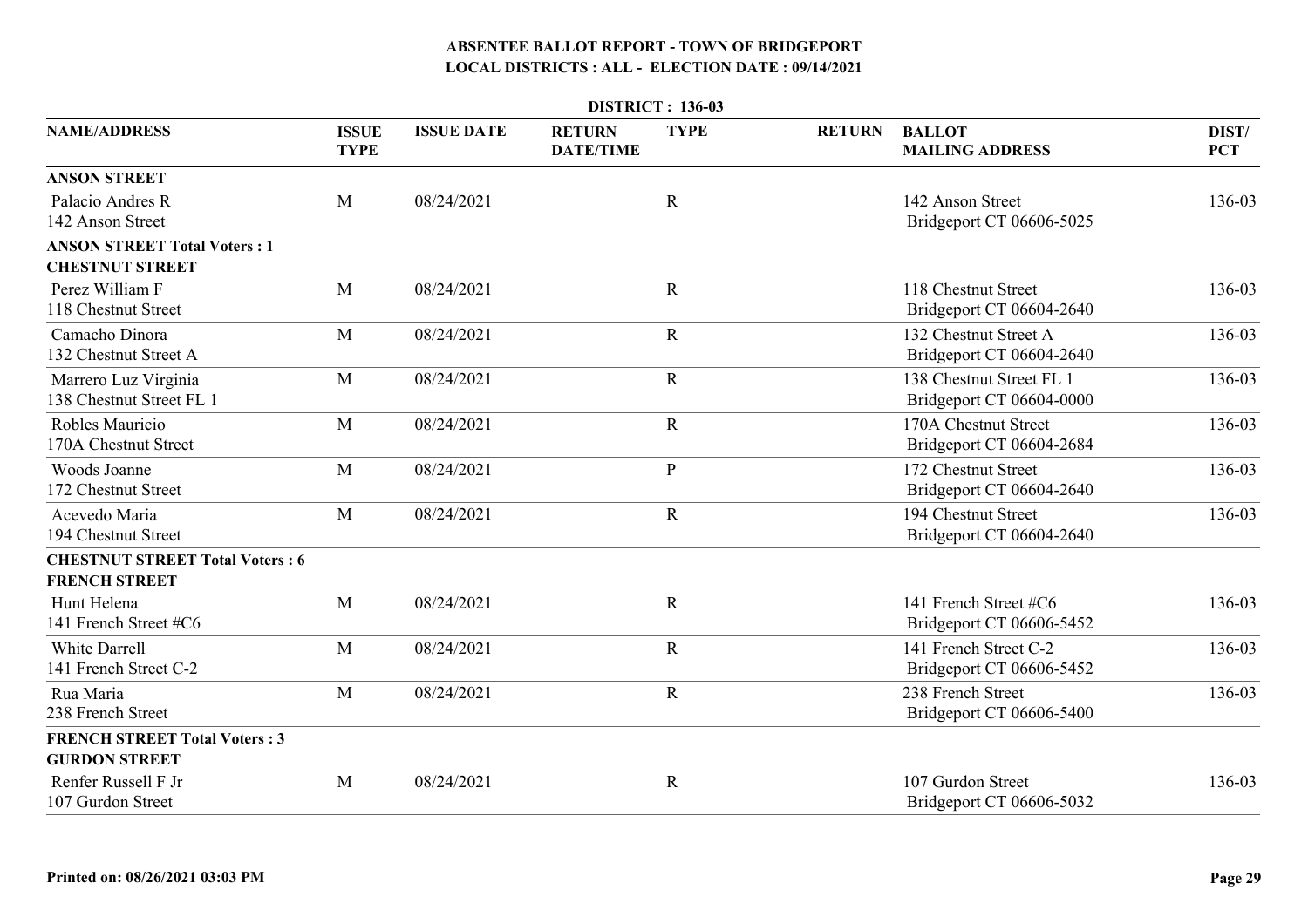# ABSENTEE BALLOT REPORT - TOWN OF BRIDGEPORT
## LOCAL DISTRICTS : ALL - ELECTION DATE : 09/14/2021

**DISTRICT : 136-03**

| NAME/ADDRESS | ISSUE TYPE | ISSUE DATE | RETURN DATE/TIME | TYPE | RETURN | BALLOT MAILING ADDRESS | DIST/ PCT |
|---|---|---|---|---|---|---|---|
| **ANSON STREET** | | | | | | | |
| Palacio Andres R<br>142 Anson Street | M | 08/24/2021 | | R | | 142 Anson Street<br>Bridgeport CT 06606-5025 | 136-03 |
| **ANSON STREET Total Voters : 1** | | | | | | | |
| **CHESTNUT STREET** | | | | | | | |
| Perez William F<br>118 Chestnut Street | M | 08/24/2021 | | R | | 118 Chestnut Street<br>Bridgeport CT 06604-2640 | 136-03 |
| Camacho Dinora<br>132 Chestnut Street A | M | 08/24/2021 | | R | | 132 Chestnut Street A<br>Bridgeport CT 06604-2640 | 136-03 |
| Marrero Luz Virginia<br>138 Chestnut Street FL 1 | M | 08/24/2021 | | R | | 138 Chestnut Street FL 1<br>Bridgeport CT 06604-0000 | 136-03 |
| Robles Mauricio<br>170A Chestnut Street | M | 08/24/2021 | | R | | 170A Chestnut Street<br>Bridgeport CT 06604-2684 | 136-03 |
| Woods Joanne<br>172 Chestnut Street | M | 08/24/2021 | | P | | 172 Chestnut Street<br>Bridgeport CT 06604-2640 | 136-03 |
| Acevedo Maria<br>194 Chestnut Street | M | 08/24/2021 | | R | | 194 Chestnut Street<br>Bridgeport CT 06604-2640 | 136-03 |
| **CHESTNUT STREET Total Voters : 6** | | | | | | | |
| **FRENCH STREET** | | | | | | | |
| Hunt Helena<br>141 French Street #C6 | M | 08/24/2021 | | R | | 141 French Street #C6<br>Bridgeport CT 06606-5452 | 136-03 |
| White Darrell<br>141 French Street C-2 | M | 08/24/2021 | | R | | 141 French Street C-2<br>Bridgeport CT 06606-5452 | 136-03 |
| Rua Maria<br>238 French Street | M | 08/24/2021 | | R | | 238 French Street<br>Bridgeport CT 06606-5400 | 136-03 |
| **FRENCH STREET Total Voters : 3** | | | | | | | |
| **GURDON STREET** | | | | | | | |
| Renfer Russell F Jr<br>107 Gurdon Street | M | 08/24/2021 | | R | | 107 Gurdon Street<br>Bridgeport CT 06606-5032 | 136-03 |

Printed on: 08/26/2021 03:03 PM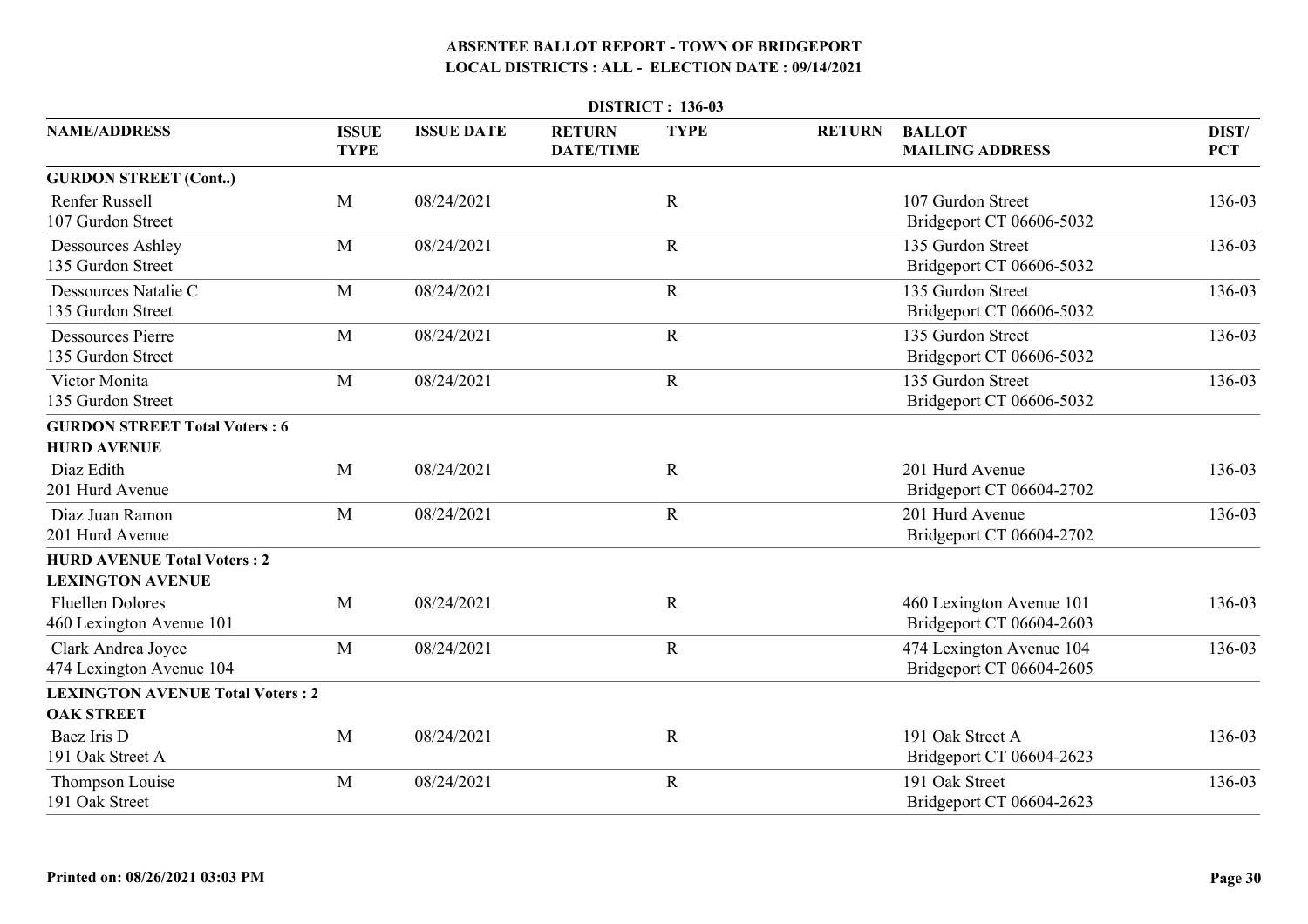## ABSENTEE BALLOT REPORT - TOWN OF BRIDGEPORT
## LOCAL DISTRICTS : ALL - ELECTION DATE : 09/14/2021

**DISTRICT : 136-03**

| NAME/ADDRESS | ISSUE TYPE | ISSUE DATE | RETURN DATE/TIME | TYPE | RETURN | BALLOT MAILING ADDRESS | DIST/ PCT |
|---|---|---|---|---|---|---|---|
| **GURDON STREET (Cont..)** | | | | | | | |
| Renfer Russell<br>107 Gurdon Street | M | 08/24/2021 | | R | | 107 Gurdon Street<br>Bridgeport CT 06606-5032 | 136-03 |
| Dessources Ashley<br>135 Gurdon Street | M | 08/24/2021 | | R | | 135 Gurdon Street<br>Bridgeport CT 06606-5032 | 136-03 |
| Dessources Natalie C<br>135 Gurdon Street | M | 08/24/2021 | | R | | 135 Gurdon Street<br>Bridgeport CT 06606-5032 | 136-03 |
| Dessources Pierre<br>135 Gurdon Street | M | 08/24/2021 | | R | | 135 Gurdon Street<br>Bridgeport CT 06606-5032 | 136-03 |
| Victor Monita<br>135 Gurdon Street | M | 08/24/2021 | | R | | 135 Gurdon Street<br>Bridgeport CT 06606-5032 | 136-03 |
| **GURDON STREET Total Voters : 6** | | | | | | | |
| **HURD AVENUE** | | | | | | | |
| Diaz Edith<br>201 Hurd Avenue | M | 08/24/2021 | | R | | 201 Hurd Avenue<br>Bridgeport CT 06604-2702 | 136-03 |
| Diaz Juan Ramon<br>201 Hurd Avenue | M | 08/24/2021 | | R | | 201 Hurd Avenue<br>Bridgeport CT 06604-2702 | 136-03 |
| **HURD AVENUE Total Voters : 2** | | | | | | | |
| **LEXINGTON AVENUE** | | | | | | | |
| Fluellen Dolores<br>460 Lexington Avenue 101 | M | 08/24/2021 | | R | | 460 Lexington Avenue 101<br>Bridgeport CT 06604-2603 | 136-03 |
| Clark Andrea Joyce<br>474 Lexington Avenue 104 | M | 08/24/2021 | | R | | 474 Lexington Avenue 104<br>Bridgeport CT 06604-2605 | 136-03 |
| **LEXINGTON AVENUE Total Voters : 2** | | | | | | | |
| **OAK STREET** | | | | | | | |
| Baez Iris D<br>191 Oak Street A | M | 08/24/2021 | | R | | 191 Oak Street A<br>Bridgeport CT 06604-2623 | 136-03 |
| Thompson Louise<br>191 Oak Street | M | 08/24/2021 | | R | | 191 Oak Street<br>Bridgeport CT 06604-2623 | 136-03 |

**Printed on: 08/26/2021 03:03 PM**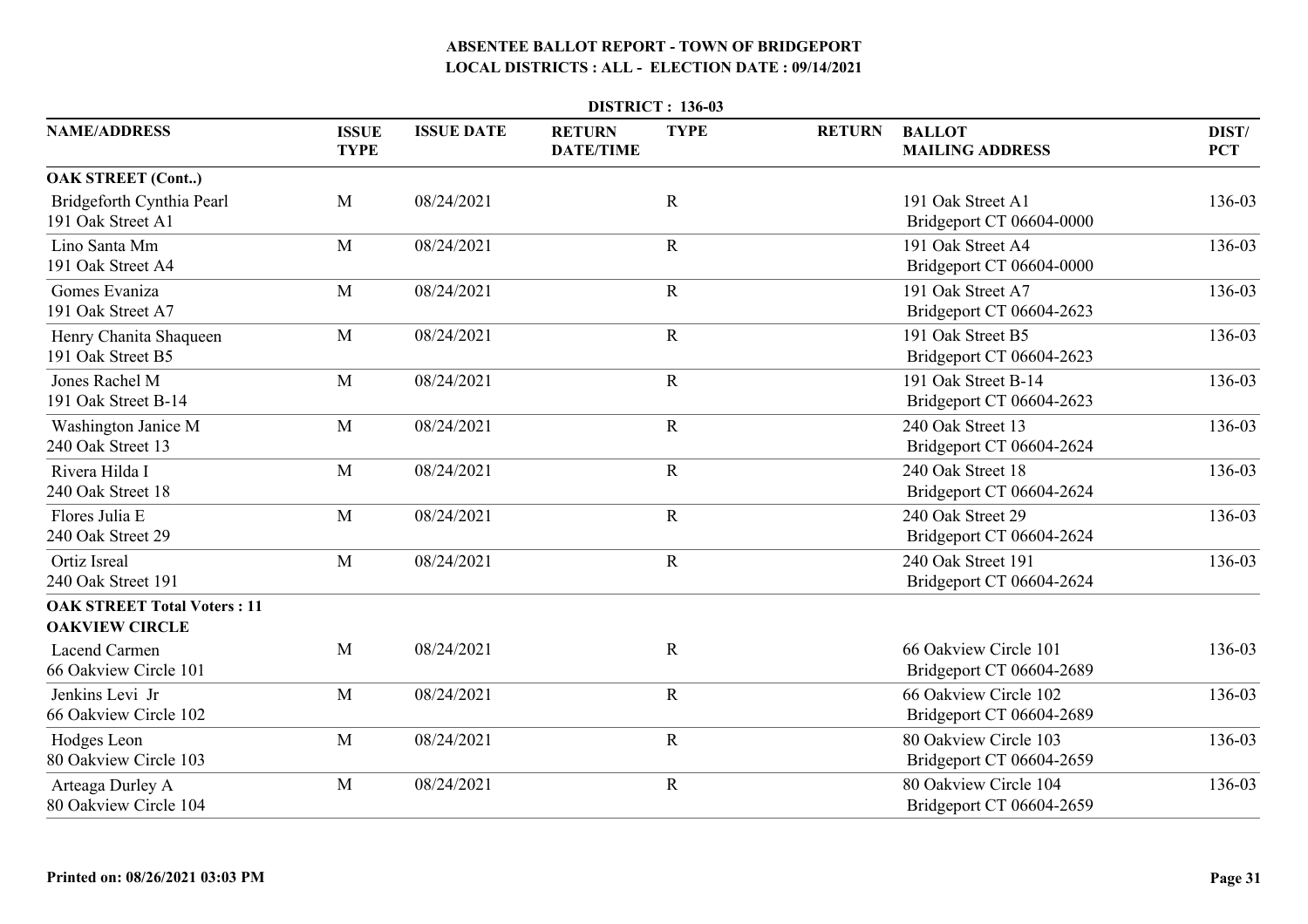# ABSENTEE BALLOT REPORT - TOWN OF BRIDGEPORT
## LOCAL DISTRICTS : ALL - ELECTION DATE : 09/14/2021

**DISTRICT : 136-03**

| NAME/ADDRESS | ISSUE TYPE | ISSUE DATE | RETURN DATE/TIME | TYPE | RETURN | BALLOT MAILING ADDRESS | DIST/ PCT |
|---|---|---|---|---|---|---|---|
| **OAK STREET (Cont..)** | | | | | | | |
| Bridgeforth Cynthia Pearl<br>191 Oak Street A1 | M | 08/24/2021 | | R | | 191 Oak Street A1<br>Bridgeport CT 06604-0000 | 136-03 |
| Lino Santa Mm<br>191 Oak Street A4 | M | 08/24/2021 | | R | | 191 Oak Street A4<br>Bridgeport CT 06604-0000 | 136-03 |
| Gomes Evaniza<br>191 Oak Street A7 | M | 08/24/2021 | | R | | 191 Oak Street A7<br>Bridgeport CT 06604-2623 | 136-03 |
| Henry Chanita Shaqueen<br>191 Oak Street B5 | M | 08/24/2021 | | R | | 191 Oak Street B5<br>Bridgeport CT 06604-2623 | 136-03 |
| Jones Rachel M<br>191 Oak Street B-14 | M | 08/24/2021 | | R | | 191 Oak Street B-14<br>Bridgeport CT 06604-2623 | 136-03 |
| Washington Janice M<br>240 Oak Street 13 | M | 08/24/2021 | | R | | 240 Oak Street 13<br>Bridgeport CT 06604-2624 | 136-03 |
| Rivera Hilda I<br>240 Oak Street 18 | M | 08/24/2021 | | R | | 240 Oak Street 18<br>Bridgeport CT 06604-2624 | 136-03 |
| Flores Julia E<br>240 Oak Street 29 | M | 08/24/2021 | | R | | 240 Oak Street 29<br>Bridgeport CT 06604-2624 | 136-03 |
| Ortiz Isreal<br>240 Oak Street 191 | M | 08/24/2021 | | R | | 240 Oak Street 191<br>Bridgeport CT 06604-2624 | 136-03 |
| **OAK STREET Total Voters : 11** | | | | | | | |
| **OAKVIEW CIRCLE** | | | | | | | |
| Lacend Carmen<br>66 Oakview Circle 101 | M | 08/24/2021 | | R | | 66 Oakview Circle 101<br>Bridgeport CT 06604-2689 | 136-03 |
| Jenkins Levi Jr<br>66 Oakview Circle 102 | M | 08/24/2021 | | R | | 66 Oakview Circle 102<br>Bridgeport CT 06604-2689 | 136-03 |
| Hodges Leon<br>80 Oakview Circle 103 | M | 08/24/2021 | | R | | 80 Oakview Circle 103<br>Bridgeport CT 06604-2659 | 136-03 |
| Arteaga Durley A<br>80 Oakview Circle 104 | M | 08/24/2021 | | R | | 80 Oakview Circle 104<br>Bridgeport CT 06604-2659 | 136-03 |

**Printed on: 08/26/2021 03:03 PM**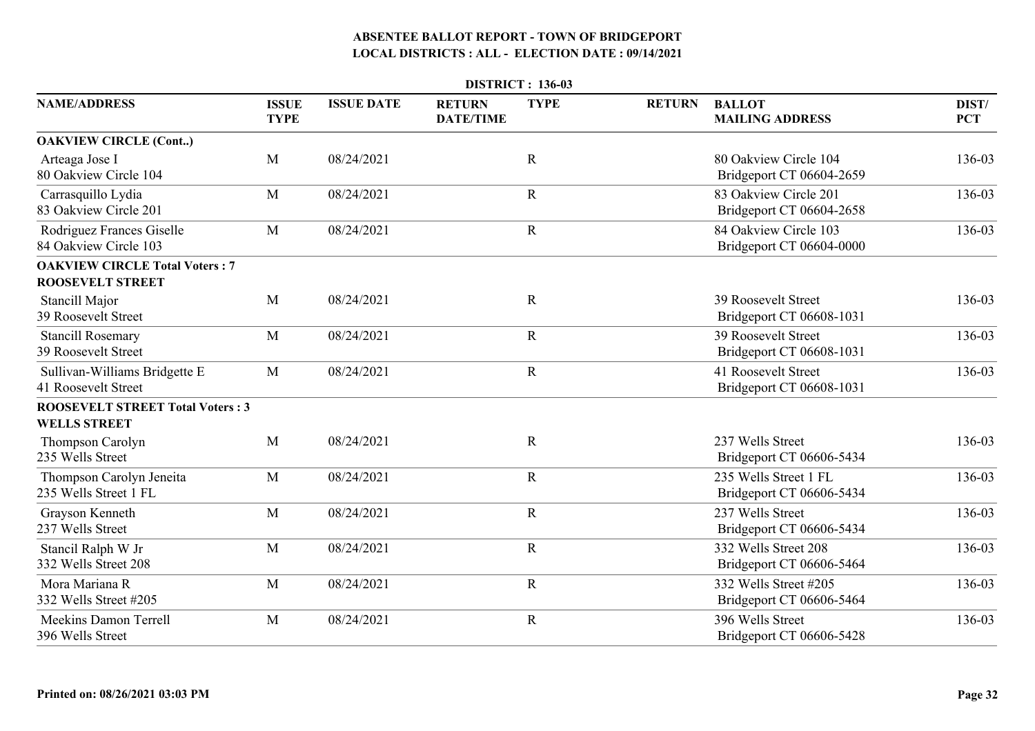# ABSENTEE BALLOT REPORT - TOWN OF BRIDGEPORT
## LOCAL DISTRICTS : ALL - ELECTION DATE : 09/14/2021

**DISTRICT : 136-03**

| NAME/ADDRESS | ISSUE TYPE | ISSUE DATE | RETURN DATE/TIME | TYPE | RETURN | BALLOT MAILING ADDRESS | DIST/ PCT |
|---|---|---|---|---|---|---|---|
| **OAKVIEW CIRCLE (Cont..)** | | | | | | | |
| Arteaga Jose I<br>80 Oakview Circle 104 | M | 08/24/2021 | | R | | 80 Oakview Circle 104<br>Bridgeport CT 06604-2659 | 136-03 |
| Carrasquillo Lydia<br>83 Oakview Circle 201 | M | 08/24/2021 | | R | | 83 Oakview Circle 201<br>Bridgeport CT 06604-2658 | 136-03 |
| Rodriguez Frances Giselle<br>84 Oakview Circle 103 | M | 08/24/2021 | | R | | 84 Oakview Circle 103<br>Bridgeport CT 06604-0000 | 136-03 |
| **OAKVIEW CIRCLE Total Voters : 7** | | | | | | | |
| **ROOSEVELT STREET** | | | | | | | |
| Stancill Major<br>39 Roosevelt Street | M | 08/24/2021 | | R | | 39 Roosevelt Street<br>Bridgeport CT 06608-1031 | 136-03 |
| Stancill Rosemary<br>39 Roosevelt Street | M | 08/24/2021 | | R | | 39 Roosevelt Street<br>Bridgeport CT 06608-1031 | 136-03 |
| Sullivan-Williams Bridgette E<br>41 Roosevelt Street | M | 08/24/2021 | | R | | 41 Roosevelt Street<br>Bridgeport CT 06608-1031 | 136-03 |
| **ROOSEVELT STREET Total Voters : 3** | | | | | | | |
| **WELLS STREET** | | | | | | | |
| Thompson Carolyn<br>235 Wells Street | M | 08/24/2021 | | R | | 237 Wells Street<br>Bridgeport CT 06606-5434 | 136-03 |
| Thompson Carolyn Jeneita<br>235 Wells Street 1 FL | M | 08/24/2021 | | R | | 235 Wells Street 1 FL<br>Bridgeport CT 06606-5434 | 136-03 |
| Grayson Kenneth<br>237 Wells Street | M | 08/24/2021 | | R | | 237 Wells Street<br>Bridgeport CT 06606-5434 | 136-03 |
| Stancil Ralph W Jr<br>332 Wells Street 208 | M | 08/24/2021 | | R | | 332 Wells Street 208<br>Bridgeport CT 06606-5464 | 136-03 |
| Mora Mariana R<br>332 Wells Street #205 | M | 08/24/2021 | | R | | 332 Wells Street #205<br>Bridgeport CT 06606-5464 | 136-03 |
| Meekins Damon Terrell<br>396 Wells Street | M | 08/24/2021 | | R | | 396 Wells Street<br>Bridgeport CT 06606-5428 | 136-03 |

Printed on: 08/26/2021 03:03 PM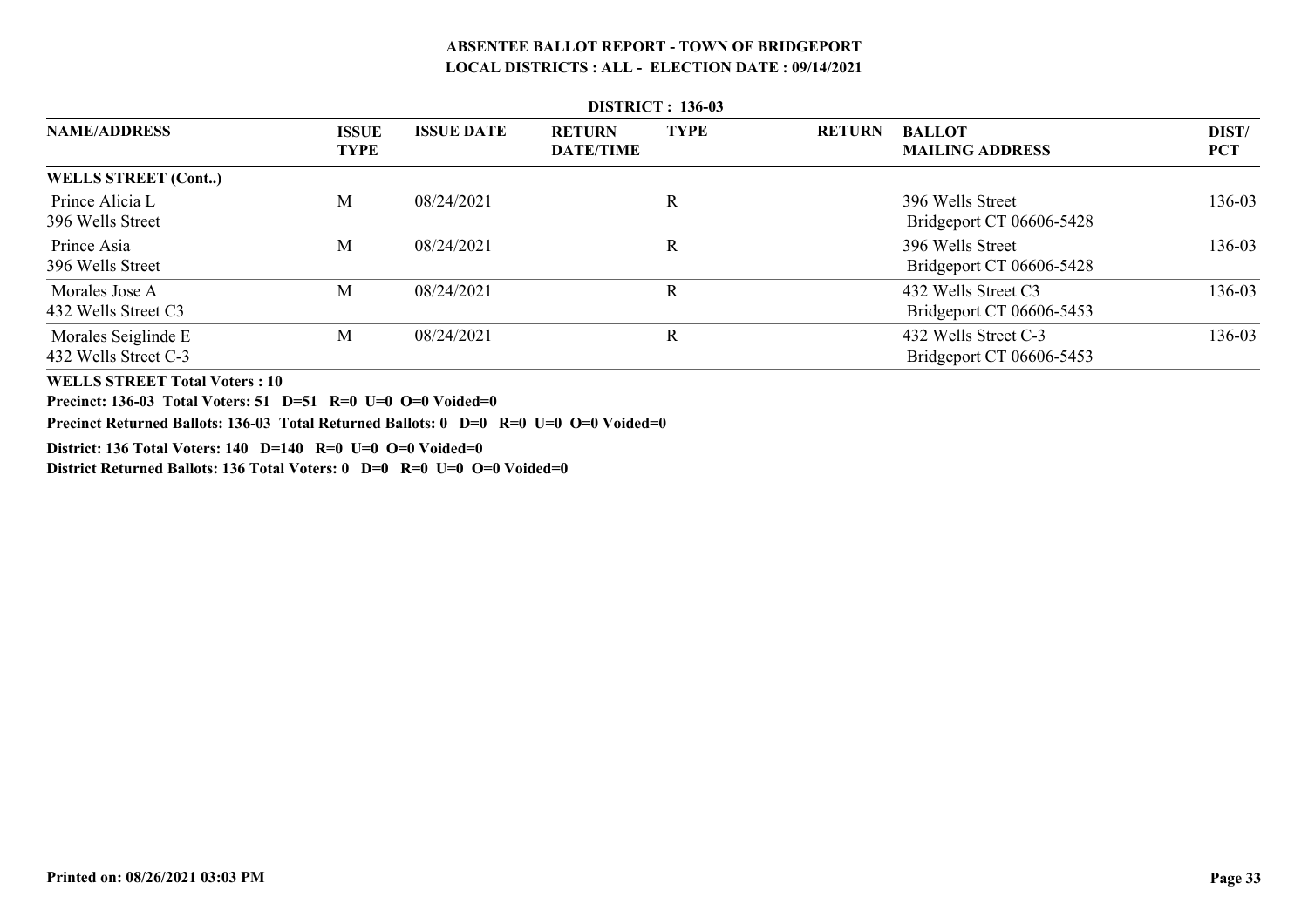# ABSENTEE BALLOT REPORT - TOWN OF BRIDGEPORT

## LOCAL DISTRICTS : ALL - ELECTION DATE : 09/14/2021

**DISTRICT : 136-03**

| NAME/ADDRESS | ISSUE TYPE | ISSUE DATE | RETURN DATE/TIME | TYPE | RETURN | BALLOT MAILING ADDRESS | DIST/ PCT |
|---|---|---|---|---|---|---|---|
| **WELLS STREET (Cont..)** | | | | | | | |
| Prince Alicia L<br>396 Wells Street | M | 08/24/2021 | | R | | 396 Wells Street<br>Bridgeport CT 06606-5428 | 136-03 |
| Prince Asia<br>396 Wells Street | M | 08/24/2021 | | R | | 396 Wells Street<br>Bridgeport CT 06606-5428 | 136-03 |
| Morales Jose A<br>432 Wells Street C3 | M | 08/24/2021 | | R | | 432 Wells Street C3<br>Bridgeport CT 06606-5453 | 136-03 |
| Morales Seiglinde E<br>432 Wells Street C-3 | M | 08/24/2021 | | R | | 432 Wells Street C-3<br>Bridgeport CT 06606-5453 | 136-03 |

**WELLS STREET Total Voters : 10**

**Precinct: 136-03 Total Voters: 51 D=51 R=0 U=0 O=0 Voided=0**

**Precinct Returned Ballots: 136-03 Total Returned Ballots: 0 D=0 R=0 U=0 O=0 Voided=0**

**District: 136 Total Voters: 140 D=140 R=0 U=0 O=0 Voided=0**

**District Returned Ballots: 136 Total Voters: 0 D=0 R=0 U=0 O=0 Voided=0**

**Printed on: 08/26/2021 03:03 PM**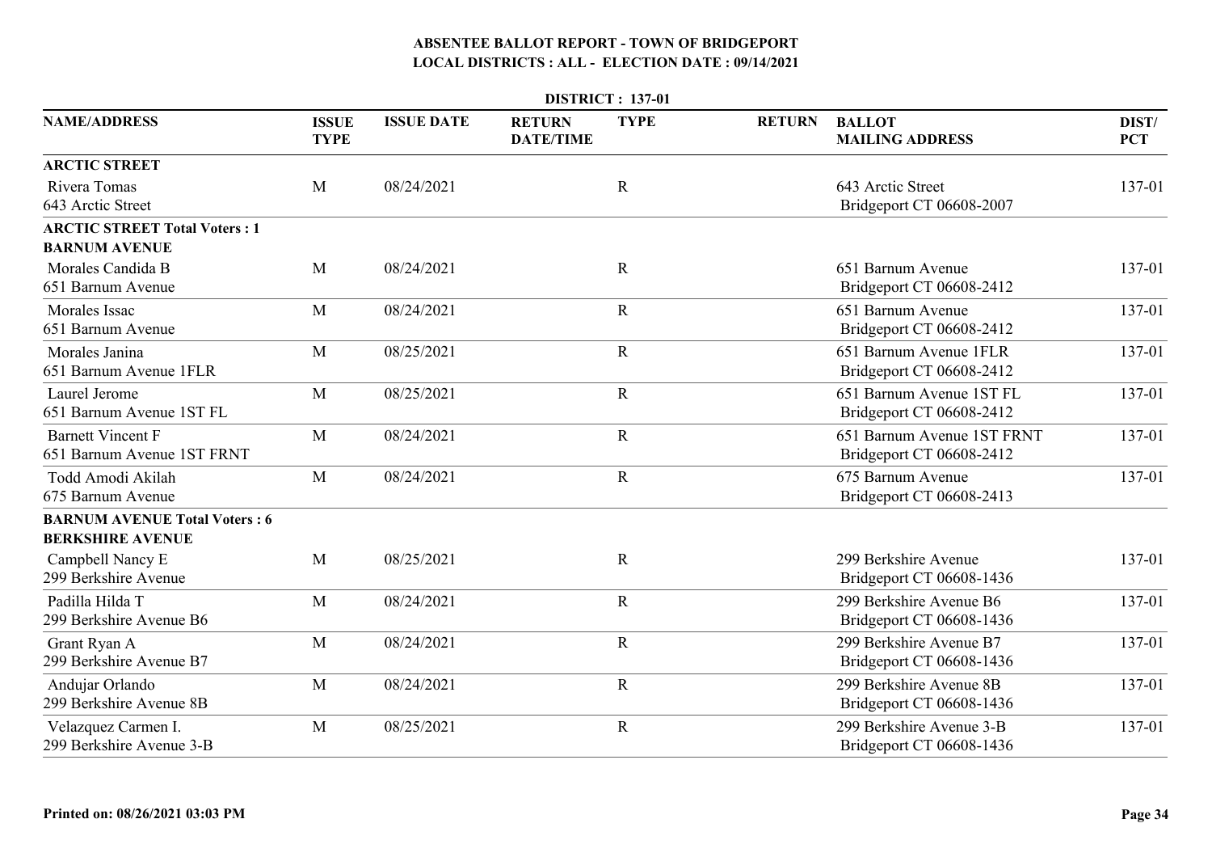# ABSENTEE BALLOT REPORT - TOWN OF BRIDGEPORT
## LOCAL DISTRICTS : ALL - ELECTION DATE : 09/14/2021

**DISTRICT : 137-01**

| NAME/ADDRESS | ISSUE TYPE | ISSUE DATE | RETURN DATE/TIME | TYPE | RETURN | BALLOT MAILING ADDRESS | DIST/ PCT |
|---|---|---|---|---|---|---|---|
| **ARCTIC STREET** | | | | | | | |
| Rivera Tomas<br>643 Arctic Street | M | 08/24/2021 | | R | | 643 Arctic Street<br>Bridgeport CT 06608-2007 | 137-01 |
| **ARCTIC STREET Total Voters : 1** | | | | | | | |
| **BARNUM AVENUE** | | | | | | | |
| Morales Candida B<br>651 Barnum Avenue | M | 08/24/2021 | | R | | 651 Barnum Avenue<br>Bridgeport CT 06608-2412 | 137-01 |
| Morales Issac<br>651 Barnum Avenue | M | 08/24/2021 | | R | | 651 Barnum Avenue<br>Bridgeport CT 06608-2412 | 137-01 |
| Morales Janina<br>651 Barnum Avenue 1FLR | M | 08/25/2021 | | R | | 651 Barnum Avenue 1FLR<br>Bridgeport CT 06608-2412 | 137-01 |
| Laurel Jerome<br>651 Barnum Avenue 1ST FL | M | 08/25/2021 | | R | | 651 Barnum Avenue 1ST FL<br>Bridgeport CT 06608-2412 | 137-01 |
| Barnett Vincent F<br>651 Barnum Avenue 1ST FRNT | M | 08/24/2021 | | R | | 651 Barnum Avenue 1ST FRNT<br>Bridgeport CT 06608-2412 | 137-01 |
| Todd Amodi Akilah<br>675 Barnum Avenue | M | 08/24/2021 | | R | | 675 Barnum Avenue<br>Bridgeport CT 06608-2413 | 137-01 |
| **BARNUM AVENUE Total Voters : 6** | | | | | | | |
| **BERKSHIRE AVENUE** | | | | | | | |
| Campbell Nancy E<br>299 Berkshire Avenue | M | 08/25/2021 | | R | | 299 Berkshire Avenue<br>Bridgeport CT 06608-1436 | 137-01 |
| Padilla Hilda T<br>299 Berkshire Avenue B6 | M | 08/24/2021 | | R | | 299 Berkshire Avenue B6<br>Bridgeport CT 06608-1436 | 137-01 |
| Grant Ryan A<br>299 Berkshire Avenue B7 | M | 08/24/2021 | | R | | 299 Berkshire Avenue B7<br>Bridgeport CT 06608-1436 | 137-01 |
| Andujar Orlando<br>299 Berkshire Avenue 8B | M | 08/24/2021 | | R | | 299 Berkshire Avenue 8B<br>Bridgeport CT 06608-1436 | 137-01 |
| Velazquez Carmen I.<br>299 Berkshire Avenue 3-B | M | 08/25/2021 | | R | | 299 Berkshire Avenue 3-B<br>Bridgeport CT 06608-1436 | 137-01 |

Printed on: 08/26/2021 03:03 PM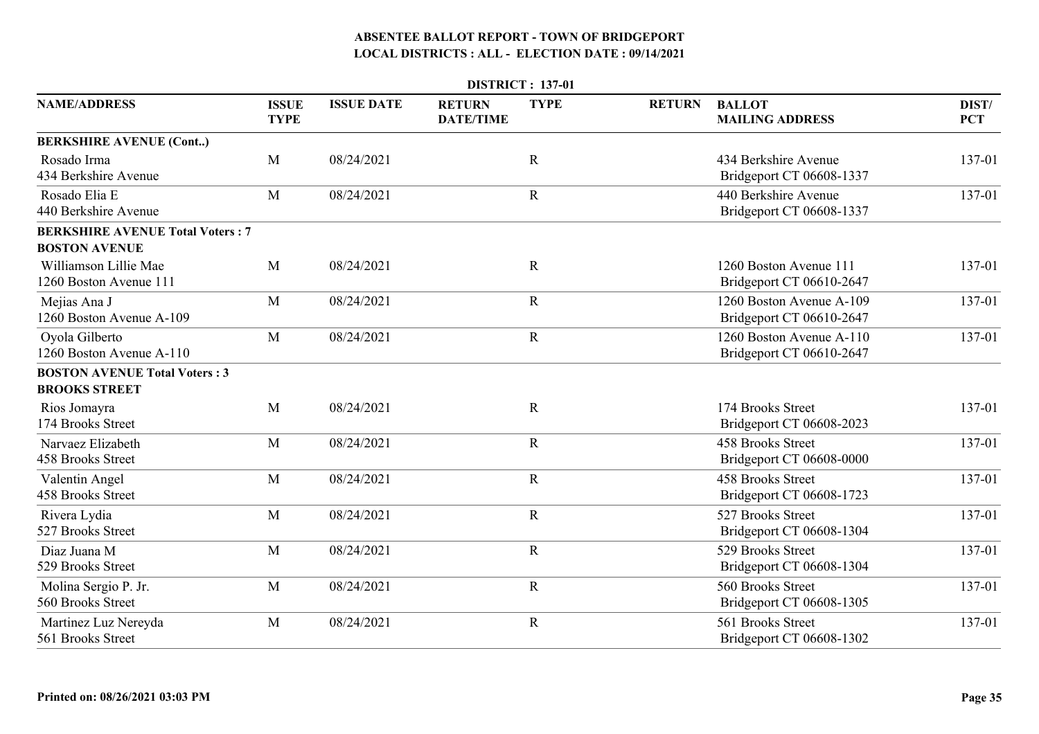# ABSENTEE BALLOT REPORT - TOWN OF BRIDGEPORT
## LOCAL DISTRICTS : ALL - ELECTION DATE : 09/14/2021

### DISTRICT : 137-01

| NAME/ADDRESS | ISSUE TYPE | ISSUE DATE | RETURN DATE/TIME | TYPE | RETURN | BALLOT MAILING ADDRESS | DIST/ PCT |
|---|---|---|---|---|---|---|---|
| **BERKSHIRE AVENUE (Cont..)** | | | | | | | |
| Rosado Irma<br>434 Berkshire Avenue | M | 08/24/2021 | | R | | 434 Berkshire Avenue<br>Bridgeport CT 06608-1337 | 137-01 |
| Rosado Elia E<br>440 Berkshire Avenue | M | 08/24/2021 | | R | | 440 Berkshire Avenue<br>Bridgeport CT 06608-1337 | 137-01 |
| **BERKSHIRE AVENUE Total Voters : 7** | | | | | | | |
| **BOSTON AVENUE** | | | | | | | |
| Williamson Lillie Mae<br>1260 Boston Avenue 111 | M | 08/24/2021 | | R | | 1260 Boston Avenue 111<br>Bridgeport CT 06610-2647 | 137-01 |
| Mejias Ana J<br>1260 Boston Avenue A-109 | M | 08/24/2021 | | R | | 1260 Boston Avenue A-109<br>Bridgeport CT 06610-2647 | 137-01 |
| Oyola Gilberto<br>1260 Boston Avenue A-110 | M | 08/24/2021 | | R | | 1260 Boston Avenue A-110<br>Bridgeport CT 06610-2647 | 137-01 |
| **BOSTON AVENUE Total Voters : 3** | | | | | | | |
| **BROOKS STREET** | | | | | | | |
| Rios Jomayra<br>174 Brooks Street | M | 08/24/2021 | | R | | 174 Brooks Street<br>Bridgeport CT 06608-2023 | 137-01 |
| Narvaez Elizabeth<br>458 Brooks Street | M | 08/24/2021 | | R | | 458 Brooks Street<br>Bridgeport CT 06608-0000 | 137-01 |
| Valentin Angel<br>458 Brooks Street | M | 08/24/2021 | | R | | 458 Brooks Street<br>Bridgeport CT 06608-1723 | 137-01 |
| Rivera Lydia<br>527 Brooks Street | M | 08/24/2021 | | R | | 527 Brooks Street<br>Bridgeport CT 06608-1304 | 137-01 |
| Diaz Juana M<br>529 Brooks Street | M | 08/24/2021 | | R | | 529 Brooks Street<br>Bridgeport CT 06608-1304 | 137-01 |
| Molina Sergio P. Jr.<br>560 Brooks Street | M | 08/24/2021 | | R | | 560 Brooks Street<br>Bridgeport CT 06608-1305 | 137-01 |
| Martinez Luz Nereyda<br>561 Brooks Street | M | 08/24/2021 | | R | | 561 Brooks Street<br>Bridgeport CT 06608-1302 | 137-01 |

**Printed on: 08/26/2021 03:03 PM**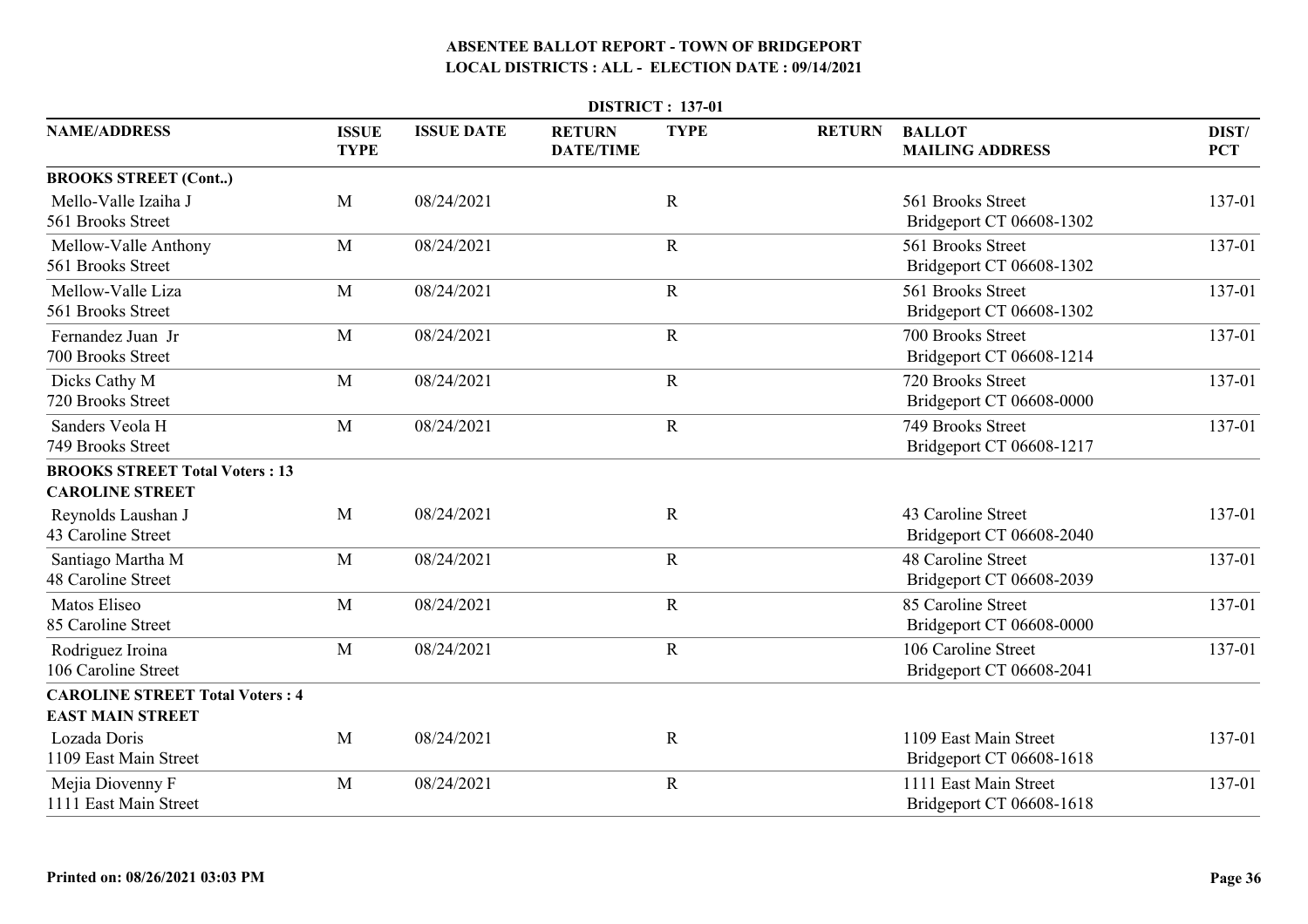# ABSENTEE BALLOT REPORT - TOWN OF BRIDGEPORT

## LOCAL DISTRICTS : ALL - ELECTION DATE : 09/14/2021

### DISTRICT : 137-01

| NAME/ADDRESS | ISSUE TYPE | ISSUE DATE | RETURN DATE/TIME | TYPE | RETURN | BALLOT MAILING ADDRESS | DIST/ PCT |
|---|---|---|---|---|---|---|---|
| **BROOKS STREET (Cont..)** | | | | | | | |
| Mello-Valle Izaiha J<br>561 Brooks Street | M | 08/24/2021 | | R | | 561 Brooks Street<br>Bridgeport CT 06608-1302 | 137-01 |
| Mellow-Valle Anthony<br>561 Brooks Street | M | 08/24/2021 | | R | | 561 Brooks Street<br>Bridgeport CT 06608-1302 | 137-01 |
| Mellow-Valle Liza<br>561 Brooks Street | M | 08/24/2021 | | R | | 561 Brooks Street<br>Bridgeport CT 06608-1302 | 137-01 |
| Fernandez Juan Jr<br>700 Brooks Street | M | 08/24/2021 | | R | | 700 Brooks Street<br>Bridgeport CT 06608-1214 | 137-01 |
| Dicks Cathy M<br>720 Brooks Street | M | 08/24/2021 | | R | | 720 Brooks Street<br>Bridgeport CT 06608-0000 | 137-01 |
| Sanders Veola H<br>749 Brooks Street | M | 08/24/2021 | | R | | 749 Brooks Street<br>Bridgeport CT 06608-1217 | 137-01 |
| **BROOKS STREET Total Voters : 13** | | | | | | | |
| **CAROLINE STREET** | | | | | | | |
| Reynolds Laushan J<br>43 Caroline Street | M | 08/24/2021 | | R | | 43 Caroline Street<br>Bridgeport CT 06608-2040 | 137-01 |
| Santiago Martha M<br>48 Caroline Street | M | 08/24/2021 | | R | | 48 Caroline Street<br>Bridgeport CT 06608-2039 | 137-01 |
| Matos Eliseo<br>85 Caroline Street | M | 08/24/2021 | | R | | 85 Caroline Street<br>Bridgeport CT 06608-0000 | 137-01 |
| Rodriguez Iroina<br>106 Caroline Street | M | 08/24/2021 | | R | | 106 Caroline Street<br>Bridgeport CT 06608-2041 | 137-01 |
| **CAROLINE STREET Total Voters : 4** | | | | | | | |
| **EAST MAIN STREET** | | | | | | | |
| Lozada Doris<br>1109 East Main Street | M | 08/24/2021 | | R | | 1109 East Main Street<br>Bridgeport CT 06608-1618 | 137-01 |
| Mejia Diovenny F<br>1111 East Main Street | M | 08/24/2021 | | R | | 1111 East Main Street<br>Bridgeport CT 06608-1618 | 137-01 |

Printed on: 08/26/2021 03:03 PM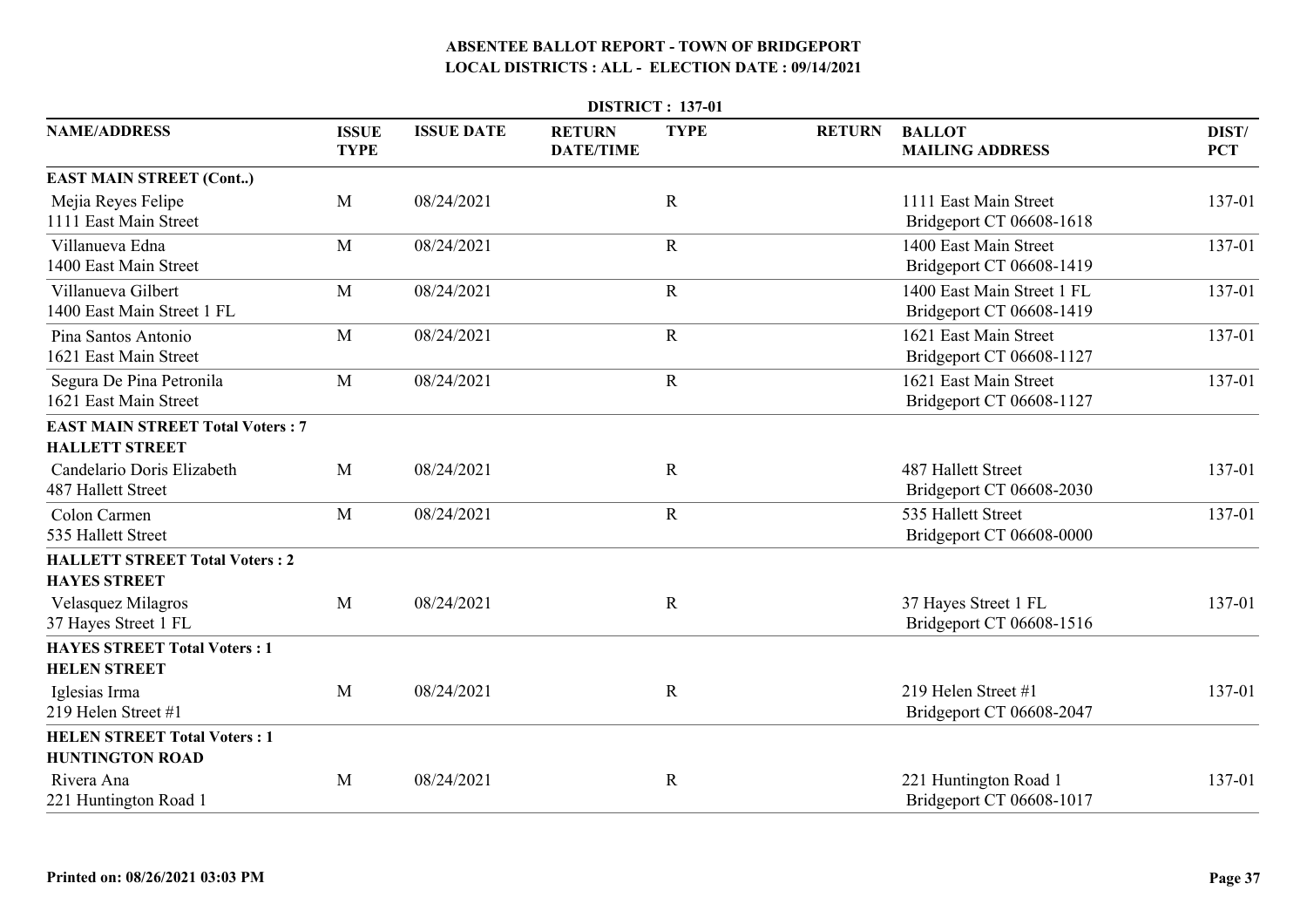# ABSENTEE BALLOT REPORT - TOWN OF BRIDGEPORT

## LOCAL DISTRICTS : ALL - ELECTION DATE : 09/14/2021

### DISTRICT : 137-01

| NAME/ADDRESS | ISSUE TYPE | ISSUE DATE | RETURN DATE/TIME | TYPE | RETURN | BALLOT MAILING ADDRESS | DIST/ PCT |
|---|---|---|---|---|---|---|---|
| **EAST MAIN STREET (Cont..)** | | | | | | | |
| Mejia Reyes Felipe<br>1111 East Main Street | M | 08/24/2021 | | R | | 1111 East Main Street<br>Bridgeport CT 06608-1618 | 137-01 |
| Villanueva Edna<br>1400 East Main Street | M | 08/24/2021 | | R | | 1400 East Main Street<br>Bridgeport CT 06608-1419 | 137-01 |
| Villanueva Gilbert<br>1400 East Main Street 1 FL | M | 08/24/2021 | | R | | 1400 East Main Street 1 FL<br>Bridgeport CT 06608-1419 | 137-01 |
| Pina Santos Antonio<br>1621 East Main Street | M | 08/24/2021 | | R | | 1621 East Main Street<br>Bridgeport CT 06608-1127 | 137-01 |
| Segura De Pina Petronila<br>1621 East Main Street | M | 08/24/2021 | | R | | 1621 East Main Street<br>Bridgeport CT 06608-1127 | 137-01 |
| **EAST MAIN STREET Total Voters : 7** | | | | | | | |
| **HALLETT STREET** | | | | | | | |
| Candelario Doris Elizabeth<br>487 Hallett Street | M | 08/24/2021 | | R | | 487 Hallett Street<br>Bridgeport CT 06608-2030 | 137-01 |
| Colon Carmen<br>535 Hallett Street | M | 08/24/2021 | | R | | 535 Hallett Street<br>Bridgeport CT 06608-0000 | 137-01 |
| **HALLETT STREET Total Voters : 2** | | | | | | | |
| **HAYES STREET** | | | | | | | |
| Velasquez Milagros<br>37 Hayes Street 1 FL | M | 08/24/2021 | | R | | 37 Hayes Street 1 FL<br>Bridgeport CT 06608-1516 | 137-01 |
| **HAYES STREET Total Voters : 1** | | | | | | | |
| **HELEN STREET** | | | | | | | |
| Iglesias Irma<br>219 Helen Street #1 | M | 08/24/2021 | | R | | 219 Helen Street #1<br>Bridgeport CT 06608-2047 | 137-01 |
| **HELEN STREET Total Voters : 1** | | | | | | | |
| **HUNTINGTON ROAD** | | | | | | | |
| Rivera Ana<br>221 Huntington Road 1 | M | 08/24/2021 | | R | | 221 Huntington Road 1<br>Bridgeport CT 06608-1017 | 137-01 |

Printed on: 08/26/2021 03:03 PM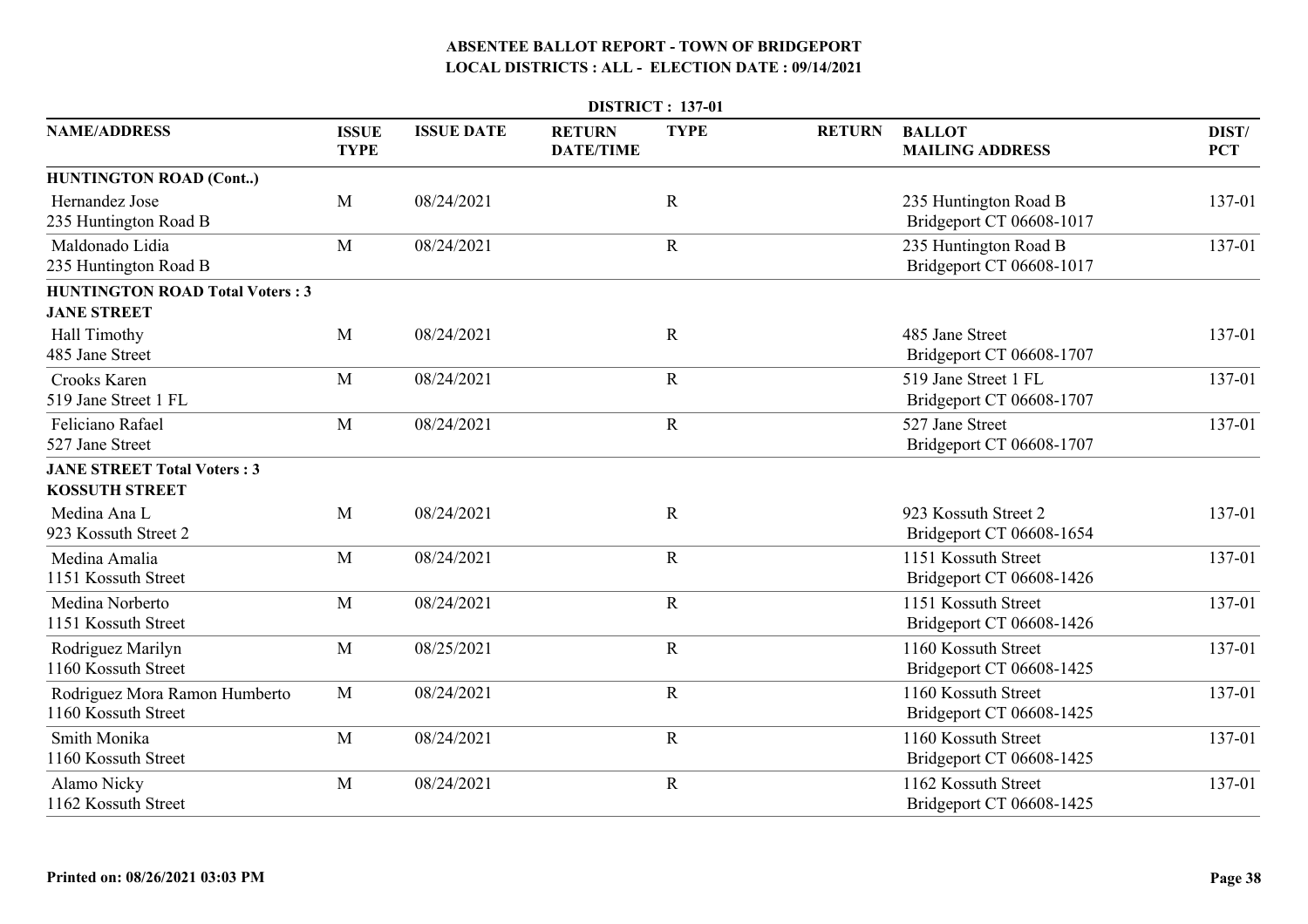# ABSENTEE BALLOT REPORT - TOWN OF BRIDGEPORT
## LOCAL DISTRICTS : ALL - ELECTION DATE : 09/14/2021

**DISTRICT : 137-01**

| NAME/ADDRESS | ISSUE TYPE | ISSUE DATE | RETURN DATE/TIME | TYPE | RETURN | BALLOT MAILING ADDRESS | DIST/ PCT |
|---|---|---|---|---|---|---|---|
| **HUNTINGTON ROAD (Cont..)** | | | | | | | |
| Hernandez Jose<br>235 Huntington Road B | M | 08/24/2021 | | R | | 235 Huntington Road B<br>Bridgeport CT 06608-1017 | 137-01 |
| Maldonado Lidia<br>235 Huntington Road B | M | 08/24/2021 | | R | | 235 Huntington Road B<br>Bridgeport CT 06608-1017 | 137-01 |
| **HUNTINGTON ROAD Total Voters : 3** | | | | | | | |
| **JANE STREET** | | | | | | | |
| Hall Timothy<br>485 Jane Street | M | 08/24/2021 | | R | | 485 Jane Street<br>Bridgeport CT 06608-1707 | 137-01 |
| Crooks Karen<br>519 Jane Street 1 FL | M | 08/24/2021 | | R | | 519 Jane Street 1 FL<br>Bridgeport CT 06608-1707 | 137-01 |
| Feliciano Rafael<br>527 Jane Street | M | 08/24/2021 | | R | | 527 Jane Street<br>Bridgeport CT 06608-1707 | 137-01 |
| **JANE STREET Total Voters : 3** | | | | | | | |
| **KOSSUTH STREET** | | | | | | | |
| Medina Ana L<br>923 Kossuth Street 2 | M | 08/24/2021 | | R | | 923 Kossuth Street 2<br>Bridgeport CT 06608-1654 | 137-01 |
| Medina Amalia<br>1151 Kossuth Street | M | 08/24/2021 | | R | | 1151 Kossuth Street<br>Bridgeport CT 06608-1426 | 137-01 |
| Medina Norberto<br>1151 Kossuth Street | M | 08/24/2021 | | R | | 1151 Kossuth Street<br>Bridgeport CT 06608-1426 | 137-01 |
| Rodriguez Marilyn<br>1160 Kossuth Street | M | 08/25/2021 | | R | | 1160 Kossuth Street<br>Bridgeport CT 06608-1425 | 137-01 |
| Rodriguez Mora Ramon Humberto<br>1160 Kossuth Street | M | 08/24/2021 | | R | | 1160 Kossuth Street<br>Bridgeport CT 06608-1425 | 137-01 |
| Smith Monika<br>1160 Kossuth Street | M | 08/24/2021 | | R | | 1160 Kossuth Street<br>Bridgeport CT 06608-1425 | 137-01 |
| Alamo Nicky<br>1162 Kossuth Street | M | 08/24/2021 | | R | | 1162 Kossuth Street<br>Bridgeport CT 06608-1425 | 137-01 |

Printed on: 08/26/2021 03:03 PM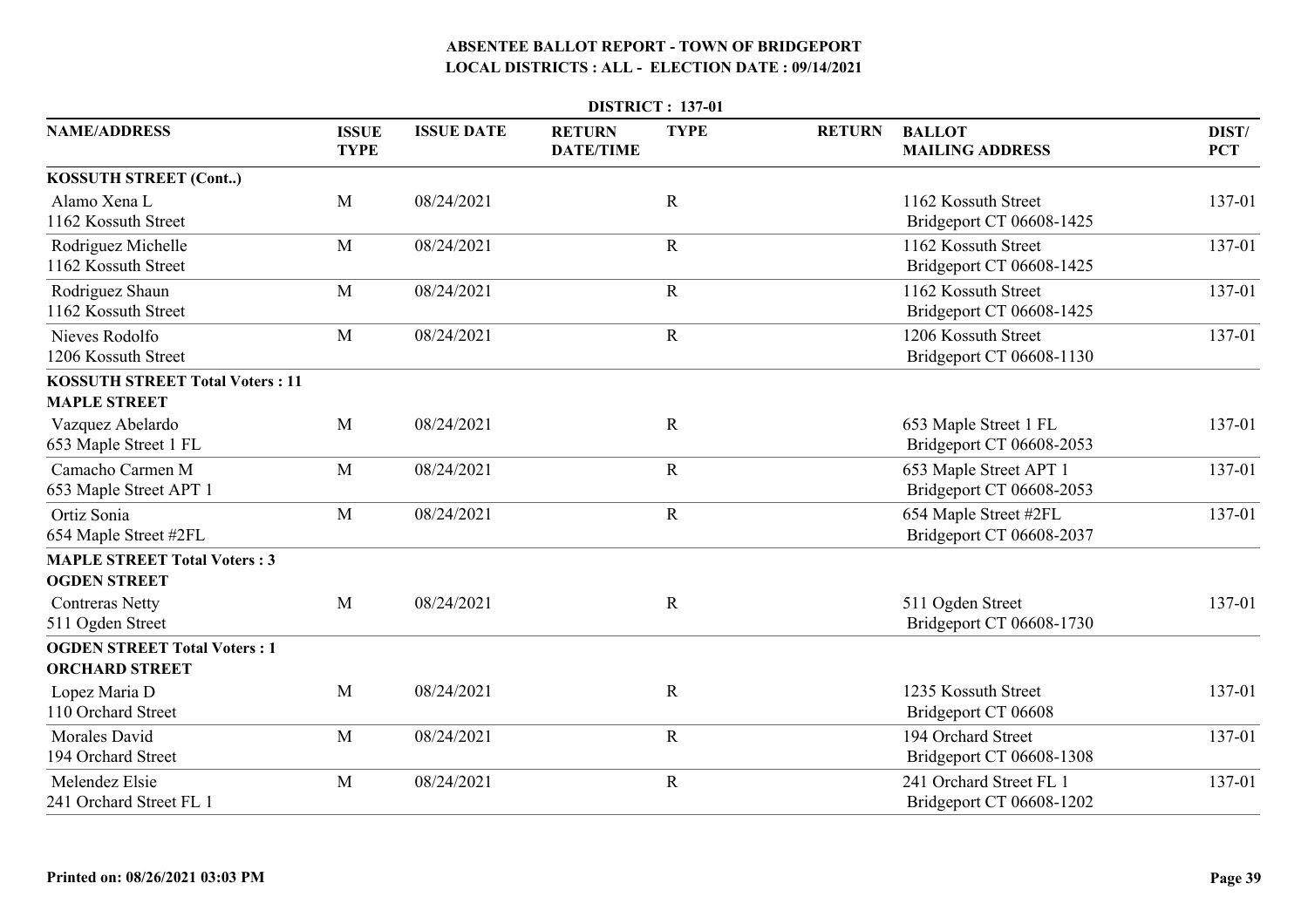# ABSENTEE BALLOT REPORT - TOWN OF BRIDGEPORT

## LOCAL DISTRICTS : ALL - ELECTION DATE : 09/14/2021

### DISTRICT : 137-01

| NAME/ADDRESS | ISSUE TYPE | ISSUE DATE | RETURN DATE/TIME | TYPE | RETURN | BALLOT MAILING ADDRESS | DIST/ PCT |
|---|---|---|---|---|---|---|---|
| **KOSSUTH STREET (Cont..)** | | | | | | | |
| Alamo Xena L<br>1162 Kossuth Street | M | 08/24/2021 | | R | | 1162 Kossuth Street<br>Bridgeport CT 06608-1425 | 137-01 |
| Rodriguez Michelle<br>1162 Kossuth Street | M | 08/24/2021 | | R | | 1162 Kossuth Street<br>Bridgeport CT 06608-1425 | 137-01 |
| Rodriguez Shaun<br>1162 Kossuth Street | M | 08/24/2021 | | R | | 1162 Kossuth Street<br>Bridgeport CT 06608-1425 | 137-01 |
| Nieves Rodolfo<br>1206 Kossuth Street | M | 08/24/2021 | | R | | 1206 Kossuth Street<br>Bridgeport CT 06608-1130 | 137-01 |
| **KOSSUTH STREET Total Voters : 11** | | | | | | | |
| **MAPLE STREET** | | | | | | | |
| Vazquez Abelardo<br>653 Maple Street 1 FL | M | 08/24/2021 | | R | | 653 Maple Street 1 FL<br>Bridgeport CT 06608-2053 | 137-01 |
| Camacho Carmen M<br>653 Maple Street APT 1 | M | 08/24/2021 | | R | | 653 Maple Street APT 1<br>Bridgeport CT 06608-2053 | 137-01 |
| Ortiz Sonia<br>654 Maple Street #2FL | M | 08/24/2021 | | R | | 654 Maple Street #2FL<br>Bridgeport CT 06608-2037 | 137-01 |
| **MAPLE STREET Total Voters : 3** | | | | | | | |
| **OGDEN STREET** | | | | | | | |
| Contreras Netty<br>511 Ogden Street | M | 08/24/2021 | | R | | 511 Ogden Street<br>Bridgeport CT 06608-1730 | 137-01 |
| **OGDEN STREET Total Voters : 1** | | | | | | | |
| **ORCHARD STREET** | | | | | | | |
| Lopez Maria D<br>110 Orchard Street | M | 08/24/2021 | | R | | 1235 Kossuth Street<br>Bridgeport CT 06608 | 137-01 |
| Morales David<br>194 Orchard Street | M | 08/24/2021 | | R | | 194 Orchard Street<br>Bridgeport CT 06608-1308 | 137-01 |
| Melendez Elsie<br>241 Orchard Street FL 1 | M | 08/24/2021 | | R | | 241 Orchard Street FL 1<br>Bridgeport CT 06608-1202 | 137-01 |

Printed on: 08/26/2021 03:03 PM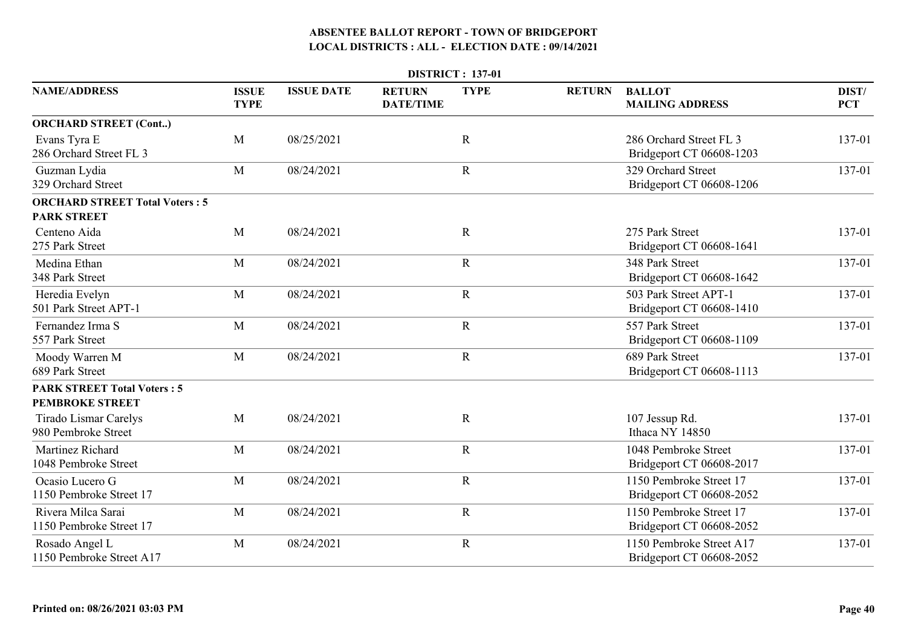# ABSENTEE BALLOT REPORT - TOWN OF BRIDGEPORT

## LOCAL DISTRICTS : ALL - ELECTION DATE : 09/14/2021

### DISTRICT : 137-01

| NAME/ADDRESS | ISSUE TYPE | ISSUE DATE | RETURN DATE/TIME | TYPE | RETURN | BALLOT MAILING ADDRESS | DIST/ PCT |
|---|---|---|---|---|---|---|---|
| **ORCHARD STREET (Cont..)** | | | | | | | |
| Evans Tyra E<br>286 Orchard Street FL 3 | M | 08/25/2021 | | R | | 286 Orchard Street FL 3<br>Bridgeport CT 06608-1203 | 137-01 |
| Guzman Lydia<br>329 Orchard Street | M | 08/24/2021 | | R | | 329 Orchard Street<br>Bridgeport CT 06608-1206 | 137-01 |
| **ORCHARD STREET Total Voters : 5** | | | | | | | |
| **PARK STREET** | | | | | | | |
| Centeno Aida<br>275 Park Street | M | 08/24/2021 | | R | | 275 Park Street<br>Bridgeport CT 06608-1641 | 137-01 |
| Medina Ethan<br>348 Park Street | M | 08/24/2021 | | R | | 348 Park Street<br>Bridgeport CT 06608-1642 | 137-01 |
| Heredia Evelyn<br>501 Park Street APT-1 | M | 08/24/2021 | | R | | 503 Park Street APT-1<br>Bridgeport CT 06608-1410 | 137-01 |
| Fernandez Irma S<br>557 Park Street | M | 08/24/2021 | | R | | 557 Park Street<br>Bridgeport CT 06608-1109 | 137-01 |
| Moody Warren M<br>689 Park Street | M | 08/24/2021 | | R | | 689 Park Street<br>Bridgeport CT 06608-1113 | 137-01 |
| **PARK STREET Total Voters : 5** | | | | | | | |
| **PEMBROKE STREET** | | | | | | | |
| Tirado Lismar Carelys<br>980 Pembroke Street | M | 08/24/2021 | | R | | 107 Jessup Rd.<br>Ithaca NY 14850 | 137-01 |
| Martinez Richard<br>1048 Pembroke Street | M | 08/24/2021 | | R | | 1048 Pembroke Street<br>Bridgeport CT 06608-2017 | 137-01 |
| Ocasio Lucero G<br>1150 Pembroke Street 17 | M | 08/24/2021 | | R | | 1150 Pembroke Street 17<br>Bridgeport CT 06608-2052 | 137-01 |
| Rivera Milca Sarai<br>1150 Pembroke Street 17 | M | 08/24/2021 | | R | | 1150 Pembroke Street 17<br>Bridgeport CT 06608-2052 | 137-01 |
| Rosado Angel L<br>1150 Pembroke Street A17 | M | 08/24/2021 | | R | | 1150 Pembroke Street A17<br>Bridgeport CT 06608-2052 | 137-01 |

**Printed on: 08/26/2021 03:03 PM**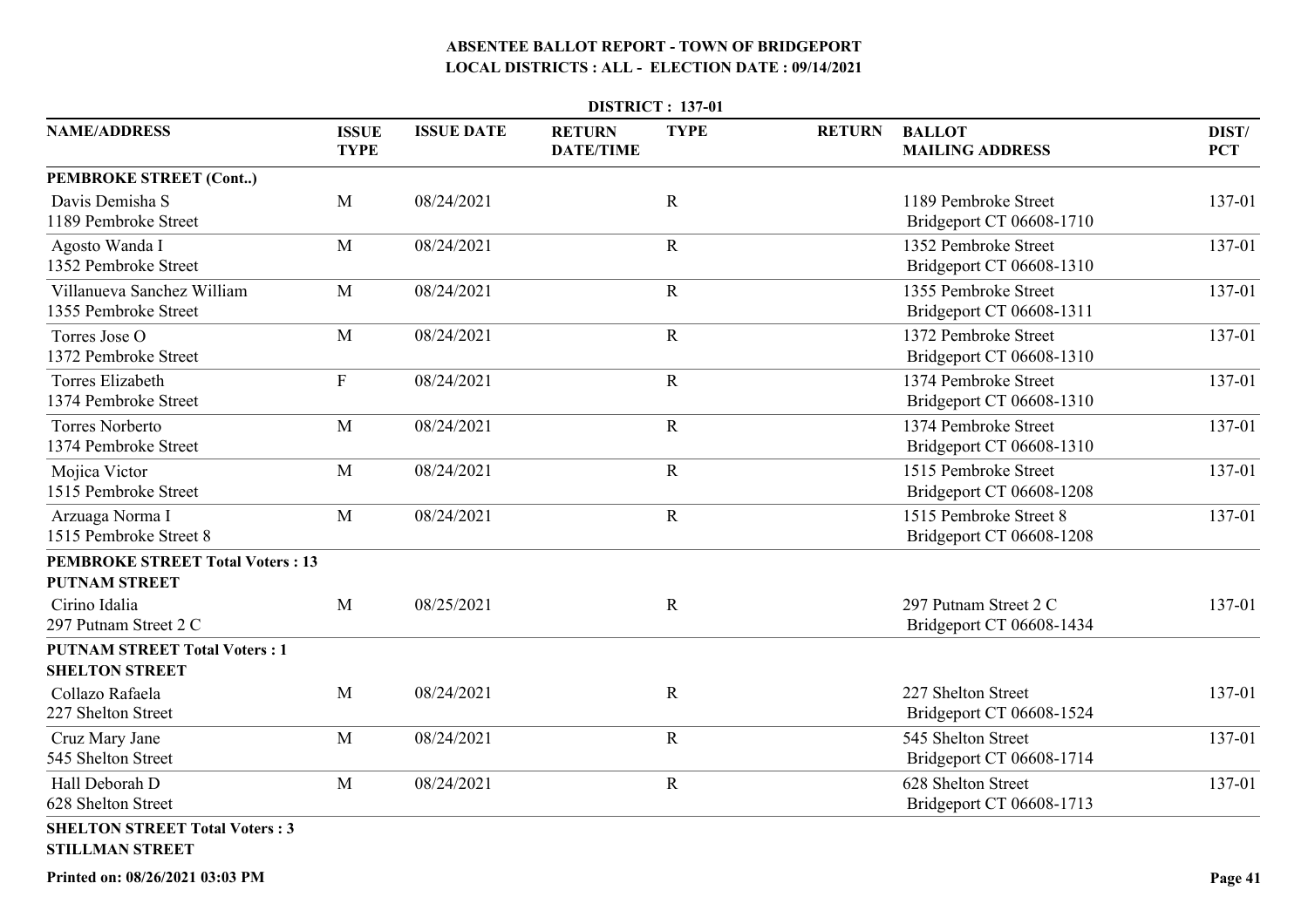# ABSENTEE BALLOT REPORT - TOWN OF BRIDGEPORT
## LOCAL DISTRICTS : ALL - ELECTION DATE : 09/14/2021

**DISTRICT : 137-01**

| NAME/ADDRESS | ISSUE TYPE | ISSUE DATE | RETURN DATE/TIME | TYPE | RETURN | BALLOT MAILING ADDRESS | DIST/ PCT |
|---|---|---|---|---|---|---|---|
| **PEMBROKE STREET (Cont..)** | | | | | | | |
| Davis Demisha S<br>1189 Pembroke Street | M | 08/24/2021 | | R | | 1189 Pembroke Street<br>Bridgeport CT 06608-1710 | 137-01 |
| Agosto Wanda I<br>1352 Pembroke Street | M | 08/24/2021 | | R | | 1352 Pembroke Street<br>Bridgeport CT 06608-1310 | 137-01 |
| Villanueva Sanchez William<br>1355 Pembroke Street | M | 08/24/2021 | | R | | 1355 Pembroke Street<br>Bridgeport CT 06608-1311 | 137-01 |
| Torres Jose O<br>1372 Pembroke Street | M | 08/24/2021 | | R | | 1372 Pembroke Street<br>Bridgeport CT 06608-1310 | 137-01 |
| Torres Elizabeth<br>1374 Pembroke Street | F | 08/24/2021 | | R | | 1374 Pembroke Street<br>Bridgeport CT 06608-1310 | 137-01 |
| Torres Norberto<br>1374 Pembroke Street | M | 08/24/2021 | | R | | 1374 Pembroke Street<br>Bridgeport CT 06608-1310 | 137-01 |
| Mojica Victor<br>1515 Pembroke Street | M | 08/24/2021 | | R | | 1515 Pembroke Street<br>Bridgeport CT 06608-1208 | 137-01 |
| Arzuaga Norma I<br>1515 Pembroke Street 8 | M | 08/24/2021 | | R | | 1515 Pembroke Street 8<br>Bridgeport CT 06608-1208 | 137-01 |
| **PEMBROKE STREET Total Voters : 13** | | | | | | | |
| **PUTNAM STREET** | | | | | | | |
| Cirino Idalia<br>297 Putnam Street 2 C | M | 08/25/2021 | | R | | 297 Putnam Street 2 C<br>Bridgeport CT 06608-1434 | 137-01 |
| **PUTNAM STREET Total Voters : 1** | | | | | | | |
| **SHELTON STREET** | | | | | | | |
| Collazo Rafaela<br>227 Shelton Street | M | 08/24/2021 | | R | | 227 Shelton Street<br>Bridgeport CT 06608-1524 | 137-01 |
| Cruz Mary Jane<br>545 Shelton Street | M | 08/24/2021 | | R | | 545 Shelton Street<br>Bridgeport CT 06608-1714 | 137-01 |
| Hall Deborah D<br>628 Shelton Street | M | 08/24/2021 | | R | | 628 Shelton Street<br>Bridgeport CT 06608-1713 | 137-01 |
| **SHELTON STREET Total Voters : 3** | | | | | | | |
| **STILLMAN STREET** | | | | | | | |

Printed on: 08/26/2021 03:03 PM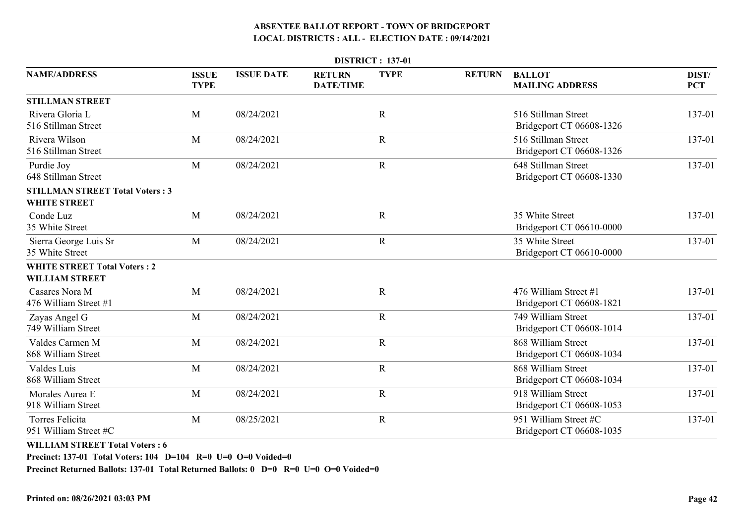**ABSENTEE BALLOT REPORT - TOWN OF BRIDGEPORT**
**LOCAL DISTRICTS : ALL - ELECTION DATE : 09/14/2021**

**DISTRICT : 137-01**

| NAME/ADDRESS | ISSUE TYPE | ISSUE DATE | RETURN DATE/TIME | TYPE | RETURN | BALLOT MAILING ADDRESS | DIST/ PCT |
|---|---|---|---|---|---|---|---|
| **STILLMAN STREET** | | | | | | | |
| Rivera Gloria L<br>516 Stillman Street | M | 08/24/2021 | | R | | 516 Stillman Street<br>Bridgeport CT 06608-1326 | 137-01 |
| Rivera Wilson<br>516 Stillman Street | M | 08/24/2021 | | R | | 516 Stillman Street<br>Bridgeport CT 06608-1326 | 137-01 |
| Purdie Joy<br>648 Stillman Street | M | 08/24/2021 | | R | | 648 Stillman Street<br>Bridgeport CT 06608-1330 | 137-01 |
| **STILLMAN STREET Total Voters : 3** | | | | | | | |
| **WHITE STREET** | | | | | | | |
| Conde Luz<br>35 White Street | M | 08/24/2021 | | R | | 35 White Street<br>Bridgeport CT 06610-0000 | 137-01 |
| Sierra George Luis Sr<br>35 White Street | M | 08/24/2021 | | R | | 35 White Street<br>Bridgeport CT 06610-0000 | 137-01 |
| **WHITE STREET Total Voters : 2** | | | | | | | |
| **WILLIAM STREET** | | | | | | | |
| Casares Nora M<br>476 William Street #1 | M | 08/24/2021 | | R | | 476 William Street #1<br>Bridgeport CT 06608-1821 | 137-01 |
| Zayas Angel G<br>749 William Street | M | 08/24/2021 | | R | | 749 William Street<br>Bridgeport CT 06608-1014 | 137-01 |
| Valdes Carmen M<br>868 William Street | M | 08/24/2021 | | R | | 868 William Street<br>Bridgeport CT 06608-1034 | 137-01 |
| Valdes Luis<br>868 William Street | M | 08/24/2021 | | R | | 868 William Street<br>Bridgeport CT 06608-1034 | 137-01 |
| Morales Aurea E<br>918 William Street | M | 08/24/2021 | | R | | 918 William Street<br>Bridgeport CT 06608-1053 | 137-01 |
| Torres Felicita<br>951 William Street #C | M | 08/25/2021 | | R | | 951 William Street #C<br>Bridgeport CT 06608-1035 | 137-01 |

**WILLIAM STREET Total Voters : 6**

**Precinct: 137-01 Total Voters: 104 D=104 R=0 U=0 O=0 Voided=0**

**Precinct Returned Ballots: 137-01 Total Returned Ballots: 0 D=0 R=0 U=0 O=0 Voided=0**

**Printed on: 08/26/2021 03:03 PM**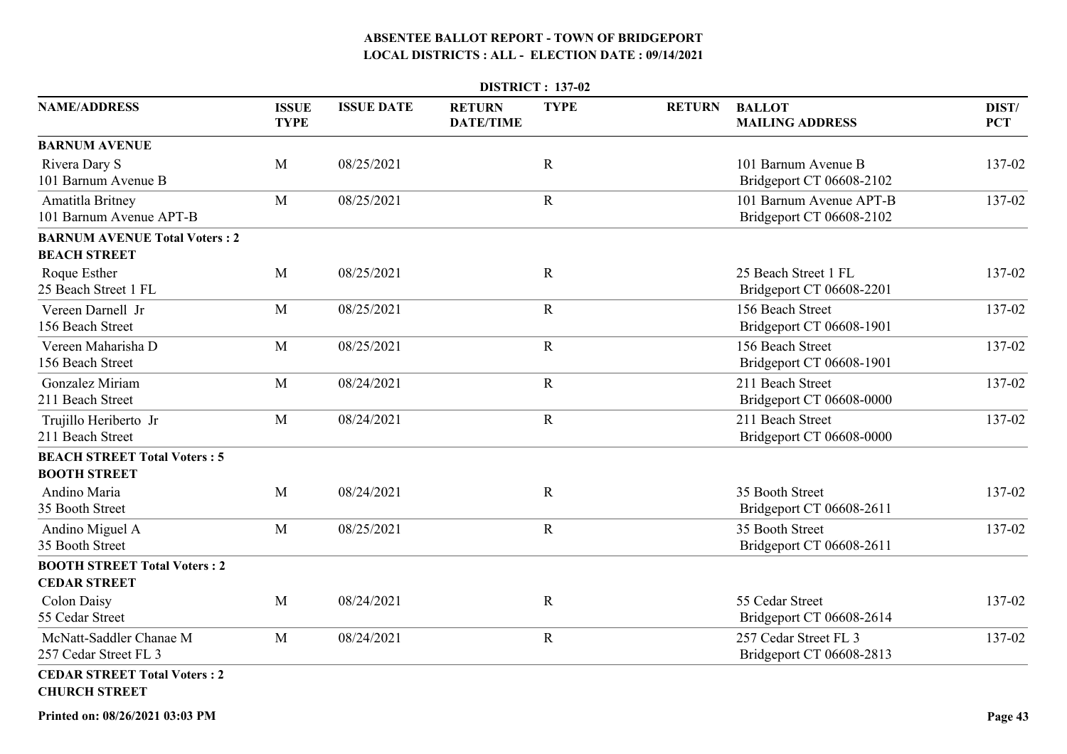# ABSENTEE BALLOT REPORT - TOWN OF BRIDGEPORT
## LOCAL DISTRICTS : ALL - ELECTION DATE : 09/14/2021

**DISTRICT : 137-02**

| NAME/ADDRESS | ISSUE TYPE | ISSUE DATE | RETURN DATE/TIME | TYPE | RETURN | BALLOT MAILING ADDRESS | DIST/ PCT |
|---|---|---|---|---|---|---|---|
| **BARNUM AVENUE** | | | | | | | |
| Rivera Dary S<br>101 Barnum Avenue B | M | 08/25/2021 | | R | | 101 Barnum Avenue B<br>Bridgeport CT 06608-2102 | 137-02 |
| Amatitla Britney<br>101 Barnum Avenue APT-B | M | 08/25/2021 | | R | | 101 Barnum Avenue APT-B<br>Bridgeport CT 06608-2102 | 137-02 |
| **BARNUM AVENUE Total Voters : 2** | | | | | | | |
| **BEACH STREET** | | | | | | | |
| Roque Esther<br>25 Beach Street 1 FL | M | 08/25/2021 | | R | | 25 Beach Street 1 FL<br>Bridgeport CT 06608-2201 | 137-02 |
| Vereen Darnell Jr<br>156 Beach Street | M | 08/25/2021 | | R | | 156 Beach Street<br>Bridgeport CT 06608-1901 | 137-02 |
| Vereen Maharisha D<br>156 Beach Street | M | 08/25/2021 | | R | | 156 Beach Street<br>Bridgeport CT 06608-1901 | 137-02 |
| Gonzalez Miriam<br>211 Beach Street | M | 08/24/2021 | | R | | 211 Beach Street<br>Bridgeport CT 06608-0000 | 137-02 |
| Trujillo Heriberto Jr<br>211 Beach Street | M | 08/24/2021 | | R | | 211 Beach Street<br>Bridgeport CT 06608-0000 | 137-02 |
| **BEACH STREET Total Voters : 5** | | | | | | | |
| **BOOTH STREET** | | | | | | | |
| Andino Maria<br>35 Booth Street | M | 08/24/2021 | | R | | 35 Booth Street<br>Bridgeport CT 06608-2611 | 137-02 |
| Andino Miguel A<br>35 Booth Street | M | 08/25/2021 | | R | | 35 Booth Street<br>Bridgeport CT 06608-2611 | 137-02 |
| **BOOTH STREET Total Voters : 2** | | | | | | | |
| **CEDAR STREET** | | | | | | | |
| Colon Daisy<br>55 Cedar Street | M | 08/24/2021 | | R | | 55 Cedar Street<br>Bridgeport CT 06608-2614 | 137-02 |
| McNatt-Saddler Chanae M<br>257 Cedar Street FL 3 | M | 08/24/2021 | | R | | 257 Cedar Street FL 3<br>Bridgeport CT 06608-2813 | 137-02 |
| **CEDAR STREET Total Voters : 2** | | | | | | | |
| **CHURCH STREET** | | | | | | | |

Printed on: 08/26/2021 03:03 PM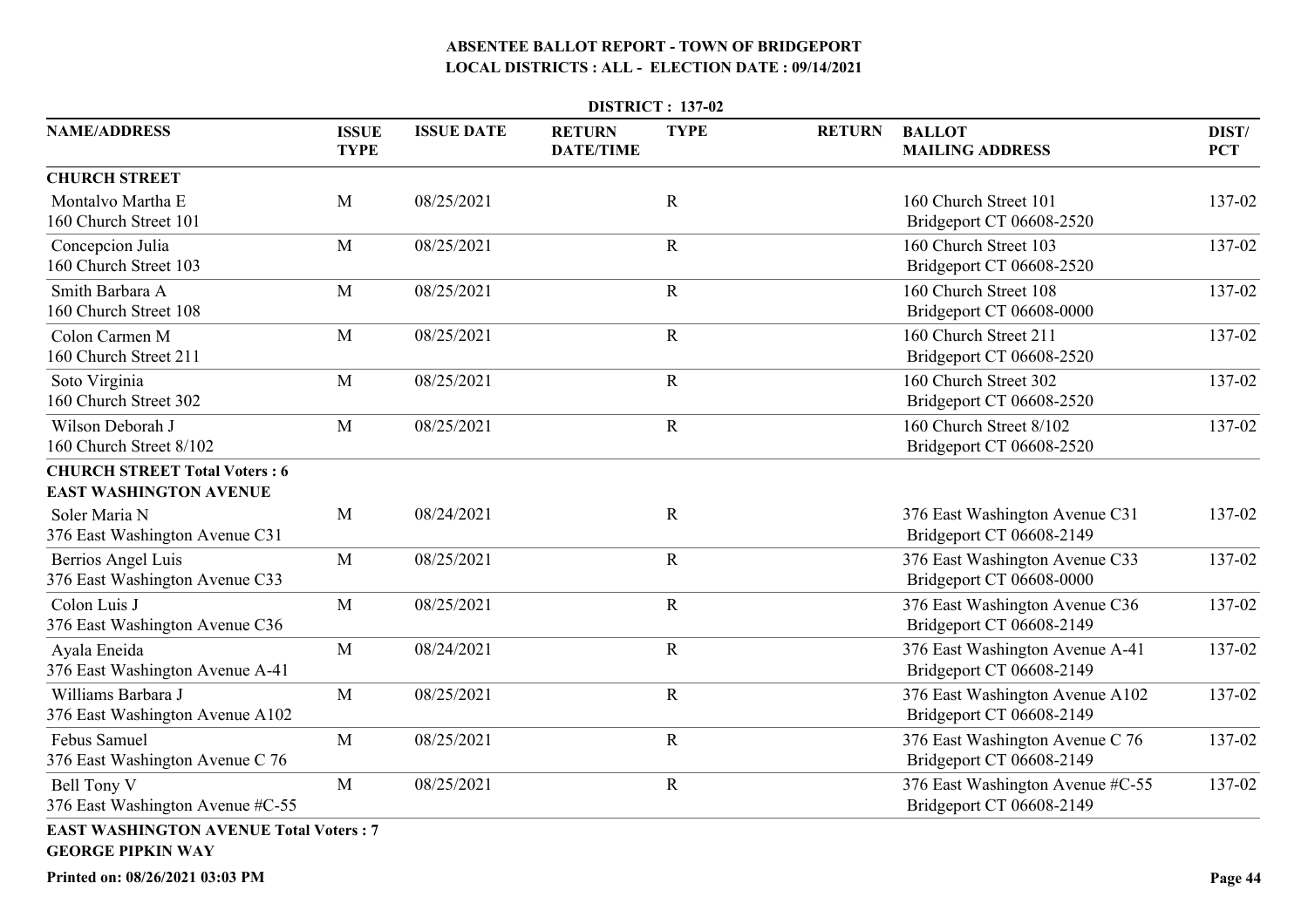# ABSENTEE BALLOT REPORT - TOWN OF BRIDGEPORT
## LOCAL DISTRICTS : ALL - ELECTION DATE : 09/14/2021

**DISTRICT : 137-02**

| NAME/ADDRESS | ISSUE TYPE | ISSUE DATE | RETURN DATE/TIME | TYPE | RETURN | BALLOT MAILING ADDRESS | DIST/ PCT |
|---|---|---|---|---|---|---|---|
| **CHURCH STREET** | | | | | | | |
| Montalvo Martha E<br>160 Church Street 101 | M | 08/25/2021 | | R | | 160 Church Street 101<br>Bridgeport CT 06608-2520 | 137-02 |
| Concepcion Julia<br>160 Church Street 103 | M | 08/25/2021 | | R | | 160 Church Street 103<br>Bridgeport CT 06608-2520 | 137-02 |
| Smith Barbara A<br>160 Church Street 108 | M | 08/25/2021 | | R | | 160 Church Street 108<br>Bridgeport CT 06608-0000 | 137-02 |
| Colon Carmen M<br>160 Church Street 211 | M | 08/25/2021 | | R | | 160 Church Street 211<br>Bridgeport CT 06608-2520 | 137-02 |
| Soto Virginia<br>160 Church Street 302 | M | 08/25/2021 | | R | | 160 Church Street 302<br>Bridgeport CT 06608-2520 | 137-02 |
| Wilson Deborah J<br>160 Church Street 8/102 | M | 08/25/2021 | | R | | 160 Church Street 8/102<br>Bridgeport CT 06608-2520 | 137-02 |
| **CHURCH STREET Total Voters : 6** | | | | | | | |
| **EAST WASHINGTON AVENUE** | | | | | | | |
| Soler Maria N<br>376 East Washington Avenue C31 | M | 08/24/2021 | | R | | 376 East Washington Avenue C31<br>Bridgeport CT 06608-2149 | 137-02 |
| Berrios Angel Luis<br>376 East Washington Avenue C33 | M | 08/25/2021 | | R | | 376 East Washington Avenue C33<br>Bridgeport CT 06608-0000 | 137-02 |
| Colon Luis J<br>376 East Washington Avenue C36 | M | 08/25/2021 | | R | | 376 East Washington Avenue C36<br>Bridgeport CT 06608-2149 | 137-02 |
| Ayala Eneida<br>376 East Washington Avenue A-41 | M | 08/24/2021 | | R | | 376 East Washington Avenue A-41<br>Bridgeport CT 06608-2149 | 137-02 |
| Williams Barbara J<br>376 East Washington Avenue A102 | M | 08/25/2021 | | R | | 376 East Washington Avenue A102<br>Bridgeport CT 06608-2149 | 137-02 |
| Febus Samuel<br>376 East Washington Avenue C 76 | M | 08/25/2021 | | R | | 376 East Washington Avenue C 76<br>Bridgeport CT 06608-2149 | 137-02 |
| Bell Tony V<br>376 East Washington Avenue #C-55 | M | 08/25/2021 | | R | | 376 East Washington Avenue #C-55<br>Bridgeport CT 06608-2149 | 137-02 |
| **EAST WASHINGTON AVENUE Total Voters : 7** | | | | | | | |
| **GEORGE PIPKIN WAY** | | | | | | | |

**Printed on: 08/26/2021 03:03 PM**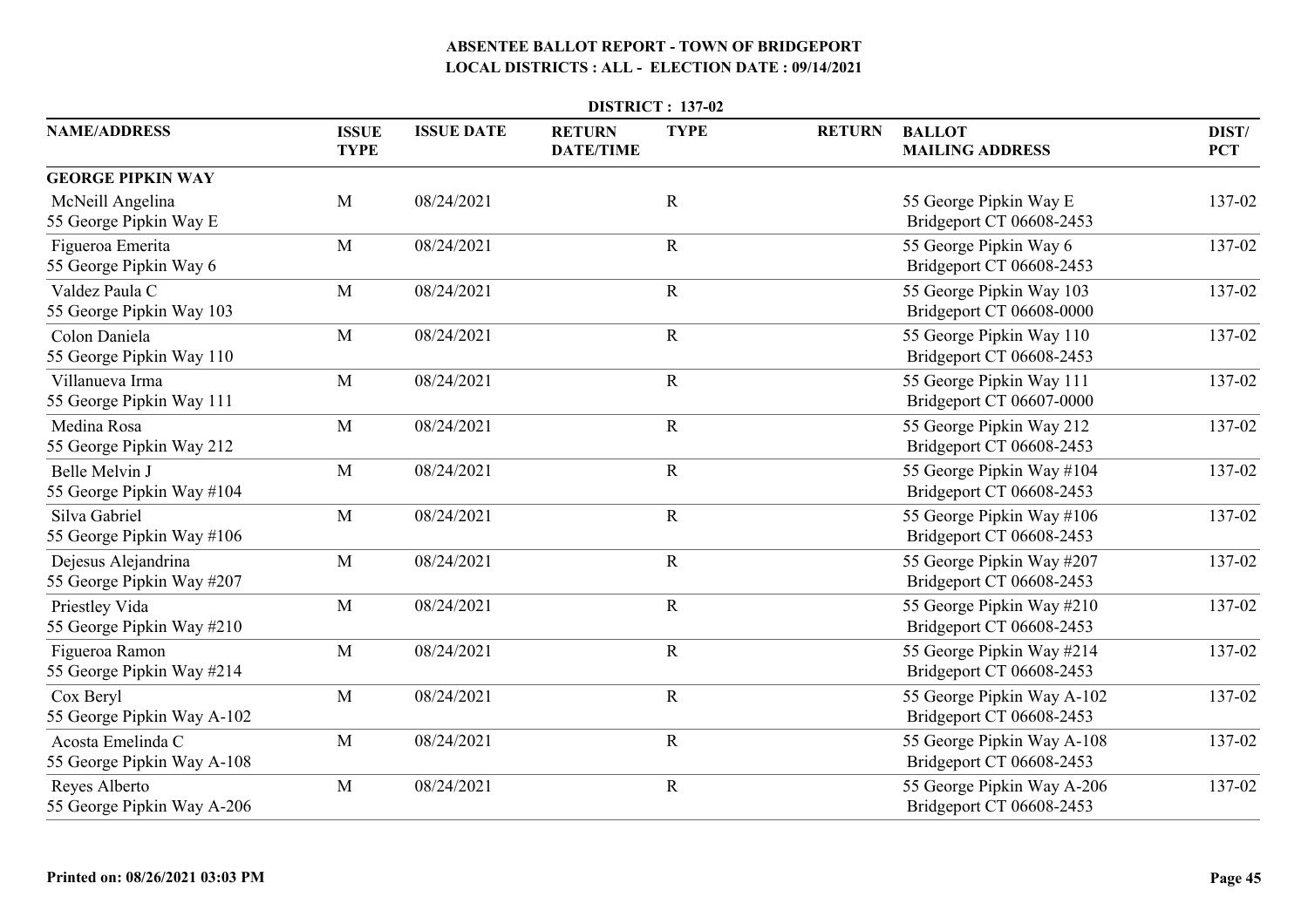# ABSENTEE BALLOT REPORT - TOWN OF BRIDGEPORT
## LOCAL DISTRICTS : ALL - ELECTION DATE : 09/14/2021

**DISTRICT : 137-02**

| NAME/ADDRESS | ISSUE TYPE | ISSUE DATE | RETURN DATE/TIME | TYPE | RETURN | BALLOT MAILING ADDRESS | DIST/ PCT |
|---|---|---|---|---|---|---|---|
| **GEORGE PIPKIN WAY** | | | | | | | |
| McNeill Angelina<br>55 George Pipkin Way E | M | 08/24/2021 | | R | | 55 George Pipkin Way E<br>Bridgeport CT 06608-2453 | 137-02 |
| Figueroa Emerita<br>55 George Pipkin Way 6 | M | 08/24/2021 | | R | | 55 George Pipkin Way 6<br>Bridgeport CT 06608-2453 | 137-02 |
| Valdez Paula C<br>55 George Pipkin Way 103 | M | 08/24/2021 | | R | | 55 George Pipkin Way 103<br>Bridgeport CT 06608-0000 | 137-02 |
| Colon Daniela<br>55 George Pipkin Way 110 | M | 08/24/2021 | | R | | 55 George Pipkin Way 110<br>Bridgeport CT 06608-2453 | 137-02 |
| Villanueva Irma<br>55 George Pipkin Way 111 | M | 08/24/2021 | | R | | 55 George Pipkin Way 111<br>Bridgeport CT 06607-0000 | 137-02 |
| Medina Rosa<br>55 George Pipkin Way 212 | M | 08/24/2021 | | R | | 55 George Pipkin Way 212<br>Bridgeport CT 06608-2453 | 137-02 |
| Belle Melvin J<br>55 George Pipkin Way #104 | M | 08/24/2021 | | R | | 55 George Pipkin Way #104<br>Bridgeport CT 06608-2453 | 137-02 |
| Silva Gabriel<br>55 George Pipkin Way #106 | M | 08/24/2021 | | R | | 55 George Pipkin Way #106<br>Bridgeport CT 06608-2453 | 137-02 |
| Dejesus Alejandrina<br>55 George Pipkin Way #207 | M | 08/24/2021 | | R | | 55 George Pipkin Way #207<br>Bridgeport CT 06608-2453 | 137-02 |
| Priestley Vida<br>55 George Pipkin Way #210 | M | 08/24/2021 | | R | | 55 George Pipkin Way #210<br>Bridgeport CT 06608-2453 | 137-02 |
| Figueroa Ramon<br>55 George Pipkin Way #214 | M | 08/24/2021 | | R | | 55 George Pipkin Way #214<br>Bridgeport CT 06608-2453 | 137-02 |
| Cox Beryl<br>55 George Pipkin Way A-102 | M | 08/24/2021 | | R | | 55 George Pipkin Way A-102<br>Bridgeport CT 06608-2453 | 137-02 |
| Acosta Emelinda C<br>55 George Pipkin Way A-108 | M | 08/24/2021 | | R | | 55 George Pipkin Way A-108<br>Bridgeport CT 06608-2453 | 137-02 |
| Reyes Alberto<br>55 George Pipkin Way A-206 | M | 08/24/2021 | | R | | 55 George Pipkin Way A-206<br>Bridgeport CT 06608-2453 | 137-02 |

Printed on: 08/26/2021 03:03 PM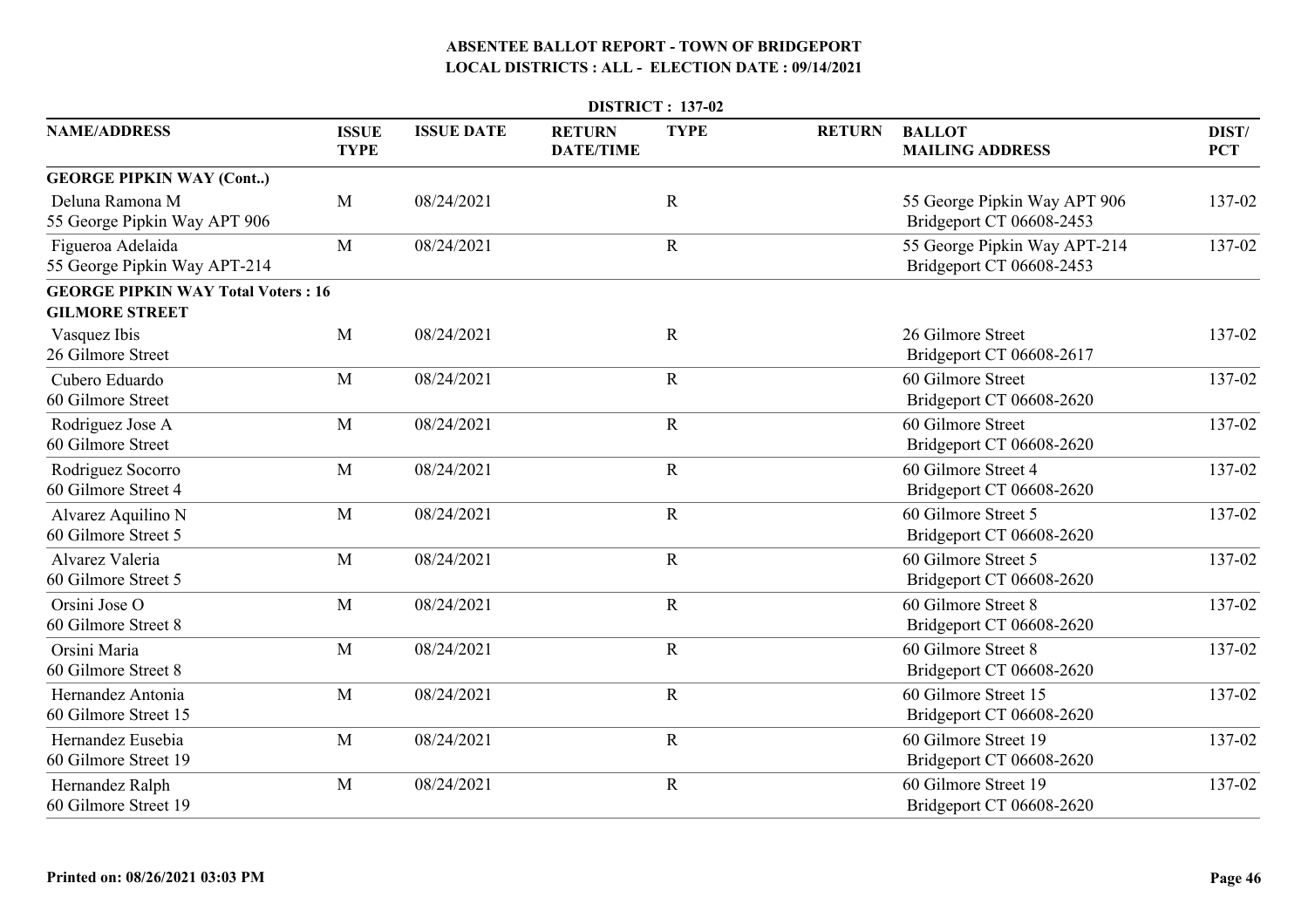## ABSENTEE BALLOT REPORT - TOWN OF BRIDGEPORT
## LOCAL DISTRICTS : ALL - ELECTION DATE : 09/14/2021

**DISTRICT : 137-02**

| NAME/ADDRESS | ISSUE TYPE | ISSUE DATE | RETURN DATE/TIME | TYPE | RETURN | BALLOT MAILING ADDRESS | DIST/ PCT |
|---|---|---|---|---|---|---|---|
| **GEORGE PIPKIN WAY (Cont..)** | | | | | | | |
| Deluna Ramona M<br>55 George Pipkin Way APT 906 | M | 08/24/2021 | | R | | 55 George Pipkin Way APT 906<br>Bridgeport CT 06608-2453 | 137-02 |
| Figueroa Adelaida<br>55 George Pipkin Way APT-214 | M | 08/24/2021 | | R | | 55 George Pipkin Way APT-214<br>Bridgeport CT 06608-2453 | 137-02 |
| **GEORGE PIPKIN WAY Total Voters : 16** | | | | | | | |
| **GILMORE STREET** | | | | | | | |
| Vasquez Ibis<br>26 Gilmore Street | M | 08/24/2021 | | R | | 26 Gilmore Street<br>Bridgeport CT 06608-2617 | 137-02 |
| Cubero Eduardo<br>60 Gilmore Street | M | 08/24/2021 | | R | | 60 Gilmore Street<br>Bridgeport CT 06608-2620 | 137-02 |
| Rodriguez Jose A<br>60 Gilmore Street | M | 08/24/2021 | | R | | 60 Gilmore Street<br>Bridgeport CT 06608-2620 | 137-02 |
| Rodriguez Socorro<br>60 Gilmore Street 4 | M | 08/24/2021 | | R | | 60 Gilmore Street 4<br>Bridgeport CT 06608-2620 | 137-02 |
| Alvarez Aquilino N<br>60 Gilmore Street 5 | M | 08/24/2021 | | R | | 60 Gilmore Street 5<br>Bridgeport CT 06608-2620 | 137-02 |
| Alvarez Valeria<br>60 Gilmore Street 5 | M | 08/24/2021 | | R | | 60 Gilmore Street 5<br>Bridgeport CT 06608-2620 | 137-02 |
| Orsini Jose O<br>60 Gilmore Street 8 | M | 08/24/2021 | | R | | 60 Gilmore Street 8<br>Bridgeport CT 06608-2620 | 137-02 |
| Orsini Maria<br>60 Gilmore Street 8 | M | 08/24/2021 | | R | | 60 Gilmore Street 8<br>Bridgeport CT 06608-2620 | 137-02 |
| Hernandez Antonia<br>60 Gilmore Street 15 | M | 08/24/2021 | | R | | 60 Gilmore Street 15<br>Bridgeport CT 06608-2620 | 137-02 |
| Hernandez Eusebia<br>60 Gilmore Street 19 | M | 08/24/2021 | | R | | 60 Gilmore Street 19<br>Bridgeport CT 06608-2620 | 137-02 |
| Hernandez Ralph<br>60 Gilmore Street 19 | M | 08/24/2021 | | R | | 60 Gilmore Street 19<br>Bridgeport CT 06608-2620 | 137-02 |

**Printed on: 08/26/2021 03:03 PM**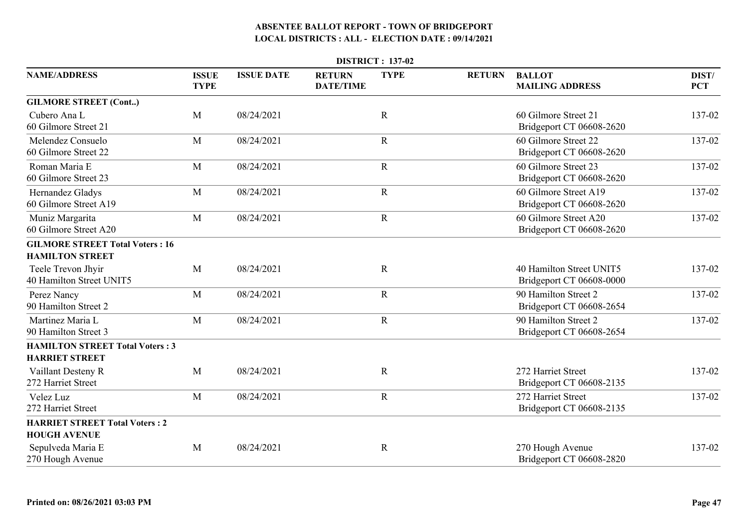# ABSENTEE BALLOT REPORT - TOWN OF BRIDGEPORT

## LOCAL DISTRICTS : ALL - ELECTION DATE : 09/14/2021

### DISTRICT : 137-02

| NAME/ADDRESS | ISSUE TYPE | ISSUE DATE | RETURN DATE/TIME | TYPE | RETURN | BALLOT MAILING ADDRESS | DIST/ PCT |
|---|---|---|---|---|---|---|---|
| **GILMORE STREET (Cont..)** | | | | | | | |
| Cubero Ana L<br>60 Gilmore Street 21 | M | 08/24/2021 | | R | | 60 Gilmore Street 21<br>Bridgeport CT 06608-2620 | 137-02 |
| Melendez Consuelo<br>60 Gilmore Street 22 | M | 08/24/2021 | | R | | 60 Gilmore Street 22<br>Bridgeport CT 06608-2620 | 137-02 |
| Roman Maria E<br>60 Gilmore Street 23 | M | 08/24/2021 | | R | | 60 Gilmore Street 23<br>Bridgeport CT 06608-2620 | 137-02 |
| Hernandez Gladys<br>60 Gilmore Street A19 | M | 08/24/2021 | | R | | 60 Gilmore Street A19<br>Bridgeport CT 06608-2620 | 137-02 |
| Muniz Margarita<br>60 Gilmore Street A20 | M | 08/24/2021 | | R | | 60 Gilmore Street A20<br>Bridgeport CT 06608-2620 | 137-02 |
| **GILMORE STREET Total Voters : 16** | | | | | | | |
| **HAMILTON STREET** | | | | | | | |
| Teele Trevon Jhyir<br>40 Hamilton Street UNIT5 | M | 08/24/2021 | | R | | 40 Hamilton Street UNIT5<br>Bridgeport CT 06608-0000 | 137-02 |
| Perez Nancy<br>90 Hamilton Street 2 | M | 08/24/2021 | | R | | 90 Hamilton Street 2<br>Bridgeport CT 06608-2654 | 137-02 |
| Martinez Maria L<br>90 Hamilton Street 3 | M | 08/24/2021 | | R | | 90 Hamilton Street 2<br>Bridgeport CT 06608-2654 | 137-02 |
| **HAMILTON STREET Total Voters : 3** | | | | | | | |
| **HARRIET STREET** | | | | | | | |
| Vaillant Desteny R<br>272 Harriet Street | M | 08/24/2021 | | R | | 272 Harriet Street<br>Bridgeport CT 06608-2135 | 137-02 |
| Velez Luz<br>272 Harriet Street | M | 08/24/2021 | | R | | 272 Harriet Street<br>Bridgeport CT 06608-2135 | 137-02 |
| **HARRIET STREET Total Voters : 2** | | | | | | | |
| **HOUGH AVENUE** | | | | | | | |
| Sepulveda Maria E<br>270 Hough Avenue | M | 08/24/2021 | | R | | 270 Hough Avenue<br>Bridgeport CT 06608-2820 | 137-02 |

Printed on: 08/26/2021 03:03 PM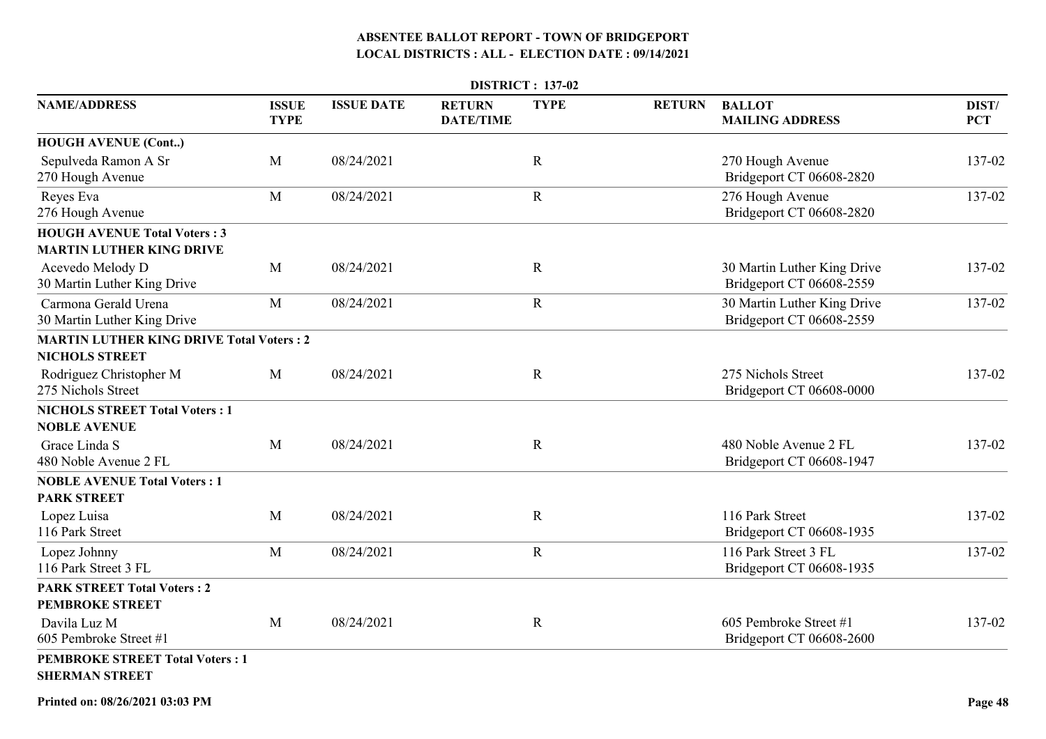# ABSENTEE BALLOT REPORT - TOWN OF BRIDGEPORT
## LOCAL DISTRICTS : ALL - ELECTION DATE : 09/14/2021

**DISTRICT : 137-02**

| NAME/ADDRESS | ISSUE TYPE | ISSUE DATE | RETURN DATE/TIME | TYPE | RETURN | BALLOT MAILING ADDRESS | DIST/ PCT |
|---|---|---|---|---|---|---|---|
| **HOUGH AVENUE (Cont..)** | | | | | | | |
| Sepulveda Ramon A Sr<br>270 Hough Avenue | M | 08/24/2021 | | R | | 270 Hough Avenue<br>Bridgeport CT 06608-2820 | 137-02 |
| Reyes Eva<br>276 Hough Avenue | M | 08/24/2021 | | R | | 276 Hough Avenue<br>Bridgeport CT 06608-2820 | 137-02 |
| **HOUGH AVENUE Total Voters : 3** | | | | | | | |
| **MARTIN LUTHER KING DRIVE** | | | | | | | |
| Acevedo Melody D<br>30 Martin Luther King Drive | M | 08/24/2021 | | R | | 30 Martin Luther King Drive<br>Bridgeport CT 06608-2559 | 137-02 |
| Carmona Gerald Urena<br>30 Martin Luther King Drive | M | 08/24/2021 | | R | | 30 Martin Luther King Drive<br>Bridgeport CT 06608-2559 | 137-02 |
| **MARTIN LUTHER KING DRIVE Total Voters : 2** | | | | | | | |
| **NICHOLS STREET** | | | | | | | |
| Rodriguez Christopher M<br>275 Nichols Street | M | 08/24/2021 | | R | | 275 Nichols Street<br>Bridgeport CT 06608-0000 | 137-02 |
| **NICHOLS STREET Total Voters : 1** | | | | | | | |
| **NOBLE AVENUE** | | | | | | | |
| Grace Linda S<br>480 Noble Avenue 2 FL | M | 08/24/2021 | | R | | 480 Noble Avenue 2 FL<br>Bridgeport CT 06608-1947 | 137-02 |
| **NOBLE AVENUE Total Voters : 1** | | | | | | | |
| **PARK STREET** | | | | | | | |
| Lopez Luisa<br>116 Park Street | M | 08/24/2021 | | R | | 116 Park Street<br>Bridgeport CT 06608-1935 | 137-02 |
| Lopez Johnny<br>116 Park Street 3 FL | M | 08/24/2021 | | R | | 116 Park Street 3 FL<br>Bridgeport CT 06608-1935 | 137-02 |
| **PARK STREET Total Voters : 2** | | | | | | | |
| **PEMBROKE STREET** | | | | | | | |
| Davila Luz M<br>605 Pembroke Street #1 | M | 08/24/2021 | | R | | 605 Pembroke Street #1<br>Bridgeport CT 06608-2600 | 137-02 |
| **PEMBROKE STREET Total Voters : 1** | | | | | | | |
| **SHERMAN STREET** | | | | | | | |

Printed on: 08/26/2021 03:03 PM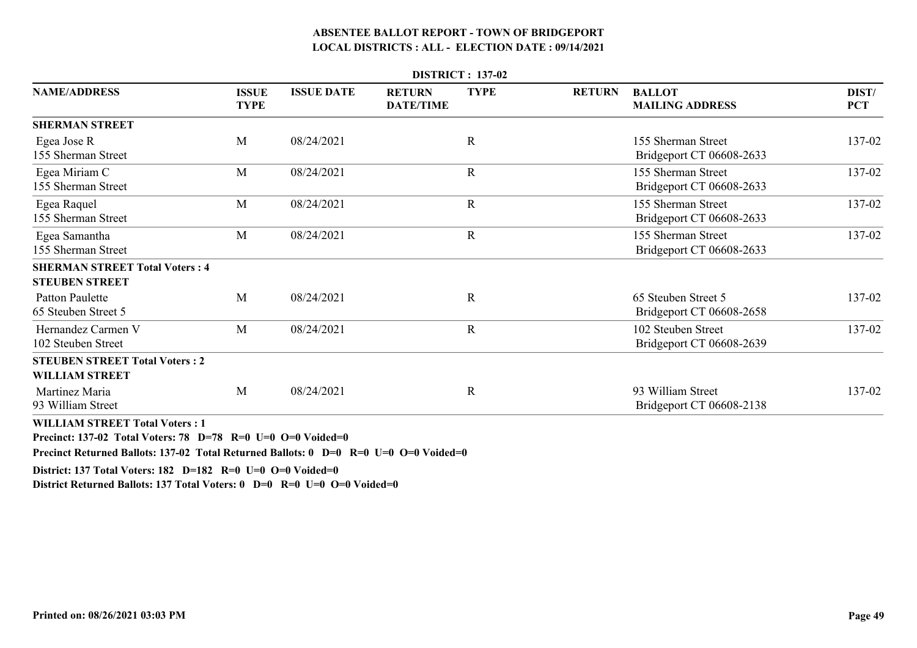# ABSENTEE BALLOT REPORT - TOWN OF BRIDGEPORT
## LOCAL DISTRICTS : ALL - ELECTION DATE : 09/14/2021

**DISTRICT : 137-02**

| NAME/ADDRESS | ISSUE TYPE | ISSUE DATE | RETURN DATE/TIME | TYPE | RETURN | BALLOT MAILING ADDRESS | DIST/ PCT |
|---|---|---|---|---|---|---|---|
| **SHERMAN STREET** | | | | | | | |
| Egea Jose R<br>155 Sherman Street | M | 08/24/2021 | | R | | 155 Sherman Street<br>Bridgeport CT 06608-2633 | 137-02 |
| Egea Miriam C<br>155 Sherman Street | M | 08/24/2021 | | R | | 155 Sherman Street<br>Bridgeport CT 06608-2633 | 137-02 |
| Egea Raquel<br>155 Sherman Street | M | 08/24/2021 | | R | | 155 Sherman Street<br>Bridgeport CT 06608-2633 | 137-02 |
| Egea Samantha<br>155 Sherman Street | M | 08/24/2021 | | R | | 155 Sherman Street<br>Bridgeport CT 06608-2633 | 137-02 |
| **SHERMAN STREET Total Voters : 4** | | | | | | | |
| **STEUBEN STREET** | | | | | | | |
| Patton Paulette<br>65 Steuben Street 5 | M | 08/24/2021 | | R | | 65 Steuben Street 5<br>Bridgeport CT 06608-2658 | 137-02 |
| Hernandez Carmen V<br>102 Steuben Street | M | 08/24/2021 | | R | | 102 Steuben Street<br>Bridgeport CT 06608-2639 | 137-02 |
| **STEUBEN STREET Total Voters : 2** | | | | | | | |
| **WILLIAM STREET** | | | | | | | |
| Martinez Maria<br>93 William Street | M | 08/24/2021 | | R | | 93 William Street<br>Bridgeport CT 06608-2138 | 137-02 |
| **WILLIAM STREET Total Voters : 1** | | | | | | | |

**Precinct: 137-02 Total Voters: 78 D=78 R=0 U=0 O=0 Voided=0**

**Precinct Returned Ballots: 137-02 Total Returned Ballots: 0 D=0 R=0 U=0 O=0 Voided=0**

**District: 137 Total Voters: 182 D=182 R=0 U=0 O=0 Voided=0**

**District Returned Ballots: 137 Total Voters: 0 D=0 R=0 U=0 O=0 Voided=0**

**Printed on: 08/26/2021 03:03 PM**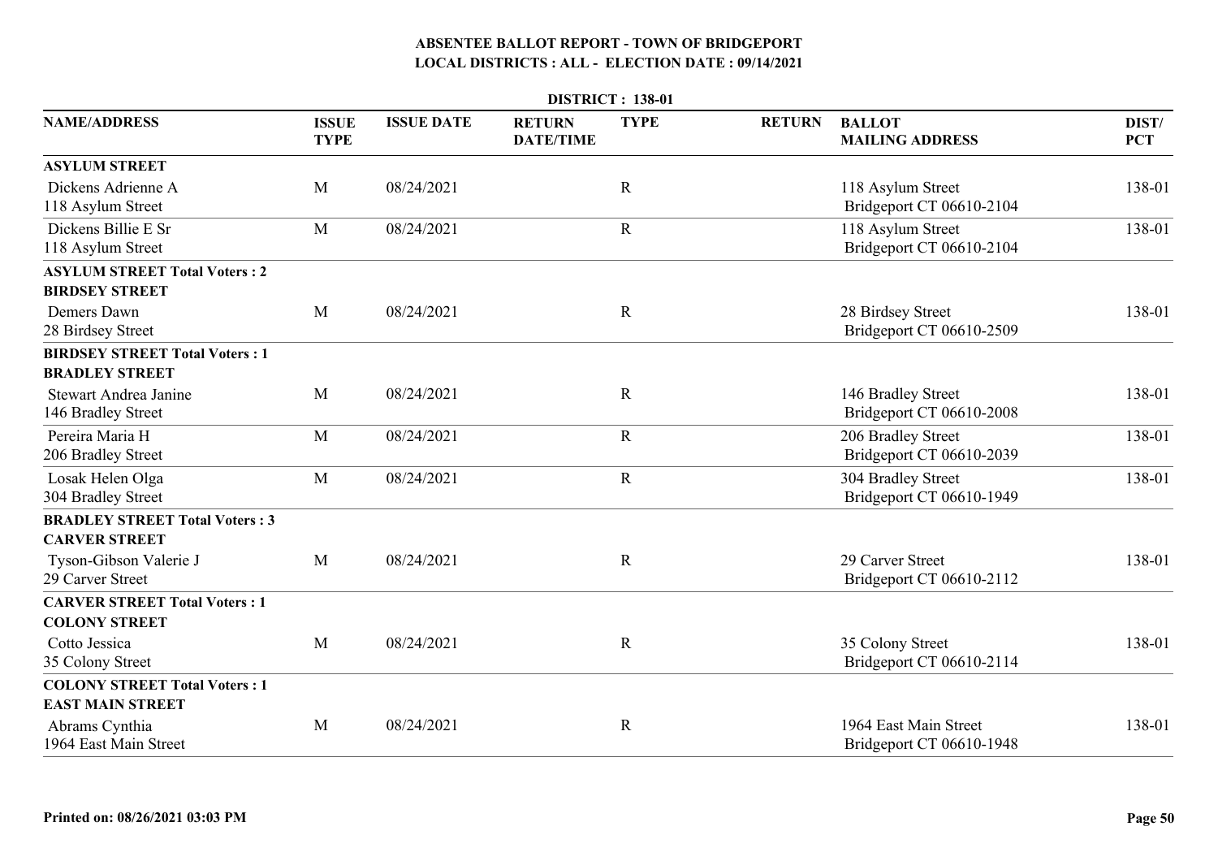# ABSENTEE BALLOT REPORT - TOWN OF BRIDGEPORT
## LOCAL DISTRICTS : ALL - ELECTION DATE : 09/14/2021

**DISTRICT : 138-01**

| NAME/ADDRESS | ISSUE TYPE | ISSUE DATE | RETURN DATE/TIME | TYPE | RETURN | BALLOT MAILING ADDRESS | DIST/ PCT |
|---|---|---|---|---|---|---|---|
| **ASYLUM STREET** | | | | | | | |
| Dickens Adrienne A<br>118 Asylum Street | M | 08/24/2021 | | R | | 118 Asylum Street<br>Bridgeport CT 06610-2104 | 138-01 |
| Dickens Billie E Sr<br>118 Asylum Street | M | 08/24/2021 | | R | | 118 Asylum Street<br>Bridgeport CT 06610-2104 | 138-01 |
| **ASYLUM STREET Total Voters : 2** | | | | | | | |
| **BIRDSEY STREET** | | | | | | | |
| Demers Dawn<br>28 Birdsey Street | M | 08/24/2021 | | R | | 28 Birdsey Street<br>Bridgeport CT 06610-2509 | 138-01 |
| **BIRDSEY STREET Total Voters : 1** | | | | | | | |
| **BRADLEY STREET** | | | | | | | |
| Stewart Andrea Janine<br>146 Bradley Street | M | 08/24/2021 | | R | | 146 Bradley Street<br>Bridgeport CT 06610-2008 | 138-01 |
| Pereira Maria H<br>206 Bradley Street | M | 08/24/2021 | | R | | 206 Bradley Street<br>Bridgeport CT 06610-2039 | 138-01 |
| Losak Helen Olga<br>304 Bradley Street | M | 08/24/2021 | | R | | 304 Bradley Street<br>Bridgeport CT 06610-1949 | 138-01 |
| **BRADLEY STREET Total Voters : 3** | | | | | | | |
| **CARVER STREET** | | | | | | | |
| Tyson-Gibson Valerie J<br>29 Carver Street | M | 08/24/2021 | | R | | 29 Carver Street<br>Bridgeport CT 06610-2112 | 138-01 |
| **CARVER STREET Total Voters : 1** | | | | | | | |
| **COLONY STREET** | | | | | | | |
| Cotto Jessica<br>35 Colony Street | M | 08/24/2021 | | R | | 35 Colony Street<br>Bridgeport CT 06610-2114 | 138-01 |
| **COLONY STREET Total Voters : 1** | | | | | | | |
| **EAST MAIN STREET** | | | | | | | |
| Abrams Cynthia<br>1964 East Main Street | M | 08/24/2021 | | R | | 1964 East Main Street<br>Bridgeport CT 06610-1948 | 138-01 |

**Printed on: 08/26/2021 03:03 PM**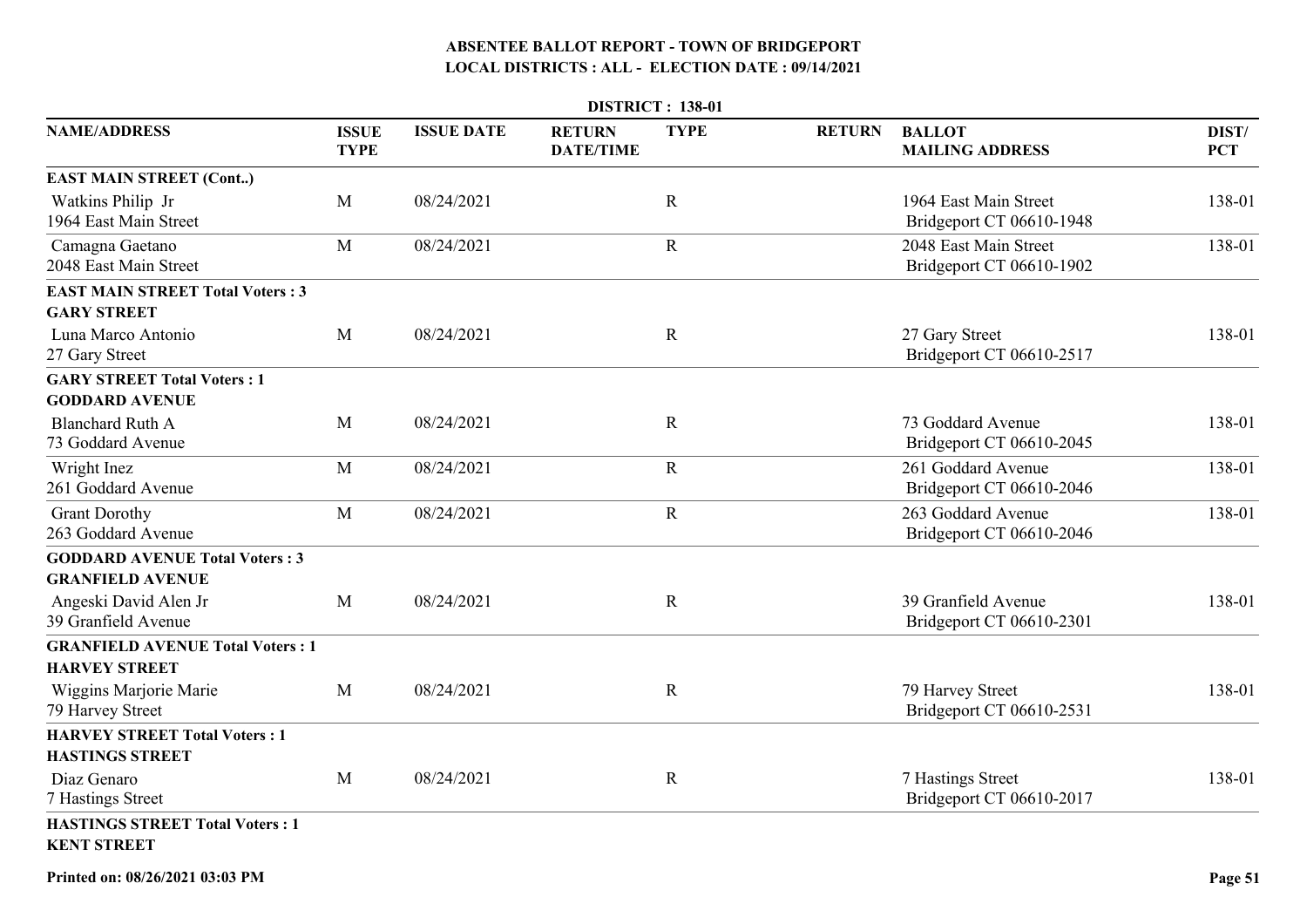# ABSENTEE BALLOT REPORT - TOWN OF BRIDGEPORT
## LOCAL DISTRICTS : ALL - ELECTION DATE : 09/14/2021

**DISTRICT : 138-01**

| NAME/ADDRESS | ISSUE TYPE | ISSUE DATE | RETURN DATE/TIME | TYPE | RETURN | BALLOT MAILING ADDRESS | DIST/ PCT |
|---|---|---|---|---|---|---|---|
| **EAST MAIN STREET (Cont..)** | | | | | | | |
| Watkins Philip Jr<br>1964 East Main Street | M | 08/24/2021 | | R | | 1964 East Main Street<br>Bridgeport CT 06610-1948 | 138-01 |
| Camagna Gaetano<br>2048 East Main Street | M | 08/24/2021 | | R | | 2048 East Main Street<br>Bridgeport CT 06610-1902 | 138-01 |
| **EAST MAIN STREET Total Voters : 3** | | | | | | | |
| **GARY STREET** | | | | | | | |
| Luna Marco Antonio<br>27 Gary Street | M | 08/24/2021 | | R | | 27 Gary Street<br>Bridgeport CT 06610-2517 | 138-01 |
| **GARY STREET Total Voters : 1** | | | | | | | |
| **GODDARD AVENUE** | | | | | | | |
| Blanchard Ruth A<br>73 Goddard Avenue | M | 08/24/2021 | | R | | 73 Goddard Avenue<br>Bridgeport CT 06610-2045 | 138-01 |
| Wright Inez<br>261 Goddard Avenue | M | 08/24/2021 | | R | | 261 Goddard Avenue<br>Bridgeport CT 06610-2046 | 138-01 |
| Grant Dorothy<br>263 Goddard Avenue | M | 08/24/2021 | | R | | 263 Goddard Avenue<br>Bridgeport CT 06610-2046 | 138-01 |
| **GODDARD AVENUE Total Voters : 3** | | | | | | | |
| **GRANFIELD AVENUE** | | | | | | | |
| Angeski David Alen Jr<br>39 Granfield Avenue | M | 08/24/2021 | | R | | 39 Granfield Avenue<br>Bridgeport CT 06610-2301 | 138-01 |
| **GRANFIELD AVENUE Total Voters : 1** | | | | | | | |
| **HARVEY STREET** | | | | | | | |
| Wiggins Marjorie Marie<br>79 Harvey Street | M | 08/24/2021 | | R | | 79 Harvey Street<br>Bridgeport CT 06610-2531 | 138-01 |
| **HARVEY STREET Total Voters : 1** | | | | | | | |
| **HASTINGS STREET** | | | | | | | |
| Diaz Genaro<br>7 Hastings Street | M | 08/24/2021 | | R | | 7 Hastings Street<br>Bridgeport CT 06610-2017 | 138-01 |
| **HASTINGS STREET Total Voters : 1** | | | | | | | |
| **KENT STREET** | | | | | | | |

Printed on: 08/26/2021 03:03 PM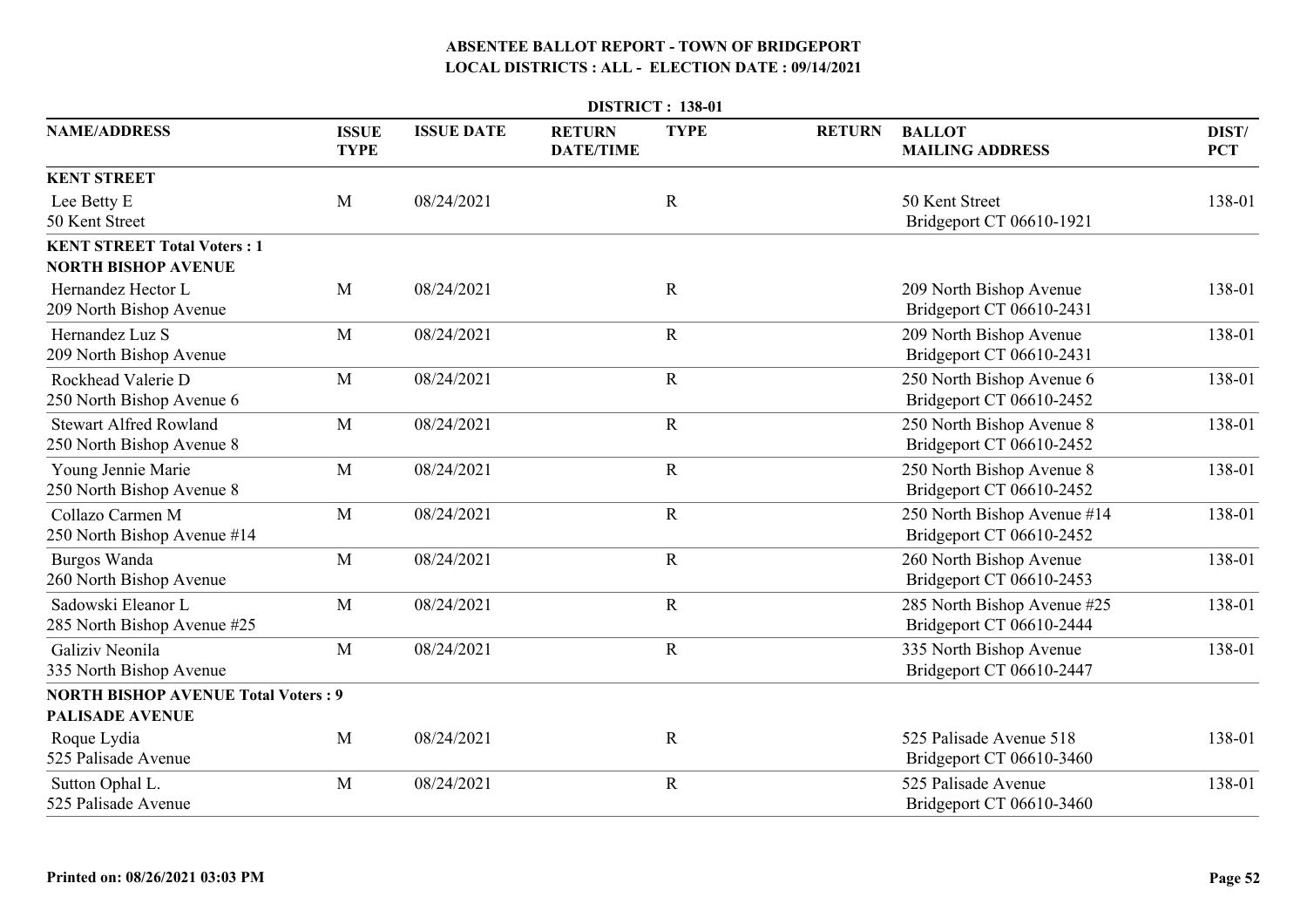## ABSENTEE BALLOT REPORT - TOWN OF BRIDGEPORT

## LOCAL DISTRICTS : ALL - ELECTION DATE : 09/14/2021

**DISTRICT : 138-01**

| NAME/ADDRESS | ISSUE TYPE | ISSUE DATE | RETURN DATE/TIME | TYPE | RETURN | BALLOT MAILING ADDRESS | DIST/ PCT |
|---|---|---|---|---|---|---|---|
| **KENT STREET** | | | | | | | |
| Lee Betty E<br>50 Kent Street | M | 08/24/2021 | | R | | 50 Kent Street<br>Bridgeport CT 06610-1921 | 138-01 |
| **KENT STREET Total Voters : 1** | | | | | | | |
| **NORTH BISHOP AVENUE** | | | | | | | |
| Hernandez Hector L<br>209 North Bishop Avenue | M | 08/24/2021 | | R | | 209 North Bishop Avenue<br>Bridgeport CT 06610-2431 | 138-01 |
| Hernandez Luz S<br>209 North Bishop Avenue | M | 08/24/2021 | | R | | 209 North Bishop Avenue<br>Bridgeport CT 06610-2431 | 138-01 |
| Rockhead Valerie D<br>250 North Bishop Avenue 6 | M | 08/24/2021 | | R | | 250 North Bishop Avenue 6<br>Bridgeport CT 06610-2452 | 138-01 |
| Stewart Alfred Rowland<br>250 North Bishop Avenue 8 | M | 08/24/2021 | | R | | 250 North Bishop Avenue 8<br>Bridgeport CT 06610-2452 | 138-01 |
| Young Jennie Marie<br>250 North Bishop Avenue 8 | M | 08/24/2021 | | R | | 250 North Bishop Avenue 8<br>Bridgeport CT 06610-2452 | 138-01 |
| Collazo Carmen M<br>250 North Bishop Avenue #14 | M | 08/24/2021 | | R | | 250 North Bishop Avenue #14<br>Bridgeport CT 06610-2452 | 138-01 |
| Burgos Wanda<br>260 North Bishop Avenue | M | 08/24/2021 | | R | | 260 North Bishop Avenue<br>Bridgeport CT 06610-2453 | 138-01 |
| Sadowski Eleanor L<br>285 North Bishop Avenue #25 | M | 08/24/2021 | | R | | 285 North Bishop Avenue #25<br>Bridgeport CT 06610-2444 | 138-01 |
| Galiziv Neonila<br>335 North Bishop Avenue | M | 08/24/2021 | | R | | 335 North Bishop Avenue<br>Bridgeport CT 06610-2447 | 138-01 |
| **NORTH BISHOP AVENUE Total Voters : 9** | | | | | | | |
| **PALISADE AVENUE** | | | | | | | |
| Roque Lydia<br>525 Palisade Avenue | M | 08/24/2021 | | R | | 525 Palisade Avenue 518<br>Bridgeport CT 06610-3460 | 138-01 |
| Sutton Ophal L.<br>525 Palisade Avenue | M | 08/24/2021 | | R | | 525 Palisade Avenue<br>Bridgeport CT 06610-3460 | 138-01 |

Printed on: 08/26/2021 03:03 PM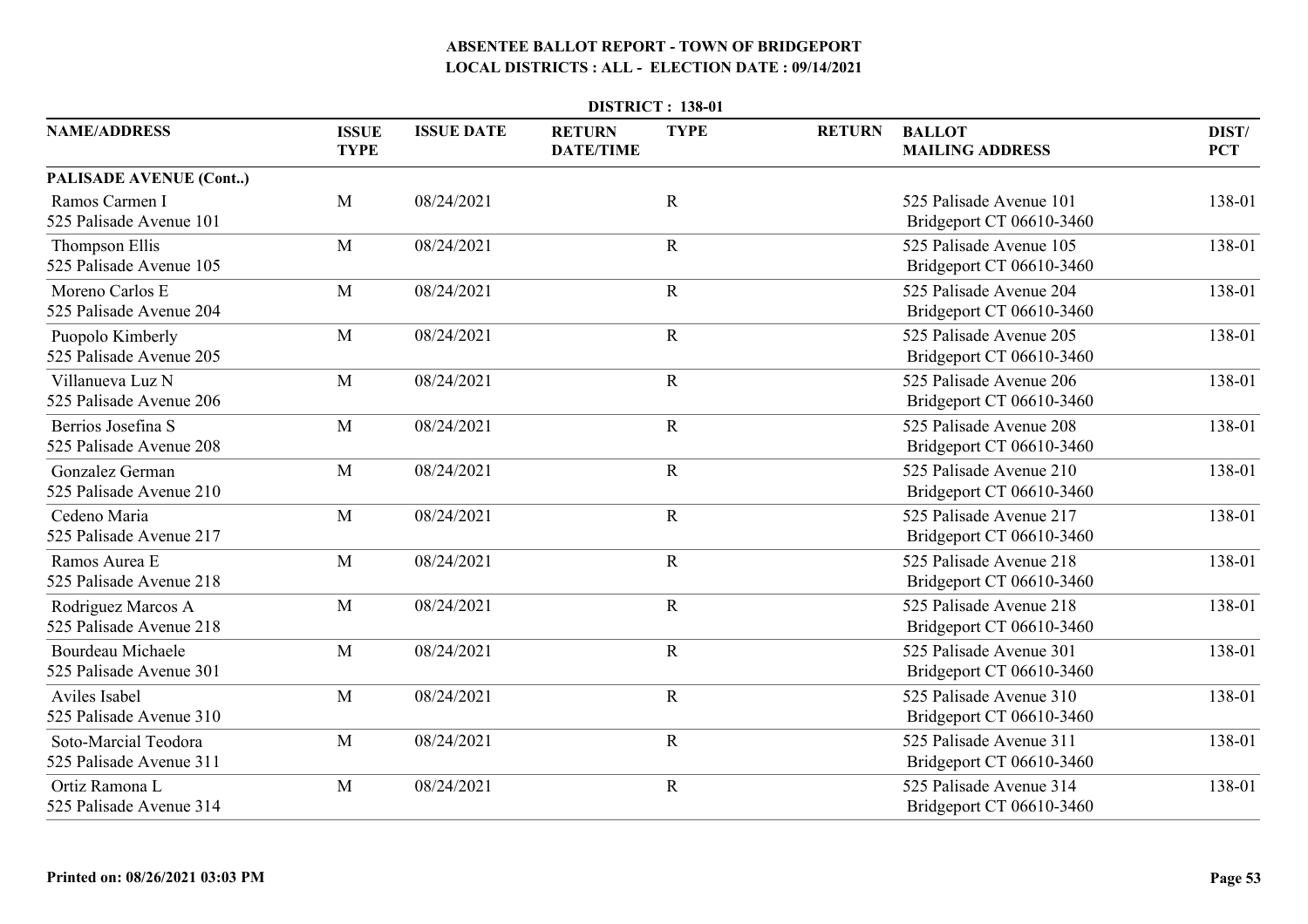# ABSENTEE BALLOT REPORT - TOWN OF BRIDGEPORT

## LOCAL DISTRICTS : ALL - ELECTION DATE : 09/14/2021

### DISTRICT : 138-01

| NAME/ADDRESS | ISSUE TYPE | ISSUE DATE | RETURN DATE/TIME | TYPE | RETURN | BALLOT MAILING ADDRESS | DIST/ PCT |
|---|---|---|---|---|---|---|---|
| **PALISADE AVENUE (Cont..)** | | | | | | | |
| Ramos Carmen I<br>525 Palisade Avenue 101 | M | 08/24/2021 | | R | | 525 Palisade Avenue 101<br>Bridgeport CT 06610-3460 | 138-01 |
| Thompson Ellis<br>525 Palisade Avenue 105 | M | 08/24/2021 | | R | | 525 Palisade Avenue 105<br>Bridgeport CT 06610-3460 | 138-01 |
| Moreno Carlos E<br>525 Palisade Avenue 204 | M | 08/24/2021 | | R | | 525 Palisade Avenue 204<br>Bridgeport CT 06610-3460 | 138-01 |
| Puopolo Kimberly<br>525 Palisade Avenue 205 | M | 08/24/2021 | | R | | 525 Palisade Avenue 205<br>Bridgeport CT 06610-3460 | 138-01 |
| Villanueva Luz N<br>525 Palisade Avenue 206 | M | 08/24/2021 | | R | | 525 Palisade Avenue 206<br>Bridgeport CT 06610-3460 | 138-01 |
| Berrios Josefina S<br>525 Palisade Avenue 208 | M | 08/24/2021 | | R | | 525 Palisade Avenue 208<br>Bridgeport CT 06610-3460 | 138-01 |
| Gonzalez German<br>525 Palisade Avenue 210 | M | 08/24/2021 | | R | | 525 Palisade Avenue 210<br>Bridgeport CT 06610-3460 | 138-01 |
| Cedeno Maria<br>525 Palisade Avenue 217 | M | 08/24/2021 | | R | | 525 Palisade Avenue 217<br>Bridgeport CT 06610-3460 | 138-01 |
| Ramos Aurea E<br>525 Palisade Avenue 218 | M | 08/24/2021 | | R | | 525 Palisade Avenue 218<br>Bridgeport CT 06610-3460 | 138-01 |
| Rodriguez Marcos A<br>525 Palisade Avenue 218 | M | 08/24/2021 | | R | | 525 Palisade Avenue 218<br>Bridgeport CT 06610-3460 | 138-01 |
| Bourdeau Michaele<br>525 Palisade Avenue 301 | M | 08/24/2021 | | R | | 525 Palisade Avenue 301<br>Bridgeport CT 06610-3460 | 138-01 |
| Aviles Isabel<br>525 Palisade Avenue 310 | M | 08/24/2021 | | R | | 525 Palisade Avenue 310<br>Bridgeport CT 06610-3460 | 138-01 |
| Soto-Marcial Teodora<br>525 Palisade Avenue 311 | M | 08/24/2021 | | R | | 525 Palisade Avenue 311<br>Bridgeport CT 06610-3460 | 138-01 |
| Ortiz Ramona L<br>525 Palisade Avenue 314 | M | 08/24/2021 | | R | | 525 Palisade Avenue 314<br>Bridgeport CT 06610-3460 | 138-01 |

**Printed on: 08/26/2021 03:03 PM**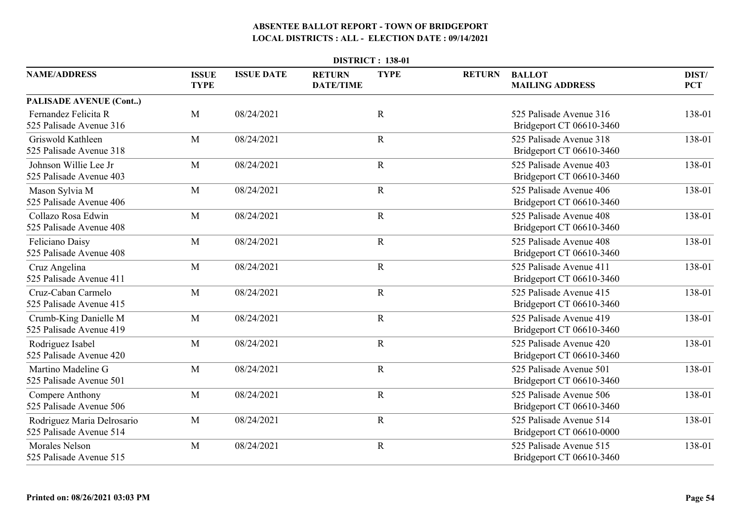# ABSENTEE BALLOT REPORT - TOWN OF BRIDGEPORT

## LOCAL DISTRICTS : ALL - ELECTION DATE : 09/14/2021

**DISTRICT : 138-01**

| NAME/ADDRESS | ISSUE TYPE | ISSUE DATE | RETURN DATE/TIME | TYPE | RETURN | BALLOT MAILING ADDRESS | DIST/ PCT |
|---|---|---|---|---|---|---|---|
| **PALISADE AVENUE (Cont..)** | | | | | | | |
| Fernandez Felicita R<br>525 Palisade Avenue 316 | M | 08/24/2021 | | R | | 525 Palisade Avenue 316<br>Bridgeport CT 06610-3460 | 138-01 |
| Griswold Kathleen<br>525 Palisade Avenue 318 | M | 08/24/2021 | | R | | 525 Palisade Avenue 318<br>Bridgeport CT 06610-3460 | 138-01 |
| Johnson Willie Lee Jr<br>525 Palisade Avenue 403 | M | 08/24/2021 | | R | | 525 Palisade Avenue 403<br>Bridgeport CT 06610-3460 | 138-01 |
| Mason Sylvia M<br>525 Palisade Avenue 406 | M | 08/24/2021 | | R | | 525 Palisade Avenue 406<br>Bridgeport CT 06610-3460 | 138-01 |
| Collazo Rosa Edwin<br>525 Palisade Avenue 408 | M | 08/24/2021 | | R | | 525 Palisade Avenue 408<br>Bridgeport CT 06610-3460 | 138-01 |
| Feliciano Daisy<br>525 Palisade Avenue 408 | M | 08/24/2021 | | R | | 525 Palisade Avenue 408<br>Bridgeport CT 06610-3460 | 138-01 |
| Cruz Angelina<br>525 Palisade Avenue 411 | M | 08/24/2021 | | R | | 525 Palisade Avenue 411<br>Bridgeport CT 06610-3460 | 138-01 |
| Cruz-Caban Carmelo<br>525 Palisade Avenue 415 | M | 08/24/2021 | | R | | 525 Palisade Avenue 415<br>Bridgeport CT 06610-3460 | 138-01 |
| Crumb-King Danielle M<br>525 Palisade Avenue 419 | M | 08/24/2021 | | R | | 525 Palisade Avenue 419<br>Bridgeport CT 06610-3460 | 138-01 |
| Rodriguez Isabel<br>525 Palisade Avenue 420 | M | 08/24/2021 | | R | | 525 Palisade Avenue 420<br>Bridgeport CT 06610-3460 | 138-01 |
| Martino Madeline G<br>525 Palisade Avenue 501 | M | 08/24/2021 | | R | | 525 Palisade Avenue 501<br>Bridgeport CT 06610-3460 | 138-01 |
| Compere Anthony<br>525 Palisade Avenue 506 | M | 08/24/2021 | | R | | 525 Palisade Avenue 506<br>Bridgeport CT 06610-3460 | 138-01 |
| Rodriguez Maria Delrosario<br>525 Palisade Avenue 514 | M | 08/24/2021 | | R | | 525 Palisade Avenue 514<br>Bridgeport CT 06610-0000 | 138-01 |
| Morales Nelson<br>525 Palisade Avenue 515 | M | 08/24/2021 | | R | | 525 Palisade Avenue 515<br>Bridgeport CT 06610-3460 | 138-01 |

**Printed on: 08/26/2021 03:03 PM**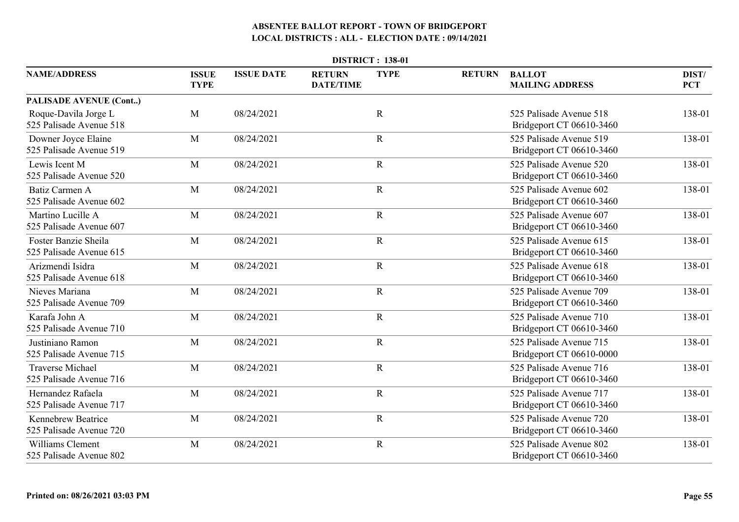## ABSENTEE BALLOT REPORT - TOWN OF BRIDGEPORT
## LOCAL DISTRICTS : ALL - ELECTION DATE : 09/14/2021

**DISTRICT : 138-01**

| NAME/ADDRESS | ISSUE TYPE | ISSUE DATE | RETURN DATE/TIME | TYPE | RETURN | BALLOT MAILING ADDRESS | DIST/ PCT |
|---|---|---|---|---|---|---|---|
| **PALISADE AVENUE (Cont..)** | | | | | | | |
| Roque-Davila Jorge L<br>525 Palisade Avenue 518 | M | 08/24/2021 | | R | | 525 Palisade Avenue 518<br>Bridgeport CT 06610-3460 | 138-01 |
| Downer Joyce Elaine<br>525 Palisade Avenue 519 | M | 08/24/2021 | | R | | 525 Palisade Avenue 519<br>Bridgeport CT 06610-3460 | 138-01 |
| Lewis Icent M<br>525 Palisade Avenue 520 | M | 08/24/2021 | | R | | 525 Palisade Avenue 520<br>Bridgeport CT 06610-3460 | 138-01 |
| Batiz Carmen A<br>525 Palisade Avenue 602 | M | 08/24/2021 | | R | | 525 Palisade Avenue 602<br>Bridgeport CT 06610-3460 | 138-01 |
| Martino Lucille A<br>525 Palisade Avenue 607 | M | 08/24/2021 | | R | | 525 Palisade Avenue 607<br>Bridgeport CT 06610-3460 | 138-01 |
| Foster Banzie Sheila<br>525 Palisade Avenue 615 | M | 08/24/2021 | | R | | 525 Palisade Avenue 615<br>Bridgeport CT 06610-3460 | 138-01 |
| Arizmendi Isidra<br>525 Palisade Avenue 618 | M | 08/24/2021 | | R | | 525 Palisade Avenue 618<br>Bridgeport CT 06610-3460 | 138-01 |
| Nieves Mariana<br>525 Palisade Avenue 709 | M | 08/24/2021 | | R | | 525 Palisade Avenue 709<br>Bridgeport CT 06610-3460 | 138-01 |
| Karafa John A<br>525 Palisade Avenue 710 | M | 08/24/2021 | | R | | 525 Palisade Avenue 710<br>Bridgeport CT 06610-3460 | 138-01 |
| Justiniano Ramon<br>525 Palisade Avenue 715 | M | 08/24/2021 | | R | | 525 Palisade Avenue 715<br>Bridgeport CT 06610-0000 | 138-01 |
| Traverse Michael<br>525 Palisade Avenue 716 | M | 08/24/2021 | | R | | 525 Palisade Avenue 716<br>Bridgeport CT 06610-3460 | 138-01 |
| Hernandez Rafaela<br>525 Palisade Avenue 717 | M | 08/24/2021 | | R | | 525 Palisade Avenue 717<br>Bridgeport CT 06610-3460 | 138-01 |
| Kennebrew Beatrice<br>525 Palisade Avenue 720 | M | 08/24/2021 | | R | | 525 Palisade Avenue 720<br>Bridgeport CT 06610-3460 | 138-01 |
| Williams Clement<br>525 Palisade Avenue 802 | M | 08/24/2021 | | R | | 525 Palisade Avenue 802<br>Bridgeport CT 06610-3460 | 138-01 |

**Printed on: 08/26/2021 03:03 PM**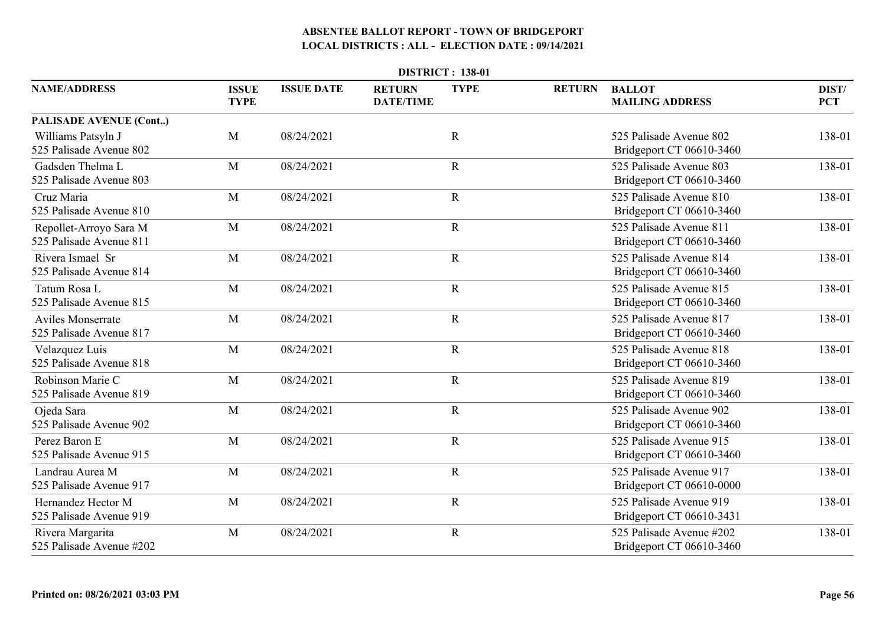# ABSENTEE BALLOT REPORT - TOWN OF BRIDGEPORT

## LOCAL DISTRICTS : ALL - ELECTION DATE : 09/14/2021

### DISTRICT : 138-01

| NAME/ADDRESS | ISSUE TYPE | ISSUE DATE | RETURN DATE/TIME | TYPE | RETURN | BALLOT MAILING ADDRESS | DIST/ PCT |
|---|---|---|---|---|---|---|---|
| **PALISADE AVENUE (Cont..)** | | | | | | | |
| Williams Patsyln J<br>525 Palisade Avenue 802 | M | 08/24/2021 | | R | | 525 Palisade Avenue 802<br>Bridgeport CT 06610-3460 | 138-01 |
| Gadsden Thelma L<br>525 Palisade Avenue 803 | M | 08/24/2021 | | R | | 525 Palisade Avenue 803<br>Bridgeport CT 06610-3460 | 138-01 |
| Cruz Maria<br>525 Palisade Avenue 810 | M | 08/24/2021 | | R | | 525 Palisade Avenue 810<br>Bridgeport CT 06610-3460 | 138-01 |
| Repollet-Arroyo Sara M<br>525 Palisade Avenue 811 | M | 08/24/2021 | | R | | 525 Palisade Avenue 811<br>Bridgeport CT 06610-3460 | 138-01 |
| Rivera Ismael Sr<br>525 Palisade Avenue 814 | M | 08/24/2021 | | R | | 525 Palisade Avenue 814<br>Bridgeport CT 06610-3460 | 138-01 |
| Tatum Rosa L<br>525 Palisade Avenue 815 | M | 08/24/2021 | | R | | 525 Palisade Avenue 815<br>Bridgeport CT 06610-3460 | 138-01 |
| Aviles Monserrate<br>525 Palisade Avenue 817 | M | 08/24/2021 | | R | | 525 Palisade Avenue 817<br>Bridgeport CT 06610-3460 | 138-01 |
| Velazquez Luis<br>525 Palisade Avenue 818 | M | 08/24/2021 | | R | | 525 Palisade Avenue 818<br>Bridgeport CT 06610-3460 | 138-01 |
| Robinson Marie C<br>525 Palisade Avenue 819 | M | 08/24/2021 | | R | | 525 Palisade Avenue 819<br>Bridgeport CT 06610-3460 | 138-01 |
| Ojeda Sara<br>525 Palisade Avenue 902 | M | 08/24/2021 | | R | | 525 Palisade Avenue 902<br>Bridgeport CT 06610-3460 | 138-01 |
| Perez Baron E<br>525 Palisade Avenue 915 | M | 08/24/2021 | | R | | 525 Palisade Avenue 915<br>Bridgeport CT 06610-3460 | 138-01 |
| Landrau Aurea M<br>525 Palisade Avenue 917 | M | 08/24/2021 | | R | | 525 Palisade Avenue 917<br>Bridgeport CT 06610-0000 | 138-01 |
| Hernandez Hector M<br>525 Palisade Avenue 919 | M | 08/24/2021 | | R | | 525 Palisade Avenue 919<br>Bridgeport CT 06610-3431 | 138-01 |
| Rivera Margarita<br>525 Palisade Avenue #202 | M | 08/24/2021 | | R | | 525 Palisade Avenue #202<br>Bridgeport CT 06610-3460 | 138-01 |

**Printed on: 08/26/2021 03:03 PM**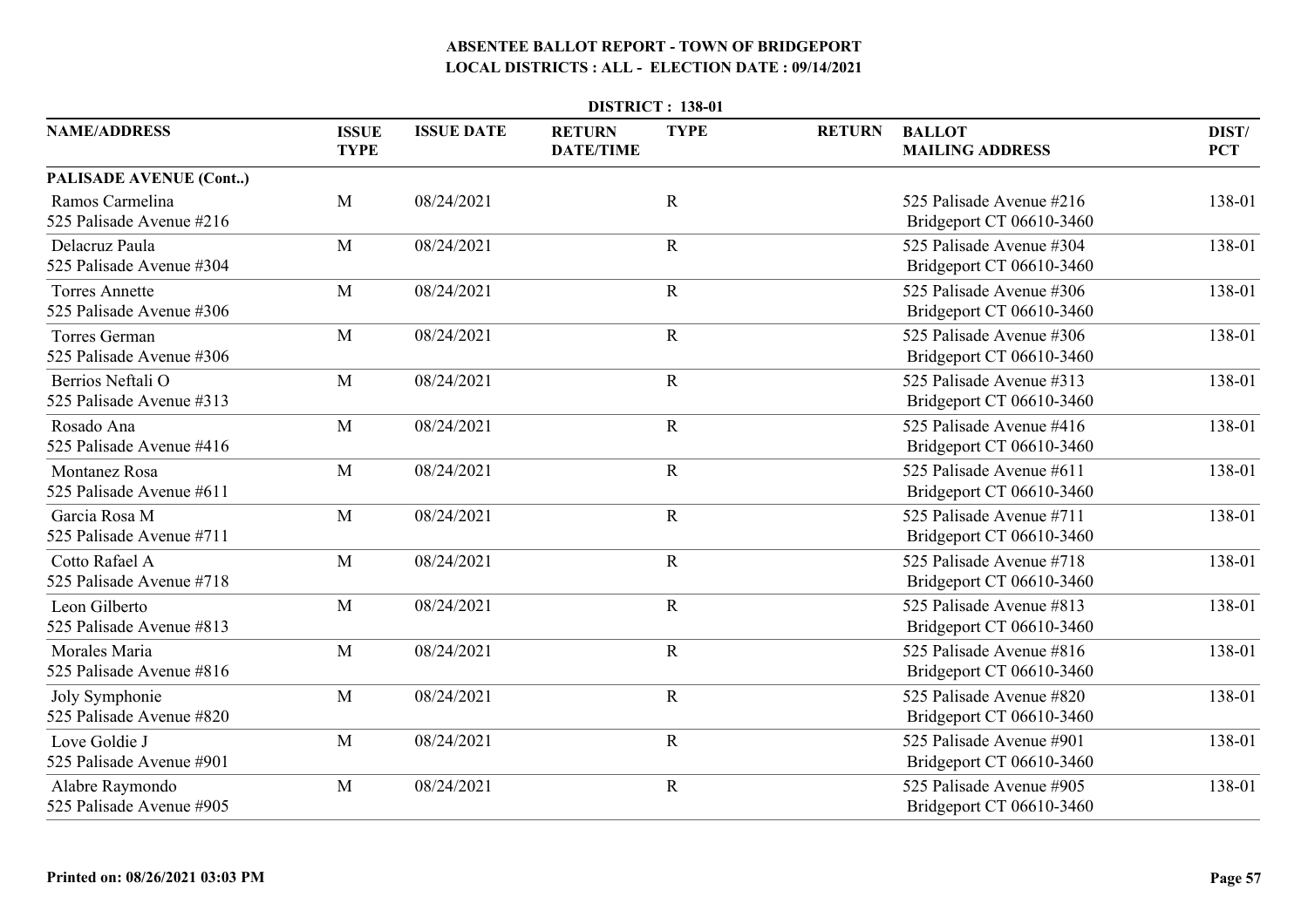# ABSENTEE BALLOT REPORT - TOWN OF BRIDGEPORT

## LOCAL DISTRICTS : ALL - ELECTION DATE : 09/14/2021

### DISTRICT : 138-01

| NAME/ADDRESS | ISSUE TYPE | ISSUE DATE | RETURN DATE/TIME | TYPE | RETURN | BALLOT MAILING ADDRESS | DIST/ PCT |
|---|---|---|---|---|---|---|---|
| **PALISADE AVENUE (Cont..)** | | | | | | | |
| Ramos Carmelina<br>525 Palisade Avenue #216 | M | 08/24/2021 | | R | | 525 Palisade Avenue #216<br>Bridgeport CT 06610-3460 | 138-01 |
| Delacruz Paula<br>525 Palisade Avenue #304 | M | 08/24/2021 | | R | | 525 Palisade Avenue #304<br>Bridgeport CT 06610-3460 | 138-01 |
| Torres Annette<br>525 Palisade Avenue #306 | M | 08/24/2021 | | R | | 525 Palisade Avenue #306<br>Bridgeport CT 06610-3460 | 138-01 |
| Torres German<br>525 Palisade Avenue #306 | M | 08/24/2021 | | R | | 525 Palisade Avenue #306<br>Bridgeport CT 06610-3460 | 138-01 |
| Berrios Neftali O<br>525 Palisade Avenue #313 | M | 08/24/2021 | | R | | 525 Palisade Avenue #313<br>Bridgeport CT 06610-3460 | 138-01 |
| Rosado Ana<br>525 Palisade Avenue #416 | M | 08/24/2021 | | R | | 525 Palisade Avenue #416<br>Bridgeport CT 06610-3460 | 138-01 |
| Montanez Rosa<br>525 Palisade Avenue #611 | M | 08/24/2021 | | R | | 525 Palisade Avenue #611<br>Bridgeport CT 06610-3460 | 138-01 |
| Garcia Rosa M<br>525 Palisade Avenue #711 | M | 08/24/2021 | | R | | 525 Palisade Avenue #711<br>Bridgeport CT 06610-3460 | 138-01 |
| Cotto Rafael A<br>525 Palisade Avenue #718 | M | 08/24/2021 | | R | | 525 Palisade Avenue #718<br>Bridgeport CT 06610-3460 | 138-01 |
| Leon Gilberto<br>525 Palisade Avenue #813 | M | 08/24/2021 | | R | | 525 Palisade Avenue #813<br>Bridgeport CT 06610-3460 | 138-01 |
| Morales Maria<br>525 Palisade Avenue #816 | M | 08/24/2021 | | R | | 525 Palisade Avenue #816<br>Bridgeport CT 06610-3460 | 138-01 |
| Joly Symphonie<br>525 Palisade Avenue #820 | M | 08/24/2021 | | R | | 525 Palisade Avenue #820<br>Bridgeport CT 06610-3460 | 138-01 |
| Love Goldie J<br>525 Palisade Avenue #901 | M | 08/24/2021 | | R | | 525 Palisade Avenue #901<br>Bridgeport CT 06610-3460 | 138-01 |
| Alabre Raymondo<br>525 Palisade Avenue #905 | M | 08/24/2021 | | R | | 525 Palisade Avenue #905<br>Bridgeport CT 06610-3460 | 138-01 |

Printed on: 08/26/2021 03:03 PM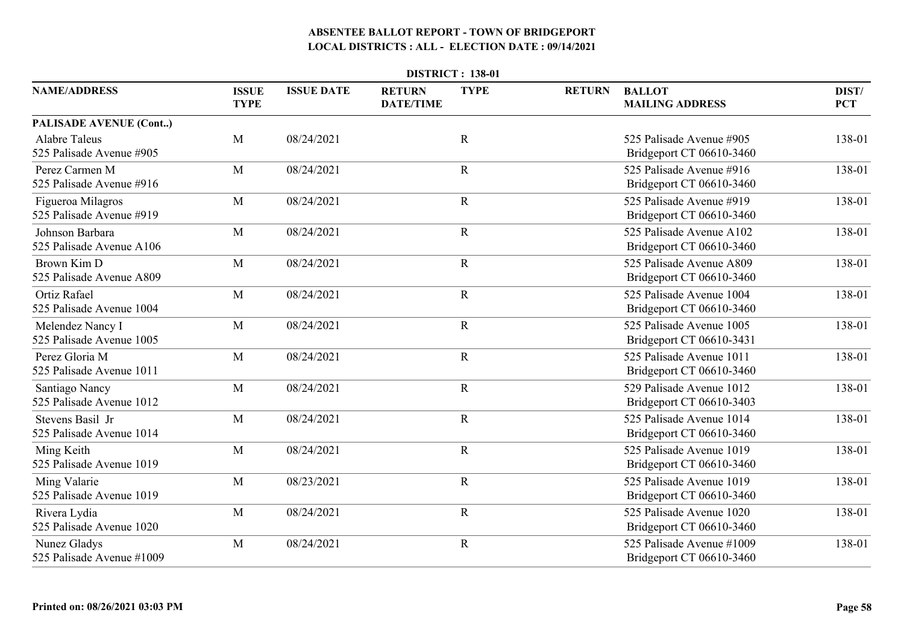# ABSENTEE BALLOT REPORT - TOWN OF BRIDGEPORT

## LOCAL DISTRICTS : ALL - ELECTION DATE : 09/14/2021

### DISTRICT : 138-01

| NAME/ADDRESS | ISSUE TYPE | ISSUE DATE | RETURN DATE/TIME | TYPE | RETURN | BALLOT MAILING ADDRESS | DIST/ PCT |
|---|---|---|---|---|---|---|---|
| **PALISADE AVENUE (Cont..)** | | | | | | | |
| Alabre Taleus<br>525 Palisade Avenue #905 | M | 08/24/2021 | | R | | 525 Palisade Avenue #905<br>Bridgeport CT 06610-3460 | 138-01 |
| Perez Carmen M<br>525 Palisade Avenue #916 | M | 08/24/2021 | | R | | 525 Palisade Avenue #916<br>Bridgeport CT 06610-3460 | 138-01 |
| Figueroa Milagros<br>525 Palisade Avenue #919 | M | 08/24/2021 | | R | | 525 Palisade Avenue #919<br>Bridgeport CT 06610-3460 | 138-01 |
| Johnson Barbara<br>525 Palisade Avenue A106 | M | 08/24/2021 | | R | | 525 Palisade Avenue A102<br>Bridgeport CT 06610-3460 | 138-01 |
| Brown Kim D<br>525 Palisade Avenue A809 | M | 08/24/2021 | | R | | 525 Palisade Avenue A809<br>Bridgeport CT 06610-3460 | 138-01 |
| Ortiz Rafael<br>525 Palisade Avenue 1004 | M | 08/24/2021 | | R | | 525 Palisade Avenue 1004<br>Bridgeport CT 06610-3460 | 138-01 |
| Melendez Nancy I<br>525 Palisade Avenue 1005 | M | 08/24/2021 | | R | | 525 Palisade Avenue 1005<br>Bridgeport CT 06610-3431 | 138-01 |
| Perez Gloria M<br>525 Palisade Avenue 1011 | M | 08/24/2021 | | R | | 525 Palisade Avenue 1011<br>Bridgeport CT 06610-3460 | 138-01 |
| Santiago Nancy<br>525 Palisade Avenue 1012 | M | 08/24/2021 | | R | | 529 Palisade Avenue 1012<br>Bridgeport CT 06610-3403 | 138-01 |
| Stevens Basil Jr<br>525 Palisade Avenue 1014 | M | 08/24/2021 | | R | | 525 Palisade Avenue 1014<br>Bridgeport CT 06610-3460 | 138-01 |
| Ming Keith<br>525 Palisade Avenue 1019 | M | 08/24/2021 | | R | | 525 Palisade Avenue 1019<br>Bridgeport CT 06610-3460 | 138-01 |
| Ming Valarie<br>525 Palisade Avenue 1019 | M | 08/23/2021 | | R | | 525 Palisade Avenue 1019<br>Bridgeport CT 06610-3460 | 138-01 |
| Rivera Lydia<br>525 Palisade Avenue 1020 | M | 08/24/2021 | | R | | 525 Palisade Avenue 1020<br>Bridgeport CT 06610-3460 | 138-01 |
| Nunez Gladys<br>525 Palisade Avenue #1009 | M | 08/24/2021 | | R | | 525 Palisade Avenue #1009<br>Bridgeport CT 06610-3460 | 138-01 |

**Printed on: 08/26/2021 03:03 PM**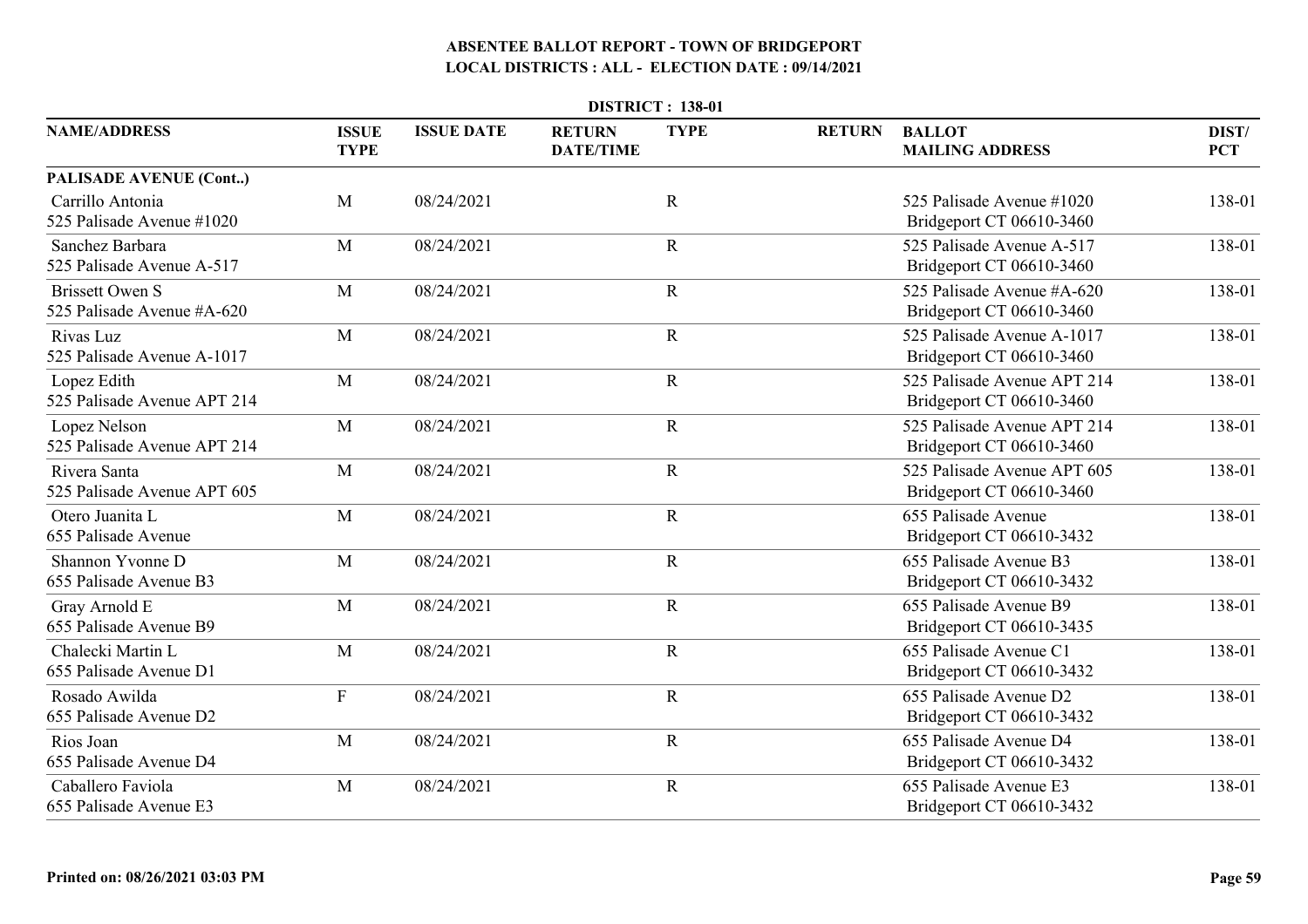# ABSENTEE BALLOT REPORT - TOWN OF BRIDGEPORT
## LOCAL DISTRICTS : ALL - ELECTION DATE : 09/14/2021

**DISTRICT : 138-01**

| NAME/ADDRESS | ISSUE TYPE | ISSUE DATE | RETURN DATE/TIME | TYPE | RETURN | BALLOT MAILING ADDRESS | DIST/ PCT |
|---|---|---|---|---|---|---|---|
| **PALISADE AVENUE (Cont..)** | | | | | | | |
| Carrillo Antonia<br>525 Palisade Avenue #1020 | M | 08/24/2021 | | R | | 525 Palisade Avenue #1020<br>Bridgeport CT 06610-3460 | 138-01 |
| Sanchez Barbara<br>525 Palisade Avenue A-517 | M | 08/24/2021 | | R | | 525 Palisade Avenue A-517<br>Bridgeport CT 06610-3460 | 138-01 |
| Brissett Owen S<br>525 Palisade Avenue #A-620 | M | 08/24/2021 | | R | | 525 Palisade Avenue #A-620<br>Bridgeport CT 06610-3460 | 138-01 |
| Rivas Luz<br>525 Palisade Avenue A-1017 | M | 08/24/2021 | | R | | 525 Palisade Avenue A-1017<br>Bridgeport CT 06610-3460 | 138-01 |
| Lopez Edith<br>525 Palisade Avenue APT 214 | M | 08/24/2021 | | R | | 525 Palisade Avenue APT 214<br>Bridgeport CT 06610-3460 | 138-01 |
| Lopez Nelson<br>525 Palisade Avenue APT 214 | M | 08/24/2021 | | R | | 525 Palisade Avenue APT 214<br>Bridgeport CT 06610-3460 | 138-01 |
| Rivera Santa<br>525 Palisade Avenue APT 605 | M | 08/24/2021 | | R | | 525 Palisade Avenue APT 605<br>Bridgeport CT 06610-3460 | 138-01 |
| Otero Juanita L<br>655 Palisade Avenue | M | 08/24/2021 | | R | | 655 Palisade Avenue<br>Bridgeport CT 06610-3432 | 138-01 |
| Shannon Yvonne D<br>655 Palisade Avenue B3 | M | 08/24/2021 | | R | | 655 Palisade Avenue B3<br>Bridgeport CT 06610-3432 | 138-01 |
| Gray Arnold E<br>655 Palisade Avenue B9 | M | 08/24/2021 | | R | | 655 Palisade Avenue B9<br>Bridgeport CT 06610-3435 | 138-01 |
| Chalecki Martin L<br>655 Palisade Avenue D1 | M | 08/24/2021 | | R | | 655 Palisade Avenue C1<br>Bridgeport CT 06610-3432 | 138-01 |
| Rosado Awilda<br>655 Palisade Avenue D2 | F | 08/24/2021 | | R | | 655 Palisade Avenue D2<br>Bridgeport CT 06610-3432 | 138-01 |
| Rios Joan<br>655 Palisade Avenue D4 | M | 08/24/2021 | | R | | 655 Palisade Avenue D4<br>Bridgeport CT 06610-3432 | 138-01 |
| Caballero Faviola<br>655 Palisade Avenue E3 | M | 08/24/2021 | | R | | 655 Palisade Avenue E3<br>Bridgeport CT 06610-3432 | 138-01 |

Printed on: 08/26/2021 03:03 PM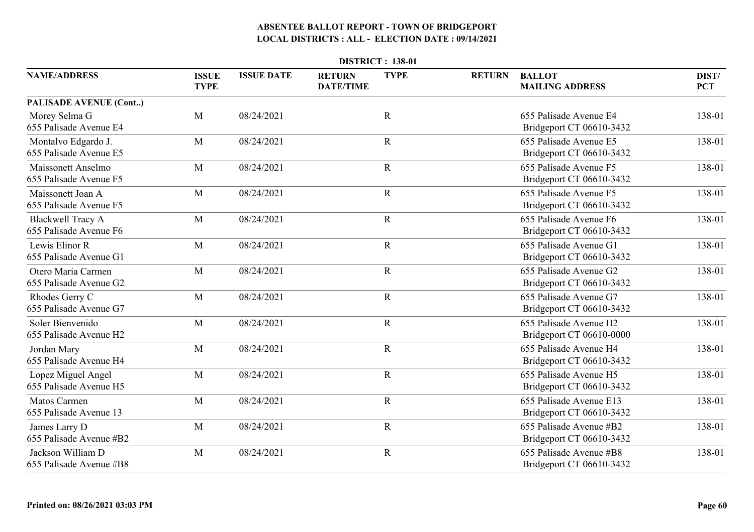# ABSENTEE BALLOT REPORT - TOWN OF BRIDGEPORT

## LOCAL DISTRICTS : ALL - ELECTION DATE : 09/14/2021

**DISTRICT : 138-01**

| NAME/ADDRESS | ISSUE TYPE | ISSUE DATE | RETURN DATE/TIME | TYPE | RETURN | BALLOT MAILING ADDRESS | DIST/ PCT |
|---|---|---|---|---|---|---|---|
| **PALISADE AVENUE (Cont..)** | | | | | | | |
| Morey Selma G<br>655 Palisade Avenue E4 | M | 08/24/2021 | | R | | 655 Palisade Avenue E4<br>Bridgeport CT 06610-3432 | 138-01 |
| Montalvo Edgardo J.<br>655 Palisade Avenue E5 | M | 08/24/2021 | | R | | 655 Palisade Avenue E5<br>Bridgeport CT 06610-3432 | 138-01 |
| Maissonett Anselmo<br>655 Palisade Avenue F5 | M | 08/24/2021 | | R | | 655 Palisade Avenue F5<br>Bridgeport CT 06610-3432 | 138-01 |
| Maissonett Joan A<br>655 Palisade Avenue F5 | M | 08/24/2021 | | R | | 655 Palisade Avenue F5<br>Bridgeport CT 06610-3432 | 138-01 |
| Blackwell Tracy A<br>655 Palisade Avenue F6 | M | 08/24/2021 | | R | | 655 Palisade Avenue F6<br>Bridgeport CT 06610-3432 | 138-01 |
| Lewis Elinor R<br>655 Palisade Avenue G1 | M | 08/24/2021 | | R | | 655 Palisade Avenue G1<br>Bridgeport CT 06610-3432 | 138-01 |
| Otero Maria Carmen<br>655 Palisade Avenue G2 | M | 08/24/2021 | | R | | 655 Palisade Avenue G2<br>Bridgeport CT 06610-3432 | 138-01 |
| Rhodes Gerry C<br>655 Palisade Avenue G7 | M | 08/24/2021 | | R | | 655 Palisade Avenue G7<br>Bridgeport CT 06610-3432 | 138-01 |
| Soler Bienvenido<br>655 Palisade Avenue H2 | M | 08/24/2021 | | R | | 655 Palisade Avenue H2<br>Bridgeport CT 06610-0000 | 138-01 |
| Jordan Mary<br>655 Palisade Avenue H4 | M | 08/24/2021 | | R | | 655 Palisade Avenue H4<br>Bridgeport CT 06610-3432 | 138-01 |
| Lopez Miguel Angel<br>655 Palisade Avenue H5 | M | 08/24/2021 | | R | | 655 Palisade Avenue H5<br>Bridgeport CT 06610-3432 | 138-01 |
| Matos Carmen<br>655 Palisade Avenue 13 | M | 08/24/2021 | | R | | 655 Palisade Avenue E13<br>Bridgeport CT 06610-3432 | 138-01 |
| James Larry D<br>655 Palisade Avenue #B2 | M | 08/24/2021 | | R | | 655 Palisade Avenue #B2<br>Bridgeport CT 06610-3432 | 138-01 |
| Jackson William D<br>655 Palisade Avenue #B8 | M | 08/24/2021 | | R | | 655 Palisade Avenue #B8<br>Bridgeport CT 06610-3432 | 138-01 |

Printed on: 08/26/2021 03:03 PM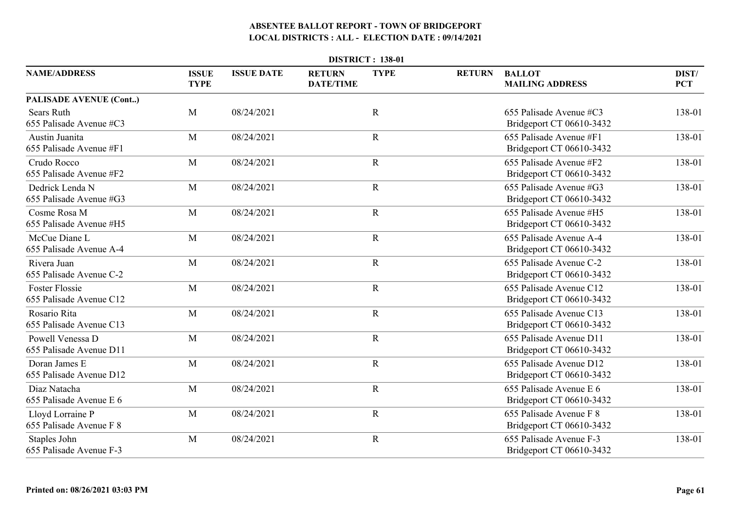# ABSENTEE BALLOT REPORT - TOWN OF BRIDGEPORT

## LOCAL DISTRICTS : ALL - ELECTION DATE : 09/14/2021

### DISTRICT : 138-01

| NAME/ADDRESS | ISSUE TYPE | ISSUE DATE | RETURN DATE/TIME | TYPE | RETURN | BALLOT MAILING ADDRESS | DIST/ PCT |
|---|---|---|---|---|---|---|---|
| **PALISADE AVENUE (Cont..)** | | | | | | | |
| Sears Ruth<br>655 Palisade Avenue #C3 | M | 08/24/2021 | | R | | 655 Palisade Avenue #C3<br>Bridgeport CT 06610-3432 | 138-01 |
| Austin Juanita<br>655 Palisade Avenue #F1 | M | 08/24/2021 | | R | | 655 Palisade Avenue #F1<br>Bridgeport CT 06610-3432 | 138-01 |
| Crudo Rocco<br>655 Palisade Avenue #F2 | M | 08/24/2021 | | R | | 655 Palisade Avenue #F2<br>Bridgeport CT 06610-3432 | 138-01 |
| Dedrick Lenda N<br>655 Palisade Avenue #G3 | M | 08/24/2021 | | R | | 655 Palisade Avenue #G3<br>Bridgeport CT 06610-3432 | 138-01 |
| Cosme Rosa M<br>655 Palisade Avenue #H5 | M | 08/24/2021 | | R | | 655 Palisade Avenue #H5<br>Bridgeport CT 06610-3432 | 138-01 |
| McCue Diane L<br>655 Palisade Avenue A-4 | M | 08/24/2021 | | R | | 655 Palisade Avenue A-4<br>Bridgeport CT 06610-3432 | 138-01 |
| Rivera Juan<br>655 Palisade Avenue C-2 | M | 08/24/2021 | | R | | 655 Palisade Avenue C-2<br>Bridgeport CT 06610-3432 | 138-01 |
| Foster Flossie<br>655 Palisade Avenue C12 | M | 08/24/2021 | | R | | 655 Palisade Avenue C12<br>Bridgeport CT 06610-3432 | 138-01 |
| Rosario Rita<br>655 Palisade Avenue C13 | M | 08/24/2021 | | R | | 655 Palisade Avenue C13<br>Bridgeport CT 06610-3432 | 138-01 |
| Powell Venessa D<br>655 Palisade Avenue D11 | M | 08/24/2021 | | R | | 655 Palisade Avenue D11<br>Bridgeport CT 06610-3432 | 138-01 |
| Doran James E<br>655 Palisade Avenue D12 | M | 08/24/2021 | | R | | 655 Palisade Avenue D12<br>Bridgeport CT 06610-3432 | 138-01 |
| Diaz Natacha<br>655 Palisade Avenue E 6 | M | 08/24/2021 | | R | | 655 Palisade Avenue E 6<br>Bridgeport CT 06610-3432 | 138-01 |
| Lloyd Lorraine P<br>655 Palisade Avenue F 8 | M | 08/24/2021 | | R | | 655 Palisade Avenue F 8<br>Bridgeport CT 06610-3432 | 138-01 |
| Staples John<br>655 Palisade Avenue F-3 | M | 08/24/2021 | | R | | 655 Palisade Avenue F-3<br>Bridgeport CT 06610-3432 | 138-01 |

**Printed on: 08/26/2021 03:03 PM**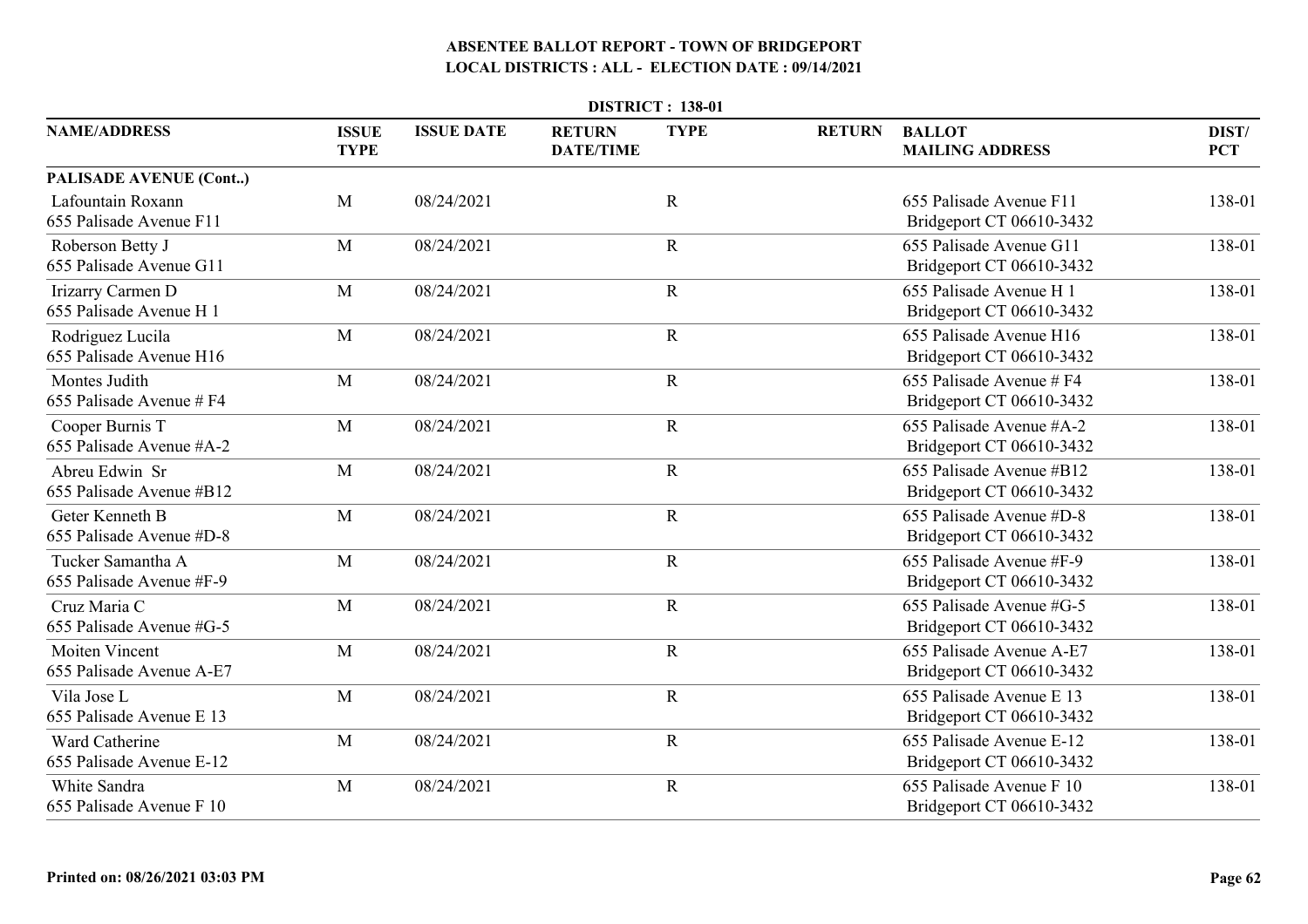# ABSENTEE BALLOT REPORT - TOWN OF BRIDGEPORT

## LOCAL DISTRICTS : ALL - ELECTION DATE : 09/14/2021

**DISTRICT : 138-01**

| NAME/ADDRESS | ISSUE TYPE | ISSUE DATE | RETURN DATE/TIME | TYPE | RETURN | BALLOT MAILING ADDRESS | DIST/ PCT |
|---|---|---|---|---|---|---|---|
| **PALISADE AVENUE (Cont..)** | | | | | | | |
| Lafountain Roxann<br>655 Palisade Avenue F11 | M | 08/24/2021 | | R | | 655 Palisade Avenue F11<br>Bridgeport CT 06610-3432 | 138-01 |
| Roberson Betty J<br>655 Palisade Avenue G11 | M | 08/24/2021 | | R | | 655 Palisade Avenue G11<br>Bridgeport CT 06610-3432 | 138-01 |
| Irizarry Carmen D<br>655 Palisade Avenue H 1 | M | 08/24/2021 | | R | | 655 Palisade Avenue H 1<br>Bridgeport CT 06610-3432 | 138-01 |
| Rodriguez Lucila<br>655 Palisade Avenue H16 | M | 08/24/2021 | | R | | 655 Palisade Avenue H16<br>Bridgeport CT 06610-3432 | 138-01 |
| Montes Judith<br>655 Palisade Avenue # F4 | M | 08/24/2021 | | R | | 655 Palisade Avenue # F4<br>Bridgeport CT 06610-3432 | 138-01 |
| Cooper Burnis T<br>655 Palisade Avenue #A-2 | M | 08/24/2021 | | R | | 655 Palisade Avenue #A-2<br>Bridgeport CT 06610-3432 | 138-01 |
| Abreu Edwin Sr<br>655 Palisade Avenue #B12 | M | 08/24/2021 | | R | | 655 Palisade Avenue #B12<br>Bridgeport CT 06610-3432 | 138-01 |
| Geter Kenneth B<br>655 Palisade Avenue #D-8 | M | 08/24/2021 | | R | | 655 Palisade Avenue #D-8<br>Bridgeport CT 06610-3432 | 138-01 |
| Tucker Samantha A<br>655 Palisade Avenue #F-9 | M | 08/24/2021 | | R | | 655 Palisade Avenue #F-9<br>Bridgeport CT 06610-3432 | 138-01 |
| Cruz Maria C<br>655 Palisade Avenue #G-5 | M | 08/24/2021 | | R | | 655 Palisade Avenue #G-5<br>Bridgeport CT 06610-3432 | 138-01 |
| Moiten Vincent<br>655 Palisade Avenue A-E7 | M | 08/24/2021 | | R | | 655 Palisade Avenue A-E7<br>Bridgeport CT 06610-3432 | 138-01 |
| Vila Jose L<br>655 Palisade Avenue E 13 | M | 08/24/2021 | | R | | 655 Palisade Avenue E 13<br>Bridgeport CT 06610-3432 | 138-01 |
| Ward Catherine<br>655 Palisade Avenue E-12 | M | 08/24/2021 | | R | | 655 Palisade Avenue E-12<br>Bridgeport CT 06610-3432 | 138-01 |
| White Sandra<br>655 Palisade Avenue F 10 | M | 08/24/2021 | | R | | 655 Palisade Avenue F 10<br>Bridgeport CT 06610-3432 | 138-01 |

**Printed on: 08/26/2021 03:03 PM**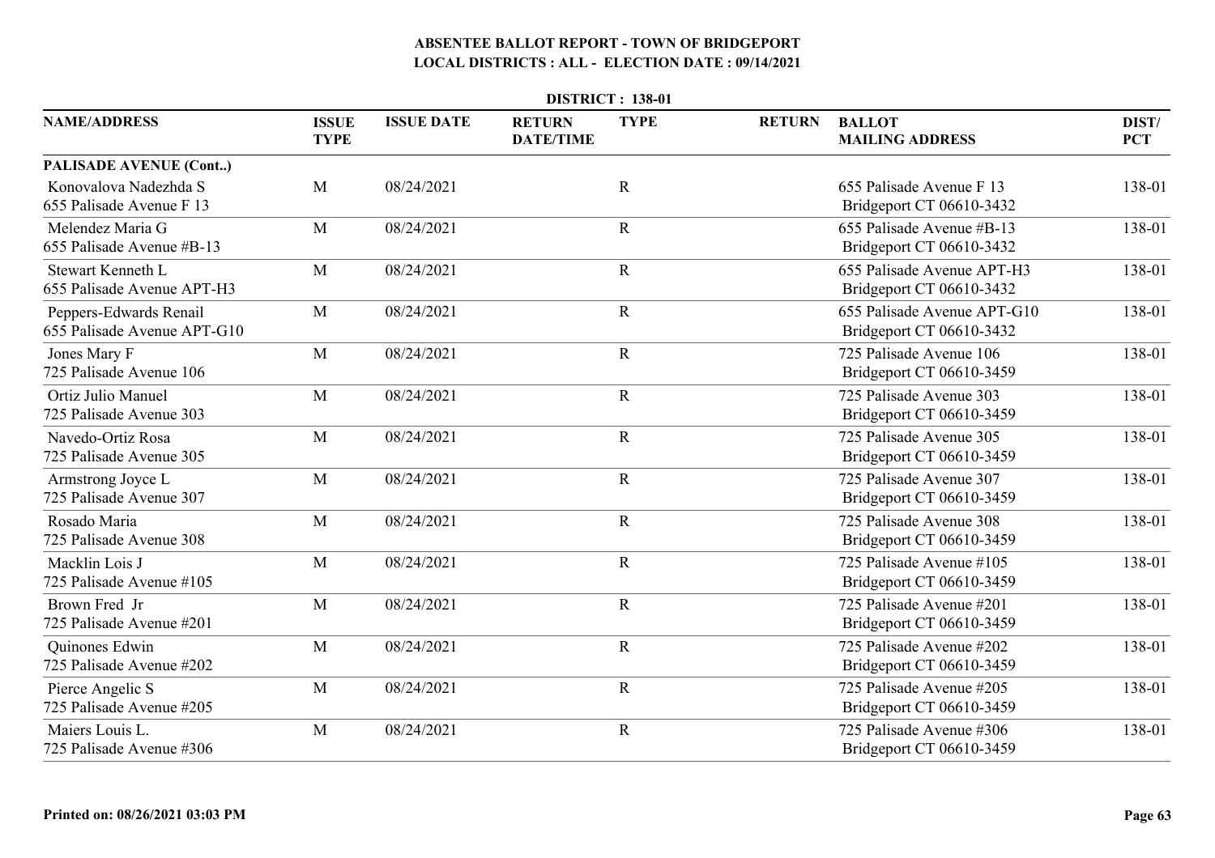# ABSENTEE BALLOT REPORT - TOWN OF BRIDGEPORT
## LOCAL DISTRICTS : ALL - ELECTION DATE : 09/14/2021

**DISTRICT : 138-01**

| NAME/ADDRESS | ISSUE TYPE | ISSUE DATE | RETURN DATE/TIME | TYPE | RETURN | BALLOT MAILING ADDRESS | DIST/ PCT |
|---|---|---|---|---|---|---|---|
| **PALISADE AVENUE (Cont..)** | | | | | | | |
| Konovalova Nadezhda S<br>655 Palisade Avenue F 13 | M | 08/24/2021 | | R | | 655 Palisade Avenue F 13<br>Bridgeport CT 06610-3432 | 138-01 |
| Melendez Maria G<br>655 Palisade Avenue #B-13 | M | 08/24/2021 | | R | | 655 Palisade Avenue #B-13<br>Bridgeport CT 06610-3432 | 138-01 |
| Stewart Kenneth L<br>655 Palisade Avenue APT-H3 | M | 08/24/2021 | | R | | 655 Palisade Avenue APT-H3<br>Bridgeport CT 06610-3432 | 138-01 |
| Peppers-Edwards Renail<br>655 Palisade Avenue APT-G10 | M | 08/24/2021 | | R | | 655 Palisade Avenue APT-G10<br>Bridgeport CT 06610-3432 | 138-01 |
| Jones Mary F<br>725 Palisade Avenue 106 | M | 08/24/2021 | | R | | 725 Palisade Avenue 106<br>Bridgeport CT 06610-3459 | 138-01 |
| Ortiz Julio Manuel<br>725 Palisade Avenue 303 | M | 08/24/2021 | | R | | 725 Palisade Avenue 303<br>Bridgeport CT 06610-3459 | 138-01 |
| Navedo-Ortiz Rosa<br>725 Palisade Avenue 305 | M | 08/24/2021 | | R | | 725 Palisade Avenue 305<br>Bridgeport CT 06610-3459 | 138-01 |
| Armstrong Joyce L<br>725 Palisade Avenue 307 | M | 08/24/2021 | | R | | 725 Palisade Avenue 307<br>Bridgeport CT 06610-3459 | 138-01 |
| Rosado Maria<br>725 Palisade Avenue 308 | M | 08/24/2021 | | R | | 725 Palisade Avenue 308<br>Bridgeport CT 06610-3459 | 138-01 |
| Macklin Lois J<br>725 Palisade Avenue #105 | M | 08/24/2021 | | R | | 725 Palisade Avenue #105<br>Bridgeport CT 06610-3459 | 138-01 |
| Brown Fred Jr<br>725 Palisade Avenue #201 | M | 08/24/2021 | | R | | 725 Palisade Avenue #201<br>Bridgeport CT 06610-3459 | 138-01 |
| Quinones Edwin<br>725 Palisade Avenue #202 | M | 08/24/2021 | | R | | 725 Palisade Avenue #202<br>Bridgeport CT 06610-3459 | 138-01 |
| Pierce Angelic S<br>725 Palisade Avenue #205 | M | 08/24/2021 | | R | | 725 Palisade Avenue #205<br>Bridgeport CT 06610-3459 | 138-01 |
| Maiers Louis L.<br>725 Palisade Avenue #306 | M | 08/24/2021 | | R | | 725 Palisade Avenue #306<br>Bridgeport CT 06610-3459 | 138-01 |

**Printed on: 08/26/2021 03:03 PM**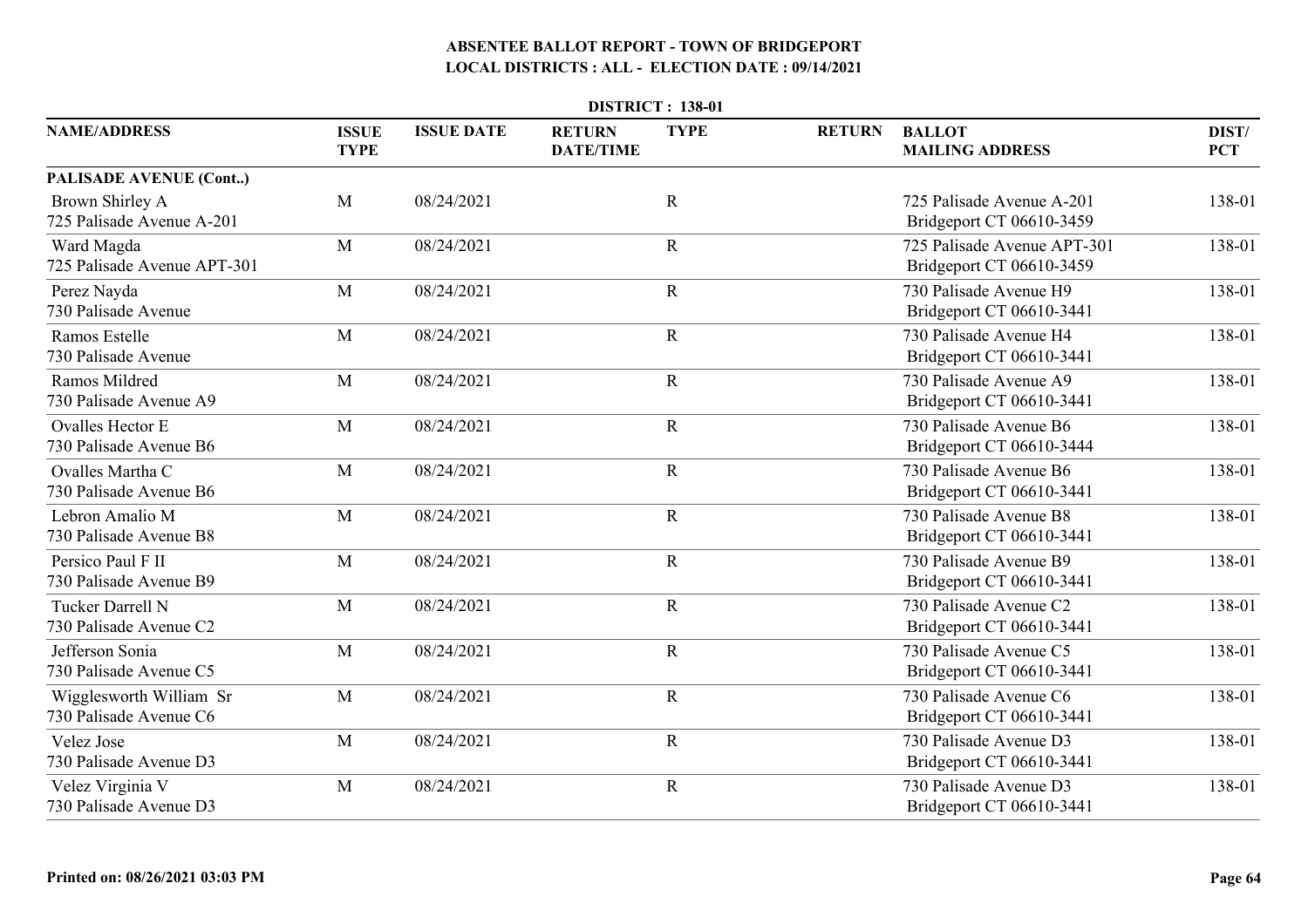# ABSENTEE BALLOT REPORT - TOWN OF BRIDGEPORT

## LOCAL DISTRICTS : ALL - ELECTION DATE : 09/14/2021

**DISTRICT : 138-01**

| NAME/ADDRESS | ISSUE TYPE | ISSUE DATE | RETURN DATE/TIME | TYPE | RETURN | BALLOT MAILING ADDRESS | DIST/ PCT |
|---|---|---|---|---|---|---|---|
| **PALISADE AVENUE (Cont..)** | | | | | | | |
| Brown Shirley A<br>725 Palisade Avenue A-201 | M | 08/24/2021 | | R | | 725 Palisade Avenue A-201<br>Bridgeport CT 06610-3459 | 138-01 |
| Ward Magda<br>725 Palisade Avenue APT-301 | M | 08/24/2021 | | R | | 725 Palisade Avenue APT-301<br>Bridgeport CT 06610-3459 | 138-01 |
| Perez Nayda<br>730 Palisade Avenue | M | 08/24/2021 | | R | | 730 Palisade Avenue H9<br>Bridgeport CT 06610-3441 | 138-01 |
| Ramos Estelle<br>730 Palisade Avenue | M | 08/24/2021 | | R | | 730 Palisade Avenue H4<br>Bridgeport CT 06610-3441 | 138-01 |
| Ramos Mildred<br>730 Palisade Avenue A9 | M | 08/24/2021 | | R | | 730 Palisade Avenue A9<br>Bridgeport CT 06610-3441 | 138-01 |
| Ovalles Hector E<br>730 Palisade Avenue B6 | M | 08/24/2021 | | R | | 730 Palisade Avenue B6<br>Bridgeport CT 06610-3444 | 138-01 |
| Ovalles Martha C<br>730 Palisade Avenue B6 | M | 08/24/2021 | | R | | 730 Palisade Avenue B6<br>Bridgeport CT 06610-3441 | 138-01 |
| Lebron Amalio M<br>730 Palisade Avenue B8 | M | 08/24/2021 | | R | | 730 Palisade Avenue B8<br>Bridgeport CT 06610-3441 | 138-01 |
| Persico Paul F II<br>730 Palisade Avenue B9 | M | 08/24/2021 | | R | | 730 Palisade Avenue B9<br>Bridgeport CT 06610-3441 | 138-01 |
| Tucker Darrell N<br>730 Palisade Avenue C2 | M | 08/24/2021 | | R | | 730 Palisade Avenue C2<br>Bridgeport CT 06610-3441 | 138-01 |
| Jefferson Sonia<br>730 Palisade Avenue C5 | M | 08/24/2021 | | R | | 730 Palisade Avenue C5<br>Bridgeport CT 06610-3441 | 138-01 |
| Wigglesworth William Sr<br>730 Palisade Avenue C6 | M | 08/24/2021 | | R | | 730 Palisade Avenue C6<br>Bridgeport CT 06610-3441 | 138-01 |
| Velez Jose<br>730 Palisade Avenue D3 | M | 08/24/2021 | | R | | 730 Palisade Avenue D3<br>Bridgeport CT 06610-3441 | 138-01 |
| Velez Virginia V<br>730 Palisade Avenue D3 | M | 08/24/2021 | | R | | 730 Palisade Avenue D3<br>Bridgeport CT 06610-3441 | 138-01 |

**Printed on: 08/26/2021 03:03 PM**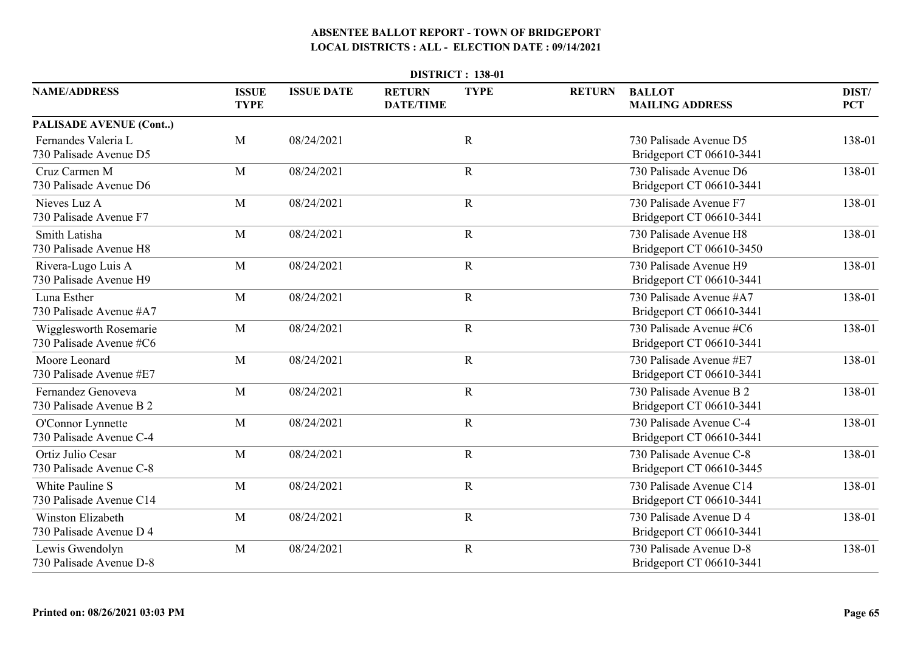# ABSENTEE BALLOT REPORT - TOWN OF BRIDGEPORT
## LOCAL DISTRICTS : ALL - ELECTION DATE : 09/14/2021

**DISTRICT : 138-01**

| NAME/ADDRESS | ISSUE TYPE | ISSUE DATE | RETURN DATE/TIME | TYPE | RETURN | BALLOT MAILING ADDRESS | DIST/ PCT |
|---|---|---|---|---|---|---|---|
| **PALISADE AVENUE (Cont..)** | | | | | | | |
| Fernandes Valeria L<br>730 Palisade Avenue D5 | M | 08/24/2021 | | R | | 730 Palisade Avenue D5<br>Bridgeport CT 06610-3441 | 138-01 |
| Cruz Carmen M<br>730 Palisade Avenue D6 | M | 08/24/2021 | | R | | 730 Palisade Avenue D6<br>Bridgeport CT 06610-3441 | 138-01 |
| Nieves Luz A<br>730 Palisade Avenue F7 | M | 08/24/2021 | | R | | 730 Palisade Avenue F7<br>Bridgeport CT 06610-3441 | 138-01 |
| Smith Latisha<br>730 Palisade Avenue H8 | M | 08/24/2021 | | R | | 730 Palisade Avenue H8<br>Bridgeport CT 06610-3450 | 138-01 |
| Rivera-Lugo Luis A<br>730 Palisade Avenue H9 | M | 08/24/2021 | | R | | 730 Palisade Avenue H9<br>Bridgeport CT 06610-3441 | 138-01 |
| Luna Esther<br>730 Palisade Avenue #A7 | M | 08/24/2021 | | R | | 730 Palisade Avenue #A7<br>Bridgeport CT 06610-3441 | 138-01 |
| Wigglesworth Rosemarie<br>730 Palisade Avenue #C6 | M | 08/24/2021 | | R | | 730 Palisade Avenue #C6<br>Bridgeport CT 06610-3441 | 138-01 |
| Moore Leonard<br>730 Palisade Avenue #E7 | M | 08/24/2021 | | R | | 730 Palisade Avenue #E7<br>Bridgeport CT 06610-3441 | 138-01 |
| Fernandez Genoveva<br>730 Palisade Avenue B 2 | M | 08/24/2021 | | R | | 730 Palisade Avenue B 2<br>Bridgeport CT 06610-3441 | 138-01 |
| O'Connor Lynnette<br>730 Palisade Avenue C-4 | M | 08/24/2021 | | R | | 730 Palisade Avenue C-4<br>Bridgeport CT 06610-3441 | 138-01 |
| Ortiz Julio Cesar<br>730 Palisade Avenue C-8 | M | 08/24/2021 | | R | | 730 Palisade Avenue C-8<br>Bridgeport CT 06610-3445 | 138-01 |
| White Pauline S<br>730 Palisade Avenue C14 | M | 08/24/2021 | | R | | 730 Palisade Avenue C14<br>Bridgeport CT 06610-3441 | 138-01 |
| Winston Elizabeth<br>730 Palisade Avenue D 4 | M | 08/24/2021 | | R | | 730 Palisade Avenue D 4<br>Bridgeport CT 06610-3441 | 138-01 |
| Lewis Gwendolyn<br>730 Palisade Avenue D-8 | M | 08/24/2021 | | R | | 730 Palisade Avenue D-8<br>Bridgeport CT 06610-3441 | 138-01 |

**Printed on: 08/26/2021 03:03 PM**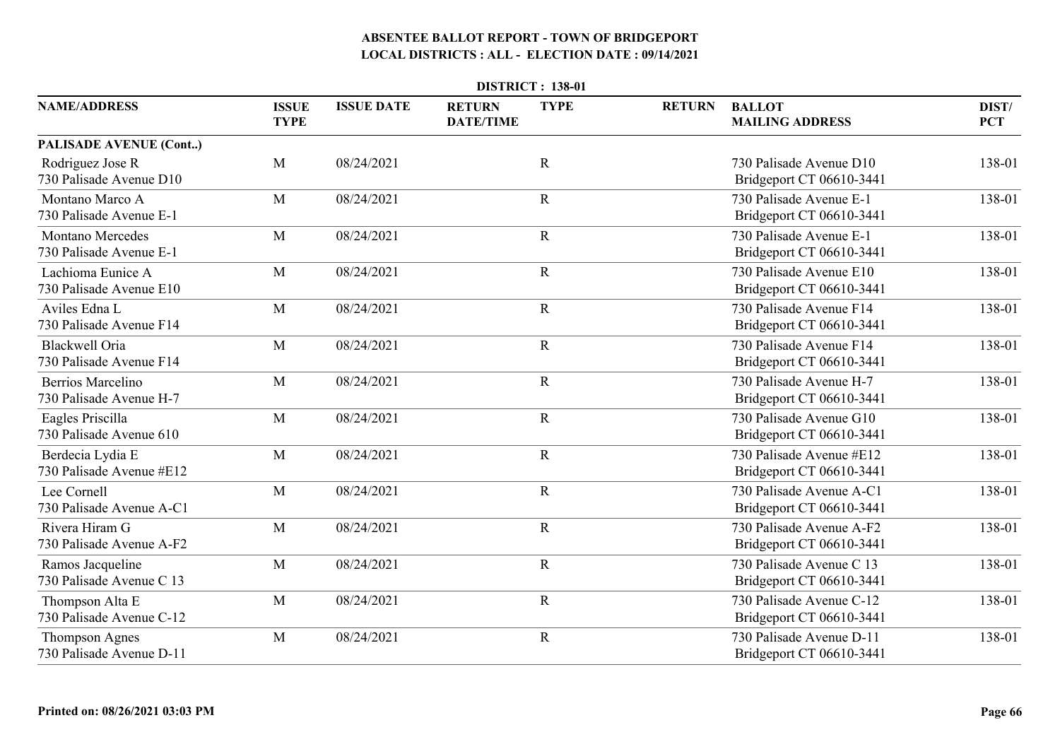# ABSENTEE BALLOT REPORT - TOWN OF BRIDGEPORT

## LOCAL DISTRICTS : ALL - ELECTION DATE : 09/14/2021

### DISTRICT : 138-01

| NAME/ADDRESS | ISSUE TYPE | ISSUE DATE | RETURN DATE/TIME | TYPE | RETURN | BALLOT MAILING ADDRESS | DIST/ PCT |
|---|---|---|---|---|---|---|---|
| **PALISADE AVENUE (Cont..)** | | | | | | | |
| Rodriguez Jose R<br>730 Palisade Avenue D10 | M | 08/24/2021 | | R | | 730 Palisade Avenue D10<br>Bridgeport CT 06610-3441 | 138-01 |
| Montano Marco A<br>730 Palisade Avenue E-1 | M | 08/24/2021 | | R | | 730 Palisade Avenue E-1<br>Bridgeport CT 06610-3441 | 138-01 |
| Montano Mercedes<br>730 Palisade Avenue E-1 | M | 08/24/2021 | | R | | 730 Palisade Avenue E-1<br>Bridgeport CT 06610-3441 | 138-01 |
| Lachioma Eunice A<br>730 Palisade Avenue E10 | M | 08/24/2021 | | R | | 730 Palisade Avenue E10<br>Bridgeport CT 06610-3441 | 138-01 |
| Aviles Edna L<br>730 Palisade Avenue F14 | M | 08/24/2021 | | R | | 730 Palisade Avenue F14<br>Bridgeport CT 06610-3441 | 138-01 |
| Blackwell Oria<br>730 Palisade Avenue F14 | M | 08/24/2021 | | R | | 730 Palisade Avenue F14<br>Bridgeport CT 06610-3441 | 138-01 |
| Berrios Marcelino<br>730 Palisade Avenue H-7 | M | 08/24/2021 | | R | | 730 Palisade Avenue H-7<br>Bridgeport CT 06610-3441 | 138-01 |
| Eagles Priscilla<br>730 Palisade Avenue 610 | M | 08/24/2021 | | R | | 730 Palisade Avenue G10<br>Bridgeport CT 06610-3441 | 138-01 |
| Berdecia Lydia E<br>730 Palisade Avenue #E12 | M | 08/24/2021 | | R | | 730 Palisade Avenue #E12<br>Bridgeport CT 06610-3441 | 138-01 |
| Lee Cornell<br>730 Palisade Avenue A-C1 | M | 08/24/2021 | | R | | 730 Palisade Avenue A-C1<br>Bridgeport CT 06610-3441 | 138-01 |
| Rivera Hiram G<br>730 Palisade Avenue A-F2 | M | 08/24/2021 | | R | | 730 Palisade Avenue A-F2<br>Bridgeport CT 06610-3441 | 138-01 |
| Ramos Jacqueline<br>730 Palisade Avenue C 13 | M | 08/24/2021 | | R | | 730 Palisade Avenue C 13<br>Bridgeport CT 06610-3441 | 138-01 |
| Thompson Alta E<br>730 Palisade Avenue C-12 | M | 08/24/2021 | | R | | 730 Palisade Avenue C-12<br>Bridgeport CT 06610-3441 | 138-01 |
| Thompson Agnes<br>730 Palisade Avenue D-11 | M | 08/24/2021 | | R | | 730 Palisade Avenue D-11<br>Bridgeport CT 06610-3441 | 138-01 |

Printed on: 08/26/2021 03:03 PM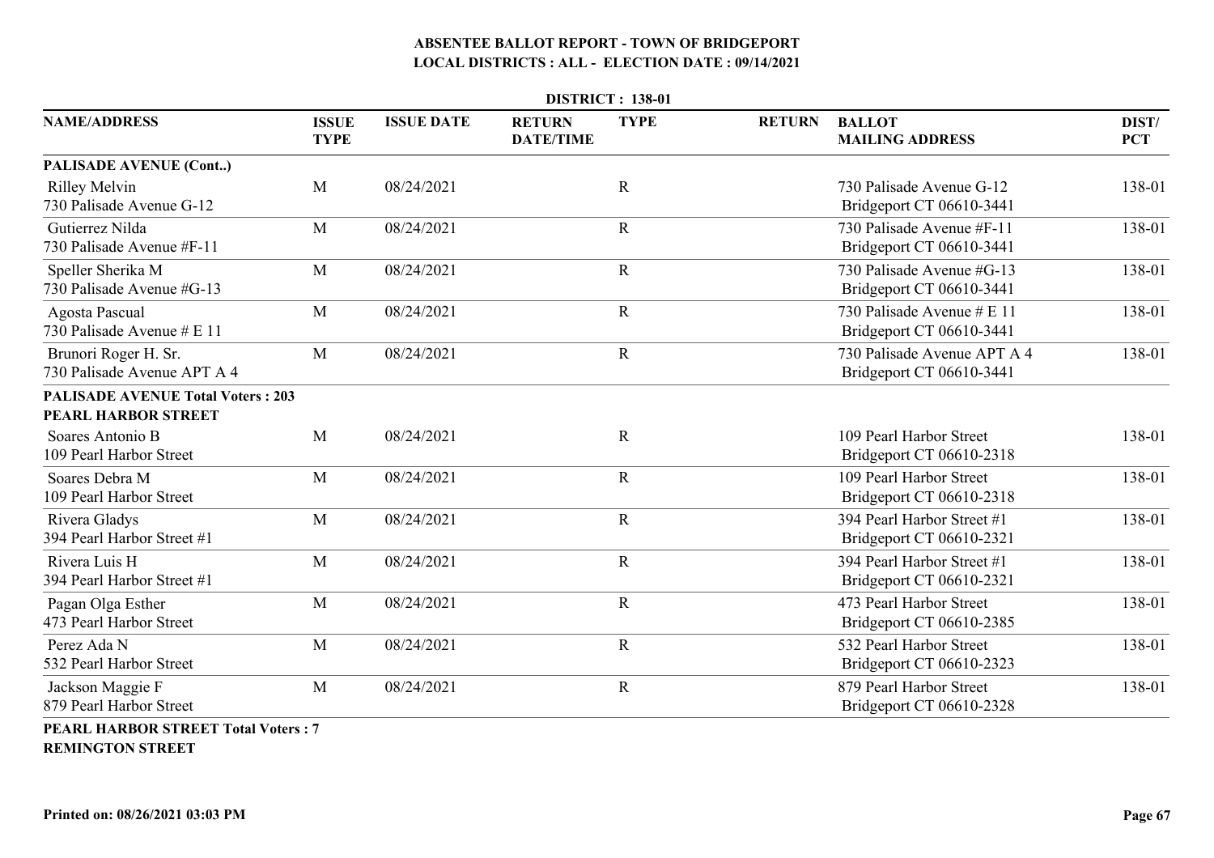# ABSENTEE BALLOT REPORT - TOWN OF BRIDGEPORT
## LOCAL DISTRICTS : ALL - ELECTION DATE : 09/14/2021

**DISTRICT : 138-01**

| NAME/ADDRESS | ISSUE TYPE | ISSUE DATE | RETURN DATE/TIME | TYPE | RETURN | BALLOT MAILING ADDRESS | DIST/ PCT |
|---|---|---|---|---|---|---|---|
| **PALISADE AVENUE (Cont..)** | | | | | | | |
| Rilley Melvin<br>730 Palisade Avenue G-12 | M | 08/24/2021 | | R | | 730 Palisade Avenue G-12<br>Bridgeport CT 06610-3441 | 138-01 |
| Gutierrez Nilda<br>730 Palisade Avenue #F-11 | M | 08/24/2021 | | R | | 730 Palisade Avenue #F-11<br>Bridgeport CT 06610-3441 | 138-01 |
| Speller Sherika M<br>730 Palisade Avenue #G-13 | M | 08/24/2021 | | R | | 730 Palisade Avenue #G-13<br>Bridgeport CT 06610-3441 | 138-01 |
| Agosta Pascual<br>730 Palisade Avenue # E 11 | M | 08/24/2021 | | R | | 730 Palisade Avenue # E 11<br>Bridgeport CT 06610-3441 | 138-01 |
| Brunori Roger H. Sr.<br>730 Palisade Avenue APT A 4 | M | 08/24/2021 | | R | | 730 Palisade Avenue APT A 4<br>Bridgeport CT 06610-3441 | 138-01 |
| **PALISADE AVENUE Total Voters : 203** | | | | | | | |
| **PEARL HARBOR STREET** | | | | | | | |
| Soares Antonio B<br>109 Pearl Harbor Street | M | 08/24/2021 | | R | | 109 Pearl Harbor Street<br>Bridgeport CT 06610-2318 | 138-01 |
| Soares Debra M<br>109 Pearl Harbor Street | M | 08/24/2021 | | R | | 109 Pearl Harbor Street<br>Bridgeport CT 06610-2318 | 138-01 |
| Rivera Gladys<br>394 Pearl Harbor Street #1 | M | 08/24/2021 | | R | | 394 Pearl Harbor Street #1<br>Bridgeport CT 06610-2321 | 138-01 |
| Rivera Luis H<br>394 Pearl Harbor Street #1 | M | 08/24/2021 | | R | | 394 Pearl Harbor Street #1<br>Bridgeport CT 06610-2321 | 138-01 |
| Pagan Olga Esther<br>473 Pearl Harbor Street | M | 08/24/2021 | | R | | 473 Pearl Harbor Street<br>Bridgeport CT 06610-2385 | 138-01 |
| Perez Ada N<br>532 Pearl Harbor Street | M | 08/24/2021 | | R | | 532 Pearl Harbor Street<br>Bridgeport CT 06610-2323 | 138-01 |
| Jackson Maggie F<br>879 Pearl Harbor Street | M | 08/24/2021 | | R | | 879 Pearl Harbor Street<br>Bridgeport CT 06610-2328 | 138-01 |
| **PEARL HARBOR STREET Total Voters : 7** | | | | | | | |
| **REMINGTON STREET** | | | | | | | |

Printed on: 08/26/2021 03:03 PM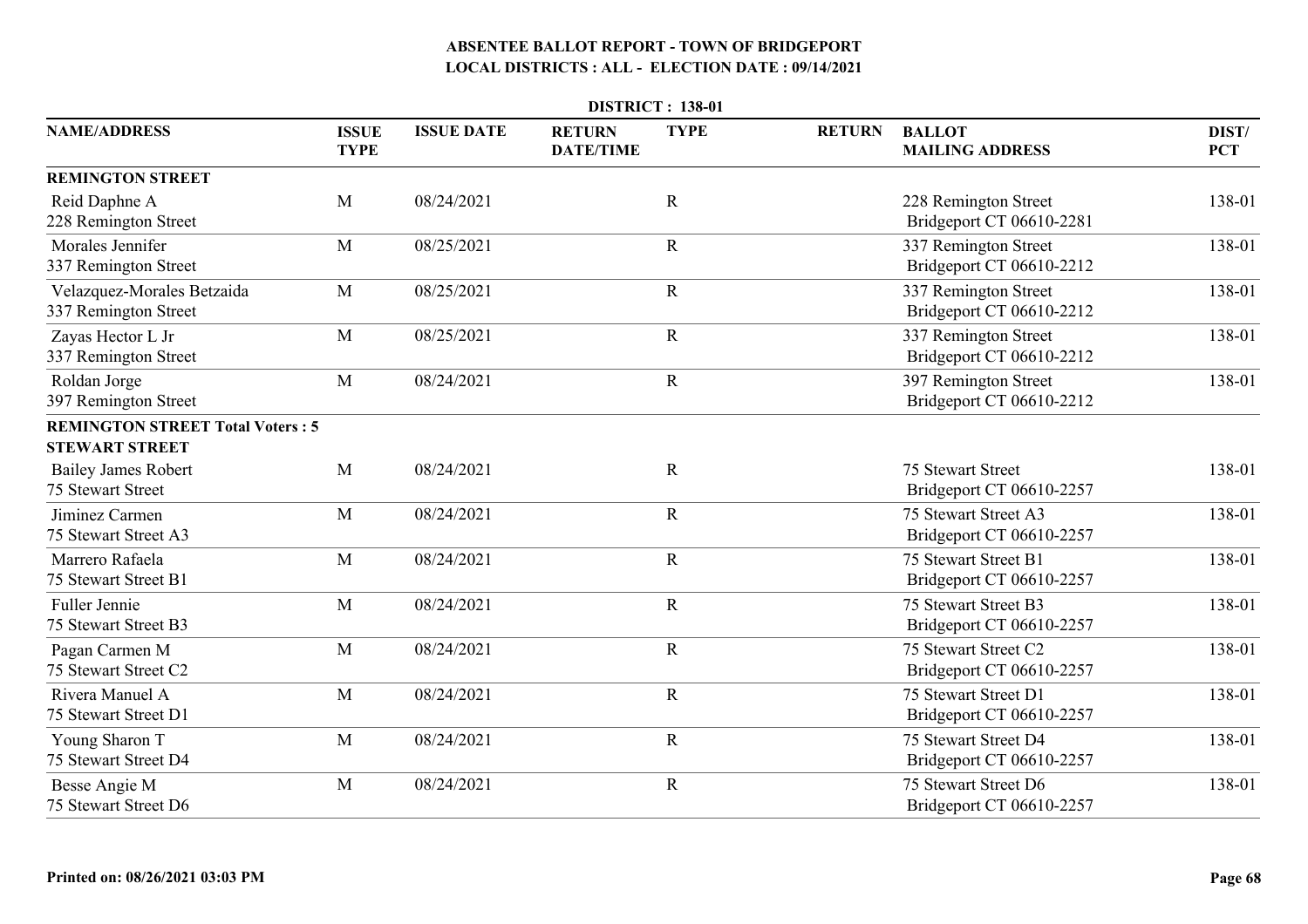# ABSENTEE BALLOT REPORT - TOWN OF BRIDGEPORT
## LOCAL DISTRICTS : ALL - ELECTION DATE : 09/14/2021

**DISTRICT : 138-01**

| NAME/ADDRESS | ISSUE TYPE | ISSUE DATE | RETURN DATE/TIME | TYPE | RETURN | BALLOT MAILING ADDRESS | DIST/ PCT |
|---|---|---|---|---|---|---|---|
| **REMINGTON STREET** | | | | | | | |
| Reid Daphne A<br>228 Remington Street | M | 08/24/2021 | | R | | 228 Remington Street<br>Bridgeport CT 06610-2281 | 138-01 |
| Morales Jennifer<br>337 Remington Street | M | 08/25/2021 | | R | | 337 Remington Street<br>Bridgeport CT 06610-2212 | 138-01 |
| Velazquez-Morales Betzaida<br>337 Remington Street | M | 08/25/2021 | | R | | 337 Remington Street<br>Bridgeport CT 06610-2212 | 138-01 |
| Zayas Hector L Jr<br>337 Remington Street | M | 08/25/2021 | | R | | 337 Remington Street<br>Bridgeport CT 06610-2212 | 138-01 |
| Roldan Jorge<br>397 Remington Street | M | 08/24/2021 | | R | | 397 Remington Street<br>Bridgeport CT 06610-2212 | 138-01 |
| **REMINGTON STREET Total Voters : 5** | | | | | | | |
| **STEWART STREET** | | | | | | | |
| Bailey James Robert<br>75 Stewart Street | M | 08/24/2021 | | R | | 75 Stewart Street<br>Bridgeport CT 06610-2257 | 138-01 |
| Jiminez Carmen<br>75 Stewart Street A3 | M | 08/24/2021 | | R | | 75 Stewart Street A3<br>Bridgeport CT 06610-2257 | 138-01 |
| Marrero Rafaela<br>75 Stewart Street B1 | M | 08/24/2021 | | R | | 75 Stewart Street B1<br>Bridgeport CT 06610-2257 | 138-01 |
| Fuller Jennie<br>75 Stewart Street B3 | M | 08/24/2021 | | R | | 75 Stewart Street B3<br>Bridgeport CT 06610-2257 | 138-01 |
| Pagan Carmen M<br>75 Stewart Street C2 | M | 08/24/2021 | | R | | 75 Stewart Street C2<br>Bridgeport CT 06610-2257 | 138-01 |
| Rivera Manuel A<br>75 Stewart Street D1 | M | 08/24/2021 | | R | | 75 Stewart Street D1<br>Bridgeport CT 06610-2257 | 138-01 |
| Young Sharon T<br>75 Stewart Street D4 | M | 08/24/2021 | | R | | 75 Stewart Street D4<br>Bridgeport CT 06610-2257 | 138-01 |
| Besse Angie M<br>75 Stewart Street D6 | M | 08/24/2021 | | R | | 75 Stewart Street D6<br>Bridgeport CT 06610-2257 | 138-01 |

Printed on: 08/26/2021 03:03 PM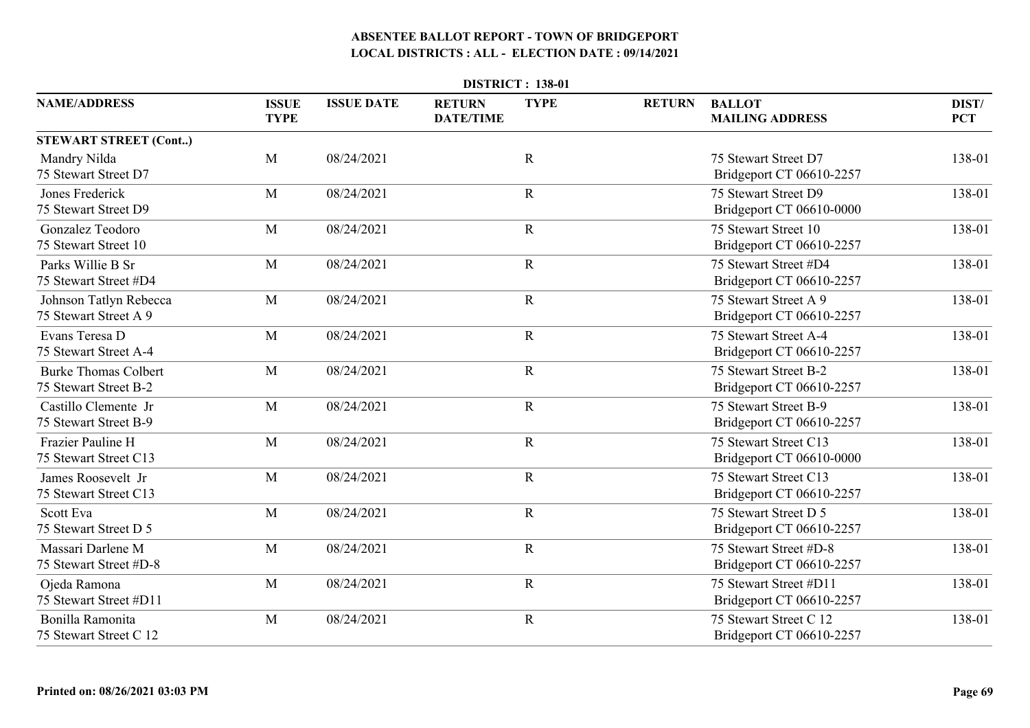# ABSENTEE BALLOT REPORT - TOWN OF BRIDGEPORT
## LOCAL DISTRICTS : ALL - ELECTION DATE : 09/14/2021

**DISTRICT : 138-01**

| NAME/ADDRESS | ISSUE TYPE | ISSUE DATE | RETURN DATE/TIME | TYPE | RETURN | BALLOT MAILING ADDRESS | DIST/ PCT |
|---|---|---|---|---|---|---|---|
| **STEWART STREET (Cont..)** | | | | | | | |
| Mandry Nilda<br>75 Stewart Street D7 | M | 08/24/2021 | | R | | 75 Stewart Street D7<br>Bridgeport CT 06610-2257 | 138-01 |
| Jones Frederick<br>75 Stewart Street D9 | M | 08/24/2021 | | R | | 75 Stewart Street D9<br>Bridgeport CT 06610-0000 | 138-01 |
| Gonzalez Teodoro<br>75 Stewart Street 10 | M | 08/24/2021 | | R | | 75 Stewart Street 10<br>Bridgeport CT 06610-2257 | 138-01 |
| Parks Willie B Sr<br>75 Stewart Street #D4 | M | 08/24/2021 | | R | | 75 Stewart Street #D4<br>Bridgeport CT 06610-2257 | 138-01 |
| Johnson Tatlyn Rebecca<br>75 Stewart Street A 9 | M | 08/24/2021 | | R | | 75 Stewart Street A 9<br>Bridgeport CT 06610-2257 | 138-01 |
| Evans Teresa D<br>75 Stewart Street A-4 | M | 08/24/2021 | | R | | 75 Stewart Street A-4<br>Bridgeport CT 06610-2257 | 138-01 |
| Burke Thomas Colbert<br>75 Stewart Street B-2 | M | 08/24/2021 | | R | | 75 Stewart Street B-2<br>Bridgeport CT 06610-2257 | 138-01 |
| Castillo Clemente Jr<br>75 Stewart Street B-9 | M | 08/24/2021 | | R | | 75 Stewart Street B-9<br>Bridgeport CT 06610-2257 | 138-01 |
| Frazier Pauline H<br>75 Stewart Street C13 | M | 08/24/2021 | | R | | 75 Stewart Street C13<br>Bridgeport CT 06610-0000 | 138-01 |
| James Roosevelt Jr<br>75 Stewart Street C13 | M | 08/24/2021 | | R | | 75 Stewart Street C13<br>Bridgeport CT 06610-2257 | 138-01 |
| Scott Eva<br>75 Stewart Street D 5 | M | 08/24/2021 | | R | | 75 Stewart Street D 5<br>Bridgeport CT 06610-2257 | 138-01 |
| Massari Darlene M<br>75 Stewart Street #D-8 | M | 08/24/2021 | | R | | 75 Stewart Street #D-8<br>Bridgeport CT 06610-2257 | 138-01 |
| Ojeda Ramona<br>75 Stewart Street #D11 | M | 08/24/2021 | | R | | 75 Stewart Street #D11<br>Bridgeport CT 06610-2257 | 138-01 |
| Bonilla Ramonita<br>75 Stewart Street C 12 | M | 08/24/2021 | | R | | 75 Stewart Street C 12<br>Bridgeport CT 06610-2257 | 138-01 |

Printed on: 08/26/2021 03:03 PM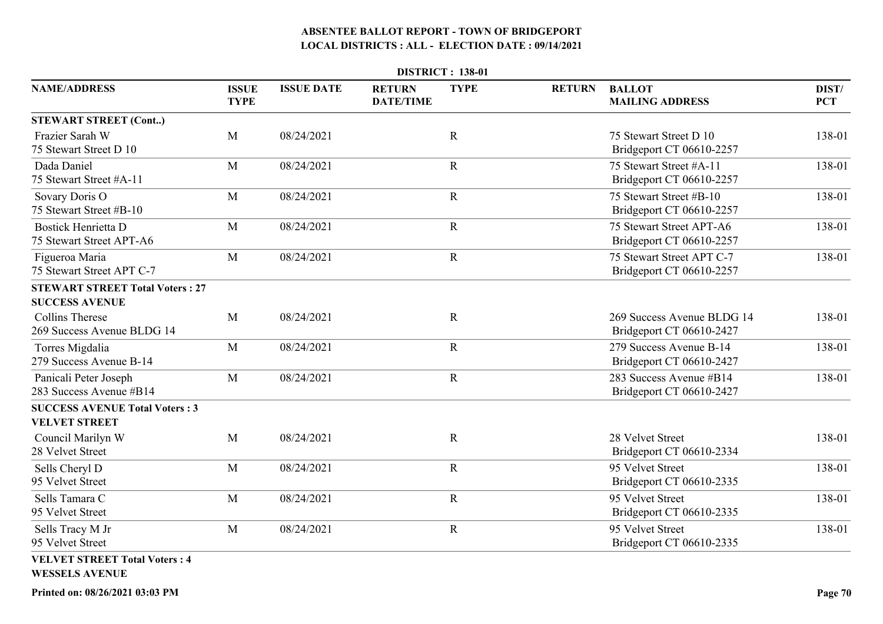# ABSENTEE BALLOT REPORT - TOWN OF BRIDGEPORT
## LOCAL DISTRICTS : ALL - ELECTION DATE : 09/14/2021

**DISTRICT : 138-01**

| NAME/ADDRESS | ISSUE TYPE | ISSUE DATE | RETURN DATE/TIME | TYPE | RETURN | BALLOT MAILING ADDRESS | DIST/ PCT |
|---|---|---|---|---|---|---|---|
| **STEWART STREET (Cont..)** | | | | | | | |
| Frazier Sarah W<br>75 Stewart Street D 10 | M | 08/24/2021 | | R | | 75 Stewart Street D 10<br>Bridgeport CT 06610-2257 | 138-01 |
| Dada Daniel<br>75 Stewart Street #A-11 | M | 08/24/2021 | | R | | 75 Stewart Street #A-11<br>Bridgeport CT 06610-2257 | 138-01 |
| Sovary Doris O<br>75 Stewart Street #B-10 | M | 08/24/2021 | | R | | 75 Stewart Street #B-10<br>Bridgeport CT 06610-2257 | 138-01 |
| Bostick Henrietta D<br>75 Stewart Street APT-A6 | M | 08/24/2021 | | R | | 75 Stewart Street APT-A6<br>Bridgeport CT 06610-2257 | 138-01 |
| Figueroa Maria<br>75 Stewart Street APT C-7 | M | 08/24/2021 | | R | | 75 Stewart Street APT C-7<br>Bridgeport CT 06610-2257 | 138-01 |
| **STEWART STREET Total Voters : 27** | | | | | | | |
| **SUCCESS AVENUE** | | | | | | | |
| Collins Therese<br>269 Success Avenue BLDG 14 | M | 08/24/2021 | | R | | 269 Success Avenue BLDG 14<br>Bridgeport CT 06610-2427 | 138-01 |
| Torres Migdalia<br>279 Success Avenue B-14 | M | 08/24/2021 | | R | | 279 Success Avenue B-14<br>Bridgeport CT 06610-2427 | 138-01 |
| Panicali Peter Joseph<br>283 Success Avenue #B14 | M | 08/24/2021 | | R | | 283 Success Avenue #B14<br>Bridgeport CT 06610-2427 | 138-01 |
| **SUCCESS AVENUE Total Voters : 3** | | | | | | | |
| **VELVET STREET** | | | | | | | |
| Council Marilyn W<br>28 Velvet Street | M | 08/24/2021 | | R | | 28 Velvet Street<br>Bridgeport CT 06610-2334 | 138-01 |
| Sells Cheryl D<br>95 Velvet Street | M | 08/24/2021 | | R | | 95 Velvet Street<br>Bridgeport CT 06610-2335 | 138-01 |
| Sells Tamara C<br>95 Velvet Street | M | 08/24/2021 | | R | | 95 Velvet Street<br>Bridgeport CT 06610-2335 | 138-01 |
| Sells Tracy M Jr<br>95 Velvet Street | M | 08/24/2021 | | R | | 95 Velvet Street<br>Bridgeport CT 06610-2335 | 138-01 |
| **VELVET STREET Total Voters : 4** | | | | | | | |
| **WESSELS AVENUE** | | | | | | | |

Printed on: 08/26/2021 03:03 PM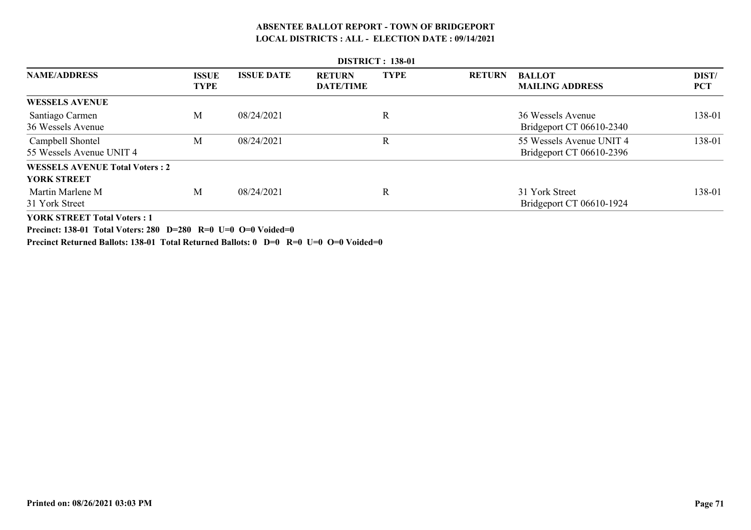**ABSENTEE BALLOT REPORT - TOWN OF BRIDGEPORT**
**LOCAL DISTRICTS : ALL - ELECTION DATE : 09/14/2021**

**DISTRICT : 138-01**

| NAME/ADDRESS | ISSUE TYPE | ISSUE DATE | RETURN DATE/TIME | TYPE | RETURN | BALLOT MAILING ADDRESS | DIST/ PCT |
|---|---|---|---|---|---|---|---|
| **WESSELS AVENUE** | | | | | | | |
| Santiago Carmen<br>36 Wessels Avenue | M | 08/24/2021 | | R | | 36 Wessels Avenue<br>Bridgeport CT 06610-2340 | 138-01 |
| Campbell Shontel<br>55 Wessels Avenue UNIT 4 | M | 08/24/2021 | | R | | 55 Wessels Avenue UNIT 4<br>Bridgeport CT 06610-2396 | 138-01 |
| **WESSELS AVENUE Total Voters : 2** | | | | | | | |
| **YORK STREET** | | | | | | | |
| Martin Marlene M<br>31 York Street | M | 08/24/2021 | | R | | 31 York Street<br>Bridgeport CT 06610-1924 | 138-01 |
| **YORK STREET Total Voters : 1** | | | | | | | |

**Precinct: 138-01 Total Voters: 280 D=280 R=0 U=0 O=0 Voided=0**

**Precinct Returned Ballots: 138-01 Total Returned Ballots: 0 D=0 R=0 U=0 O=0 Voided=0**

**Printed on: 08/26/2021 03:03 PM**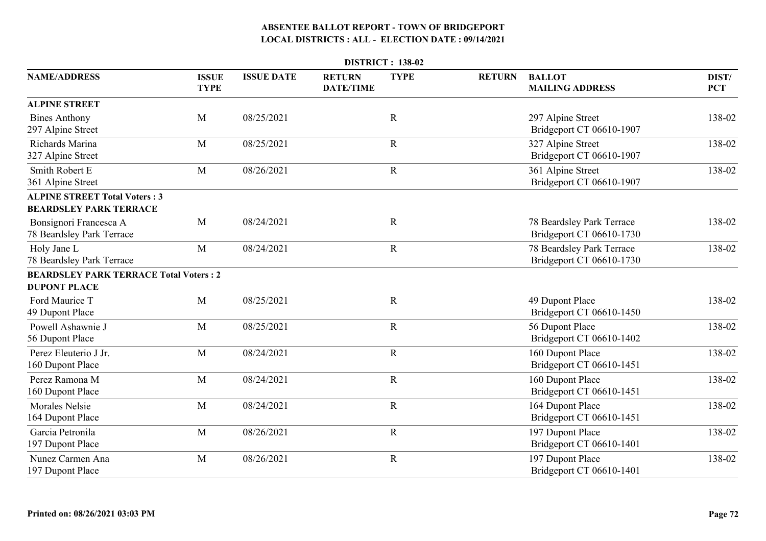# ABSENTEE BALLOT REPORT - TOWN OF BRIDGEPORT

## LOCAL DISTRICTS : ALL - ELECTION DATE : 09/14/2021

### DISTRICT : 138-02

| NAME/ADDRESS | ISSUE TYPE | ISSUE DATE | RETURN DATE/TIME | TYPE | RETURN | BALLOT MAILING ADDRESS | DIST/ PCT |
|---|---|---|---|---|---|---|---|
| **ALPINE STREET** | | | | | | | |
| Bines Anthony<br>297 Alpine Street | M | 08/25/2021 | | R | | 297 Alpine Street<br>Bridgeport CT 06610-1907 | 138-02 |
| Richards Marina<br>327 Alpine Street | M | 08/25/2021 | | R | | 327 Alpine Street<br>Bridgeport CT 06610-1907 | 138-02 |
| Smith Robert E<br>361 Alpine Street | M | 08/26/2021 | | R | | 361 Alpine Street<br>Bridgeport CT 06610-1907 | 138-02 |
| **ALPINE STREET Total Voters : 3** | | | | | | | |
| **BEARDSLEY PARK TERRACE** | | | | | | | |
| Bonsignori Francesca A<br>78 Beardsley Park Terrace | M | 08/24/2021 | | R | | 78 Beardsley Park Terrace<br>Bridgeport CT 06610-1730 | 138-02 |
| Holy Jane L<br>78 Beardsley Park Terrace | M | 08/24/2021 | | R | | 78 Beardsley Park Terrace<br>Bridgeport CT 06610-1730 | 138-02 |
| **BEARDSLEY PARK TERRACE Total Voters : 2** | | | | | | | |
| **DUPONT PLACE** | | | | | | | |
| Ford Maurice T<br>49 Dupont Place | M | 08/25/2021 | | R | | 49 Dupont Place<br>Bridgeport CT 06610-1450 | 138-02 |
| Powell Ashawnie J<br>56 Dupont Place | M | 08/25/2021 | | R | | 56 Dupont Place<br>Bridgeport CT 06610-1402 | 138-02 |
| Perez Eleuterio J Jr.<br>160 Dupont Place | M | 08/24/2021 | | R | | 160 Dupont Place<br>Bridgeport CT 06610-1451 | 138-02 |
| Perez Ramona M<br>160 Dupont Place | M | 08/24/2021 | | R | | 160 Dupont Place<br>Bridgeport CT 06610-1451 | 138-02 |
| Morales Nelsie<br>164 Dupont Place | M | 08/24/2021 | | R | | 164 Dupont Place<br>Bridgeport CT 06610-1451 | 138-02 |
| Garcia Petronila<br>197 Dupont Place | M | 08/26/2021 | | R | | 197 Dupont Place<br>Bridgeport CT 06610-1401 | 138-02 |
| Nunez Carmen Ana<br>197 Dupont Place | M | 08/26/2021 | | R | | 197 Dupont Place<br>Bridgeport CT 06610-1401 | 138-02 |

**Printed on: 08/26/2021 03:03 PM**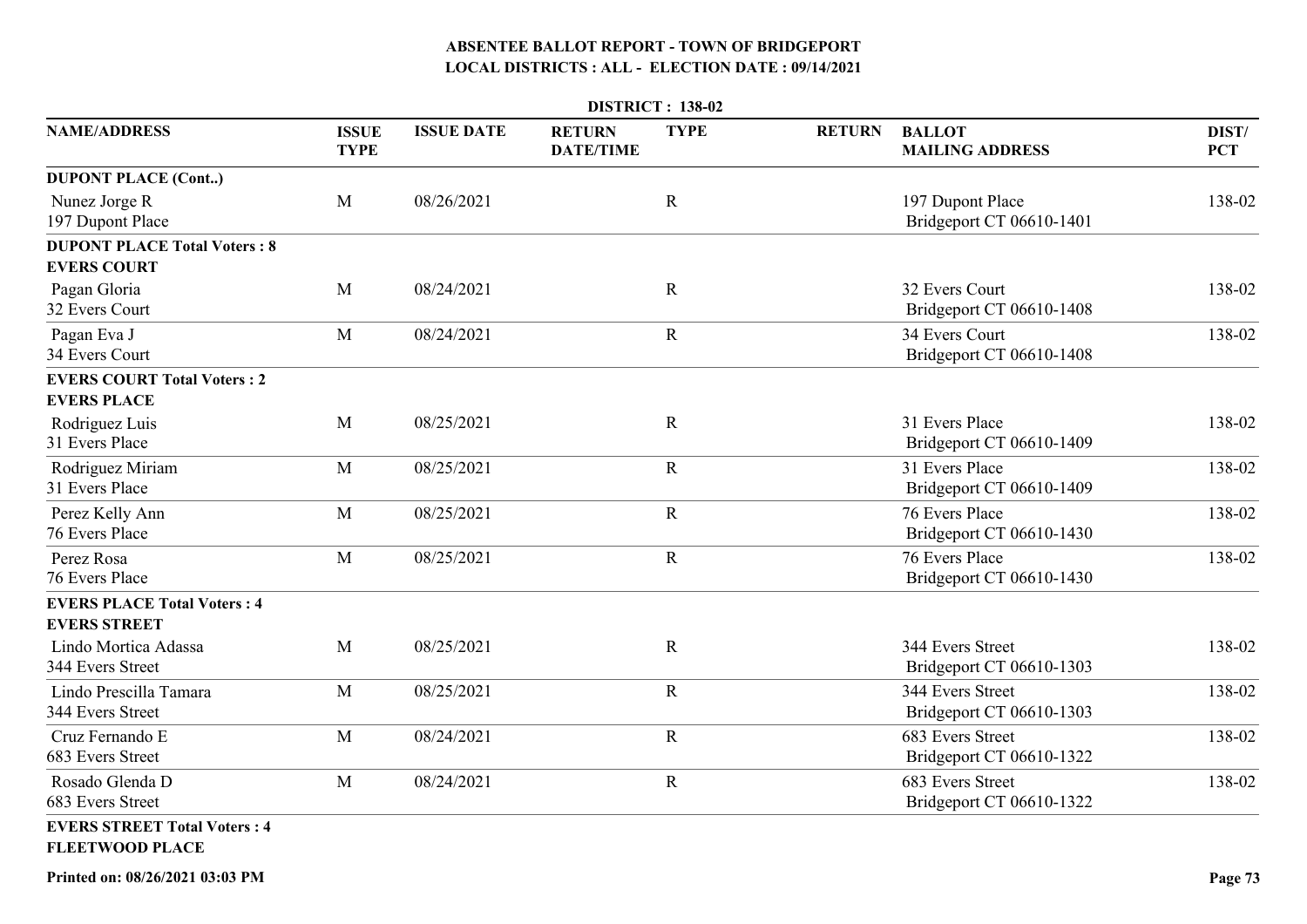# ABSENTEE BALLOT REPORT - TOWN OF BRIDGEPORT
## LOCAL DISTRICTS : ALL - ELECTION DATE : 09/14/2021

**DISTRICT : 138-02**

| NAME/ADDRESS | ISSUE TYPE | ISSUE DATE | RETURN DATE/TIME | TYPE | RETURN | BALLOT MAILING ADDRESS | DIST/ PCT |
|---|---|---|---|---|---|---|---|
| **DUPONT PLACE (Cont..)** | | | | | | | |
| Nunez Jorge R<br>197 Dupont Place | M | 08/26/2021 | | R | | 197 Dupont Place<br>Bridgeport CT 06610-1401 | 138-02 |
| **DUPONT PLACE Total Voters : 8** | | | | | | | |
| **EVERS COURT** | | | | | | | |
| Pagan Gloria<br>32 Evers Court | M | 08/24/2021 | | R | | 32 Evers Court<br>Bridgeport CT 06610-1408 | 138-02 |
| Pagan Eva J<br>34 Evers Court | M | 08/24/2021 | | R | | 34 Evers Court<br>Bridgeport CT 06610-1408 | 138-02 |
| **EVERS COURT Total Voters : 2** | | | | | | | |
| **EVERS PLACE** | | | | | | | |
| Rodriguez Luis<br>31 Evers Place | M | 08/25/2021 | | R | | 31 Evers Place<br>Bridgeport CT 06610-1409 | 138-02 |
| Rodriguez Miriam<br>31 Evers Place | M | 08/25/2021 | | R | | 31 Evers Place<br>Bridgeport CT 06610-1409 | 138-02 |
| Perez Kelly Ann<br>76 Evers Place | M | 08/25/2021 | | R | | 76 Evers Place<br>Bridgeport CT 06610-1430 | 138-02 |
| Perez Rosa<br>76 Evers Place | M | 08/25/2021 | | R | | 76 Evers Place<br>Bridgeport CT 06610-1430 | 138-02 |
| **EVERS PLACE Total Voters : 4** | | | | | | | |
| **EVERS STREET** | | | | | | | |
| Lindo Mortica Adassa<br>344 Evers Street | M | 08/25/2021 | | R | | 344 Evers Street<br>Bridgeport CT 06610-1303 | 138-02 |
| Lindo Prescilla Tamara<br>344 Evers Street | M | 08/25/2021 | | R | | 344 Evers Street<br>Bridgeport CT 06610-1303 | 138-02 |
| Cruz Fernando E<br>683 Evers Street | M | 08/24/2021 | | R | | 683 Evers Street<br>Bridgeport CT 06610-1322 | 138-02 |
| Rosado Glenda D<br>683 Evers Street | M | 08/24/2021 | | R | | 683 Evers Street<br>Bridgeport CT 06610-1322 | 138-02 |
| **EVERS STREET Total Voters : 4** | | | | | | | |
| **FLEETWOOD PLACE** | | | | | | | |

Printed on: 08/26/2021 03:03 PM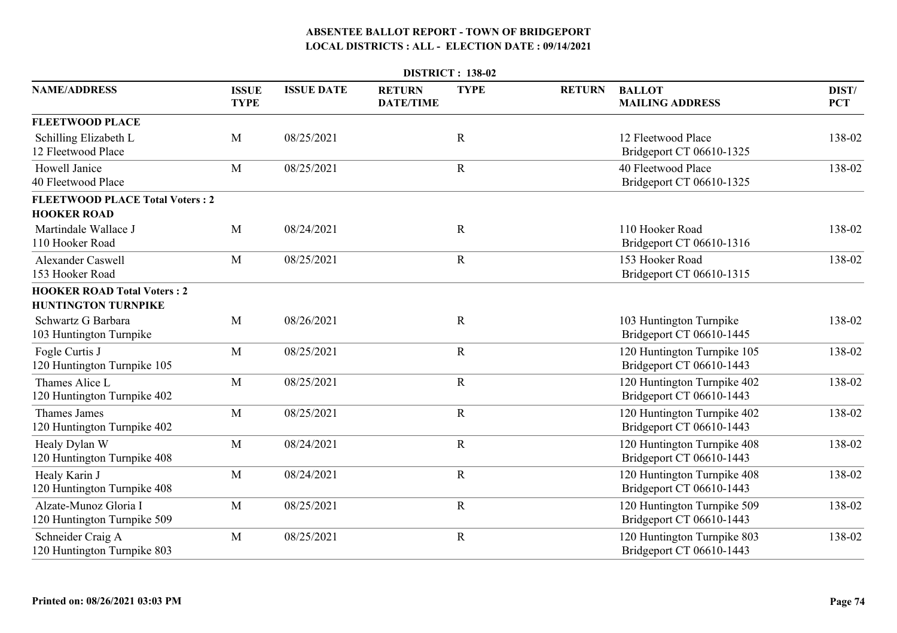# ABSENTEE BALLOT REPORT - TOWN OF BRIDGEPORT

## LOCAL DISTRICTS : ALL - ELECTION DATE : 09/14/2021

**DISTRICT : 138-02**

| NAME/ADDRESS | ISSUE TYPE | ISSUE DATE | RETURN DATE/TIME | TYPE | RETURN | BALLOT MAILING ADDRESS | DIST/ PCT |
|---|---|---|---|---|---|---|---|
| **FLEETWOOD PLACE** | | | | | | | |
| Schilling Elizabeth L<br>12 Fleetwood Place | M | 08/25/2021 | | R | | 12 Fleetwood Place<br>Bridgeport CT 06610-1325 | 138-02 |
| Howell Janice<br>40 Fleetwood Place | M | 08/25/2021 | | R | | 40 Fleetwood Place<br>Bridgeport CT 06610-1325 | 138-02 |
| **FLEETWOOD PLACE Total Voters : 2** | | | | | | | |
| **HOOKER ROAD** | | | | | | | |
| Martindale Wallace J<br>110 Hooker Road | M | 08/24/2021 | | R | | 110 Hooker Road<br>Bridgeport CT 06610-1316 | 138-02 |
| Alexander Caswell<br>153 Hooker Road | M | 08/25/2021 | | R | | 153 Hooker Road<br>Bridgeport CT 06610-1315 | 138-02 |
| **HOOKER ROAD Total Voters : 2** | | | | | | | |
| **HUNTINGTON TURNPIKE** | | | | | | | |
| Schwartz G Barbara<br>103 Huntington Turnpike | M | 08/26/2021 | | R | | 103 Huntington Turnpike<br>Bridgeport CT 06610-1445 | 138-02 |
| Fogle Curtis J<br>120 Huntington Turnpike 105 | M | 08/25/2021 | | R | | 120 Huntington Turnpike 105<br>Bridgeport CT 06610-1443 | 138-02 |
| Thames Alice L<br>120 Huntington Turnpike 402 | M | 08/25/2021 | | R | | 120 Huntington Turnpike 402<br>Bridgeport CT 06610-1443 | 138-02 |
| Thames James<br>120 Huntington Turnpike 402 | M | 08/25/2021 | | R | | 120 Huntington Turnpike 402<br>Bridgeport CT 06610-1443 | 138-02 |
| Healy Dylan W<br>120 Huntington Turnpike 408 | M | 08/24/2021 | | R | | 120 Huntington Turnpike 408<br>Bridgeport CT 06610-1443 | 138-02 |
| Healy Karin J<br>120 Huntington Turnpike 408 | M | 08/24/2021 | | R | | 120 Huntington Turnpike 408<br>Bridgeport CT 06610-1443 | 138-02 |
| Alzate-Munoz Gloria I<br>120 Huntington Turnpike 509 | M | 08/25/2021 | | R | | 120 Huntington Turnpike 509<br>Bridgeport CT 06610-1443 | 138-02 |
| Schneider Craig A<br>120 Huntington Turnpike 803 | M | 08/25/2021 | | R | | 120 Huntington Turnpike 803<br>Bridgeport CT 06610-1443 | 138-02 |

Printed on: 08/26/2021 03:03 PM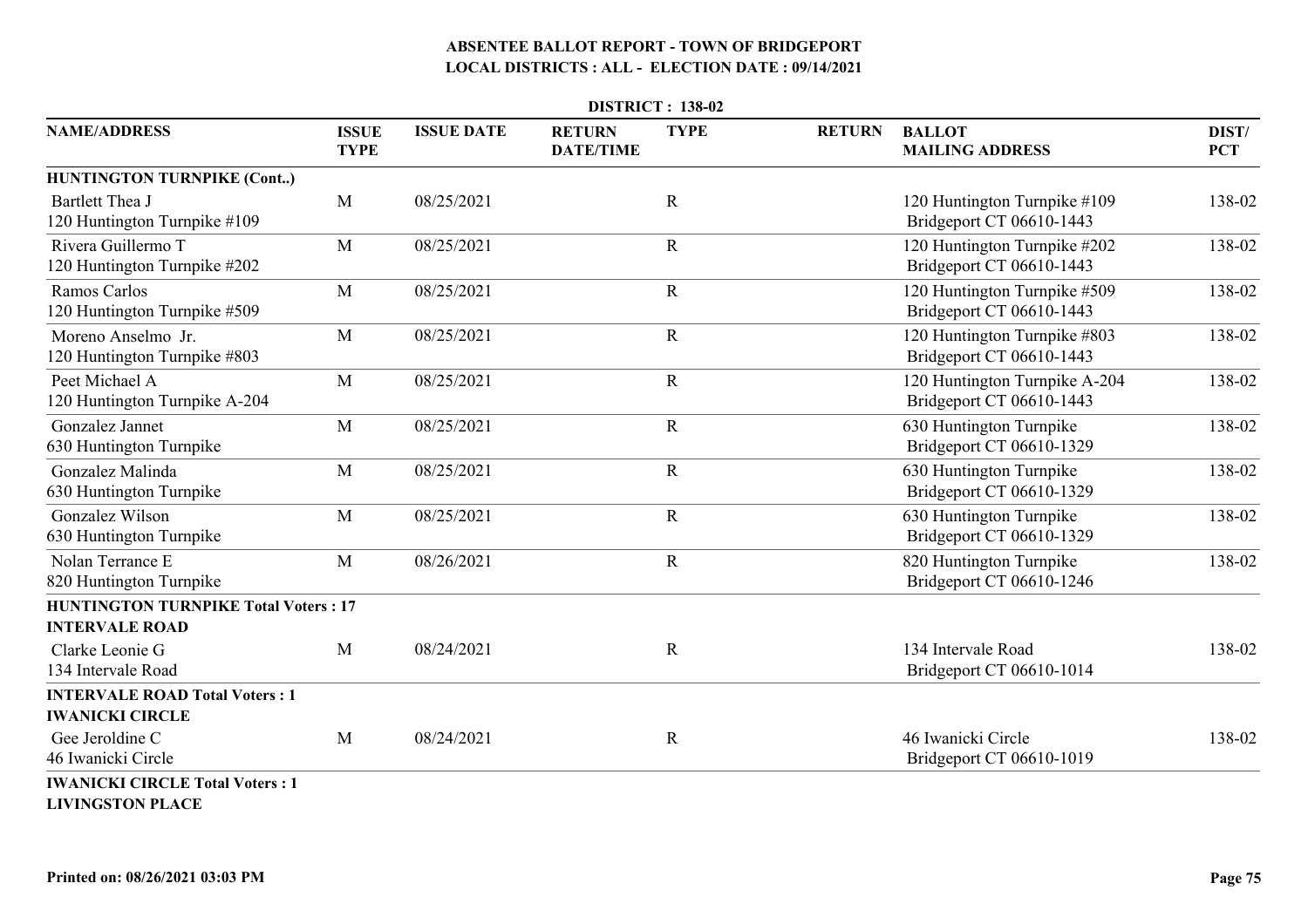**ABSENTEE BALLOT REPORT - TOWN OF BRIDGEPORT**
**LOCAL DISTRICTS : ALL - ELECTION DATE : 09/14/2021**

**DISTRICT : 138-02**

| NAME/ADDRESS | ISSUE TYPE | ISSUE DATE | RETURN DATE/TIME | TYPE | RETURN | BALLOT MAILING ADDRESS | DIST/ PCT |
|---|---|---|---|---|---|---|---|
| **HUNTINGTON TURNPIKE (Cont..)** | | | | | | | |
| Bartlett Thea J<br>120 Huntington Turnpike #109 | M | 08/25/2021 | | R | | 120 Huntington Turnpike #109<br>Bridgeport CT 06610-1443 | 138-02 |
| Rivera Guillermo T<br>120 Huntington Turnpike #202 | M | 08/25/2021 | | R | | 120 Huntington Turnpike #202<br>Bridgeport CT 06610-1443 | 138-02 |
| Ramos Carlos<br>120 Huntington Turnpike #509 | M | 08/25/2021 | | R | | 120 Huntington Turnpike #509<br>Bridgeport CT 06610-1443 | 138-02 |
| Moreno Anselmo Jr.<br>120 Huntington Turnpike #803 | M | 08/25/2021 | | R | | 120 Huntington Turnpike #803<br>Bridgeport CT 06610-1443 | 138-02 |
| Peet Michael A<br>120 Huntington Turnpike A-204 | M | 08/25/2021 | | R | | 120 Huntington Turnpike A-204<br>Bridgeport CT 06610-1443 | 138-02 |
| Gonzalez Jannet<br>630 Huntington Turnpike | M | 08/25/2021 | | R | | 630 Huntington Turnpike<br>Bridgeport CT 06610-1329 | 138-02 |
| Gonzalez Malinda<br>630 Huntington Turnpike | M | 08/25/2021 | | R | | 630 Huntington Turnpike<br>Bridgeport CT 06610-1329 | 138-02 |
| Gonzalez Wilson<br>630 Huntington Turnpike | M | 08/25/2021 | | R | | 630 Huntington Turnpike<br>Bridgeport CT 06610-1329 | 138-02 |
| Nolan Terrance E<br>820 Huntington Turnpike | M | 08/26/2021 | | R | | 820 Huntington Turnpike<br>Bridgeport CT 06610-1246 | 138-02 |
| **HUNTINGTON TURNPIKE Total Voters : 17** | | | | | | | |
| **INTERVALE ROAD** | | | | | | | |
| Clarke Leonie G<br>134 Intervale Road | M | 08/24/2021 | | R | | 134 Intervale Road<br>Bridgeport CT 06610-1014 | 138-02 |
| **INTERVALE ROAD Total Voters : 1** | | | | | | | |
| **IWANICKI CIRCLE** | | | | | | | |
| Gee Jeroldine C<br>46 Iwanicki Circle | M | 08/24/2021 | | R | | 46 Iwanicki Circle<br>Bridgeport CT 06610-1019 | 138-02 |
| **IWANICKI CIRCLE Total Voters : 1** | | | | | | | |
| **LIVINGSTON PLACE** | | | | | | | |

**Printed on: 08/26/2021 03:03 PM**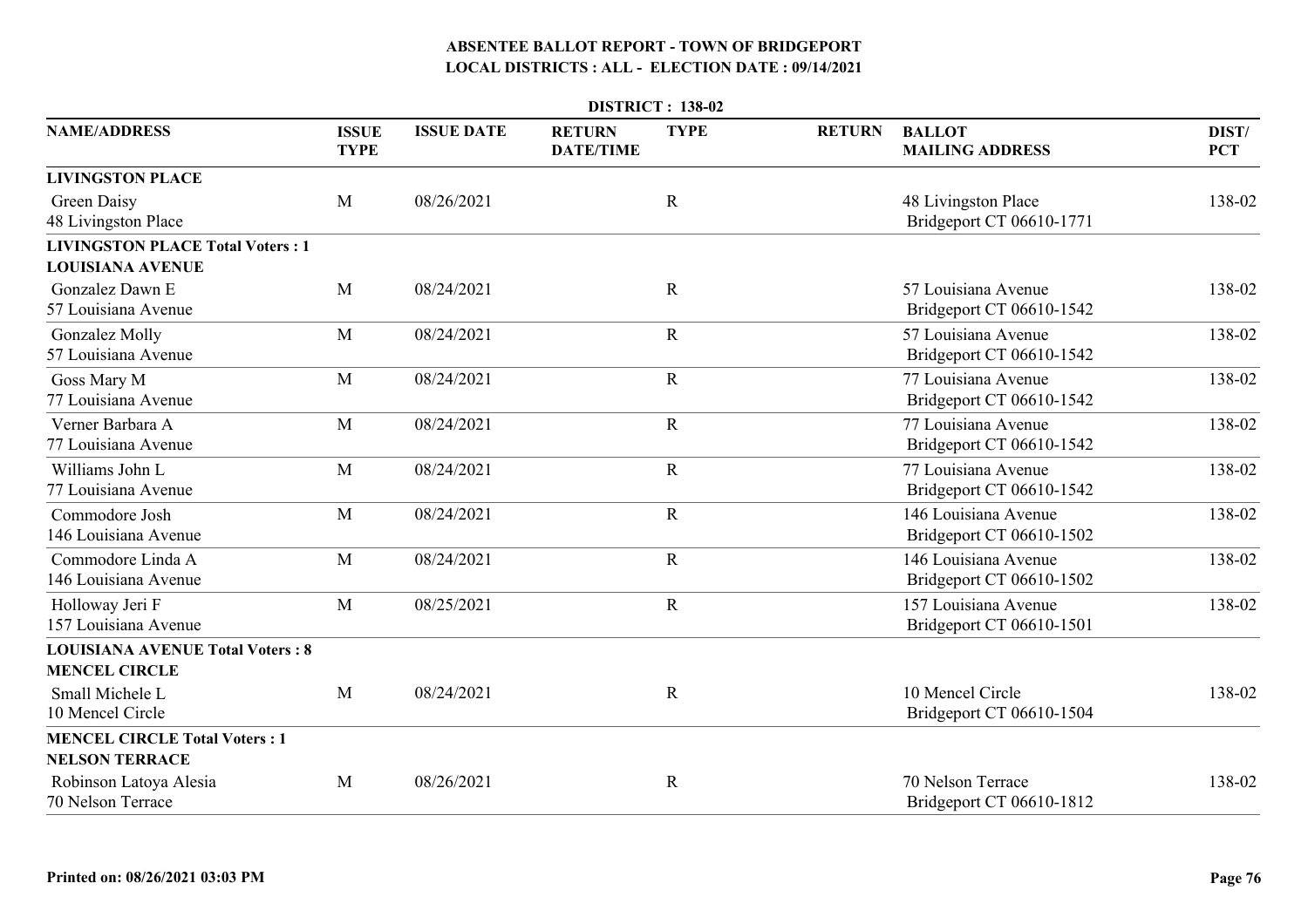# ABSENTEE BALLOT REPORT - TOWN OF BRIDGEPORT

## LOCAL DISTRICTS : ALL - ELECTION DATE : 09/14/2021

### DISTRICT : 138-02

| NAME/ADDRESS | ISSUE TYPE | ISSUE DATE | RETURN DATE/TIME | TYPE | RETURN | BALLOT MAILING ADDRESS | DIST/ PCT |
|---|---|---|---|---|---|---|---|
| **LIVINGSTON PLACE** | | | | | | | |
| Green Daisy<br>48 Livingston Place | M | 08/26/2021 | | R | | 48 Livingston Place<br>Bridgeport CT 06610-1771 | 138-02 |
| **LIVINGSTON PLACE Total Voters : 1** | | | | | | | |
| **LOUISIANA AVENUE** | | | | | | | |
| Gonzalez Dawn E<br>57 Louisiana Avenue | M | 08/24/2021 | | R | | 57 Louisiana Avenue<br>Bridgeport CT 06610-1542 | 138-02 |
| Gonzalez Molly<br>57 Louisiana Avenue | M | 08/24/2021 | | R | | 57 Louisiana Avenue<br>Bridgeport CT 06610-1542 | 138-02 |
| Goss Mary M<br>77 Louisiana Avenue | M | 08/24/2021 | | R | | 77 Louisiana Avenue<br>Bridgeport CT 06610-1542 | 138-02 |
| Verner Barbara A<br>77 Louisiana Avenue | M | 08/24/2021 | | R | | 77 Louisiana Avenue<br>Bridgeport CT 06610-1542 | 138-02 |
| Williams John L<br>77 Louisiana Avenue | M | 08/24/2021 | | R | | 77 Louisiana Avenue<br>Bridgeport CT 06610-1542 | 138-02 |
| Commodore Josh<br>146 Louisiana Avenue | M | 08/24/2021 | | R | | 146 Louisiana Avenue<br>Bridgeport CT 06610-1502 | 138-02 |
| Commodore Linda A<br>146 Louisiana Avenue | M | 08/24/2021 | | R | | 146 Louisiana Avenue<br>Bridgeport CT 06610-1502 | 138-02 |
| Holloway Jeri F<br>157 Louisiana Avenue | M | 08/25/2021 | | R | | 157 Louisiana Avenue<br>Bridgeport CT 06610-1501 | 138-02 |
| **LOUISIANA AVENUE Total Voters : 8** | | | | | | | |
| **MENCEL CIRCLE** | | | | | | | |
| Small Michele L<br>10 Mencel Circle | M | 08/24/2021 | | R | | 10 Mencel Circle<br>Bridgeport CT 06610-1504 | 138-02 |
| **MENCEL CIRCLE Total Voters : 1** | | | | | | | |
| **NELSON TERRACE** | | | | | | | |
| Robinson Latoya Alesia<br>70 Nelson Terrace | M | 08/26/2021 | | R | | 70 Nelson Terrace<br>Bridgeport CT 06610-1812 | 138-02 |

Printed on: 08/26/2021 03:03 PM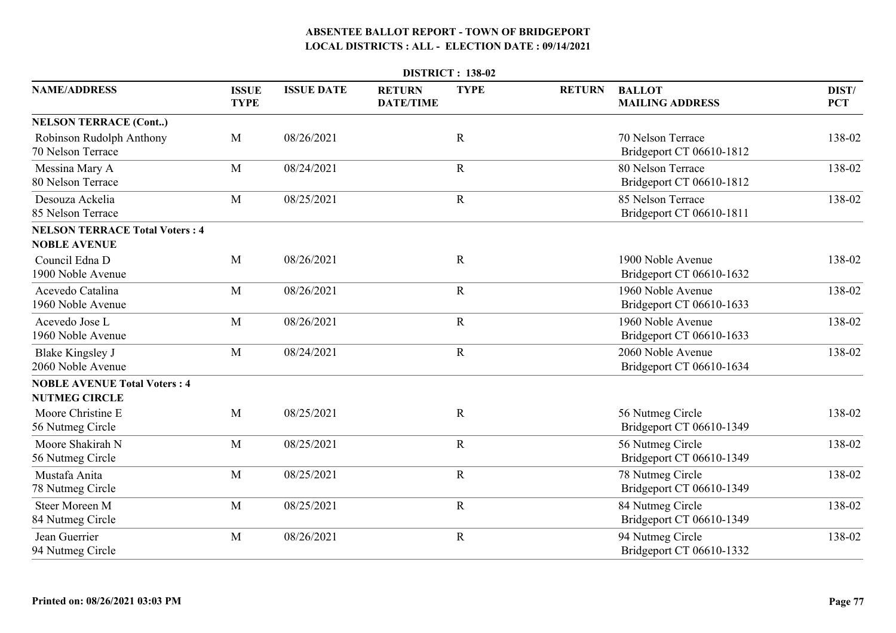# ABSENTEE BALLOT REPORT - TOWN OF BRIDGEPORT
## LOCAL DISTRICTS : ALL - ELECTION DATE : 09/14/2021

**DISTRICT : 138-02**

| NAME/ADDRESS | ISSUE TYPE | ISSUE DATE | RETURN DATE/TIME | TYPE | RETURN | BALLOT MAILING ADDRESS | DIST/ PCT |
|---|---|---|---|---|---|---|---|
| **NELSON TERRACE (Cont..)** | | | | | | | |
| Robinson Rudolph Anthony<br>70 Nelson Terrace | M | 08/26/2021 | | R | | 70 Nelson Terrace<br>Bridgeport CT 06610-1812 | 138-02 |
| Messina Mary A<br>80 Nelson Terrace | M | 08/24/2021 | | R | | 80 Nelson Terrace<br>Bridgeport CT 06610-1812 | 138-02 |
| Desouza Ackelia<br>85 Nelson Terrace | M | 08/25/2021 | | R | | 85 Nelson Terrace<br>Bridgeport CT 06610-1811 | 138-02 |
| **NELSON TERRACE Total Voters : 4** | | | | | | | |
| **NOBLE AVENUE** | | | | | | | |
| Council Edna D<br>1900 Noble Avenue | M | 08/26/2021 | | R | | 1900 Noble Avenue<br>Bridgeport CT 06610-1632 | 138-02 |
| Acevedo Catalina<br>1960 Noble Avenue | M | 08/26/2021 | | R | | 1960 Noble Avenue<br>Bridgeport CT 06610-1633 | 138-02 |
| Acevedo Jose L<br>1960 Noble Avenue | M | 08/26/2021 | | R | | 1960 Noble Avenue<br>Bridgeport CT 06610-1633 | 138-02 |
| Blake Kingsley J<br>2060 Noble Avenue | M | 08/24/2021 | | R | | 2060 Noble Avenue<br>Bridgeport CT 06610-1634 | 138-02 |
| **NOBLE AVENUE Total Voters : 4** | | | | | | | |
| **NUTMEG CIRCLE** | | | | | | | |
| Moore Christine E<br>56 Nutmeg Circle | M | 08/25/2021 | | R | | 56 Nutmeg Circle<br>Bridgeport CT 06610-1349 | 138-02 |
| Moore Shakirah N<br>56 Nutmeg Circle | M | 08/25/2021 | | R | | 56 Nutmeg Circle<br>Bridgeport CT 06610-1349 | 138-02 |
| Mustafa Anita<br>78 Nutmeg Circle | M | 08/25/2021 | | R | | 78 Nutmeg Circle<br>Bridgeport CT 06610-1349 | 138-02 |
| Steer Moreen M<br>84 Nutmeg Circle | M | 08/25/2021 | | R | | 84 Nutmeg Circle<br>Bridgeport CT 06610-1349 | 138-02 |
| Jean Guerrier<br>94 Nutmeg Circle | M | 08/26/2021 | | R | | 94 Nutmeg Circle<br>Bridgeport CT 06610-1332 | 138-02 |

**Printed on: 08/26/2021 03:03 PM**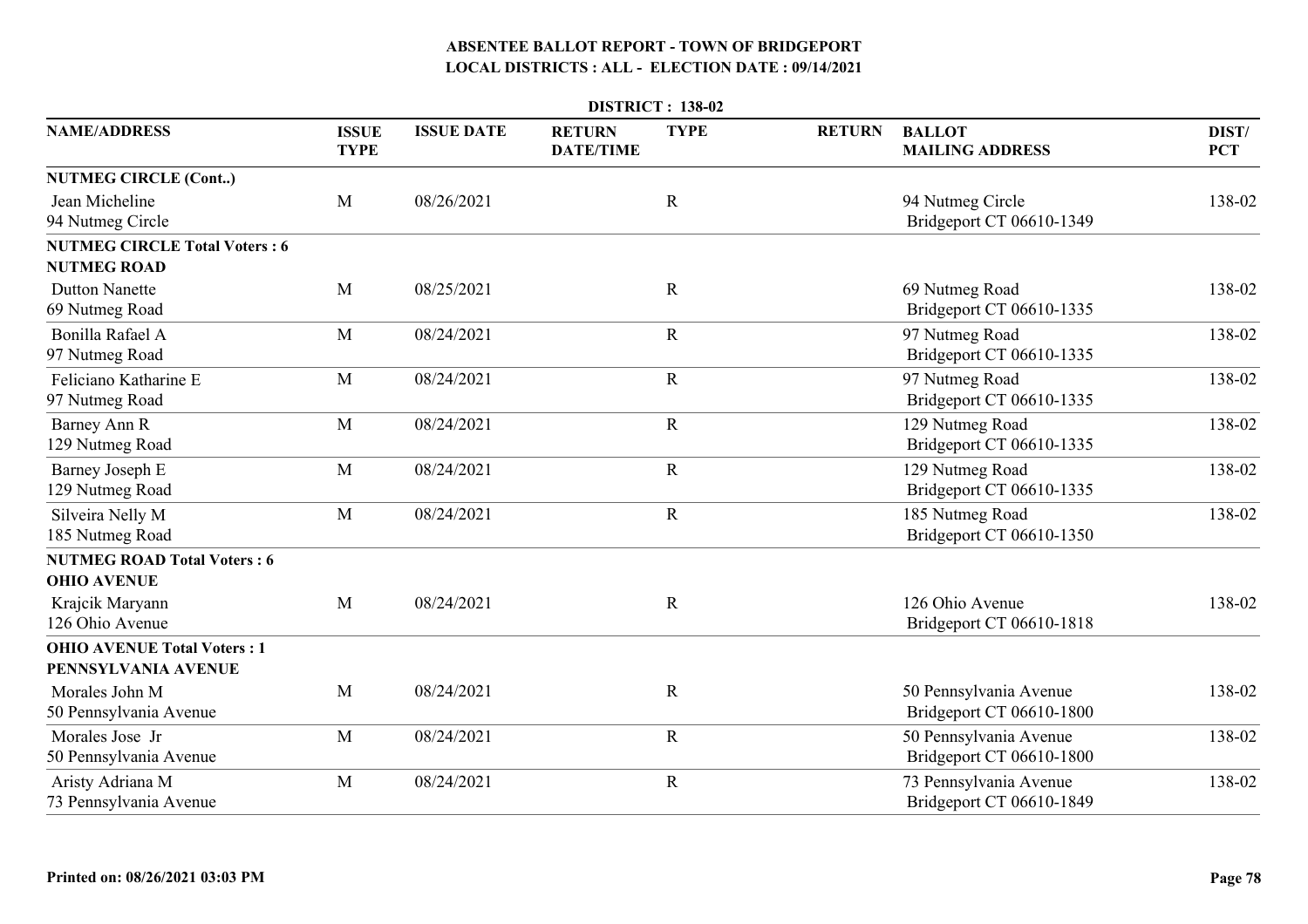# ABSENTEE BALLOT REPORT - TOWN OF BRIDGEPORT
## LOCAL DISTRICTS : ALL - ELECTION DATE : 09/14/2021

**DISTRICT : 138-02**

| NAME/ADDRESS | ISSUE TYPE | ISSUE DATE | RETURN DATE/TIME | TYPE | RETURN | BALLOT MAILING ADDRESS | DIST/ PCT |
|---|---|---|---|---|---|---|---|
| **NUTMEG CIRCLE (Cont..)** | | | | | | | |
| Jean Micheline<br>94 Nutmeg Circle | M | 08/26/2021 | | R | | 94 Nutmeg Circle<br>Bridgeport CT 06610-1349 | 138-02 |
| **NUTMEG CIRCLE Total Voters : 6** | | | | | | | |
| **NUTMEG ROAD** | | | | | | | |
| Dutton Nanette<br>69 Nutmeg Road | M | 08/25/2021 | | R | | 69 Nutmeg Road<br>Bridgeport CT 06610-1335 | 138-02 |
| Bonilla Rafael A<br>97 Nutmeg Road | M | 08/24/2021 | | R | | 97 Nutmeg Road<br>Bridgeport CT 06610-1335 | 138-02 |
| Feliciano Katharine E<br>97 Nutmeg Road | M | 08/24/2021 | | R | | 97 Nutmeg Road<br>Bridgeport CT 06610-1335 | 138-02 |
| Barney Ann R<br>129 Nutmeg Road | M | 08/24/2021 | | R | | 129 Nutmeg Road<br>Bridgeport CT 06610-1335 | 138-02 |
| Barney Joseph E<br>129 Nutmeg Road | M | 08/24/2021 | | R | | 129 Nutmeg Road<br>Bridgeport CT 06610-1335 | 138-02 |
| Silveira Nelly M<br>185 Nutmeg Road | M | 08/24/2021 | | R | | 185 Nutmeg Road<br>Bridgeport CT 06610-1350 | 138-02 |
| **NUTMEG ROAD Total Voters : 6** | | | | | | | |
| **OHIO AVENUE** | | | | | | | |
| Krajcik Maryann<br>126 Ohio Avenue | M | 08/24/2021 | | R | | 126 Ohio Avenue<br>Bridgeport CT 06610-1818 | 138-02 |
| **OHIO AVENUE Total Voters : 1** | | | | | | | |
| **PENNSYLVANIA AVENUE** | | | | | | | |
| Morales John M<br>50 Pennsylvania Avenue | M | 08/24/2021 | | R | | 50 Pennsylvania Avenue<br>Bridgeport CT 06610-1800 | 138-02 |
| Morales Jose Jr<br>50 Pennsylvania Avenue | M | 08/24/2021 | | R | | 50 Pennsylvania Avenue<br>Bridgeport CT 06610-1800 | 138-02 |
| Aristy Adriana M<br>73 Pennsylvania Avenue | M | 08/24/2021 | | R | | 73 Pennsylvania Avenue<br>Bridgeport CT 06610-1849 | 138-02 |

**Printed on: 08/26/2021 03:03 PM**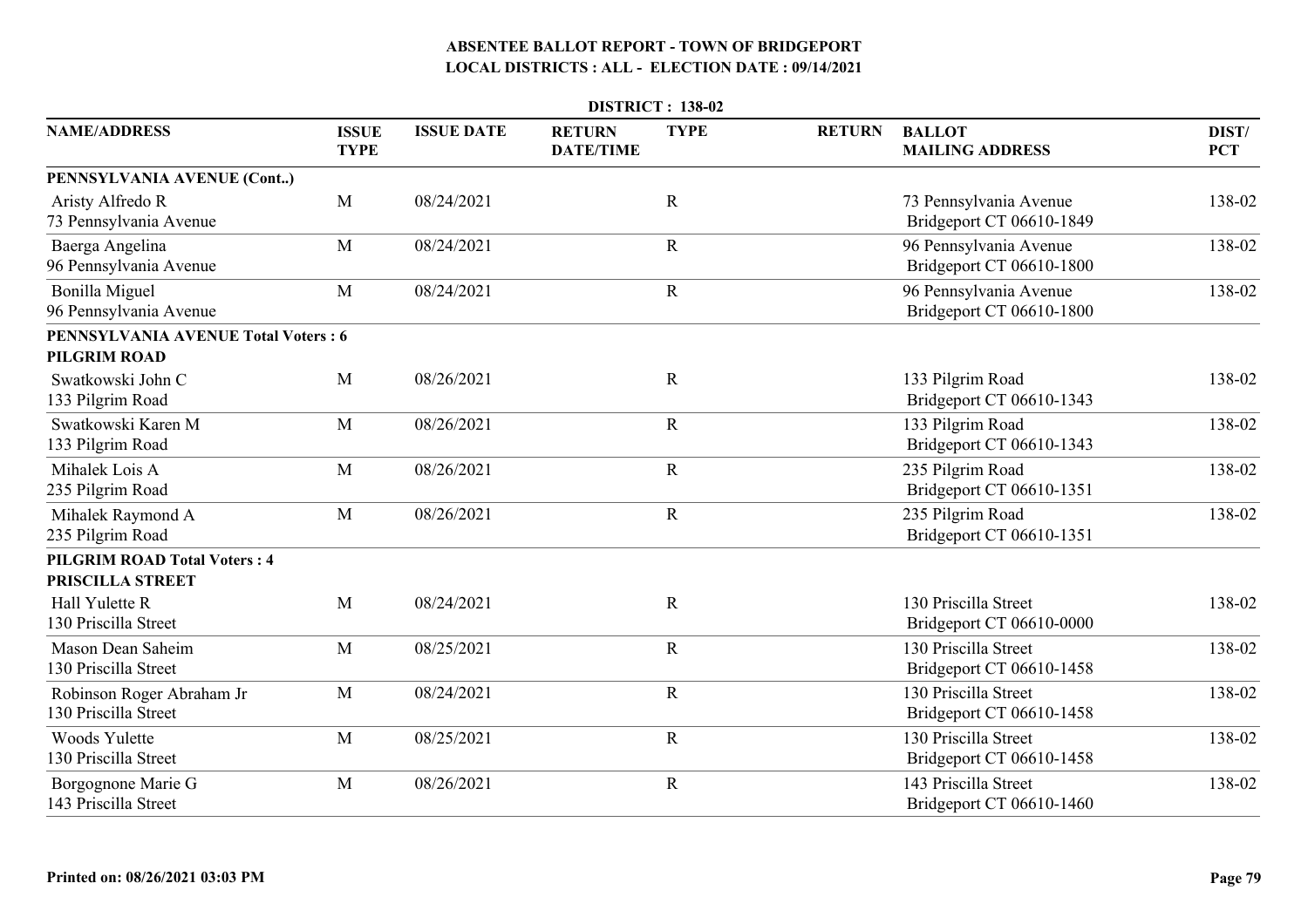# ABSENTEE BALLOT REPORT - TOWN OF BRIDGEPORT

## LOCAL DISTRICTS : ALL - ELECTION DATE : 09/14/2021

### DISTRICT : 138-02

| NAME/ADDRESS | ISSUE TYPE | ISSUE DATE | RETURN DATE/TIME | TYPE | RETURN | BALLOT MAILING ADDRESS | DIST/ PCT |
|---|---|---|---|---|---|---|---|
| **PENNSYLVANIA AVENUE (Cont..)** | | | | | | | |
| Aristy Alfredo R<br>73 Pennsylvania Avenue | M | 08/24/2021 | | R | | 73 Pennsylvania Avenue<br>Bridgeport CT 06610-1849 | 138-02 |
| Baerga Angelina<br>96 Pennsylvania Avenue | M | 08/24/2021 | | R | | 96 Pennsylvania Avenue<br>Bridgeport CT 06610-1800 | 138-02 |
| Bonilla Miguel<br>96 Pennsylvania Avenue | M | 08/24/2021 | | R | | 96 Pennsylvania Avenue<br>Bridgeport CT 06610-1800 | 138-02 |
| **PENNSYLVANIA AVENUE Total Voters : 6** | | | | | | | |
| **PILGRIM ROAD** | | | | | | | |
| Swatkowski John C<br>133 Pilgrim Road | M | 08/26/2021 | | R | | 133 Pilgrim Road<br>Bridgeport CT 06610-1343 | 138-02 |
| Swatkowski Karen M<br>133 Pilgrim Road | M | 08/26/2021 | | R | | 133 Pilgrim Road<br>Bridgeport CT 06610-1343 | 138-02 |
| Mihalek Lois A<br>235 Pilgrim Road | M | 08/26/2021 | | R | | 235 Pilgrim Road<br>Bridgeport CT 06610-1351 | 138-02 |
| Mihalek Raymond A<br>235 Pilgrim Road | M | 08/26/2021 | | R | | 235 Pilgrim Road<br>Bridgeport CT 06610-1351 | 138-02 |
| **PILGRIM ROAD Total Voters : 4** | | | | | | | |
| **PRISCILLA STREET** | | | | | | | |
| Hall Yulette R<br>130 Priscilla Street | M | 08/24/2021 | | R | | 130 Priscilla Street<br>Bridgeport CT 06610-0000 | 138-02 |
| Mason Dean Saheim<br>130 Priscilla Street | M | 08/25/2021 | | R | | 130 Priscilla Street<br>Bridgeport CT 06610-1458 | 138-02 |
| Robinson Roger Abraham Jr<br>130 Priscilla Street | M | 08/24/2021 | | R | | 130 Priscilla Street<br>Bridgeport CT 06610-1458 | 138-02 |
| Woods Yulette<br>130 Priscilla Street | M | 08/25/2021 | | R | | 130 Priscilla Street<br>Bridgeport CT 06610-1458 | 138-02 |
| Borgognone Marie G<br>143 Priscilla Street | M | 08/26/2021 | | R | | 143 Priscilla Street<br>Bridgeport CT 06610-1460 | 138-02 |

**Printed on: 08/26/2021 03:03 PM**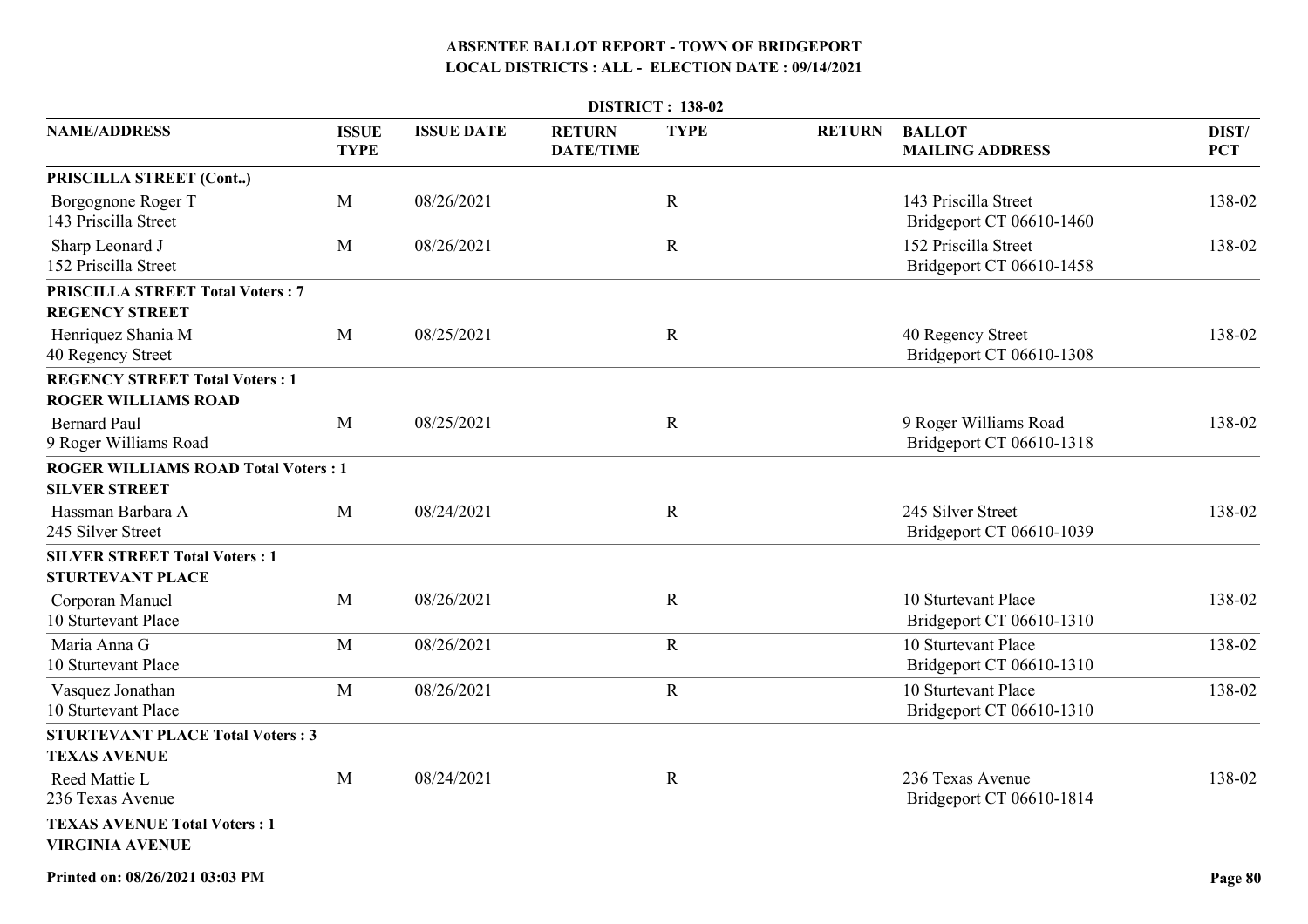# ABSENTEE BALLOT REPORT - TOWN OF BRIDGEPORT
## LOCAL DISTRICTS : ALL - ELECTION DATE : 09/14/2021

**DISTRICT : 138-02**

| NAME/ADDRESS | ISSUE TYPE | ISSUE DATE | RETURN DATE/TIME | TYPE | RETURN | BALLOT MAILING ADDRESS | DIST/ PCT |
|---|---|---|---|---|---|---|---|
| **PRISCILLA STREET (Cont..)** | | | | | | | |
| Borgognone Roger T<br>143 Priscilla Street | M | 08/26/2021 | | R | | 143 Priscilla Street<br>Bridgeport CT 06610-1460 | 138-02 |
| Sharp Leonard J<br>152 Priscilla Street | M | 08/26/2021 | | R | | 152 Priscilla Street<br>Bridgeport CT 06610-1458 | 138-02 |
| **PRISCILLA STREET Total Voters : 7** | | | | | | | |
| **REGENCY STREET** | | | | | | | |
| Henriquez Shania M<br>40 Regency Street | M | 08/25/2021 | | R | | 40 Regency Street<br>Bridgeport CT 06610-1308 | 138-02 |
| **REGENCY STREET Total Voters : 1** | | | | | | | |
| **ROGER WILLIAMS ROAD** | | | | | | | |
| Bernard Paul<br>9 Roger Williams Road | M | 08/25/2021 | | R | | 9 Roger Williams Road<br>Bridgeport CT 06610-1318 | 138-02 |
| **ROGER WILLIAMS ROAD Total Voters : 1** | | | | | | | |
| **SILVER STREET** | | | | | | | |
| Hassman Barbara A<br>245 Silver Street | M | 08/24/2021 | | R | | 245 Silver Street<br>Bridgeport CT 06610-1039 | 138-02 |
| **SILVER STREET Total Voters : 1** | | | | | | | |
| **STURTEVANT PLACE** | | | | | | | |
| Corporan Manuel<br>10 Sturtevant Place | M | 08/26/2021 | | R | | 10 Sturtevant Place<br>Bridgeport CT 06610-1310 | 138-02 |
| Maria Anna G<br>10 Sturtevant Place | M | 08/26/2021 | | R | | 10 Sturtevant Place<br>Bridgeport CT 06610-1310 | 138-02 |
| Vasquez Jonathan<br>10 Sturtevant Place | M | 08/26/2021 | | R | | 10 Sturtevant Place<br>Bridgeport CT 06610-1310 | 138-02 |
| **STURTEVANT PLACE Total Voters : 3** | | | | | | | |
| **TEXAS AVENUE** | | | | | | | |
| Reed Mattie L<br>236 Texas Avenue | M | 08/24/2021 | | R | | 236 Texas Avenue<br>Bridgeport CT 06610-1814 | 138-02 |
| **TEXAS AVENUE Total Voters : 1** | | | | | | | |
| **VIRGINIA AVENUE** | | | | | | | |

Printed on: 08/26/2021 03:03 PM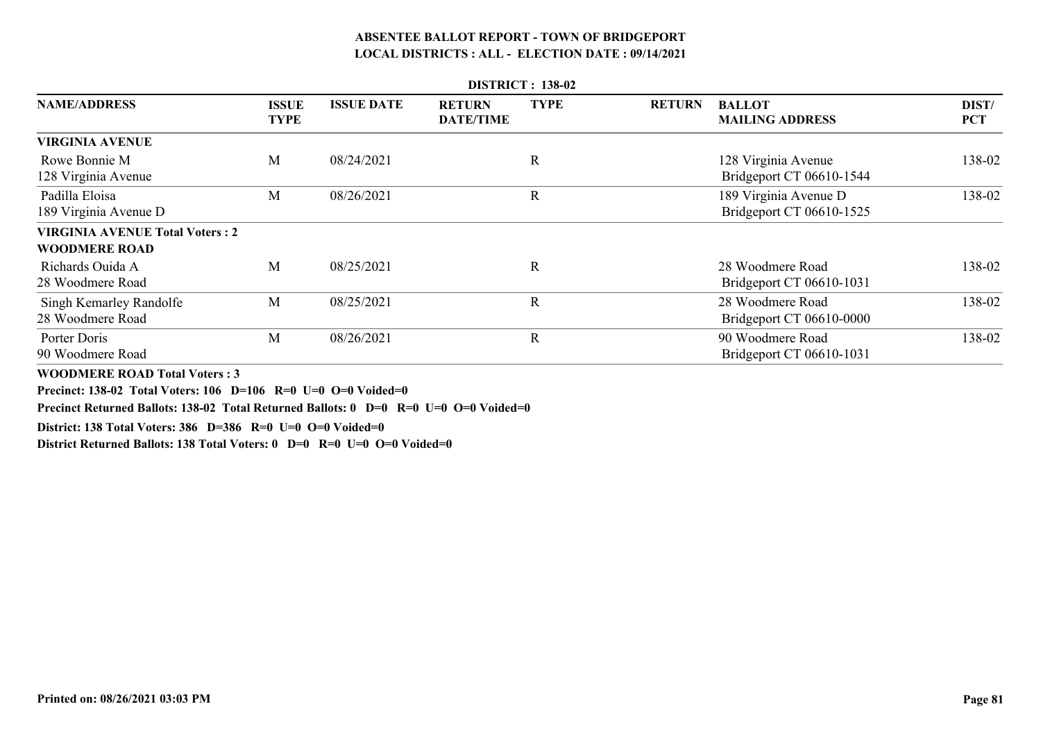# ABSENTEE BALLOT REPORT - TOWN OF BRIDGEPORT
## LOCAL DISTRICTS : ALL - ELECTION DATE : 09/14/2021

**DISTRICT : 138-02**

| NAME/ADDRESS | ISSUE TYPE | ISSUE DATE | RETURN DATE/TIME | TYPE | RETURN | BALLOT MAILING ADDRESS | DIST/ PCT |
|---|---|---|---|---|---|---|---|
| **VIRGINIA AVENUE** | | | | | | | |
| Rowe Bonnie M<br>128 Virginia Avenue | M | 08/24/2021 | | R | | 128 Virginia Avenue<br>Bridgeport CT 06610-1544 | 138-02 |
| Padilla Eloisa<br>189 Virginia Avenue D | M | 08/26/2021 | | R | | 189 Virginia Avenue D<br>Bridgeport CT 06610-1525 | 138-02 |
| **VIRGINIA AVENUE Total Voters : 2** | | | | | | | |
| **WOODMERE ROAD** | | | | | | | |
| Richards Ouida A<br>28 Woodmere Road | M | 08/25/2021 | | R | | 28 Woodmere Road<br>Bridgeport CT 06610-1031 | 138-02 |
| Singh Kemarley Randolfe<br>28 Woodmere Road | M | 08/25/2021 | | R | | 28 Woodmere Road<br>Bridgeport CT 06610-0000 | 138-02 |
| Porter Doris<br>90 Woodmere Road | M | 08/26/2021 | | R | | 90 Woodmere Road<br>Bridgeport CT 06610-1031 | 138-02 |

**WOODMERE ROAD Total Voters : 3**

**Precinct: 138-02 Total Voters: 106 D=106 R=0 U=0 O=0 Voided=0**

**Precinct Returned Ballots: 138-02 Total Returned Ballots: 0 D=0 R=0 U=0 O=0 Voided=0**

**District: 138 Total Voters: 386 D=386 R=0 U=0 O=0 Voided=0**

**District Returned Ballots: 138 Total Voters: 0 D=0 R=0 U=0 O=0 Voided=0**

**Printed on: 08/26/2021 03:03 PM**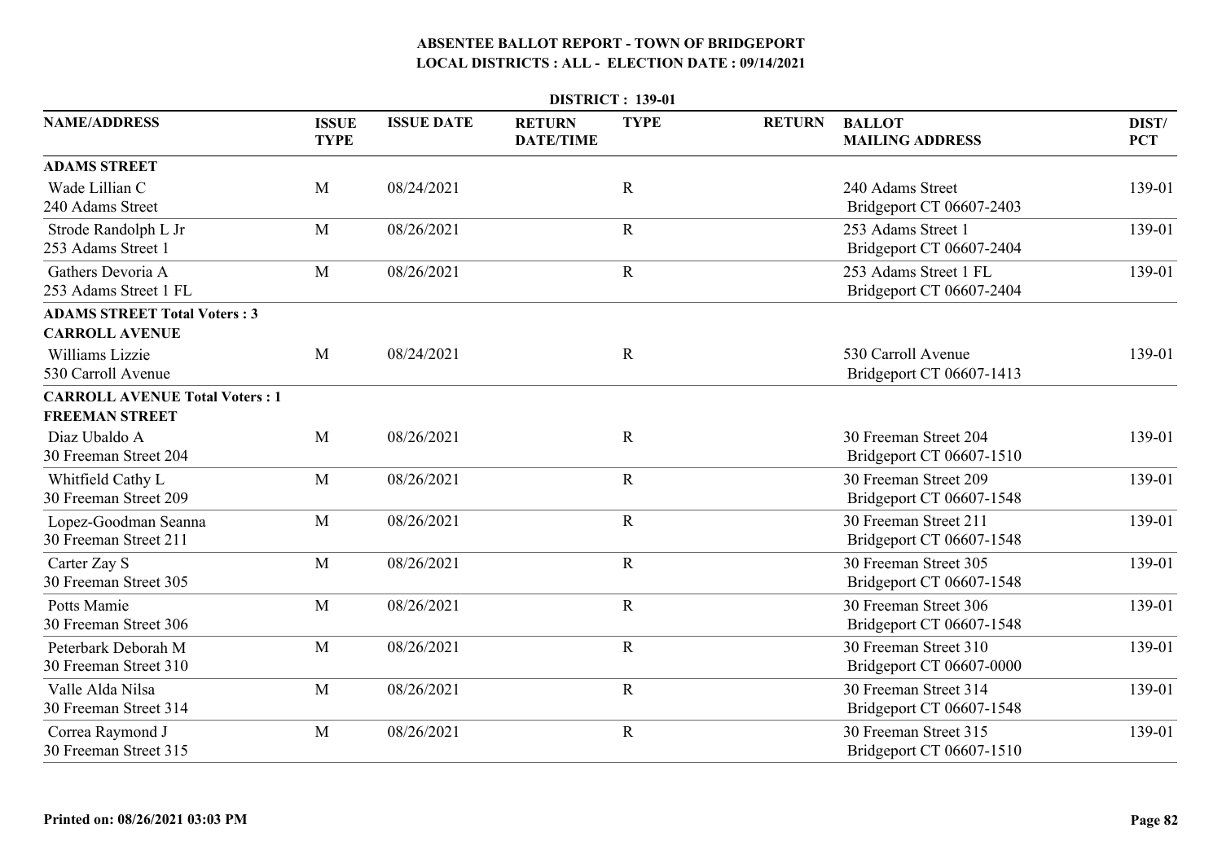**ABSENTEE BALLOT REPORT - TOWN OF BRIDGEPORT**
**LOCAL DISTRICTS : ALL - ELECTION DATE : 09/14/2021**

**DISTRICT : 139-01**

| NAME/ADDRESS | ISSUE TYPE | ISSUE DATE | RETURN DATE/TIME | TYPE | RETURN | BALLOT MAILING ADDRESS | DIST/ PCT |
|---|---|---|---|---|---|---|---|
| **ADAMS STREET** | | | | | | | |
| Wade Lillian C<br>240 Adams Street | M | 08/24/2021 | | R | | 240 Adams Street<br>Bridgeport CT 06607-2403 | 139-01 |
| Strode Randolph L Jr<br>253 Adams Street 1 | M | 08/26/2021 | | R | | 253 Adams Street 1<br>Bridgeport CT 06607-2404 | 139-01 |
| Gathers Devoria A<br>253 Adams Street 1 FL | M | 08/26/2021 | | R | | 253 Adams Street 1 FL<br>Bridgeport CT 06607-2404 | 139-01 |
| **ADAMS STREET Total Voters : 3** | | | | | | | |
| **CARROLL AVENUE** | | | | | | | |
| Williams Lizzie<br>530 Carroll Avenue | M | 08/24/2021 | | R | | 530 Carroll Avenue<br>Bridgeport CT 06607-1413 | 139-01 |
| **CARROLL AVENUE Total Voters : 1** | | | | | | | |
| **FREEMAN STREET** | | | | | | | |
| Diaz Ubaldo A<br>30 Freeman Street 204 | M | 08/26/2021 | | R | | 30 Freeman Street 204<br>Bridgeport CT 06607-1510 | 139-01 |
| Whitfield Cathy L<br>30 Freeman Street 209 | M | 08/26/2021 | | R | | 30 Freeman Street 209<br>Bridgeport CT 06607-1548 | 139-01 |
| Lopez-Goodman Seanna<br>30 Freeman Street 211 | M | 08/26/2021 | | R | | 30 Freeman Street 211<br>Bridgeport CT 06607-1548 | 139-01 |
| Carter Zay S<br>30 Freeman Street 305 | M | 08/26/2021 | | R | | 30 Freeman Street 305<br>Bridgeport CT 06607-1548 | 139-01 |
| Potts Mamie<br>30 Freeman Street 306 | M | 08/26/2021 | | R | | 30 Freeman Street 306<br>Bridgeport CT 06607-1548 | 139-01 |
| Peterbark Deborah M<br>30 Freeman Street 310 | M | 08/26/2021 | | R | | 30 Freeman Street 310<br>Bridgeport CT 06607-0000 | 139-01 |
| Valle Alda Nilsa<br>30 Freeman Street 314 | M | 08/26/2021 | | R | | 30 Freeman Street 314<br>Bridgeport CT 06607-1548 | 139-01 |
| Correa Raymond J<br>30 Freeman Street 315 | M | 08/26/2021 | | R | | 30 Freeman Street 315<br>Bridgeport CT 06607-1510 | 139-01 |

**Printed on: 08/26/2021 03:03 PM**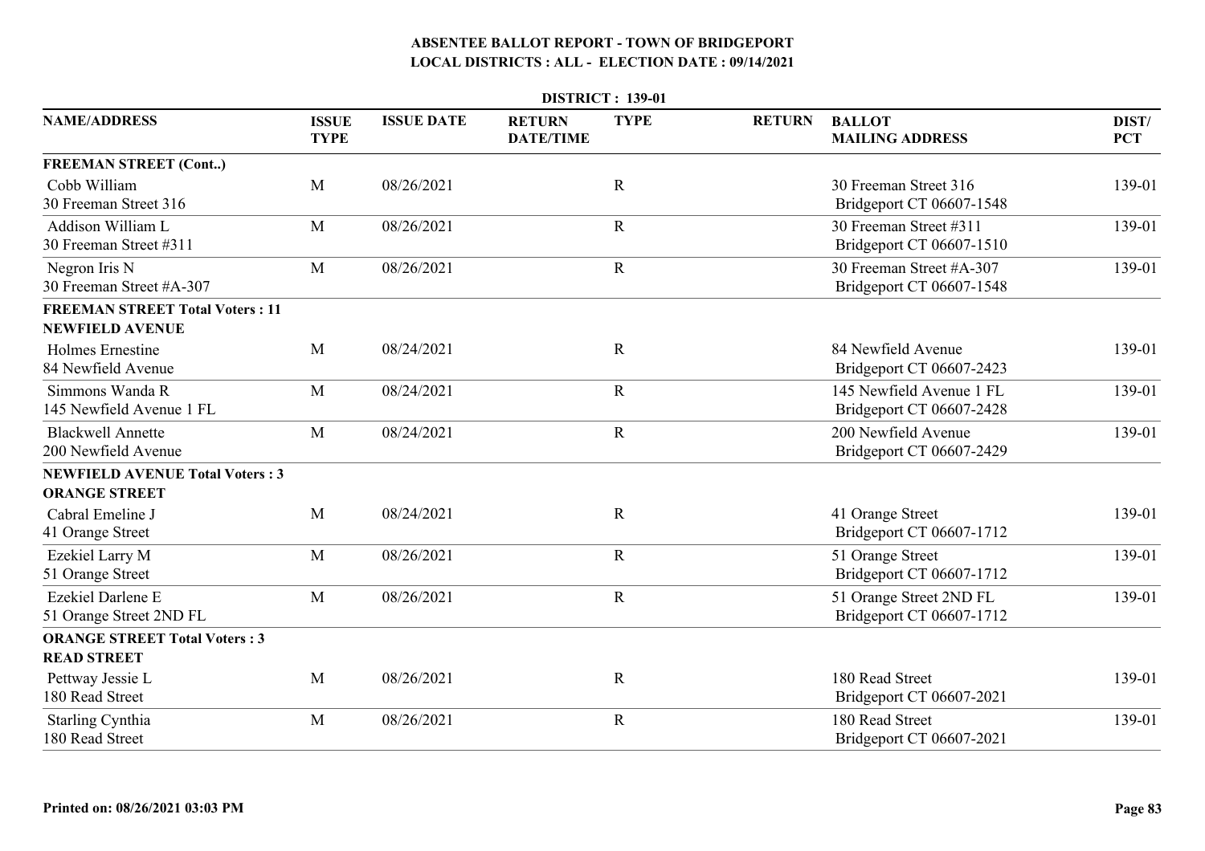# ABSENTEE BALLOT REPORT - TOWN OF BRIDGEPORT

## LOCAL DISTRICTS : ALL - ELECTION DATE : 09/14/2021

### DISTRICT : 139-01

| NAME/ADDRESS | ISSUE TYPE | ISSUE DATE | RETURN DATE/TIME | TYPE | RETURN | BALLOT MAILING ADDRESS | DIST/ PCT |
|---|---|---|---|---|---|---|---|
| **FREEMAN STREET (Cont..)** | | | | | | | |
| Cobb William<br>30 Freeman Street 316 | M | 08/26/2021 | | R | | 30 Freeman Street 316<br>Bridgeport CT 06607-1548 | 139-01 |
| Addison William L<br>30 Freeman Street #311 | M | 08/26/2021 | | R | | 30 Freeman Street #311<br>Bridgeport CT 06607-1510 | 139-01 |
| Negron Iris N<br>30 Freeman Street #A-307 | M | 08/26/2021 | | R | | 30 Freeman Street #A-307<br>Bridgeport CT 06607-1548 | 139-01 |
| **FREEMAN STREET Total Voters : 11** | | | | | | | |
| **NEWFIELD AVENUE** | | | | | | | |
| Holmes Ernestine<br>84 Newfield Avenue | M | 08/24/2021 | | R | | 84 Newfield Avenue<br>Bridgeport CT 06607-2423 | 139-01 |
| Simmons Wanda R<br>145 Newfield Avenue 1 FL | M | 08/24/2021 | | R | | 145 Newfield Avenue 1 FL<br>Bridgeport CT 06607-2428 | 139-01 |
| Blackwell Annette<br>200 Newfield Avenue | M | 08/24/2021 | | R | | 200 Newfield Avenue<br>Bridgeport CT 06607-2429 | 139-01 |
| **NEWFIELD AVENUE Total Voters : 3** | | | | | | | |
| **ORANGE STREET** | | | | | | | |
| Cabral Emeline J<br>41 Orange Street | M | 08/24/2021 | | R | | 41 Orange Street<br>Bridgeport CT 06607-1712 | 139-01 |
| Ezekiel Larry M<br>51 Orange Street | M | 08/26/2021 | | R | | 51 Orange Street<br>Bridgeport CT 06607-1712 | 139-01 |
| Ezekiel Darlene E<br>51 Orange Street 2ND FL | M | 08/26/2021 | | R | | 51 Orange Street 2ND FL<br>Bridgeport CT 06607-1712 | 139-01 |
| **ORANGE STREET Total Voters : 3** | | | | | | | |
| **READ STREET** | | | | | | | |
| Pettway Jessie L<br>180 Read Street | M | 08/26/2021 | | R | | 180 Read Street<br>Bridgeport CT 06607-2021 | 139-01 |
| Starling Cynthia<br>180 Read Street | M | 08/26/2021 | | R | | 180 Read Street<br>Bridgeport CT 06607-2021 | 139-01 |

Printed on: 08/26/2021 03:03 PM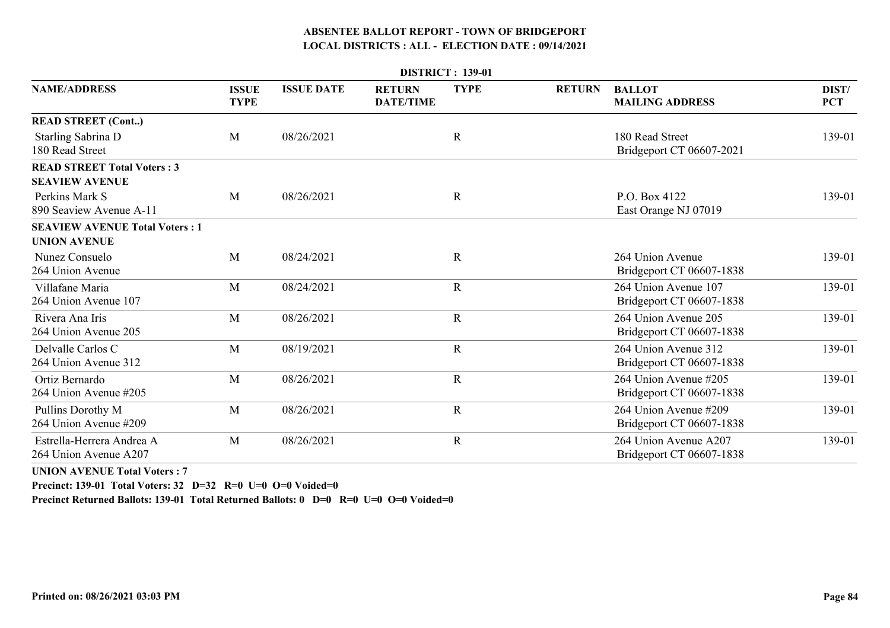# ABSENTEE BALLOT REPORT - TOWN OF BRIDGEPORT

## LOCAL DISTRICTS : ALL - ELECTION DATE : 09/14/2021

**DISTRICT : 139-01**

| NAME/ADDRESS | ISSUE TYPE | ISSUE DATE | RETURN DATE/TIME | TYPE | RETURN | BALLOT MAILING ADDRESS | DIST/ PCT |
|---|---|---|---|---|---|---|---|
| **READ STREET (Cont..)** | | | | | | | |
| Starling Sabrina D<br>180 Read Street | M | 08/26/2021 | | R | | 180 Read Street<br>Bridgeport CT 06607-2021 | 139-01 |
| **READ STREET Total Voters : 3** | | | | | | | |
| **SEAVIEW AVENUE** | | | | | | | |
| Perkins Mark S<br>890 Seaview Avenue A-11 | M | 08/26/2021 | | R | | P.O. Box 4122<br>East Orange NJ 07019 | 139-01 |
| **SEAVIEW AVENUE Total Voters : 1** | | | | | | | |
| **UNION AVENUE** | | | | | | | |
| Nunez Consuelo<br>264 Union Avenue | M | 08/24/2021 | | R | | 264 Union Avenue<br>Bridgeport CT 06607-1838 | 139-01 |
| Villafane Maria<br>264 Union Avenue 107 | M | 08/24/2021 | | R | | 264 Union Avenue 107<br>Bridgeport CT 06607-1838 | 139-01 |
| Rivera Ana Iris<br>264 Union Avenue 205 | M | 08/26/2021 | | R | | 264 Union Avenue 205<br>Bridgeport CT 06607-1838 | 139-01 |
| Delvalle Carlos C<br>264 Union Avenue 312 | M | 08/19/2021 | | R | | 264 Union Avenue 312<br>Bridgeport CT 06607-1838 | 139-01 |
| Ortiz Bernardo<br>264 Union Avenue #205 | M | 08/26/2021 | | R | | 264 Union Avenue #205<br>Bridgeport CT 06607-1838 | 139-01 |
| Pullins Dorothy M<br>264 Union Avenue #209 | M | 08/26/2021 | | R | | 264 Union Avenue #209<br>Bridgeport CT 06607-1838 | 139-01 |
| Estrella-Herrera Andrea A<br>264 Union Avenue A207 | M | 08/26/2021 | | R | | 264 Union Avenue A207<br>Bridgeport CT 06607-1838 | 139-01 |

**UNION AVENUE Total Voters : 7**

**Precinct: 139-01 Total Voters: 32 D=32 R=0 U=0 O=0 Voided=0**

**Precinct Returned Ballots: 139-01 Total Returned Ballots: 0 D=0 R=0 U=0 O=0 Voided=0**

**Printed on: 08/26/2021 03:03 PM**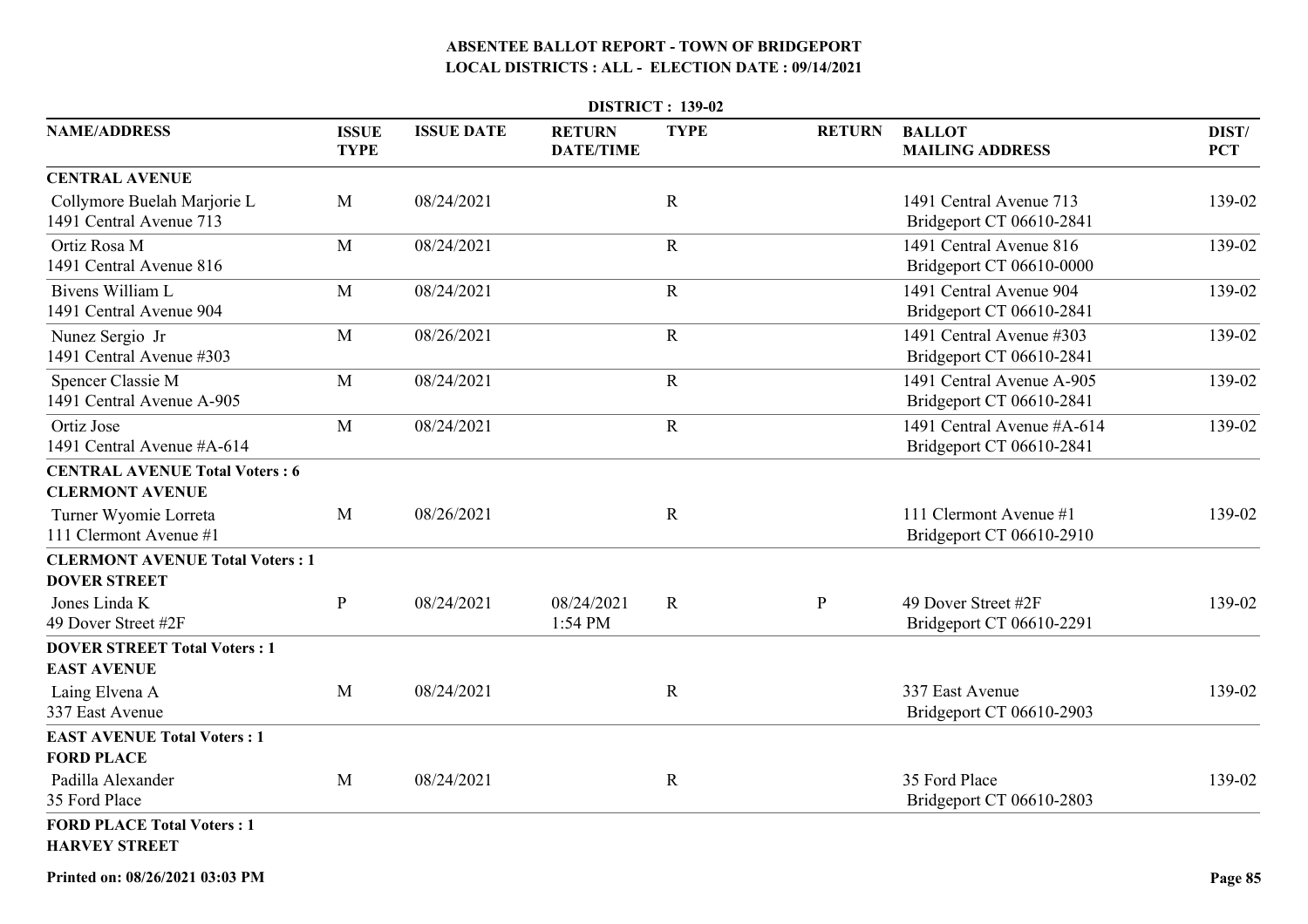# ABSENTEE BALLOT REPORT - TOWN OF BRIDGEPORT
## LOCAL DISTRICTS : ALL - ELECTION DATE : 09/14/2021

**DISTRICT : 139-02**

| NAME/ADDRESS | ISSUE TYPE | ISSUE DATE | RETURN DATE/TIME | TYPE | RETURN | BALLOT MAILING ADDRESS | DIST/ PCT |
|---|---|---|---|---|---|---|---|
| **CENTRAL AVENUE** | | | | | | | |
| Collymore Buelah Marjorie L<br>1491 Central Avenue 713 | M | 08/24/2021 | | R | | 1491 Central Avenue 713<br>Bridgeport CT 06610-2841 | 139-02 |
| Ortiz Rosa M<br>1491 Central Avenue 816 | M | 08/24/2021 | | R | | 1491 Central Avenue 816<br>Bridgeport CT 06610-0000 | 139-02 |
| Bivens William L<br>1491 Central Avenue 904 | M | 08/24/2021 | | R | | 1491 Central Avenue 904<br>Bridgeport CT 06610-2841 | 139-02 |
| Nunez Sergio Jr<br>1491 Central Avenue #303 | M | 08/26/2021 | | R | | 1491 Central Avenue #303<br>Bridgeport CT 06610-2841 | 139-02 |
| Spencer Classie M<br>1491 Central Avenue A-905 | M | 08/24/2021 | | R | | 1491 Central Avenue A-905<br>Bridgeport CT 06610-2841 | 139-02 |
| Ortiz Jose<br>1491 Central Avenue #A-614 | M | 08/24/2021 | | R | | 1491 Central Avenue #A-614<br>Bridgeport CT 06610-2841 | 139-02 |
| **CENTRAL AVENUE Total Voters : 6** | | | | | | | |
| **CLERMONT AVENUE** | | | | | | | |
| Turner Wyomie Lorreta<br>111 Clermont Avenue #1 | M | 08/26/2021 | | R | | 111 Clermont Avenue #1<br>Bridgeport CT 06610-2910 | 139-02 |
| **CLERMONT AVENUE Total Voters : 1** | | | | | | | |
| **DOVER STREET** | | | | | | | |
| Jones Linda K<br>49 Dover Street #2F | P | 08/24/2021 | 08/24/2021<br>1:54 PM | R | P | 49 Dover Street #2F<br>Bridgeport CT 06610-2291 | 139-02 |
| **DOVER STREET Total Voters : 1** | | | | | | | |
| **EAST AVENUE** | | | | | | | |
| Laing Elvena A<br>337 East Avenue | M | 08/24/2021 | | R | | 337 East Avenue<br>Bridgeport CT 06610-2903 | 139-02 |
| **EAST AVENUE Total Voters : 1** | | | | | | | |
| **FORD PLACE** | | | | | | | |
| Padilla Alexander<br>35 Ford Place | M | 08/24/2021 | | R | | 35 Ford Place<br>Bridgeport CT 06610-2803 | 139-02 |
| **FORD PLACE Total Voters : 1** | | | | | | | |
| **HARVEY STREET** | | | | | | | |

**Printed on: 08/26/2021 03:03 PM**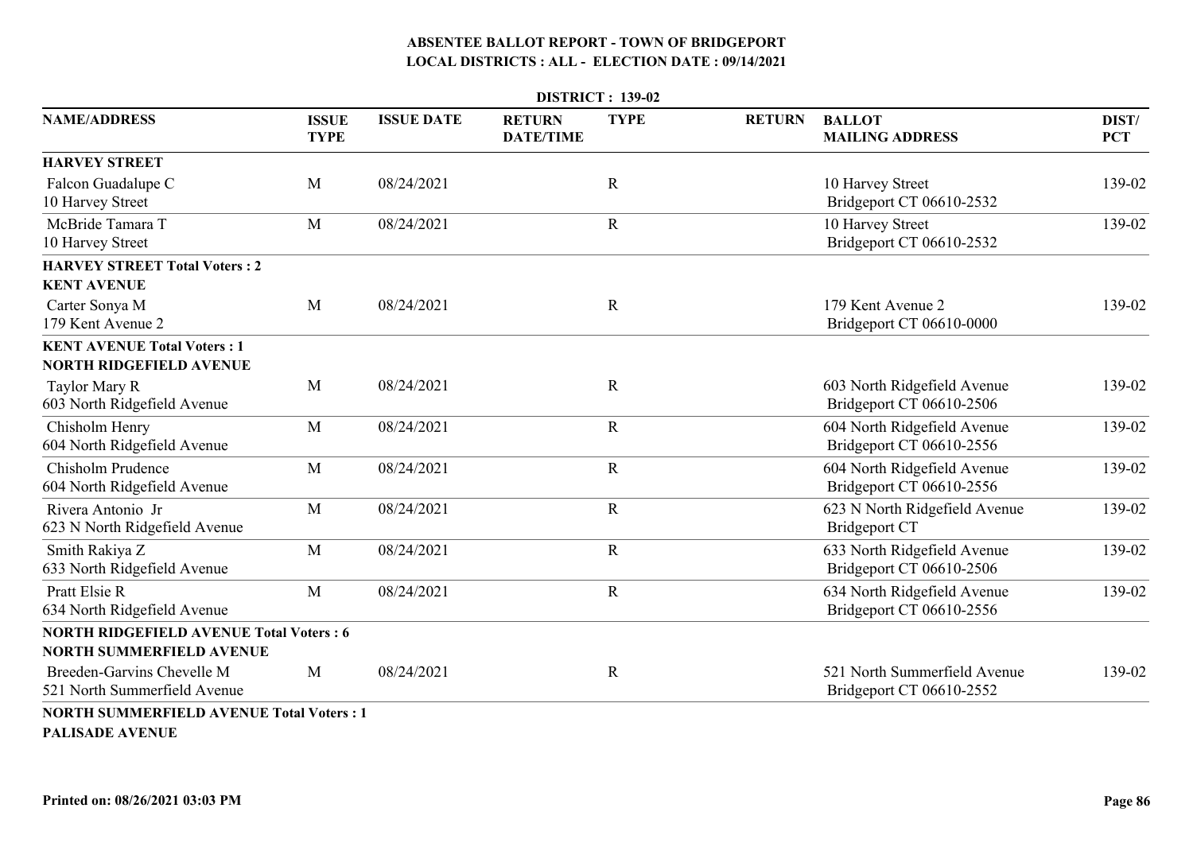# ABSENTEE BALLOT REPORT - TOWN OF BRIDGEPORT

## LOCAL DISTRICTS : ALL - ELECTION DATE : 09/14/2021

### DISTRICT : 139-02

| NAME/ADDRESS | ISSUE TYPE | ISSUE DATE | RETURN DATE/TIME | TYPE | RETURN | BALLOT MAILING ADDRESS | DIST/ PCT |
|---|---|---|---|---|---|---|---|
| **HARVEY STREET** | | | | | | | |
| Falcon Guadalupe C<br>10 Harvey Street | M | 08/24/2021 | | R | | 10 Harvey Street<br>Bridgeport CT 06610-2532 | 139-02 |
| McBride Tamara T<br>10 Harvey Street | M | 08/24/2021 | | R | | 10 Harvey Street<br>Bridgeport CT 06610-2532 | 139-02 |
| **HARVEY STREET Total Voters : 2** | | | | | | | |
| **KENT AVENUE** | | | | | | | |
| Carter Sonya M<br>179 Kent Avenue 2 | M | 08/24/2021 | | R | | 179 Kent Avenue 2<br>Bridgeport CT 06610-0000 | 139-02 |
| **KENT AVENUE Total Voters : 1** | | | | | | | |
| **NORTH RIDGEFIELD AVENUE** | | | | | | | |
| Taylor Mary R<br>603 North Ridgefield Avenue | M | 08/24/2021 | | R | | 603 North Ridgefield Avenue<br>Bridgeport CT 06610-2506 | 139-02 |
| Chisholm Henry<br>604 North Ridgefield Avenue | M | 08/24/2021 | | R | | 604 North Ridgefield Avenue<br>Bridgeport CT 06610-2556 | 139-02 |
| Chisholm Prudence<br>604 North Ridgefield Avenue | M | 08/24/2021 | | R | | 604 North Ridgefield Avenue<br>Bridgeport CT 06610-2556 | 139-02 |
| Rivera Antonio Jr<br>623 N North Ridgefield Avenue | M | 08/24/2021 | | R | | 623 N North Ridgefield Avenue<br>Bridgeport CT | 139-02 |
| Smith Rakiya Z<br>633 North Ridgefield Avenue | M | 08/24/2021 | | R | | 633 North Ridgefield Avenue<br>Bridgeport CT 06610-2506 | 139-02 |
| Pratt Elsie R<br>634 North Ridgefield Avenue | M | 08/24/2021 | | R | | 634 North Ridgefield Avenue<br>Bridgeport CT 06610-2556 | 139-02 |
| **NORTH RIDGEFIELD AVENUE Total Voters : 6** | | | | | | | |
| **NORTH SUMMERFIELD AVENUE** | | | | | | | |
| Breeden-Garvins Chevelle M<br>521 North Summerfield Avenue | M | 08/24/2021 | | R | | 521 North Summerfield Avenue<br>Bridgeport CT 06610-2552 | 139-02 |
| **NORTH SUMMERFIELD AVENUE Total Voters : 1** | | | | | | | |
| **PALISADE AVENUE** | | | | | | | |

Printed on: 08/26/2021 03:03 PM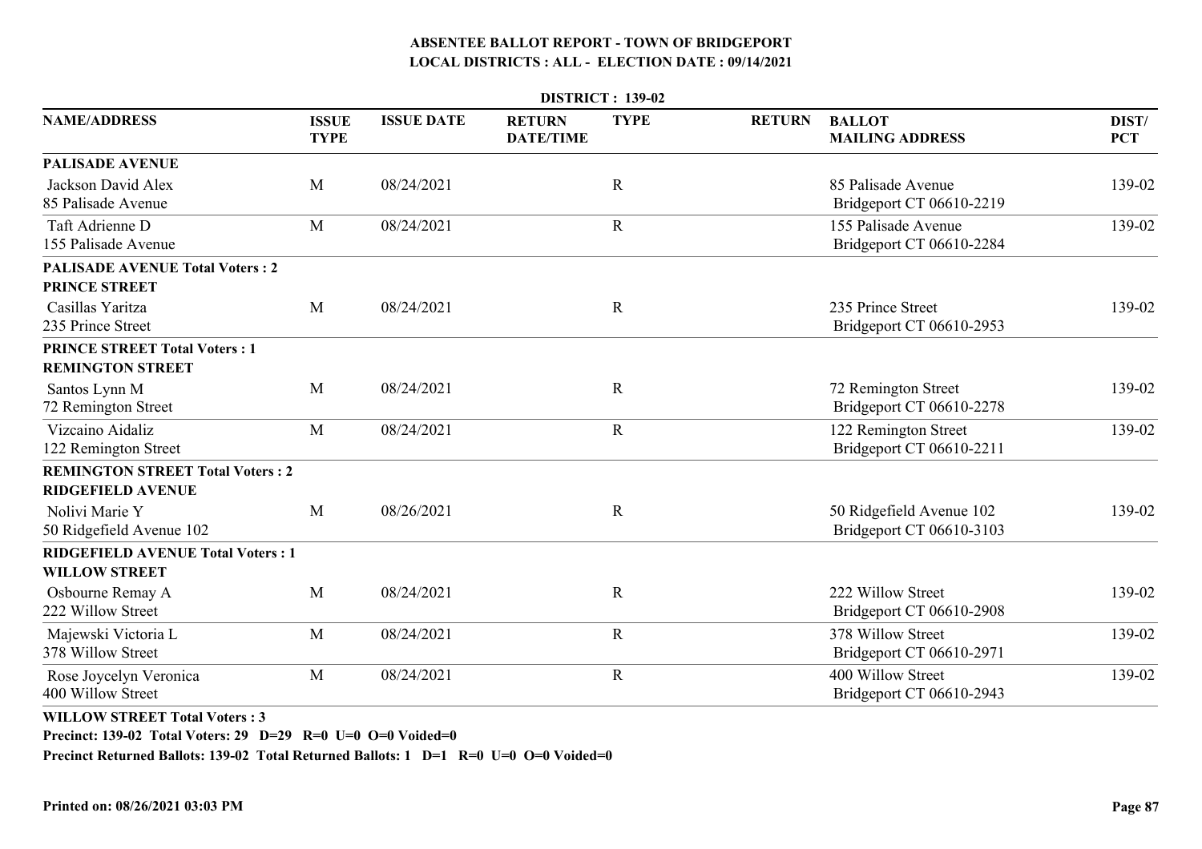**ABSENTEE BALLOT REPORT - TOWN OF BRIDGEPORT**
**LOCAL DISTRICTS : ALL - ELECTION DATE : 09/14/2021**

**DISTRICT : 139-02**

| NAME/ADDRESS | ISSUE TYPE | ISSUE DATE | RETURN DATE/TIME | TYPE | RETURN | BALLOT MAILING ADDRESS | DIST/ PCT |
|---|---|---|---|---|---|---|---|
| **PALISADE AVENUE** | | | | | | | |
| Jackson David Alex<br>85 Palisade Avenue | M | 08/24/2021 | | R | | 85 Palisade Avenue<br>Bridgeport CT 06610-2219 | 139-02 |
| Taft Adrienne D<br>155 Palisade Avenue | M | 08/24/2021 | | R | | 155 Palisade Avenue<br>Bridgeport CT 06610-2284 | 139-02 |
| **PALISADE AVENUE Total Voters : 2** | | | | | | | |
| **PRINCE STREET** | | | | | | | |
| Casillas Yaritza<br>235 Prince Street | M | 08/24/2021 | | R | | 235 Prince Street<br>Bridgeport CT 06610-2953 | 139-02 |
| **PRINCE STREET Total Voters : 1** | | | | | | | |
| **REMINGTON STREET** | | | | | | | |
| Santos Lynn M<br>72 Remington Street | M | 08/24/2021 | | R | | 72 Remington Street<br>Bridgeport CT 06610-2278 | 139-02 |
| Vizcaino Aidaliz<br>122 Remington Street | M | 08/24/2021 | | R | | 122 Remington Street<br>Bridgeport CT 06610-2211 | 139-02 |
| **REMINGTON STREET Total Voters : 2** | | | | | | | |
| **RIDGEFIELD AVENUE** | | | | | | | |
| Nolivi Marie Y<br>50 Ridgefield Avenue 102 | M | 08/26/2021 | | R | | 50 Ridgefield Avenue 102<br>Bridgeport CT 06610-3103 | 139-02 |
| **RIDGEFIELD AVENUE Total Voters : 1** | | | | | | | |
| **WILLOW STREET** | | | | | | | |
| Osbourne Remay A<br>222 Willow Street | M | 08/24/2021 | | R | | 222 Willow Street<br>Bridgeport CT 06610-2908 | 139-02 |
| Majewski Victoria L<br>378 Willow Street | M | 08/24/2021 | | R | | 378 Willow Street<br>Bridgeport CT 06610-2971 | 139-02 |
| Rose Joycelyn Veronica<br>400 Willow Street | M | 08/24/2021 | | R | | 400 Willow Street<br>Bridgeport CT 06610-2943 | 139-02 |

**WILLOW STREET Total Voters : 3**

**Precinct: 139-02 Total Voters: 29 D=29 R=0 U=0 O=0 Voided=0**

**Precinct Returned Ballots: 139-02 Total Returned Ballots: 1 D=1 R=0 U=0 O=0 Voided=0**

**Printed on: 08/26/2021 03:03 PM**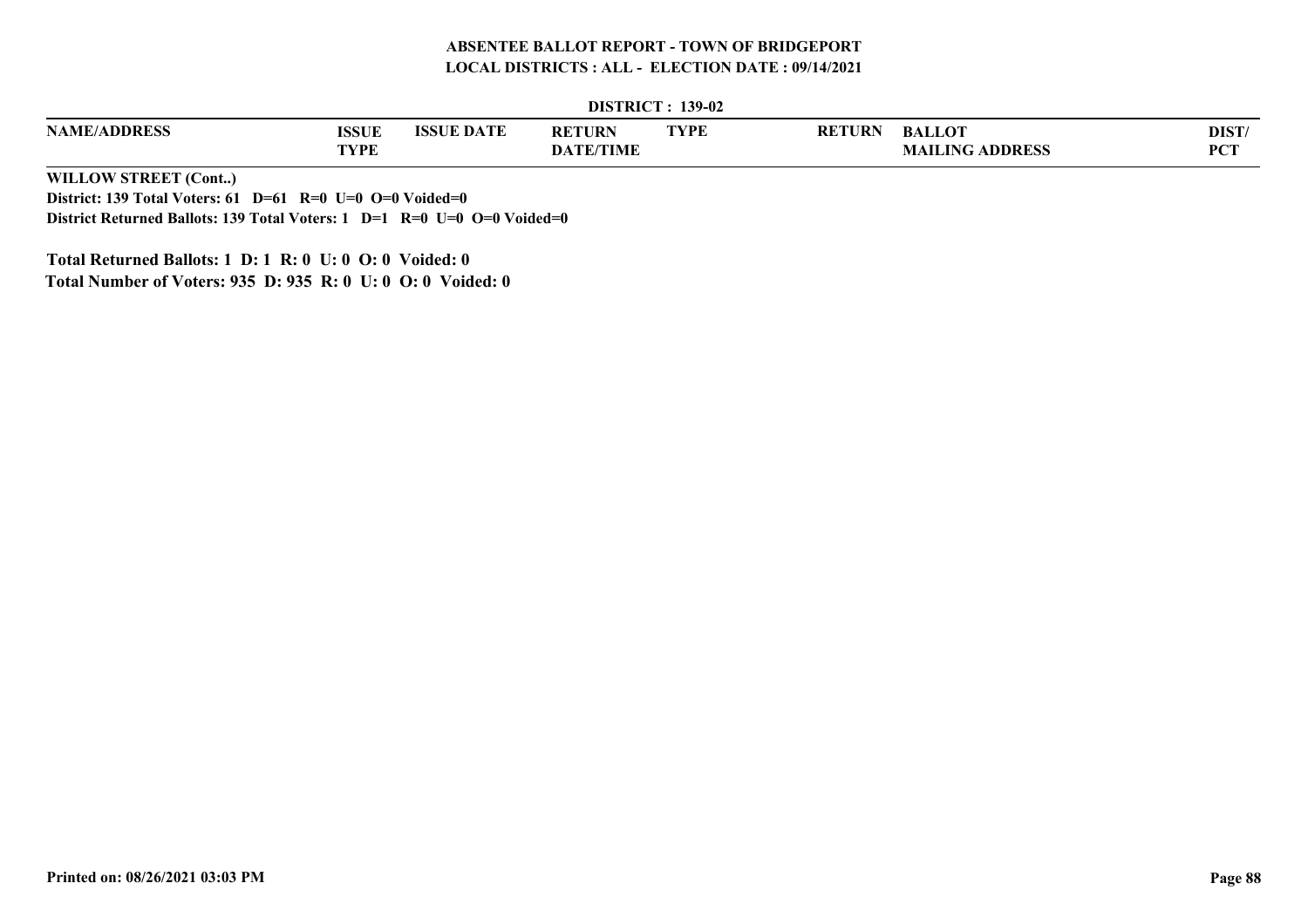# ABSENTEE BALLOT REPORT - TOWN OF BRIDGEPORT

## LOCAL DISTRICTS : ALL - ELECTION DATE : 09/14/2021

**DISTRICT : 139-02**

| NAME/ADDRESS | ISSUE TYPE | ISSUE DATE | RETURN DATE/TIME | TYPE | RETURN | BALLOT MAILING ADDRESS | DIST/ PCT |
|---|---|---|---|---|---|---|---|

**WILLOW STREET (Cont..)**

**District: 139 Total Voters: 61 D=61 R=0 U=0 O=0 Voided=0**

**District Returned Ballots: 139 Total Voters: 1 D=1 R=0 U=0 O=0 Voided=0**

**Total Returned Ballots: 1 D: 1 R: 0 U: 0 O: 0 Voided: 0**

**Total Number of Voters: 935 D: 935 R: 0 U: 0 O: 0 Voided: 0**

Printed on: 08/26/2021 03:03 PM